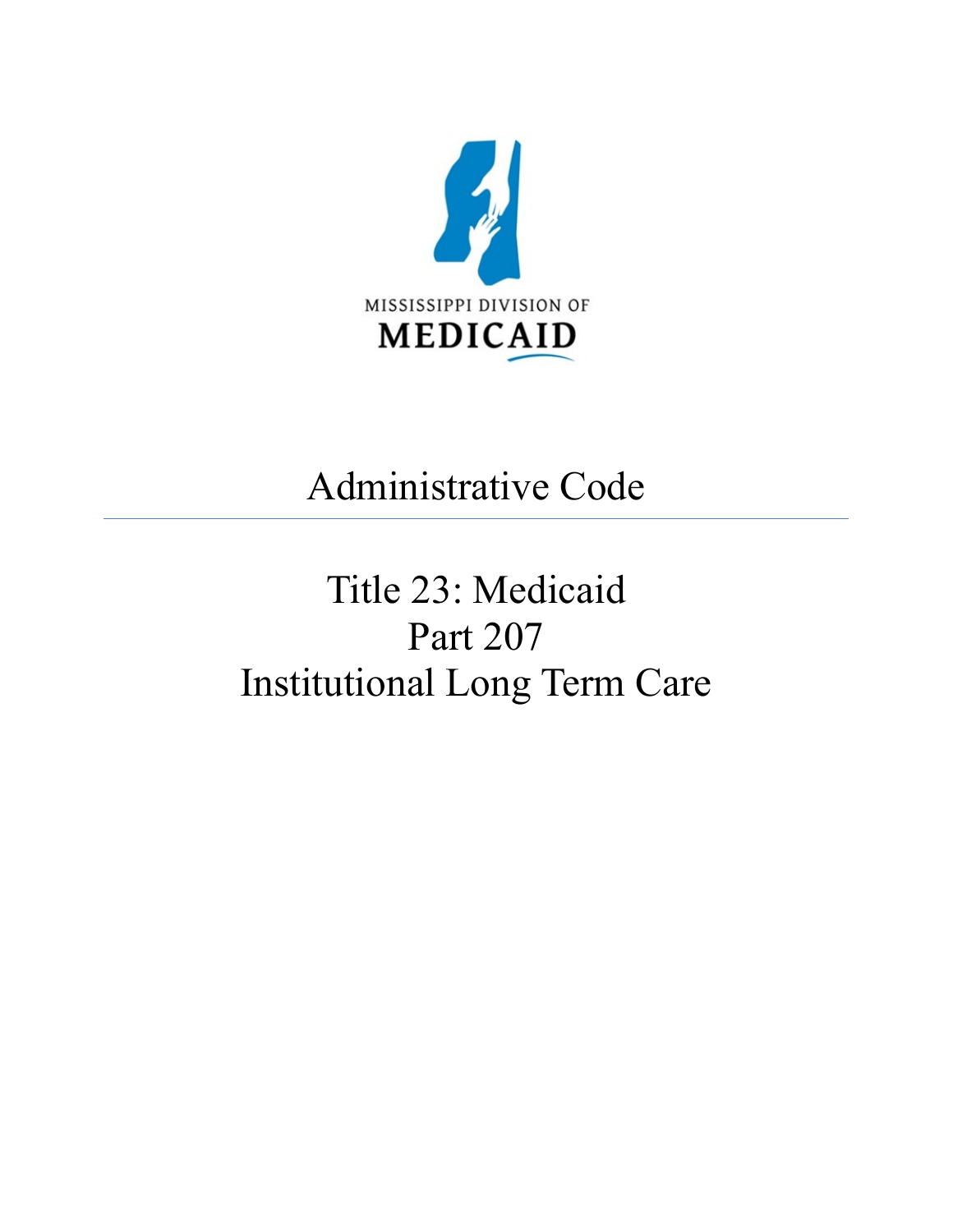MISSISSIPPI DIVISION OF
MEDICAID

# Administrative Code

# Title 23: Medicaid
# Part 207
# Institutional Long Term Care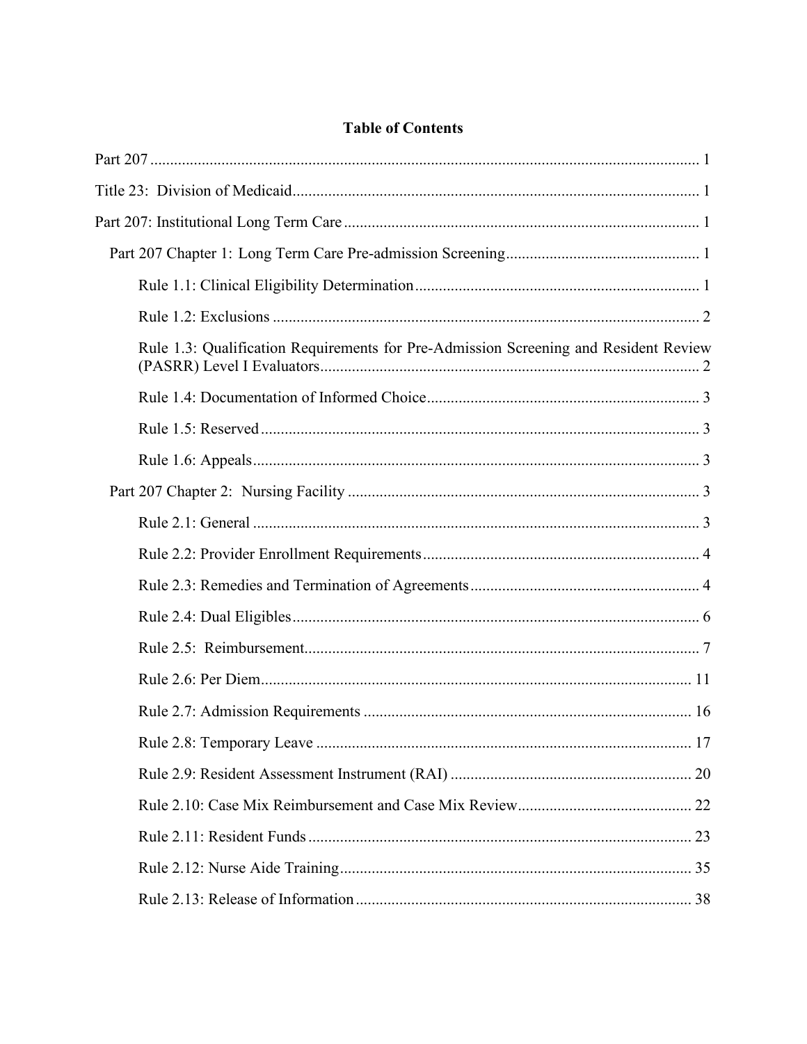**Table of Contents**

Part 207 ........................................................................................................................... 1

Title 23: Division of Medicaid........................................................................................ 1

Part 207: Institutional Long Term Care ........................................................................ 1

- Part 207 Chapter 1: Long Term Care Pre-admission Screening ................................ 1
  - Rule 1.1: Clinical Eligibility Determination ........................................................ 1
  - Rule 1.2: Exclusions ............................................................................................ 2
  - Rule 1.3: Qualification Requirements for Pre-Admission Screening and Resident Review (PASRR) Level I Evaluators................................................................................................ 2
  - Rule 1.4: Documentation of Informed Choice..................................................... 3
  - Rule 1.5: Reserved ............................................................................................... 3
  - Rule 1.6: Appeals.................................................................................................. 3
- Part 207 Chapter 2: Nursing Facility ......................................................................... 3
  - Rule 2.1: General .................................................................................................. 3
  - Rule 2.2: Provider Enrollment Requirements...................................................... 4
  - Rule 2.3: Remedies and Termination of Agreements.......................................... 4
  - Rule 2.4: Dual Eligibles....................................................................................... 6
  - Rule 2.5: Reimbursement..................................................................................... 7
  - Rule 2.6: Per Diem.............................................................................................. 11
  - Rule 2.7: Admission Requirements ................................................................... 16
  - Rule 2.8: Temporary Leave ............................................................................... 17
  - Rule 2.9: Resident Assessment Instrument (RAI) ............................................. 20
  - Rule 2.10: Case Mix Reimbursement and Case Mix Review............................ 22
  - Rule 2.11: Resident Funds ................................................................................. 23
  - Rule 2.12: Nurse Aide Training......................................................................... 35
  - Rule 2.13: Release of Information ..................................................................... 38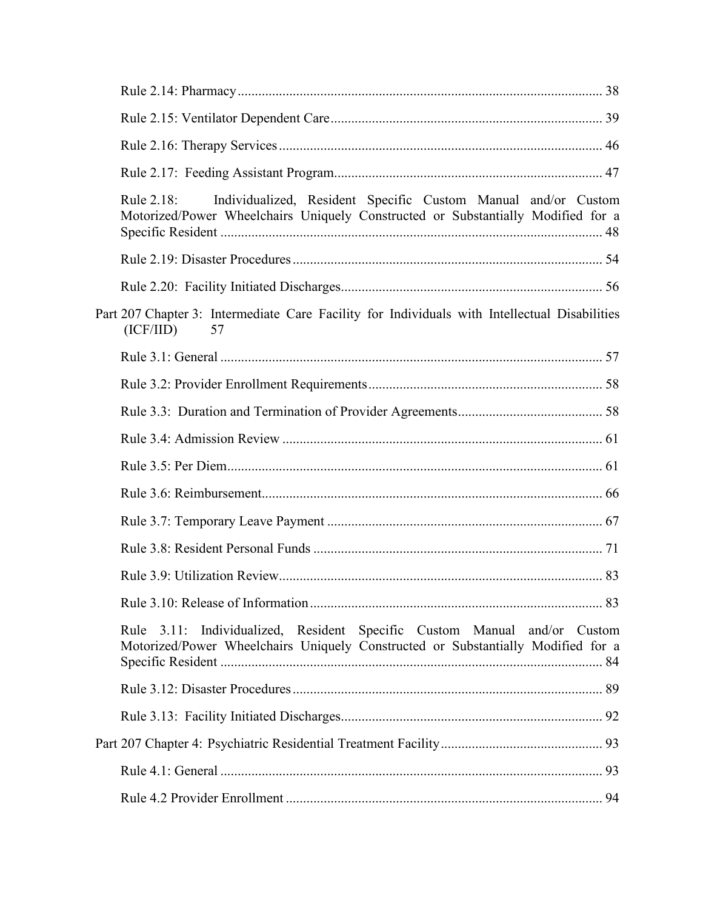Rule 2.14: Pharmacy ........................................................................................................ 38

Rule 2.15: Ventilator Dependent Care ............................................................................. 39

Rule 2.16: Therapy Services ............................................................................................ 46

Rule 2.17: Feeding Assistant Program............................................................................. 47

Rule 2.18: Individualized, Resident Specific Custom Manual and/or Custom Motorized/Power Wheelchairs Uniquely Constructed or Substantially Modified for a Specific Resident .............................................................................................................. 48

Rule 2.19: Disaster Procedures ......................................................................................... 54

Rule 2.20: Facility Initiated Discharges........................................................................... 56

Part 207 Chapter 3: Intermediate Care Facility for Individuals with Intellectual Disabilities (ICF/IID) 57

Rule 3.1: General .............................................................................................................. 57

Rule 3.2: Provider Enrollment Requirements ................................................................... 58

Rule 3.3: Duration and Termination of Provider Agreements.......................................... 58

Rule 3.4: Admission Review ............................................................................................ 61

Rule 3.5: Per Diem............................................................................................................ 61

Rule 3.6: Reimbursement.................................................................................................. 66

Rule 3.7: Temporary Leave Payment ............................................................................... 67

Rule 3.8: Resident Personal Funds ................................................................................... 71

Rule 3.9: Utilization Review............................................................................................. 83

Rule 3.10: Release of Information .................................................................................... 83

Rule 3.11: Individualized, Resident Specific Custom Manual and/or Custom Motorized/Power Wheelchairs Uniquely Constructed or Substantially Modified for a Specific Resident .............................................................................................................. 84

Rule 3.12: Disaster Procedures ......................................................................................... 89

Rule 3.13: Facility Initiated Discharges............................................................................ 92

Part 207 Chapter 4: Psychiatric Residential Treatment Facility.............................................. 93

Rule 4.1: General .............................................................................................................. 93

Rule 4.2 Provider Enrollment ........................................................................................... 94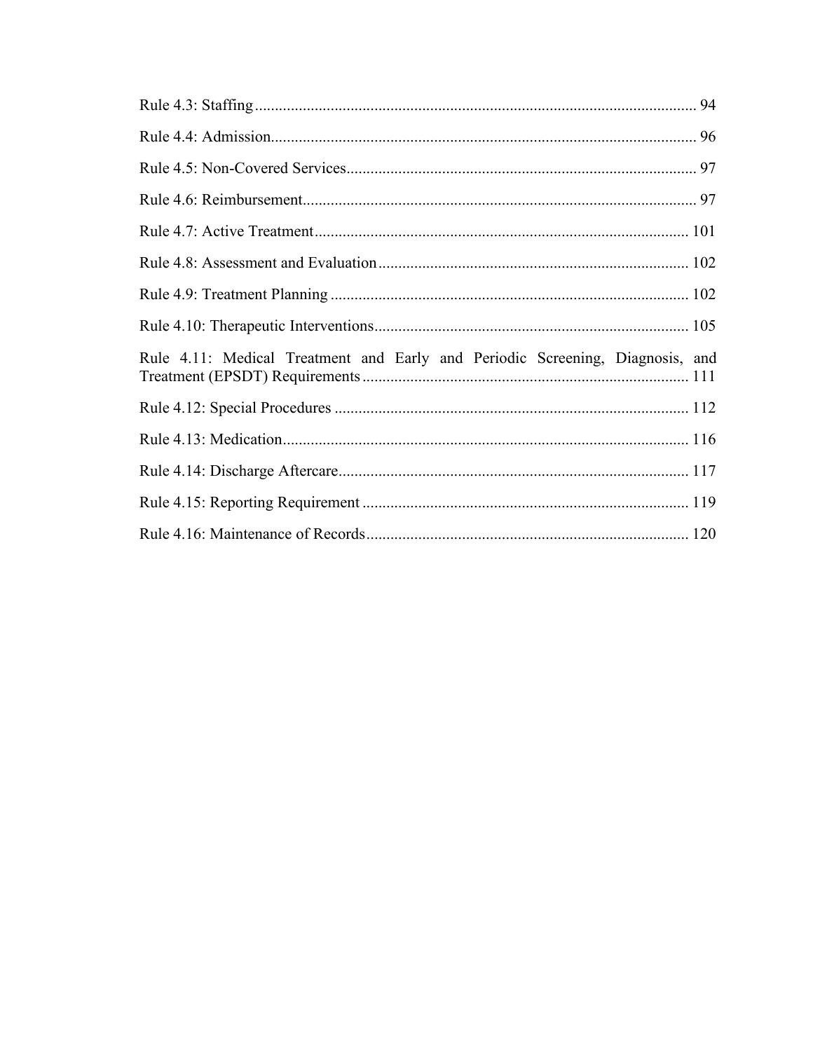Rule 4.3: Staffing ..... 94

Rule 4.4: Admission ..... 96

Rule 4.5: Non-Covered Services ..... 97

Rule 4.6: Reimbursement ..... 97

Rule 4.7: Active Treatment ..... 101

Rule 4.8: Assessment and Evaluation ..... 102

Rule 4.9: Treatment Planning ..... 102

Rule 4.10: Therapeutic Interventions ..... 105

Rule 4.11: Medical Treatment and Early and Periodic Screening, Diagnosis, and Treatment (EPSDT) Requirements ..... 111

Rule 4.12: Special Procedures ..... 112

Rule 4.13: Medication ..... 116

Rule 4.14: Discharge Aftercare ..... 117

Rule 4.15: Reporting Requirement ..... 119

Rule 4.16: Maintenance of Records ..... 120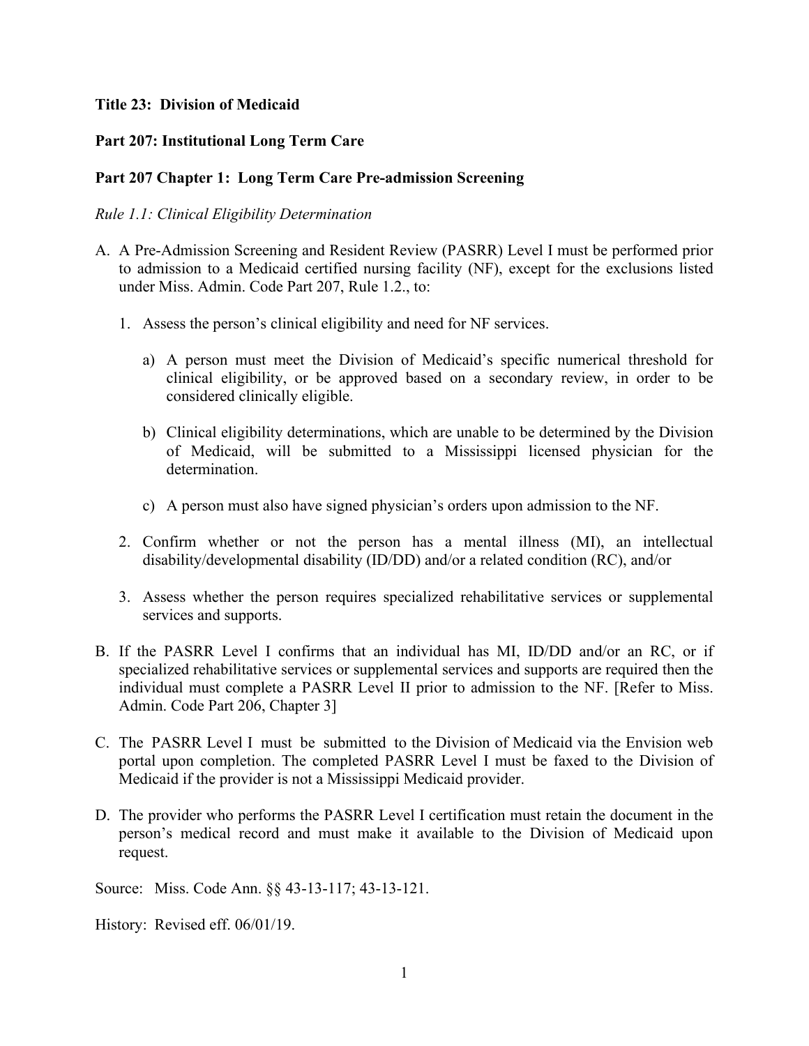**Title 23: Division of Medicaid**

**Part 207: Institutional Long Term Care**

**Part 207 Chapter 1: Long Term Care Pre-admission Screening**

*Rule 1.1: Clinical Eligibility Determination*

A. A Pre-Admission Screening and Resident Review (PASRR) Level I must be performed prior to admission to a Medicaid certified nursing facility (NF), except for the exclusions listed under Miss. Admin. Code Part 207, Rule 1.2., to:

   1. Assess the person's clinical eligibility and need for NF services.

      a) A person must meet the Division of Medicaid's specific numerical threshold for clinical eligibility, or be approved based on a secondary review, in order to be considered clinically eligible.

      b) Clinical eligibility determinations, which are unable to be determined by the Division of Medicaid, will be submitted to a Mississippi licensed physician for the determination.

      c) A person must also have signed physician's orders upon admission to the NF.

   2. Confirm whether or not the person has a mental illness (MI), an intellectual disability/developmental disability (ID/DD) and/or a related condition (RC), and/or

   3. Assess whether the person requires specialized rehabilitative services or supplemental services and supports.

B. If the PASRR Level I confirms that an individual has MI, ID/DD and/or an RC, or if specialized rehabilitative services or supplemental services and supports are required then the individual must complete a PASRR Level II prior to admission to the NF. [Refer to Miss. Admin. Code Part 206, Chapter 3]

C. The PASRR Level I must be submitted to the Division of Medicaid via the Envision web portal upon completion. The completed PASRR Level I must be faxed to the Division of Medicaid if the provider is not a Mississippi Medicaid provider.

D. The provider who performs the PASRR Level I certification must retain the document in the person's medical record and must make it available to the Division of Medicaid upon request.

Source: Miss. Code Ann. §§ 43-13-117; 43-13-121.

History: Revised eff. 06/01/19.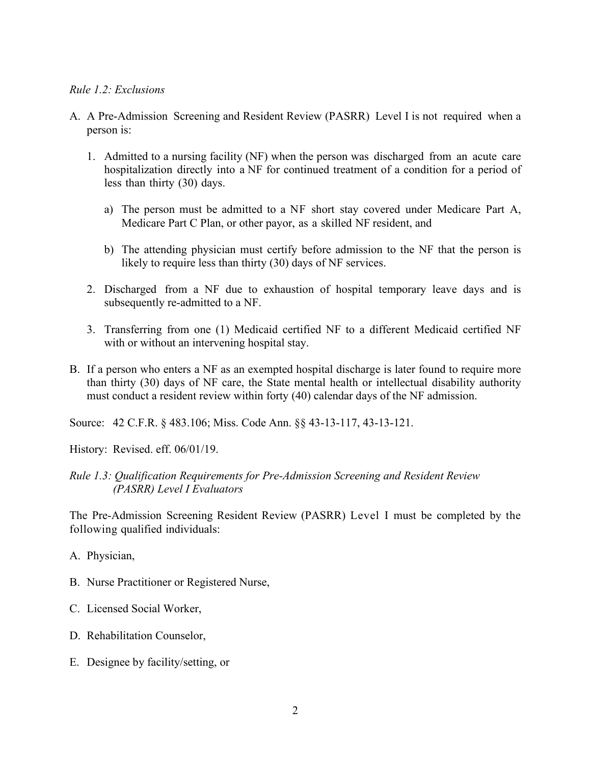*Rule 1.2: Exclusions*

A. A Pre-Admission Screening and Resident Review (PASRR) Level I is not required when a person is:

   1. Admitted to a nursing facility (NF) when the person was discharged from an acute care hospitalization directly into a NF for continued treatment of a condition for a period of less than thirty (30) days.

      a) The person must be admitted to a NF short stay covered under Medicare Part A, Medicare Part C Plan, or other payor, as a skilled NF resident, and

      b) The attending physician must certify before admission to the NF that the person is likely to require less than thirty (30) days of NF services.

   2. Discharged from a NF due to exhaustion of hospital temporary leave days and is subsequently re-admitted to a NF.

   3. Transferring from one (1) Medicaid certified NF to a different Medicaid certified NF with or without an intervening hospital stay.

B. If a person who enters a NF as an exempted hospital discharge is later found to require more than thirty (30) days of NF care, the State mental health or intellectual disability authority must conduct a resident review within forty (40) calendar days of the NF admission.

Source: 42 C.F.R. § 483.106; Miss. Code Ann. §§ 43-13-117, 43-13-121.

History: Revised. eff. 06/01/19.

*Rule 1.3: Qualification Requirements for Pre-Admission Screening and Resident Review (PASRR) Level I Evaluators*

The Pre-Admission Screening Resident Review (PASRR) Level I must be completed by the following qualified individuals:

A. Physician,

B. Nurse Practitioner or Registered Nurse,

C. Licensed Social Worker,

D. Rehabilitation Counselor,

E. Designee by facility/setting, or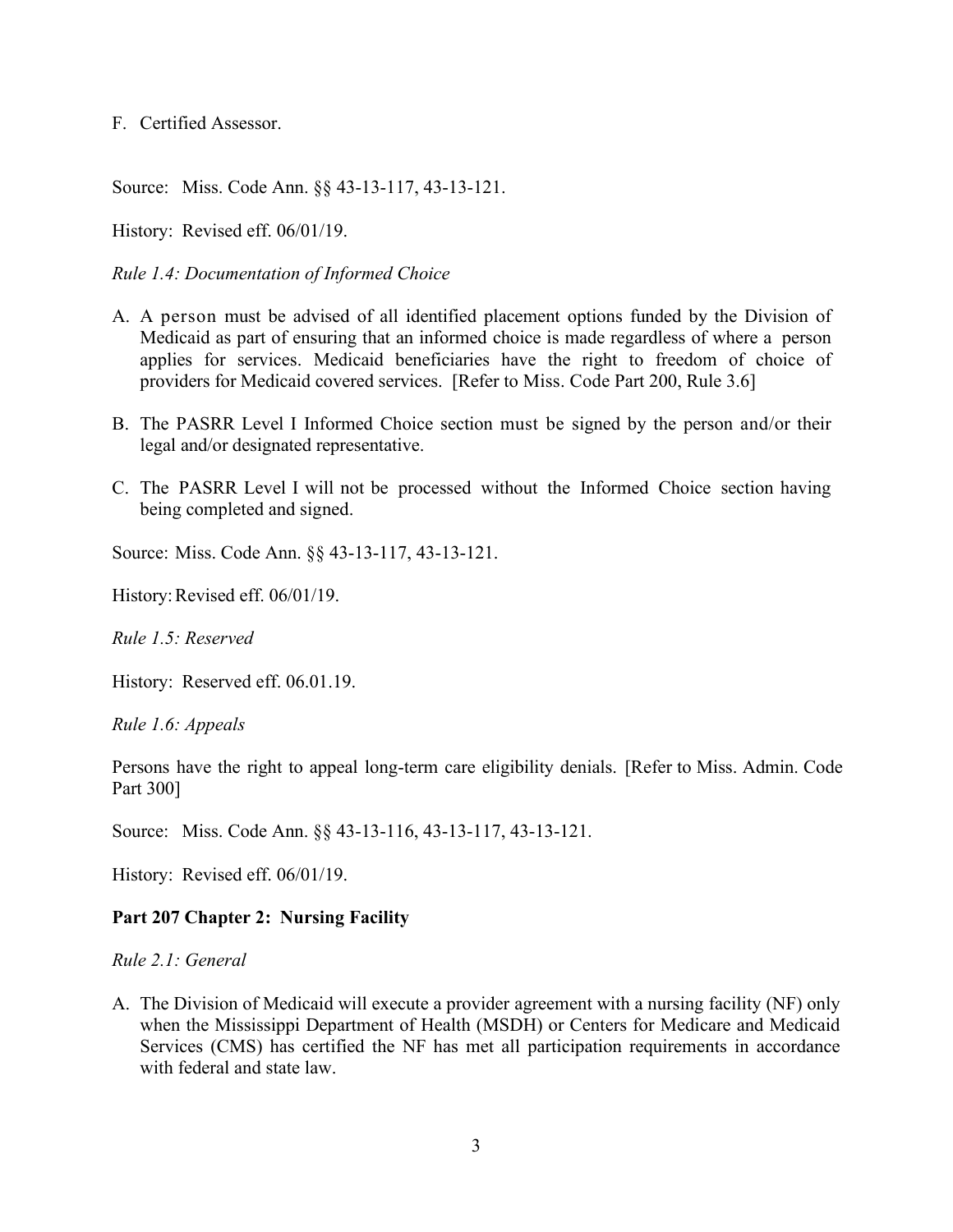F. Certified Assessor.

Source: Miss. Code Ann. §§ 43-13-117, 43-13-121.

History: Revised eff. 06/01/19.

*Rule 1.4: Documentation of Informed Choice*

A. A person must be advised of all identified placement options funded by the Division of Medicaid as part of ensuring that an informed choice is made regardless of where a person applies for services. Medicaid beneficiaries have the right to freedom of choice of providers for Medicaid covered services. [Refer to Miss. Code Part 200, Rule 3.6]

B. The PASRR Level I Informed Choice section must be signed by the person and/or their legal and/or designated representative.

C. The PASRR Level I will not be processed without the Informed Choice section having being completed and signed.

Source: Miss. Code Ann. §§ 43-13-117, 43-13-121.

History: Revised eff. 06/01/19.

*Rule 1.5: Reserved*

History: Reserved eff. 06.01.19.

*Rule 1.6: Appeals*

Persons have the right to appeal long-term care eligibility denials. [Refer to Miss. Admin. Code Part 300]

Source: Miss. Code Ann. §§ 43-13-116, 43-13-117, 43-13-121.

History: Revised eff. 06/01/19.

**Part 207 Chapter 2: Nursing Facility**

*Rule 2.1: General*

A. The Division of Medicaid will execute a provider agreement with a nursing facility (NF) only when the Mississippi Department of Health (MSDH) or Centers for Medicare and Medicaid Services (CMS) has certified the NF has met all participation requirements in accordance with federal and state law.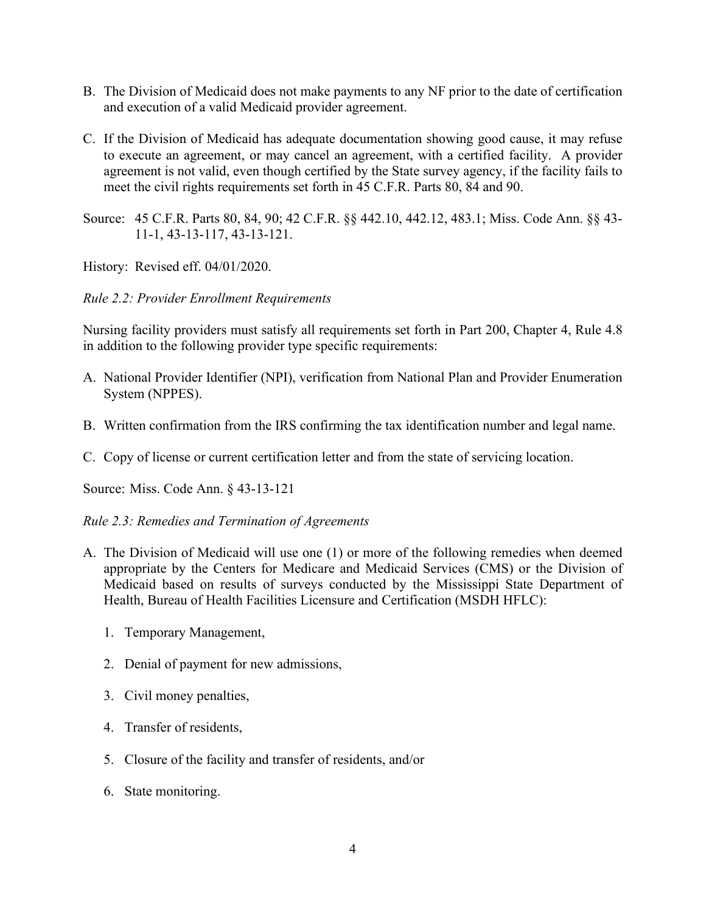B. The Division of Medicaid does not make payments to any NF prior to the date of certification and execution of a valid Medicaid provider agreement.

C. If the Division of Medicaid has adequate documentation showing good cause, it may refuse to execute an agreement, or may cancel an agreement, with a certified facility. A provider agreement is not valid, even though certified by the State survey agency, if the facility fails to meet the civil rights requirements set forth in 45 C.F.R. Parts 80, 84 and 90.

Source: 45 C.F.R. Parts 80, 84, 90; 42 C.F.R. §§ 442.10, 442.12, 483.1; Miss. Code Ann. §§ 43-11-1, 43-13-117, 43-13-121.

History: Revised eff. 04/01/2020.

*Rule 2.2: Provider Enrollment Requirements*

Nursing facility providers must satisfy all requirements set forth in Part 200, Chapter 4, Rule 4.8 in addition to the following provider type specific requirements:

A. National Provider Identifier (NPI), verification from National Plan and Provider Enumeration System (NPPES).

B. Written confirmation from the IRS confirming the tax identification number and legal name.

C. Copy of license or current certification letter and from the state of servicing location.

Source: Miss. Code Ann. § 43-13-121

*Rule 2.3: Remedies and Termination of Agreements*

A. The Division of Medicaid will use one (1) or more of the following remedies when deemed appropriate by the Centers for Medicare and Medicaid Services (CMS) or the Division of Medicaid based on results of surveys conducted by the Mississippi State Department of Health, Bureau of Health Facilities Licensure and Certification (MSDH HFLC):

   1. Temporary Management,

   2. Denial of payment for new admissions,

   3. Civil money penalties,

   4. Transfer of residents,

   5. Closure of the facility and transfer of residents, and/or

   6. State monitoring.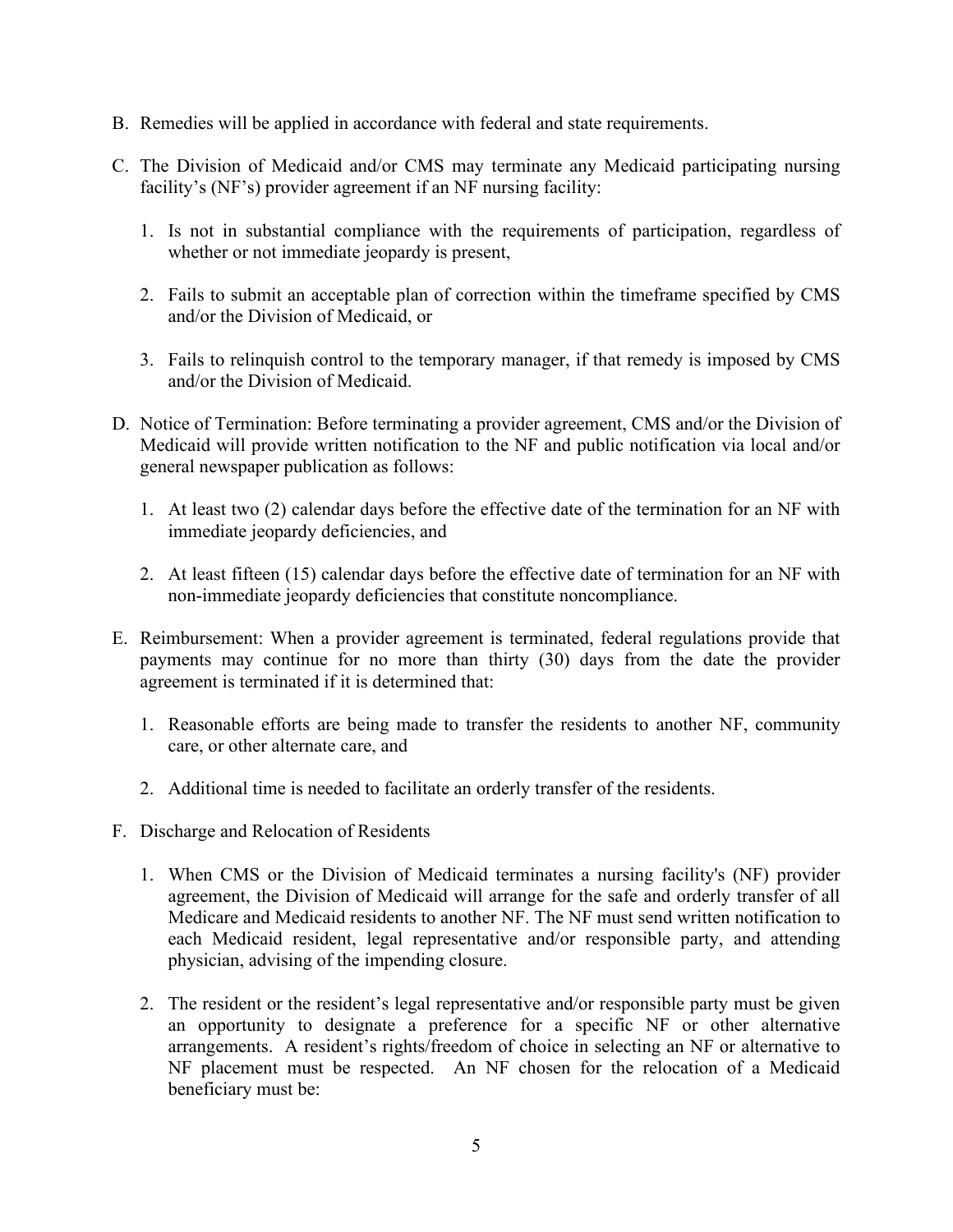B. Remedies will be applied in accordance with federal and state requirements.

C. The Division of Medicaid and/or CMS may terminate any Medicaid participating nursing facility's (NF's) provider agreement if an NF nursing facility:

   1. Is not in substantial compliance with the requirements of participation, regardless of whether or not immediate jeopardy is present,

   2. Fails to submit an acceptable plan of correction within the timeframe specified by CMS and/or the Division of Medicaid, or

   3. Fails to relinquish control to the temporary manager, if that remedy is imposed by CMS and/or the Division of Medicaid.

D. Notice of Termination: Before terminating a provider agreement, CMS and/or the Division of Medicaid will provide written notification to the NF and public notification via local and/or general newspaper publication as follows:

   1. At least two (2) calendar days before the effective date of the termination for an NF with immediate jeopardy deficiencies, and

   2. At least fifteen (15) calendar days before the effective date of termination for an NF with non-immediate jeopardy deficiencies that constitute noncompliance.

E. Reimbursement: When a provider agreement is terminated, federal regulations provide that payments may continue for no more than thirty (30) days from the date the provider agreement is terminated if it is determined that:

   1. Reasonable efforts are being made to transfer the residents to another NF, community care, or other alternate care, and

   2. Additional time is needed to facilitate an orderly transfer of the residents.

F. Discharge and Relocation of Residents

   1. When CMS or the Division of Medicaid terminates a nursing facility's (NF) provider agreement, the Division of Medicaid will arrange for the safe and orderly transfer of all Medicare and Medicaid residents to another NF. The NF must send written notification to each Medicaid resident, legal representative and/or responsible party, and attending physician, advising of the impending closure.

   2. The resident or the resident's legal representative and/or responsible party must be given an opportunity to designate a preference for a specific NF or other alternative arrangements. A resident's rights/freedom of choice in selecting an NF or alternative to NF placement must be respected. An NF chosen for the relocation of a Medicaid beneficiary must be: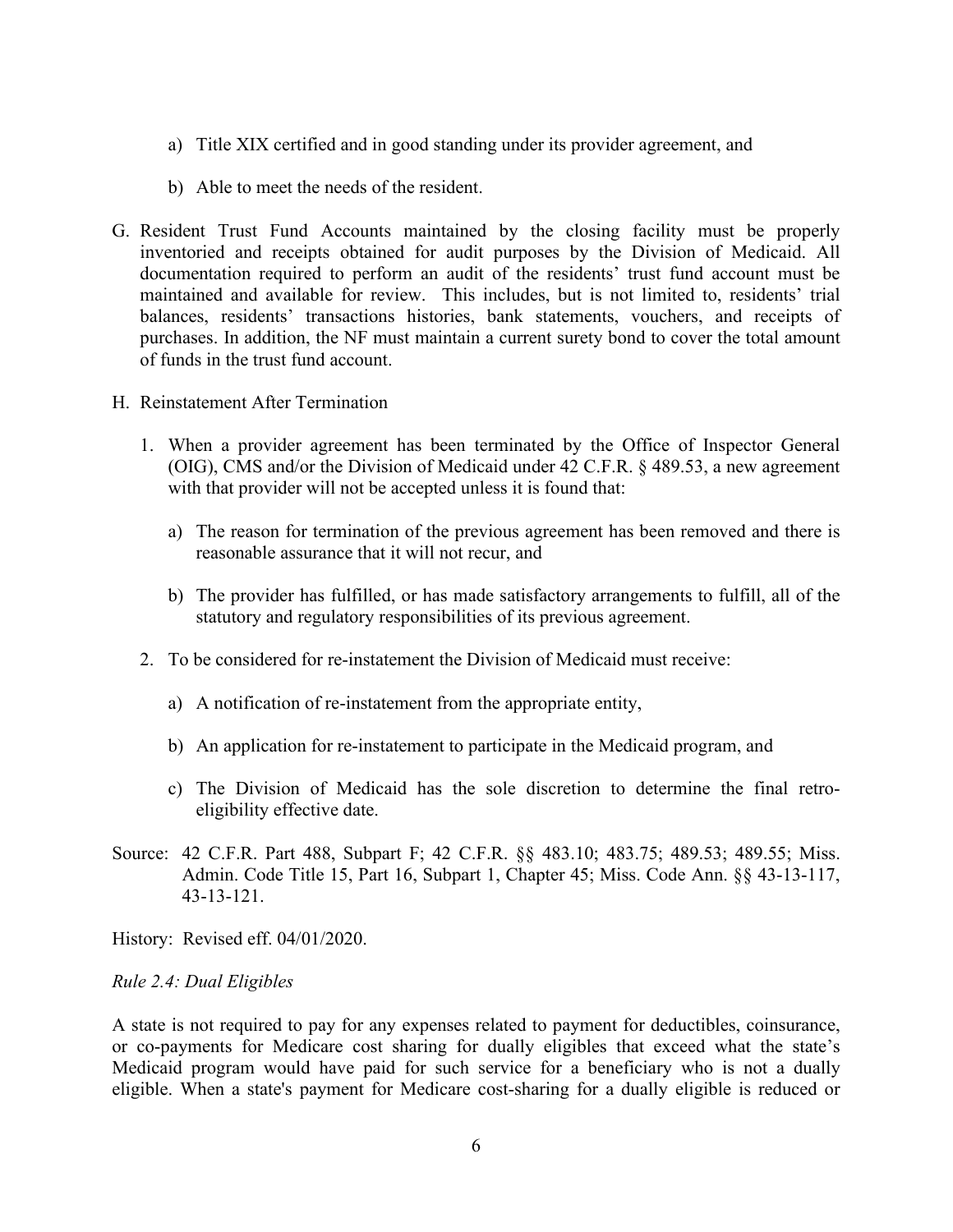a) Title XIX certified and in good standing under its provider agreement, and

b) Able to meet the needs of the resident.

G. Resident Trust Fund Accounts maintained by the closing facility must be properly inventoried and receipts obtained for audit purposes by the Division of Medicaid. All documentation required to perform an audit of the residents' trust fund account must be maintained and available for review. This includes, but is not limited to, residents' trial balances, residents' transactions histories, bank statements, vouchers, and receipts of purchases. In addition, the NF must maintain a current surety bond to cover the total amount of funds in the trust fund account.

H. Reinstatement After Termination

1. When a provider agreement has been terminated by the Office of Inspector General (OIG), CMS and/or the Division of Medicaid under 42 C.F.R. § 489.53, a new agreement with that provider will not be accepted unless it is found that:

   a) The reason for termination of the previous agreement has been removed and there is reasonable assurance that it will not recur, and

   b) The provider has fulfilled, or has made satisfactory arrangements to fulfill, all of the statutory and regulatory responsibilities of its previous agreement.

2. To be considered for re-instatement the Division of Medicaid must receive:

   a) A notification of re-instatement from the appropriate entity,

   b) An application for re-instatement to participate in the Medicaid program, and

   c) The Division of Medicaid has the sole discretion to determine the final retro-eligibility effective date.

Source: 42 C.F.R. Part 488, Subpart F; 42 C.F.R. §§ 483.10; 483.75; 489.53; 489.55; Miss. Admin. Code Title 15, Part 16, Subpart 1, Chapter 45; Miss. Code Ann. §§ 43-13-117, 43-13-121.

History: Revised eff. 04/01/2020.

*Rule 2.4: Dual Eligibles*

A state is not required to pay for any expenses related to payment for deductibles, coinsurance, or co-payments for Medicare cost sharing for dually eligibles that exceed what the state's Medicaid program would have paid for such service for a beneficiary who is not a dually eligible. When a state's payment for Medicare cost-sharing for a dually eligible is reduced or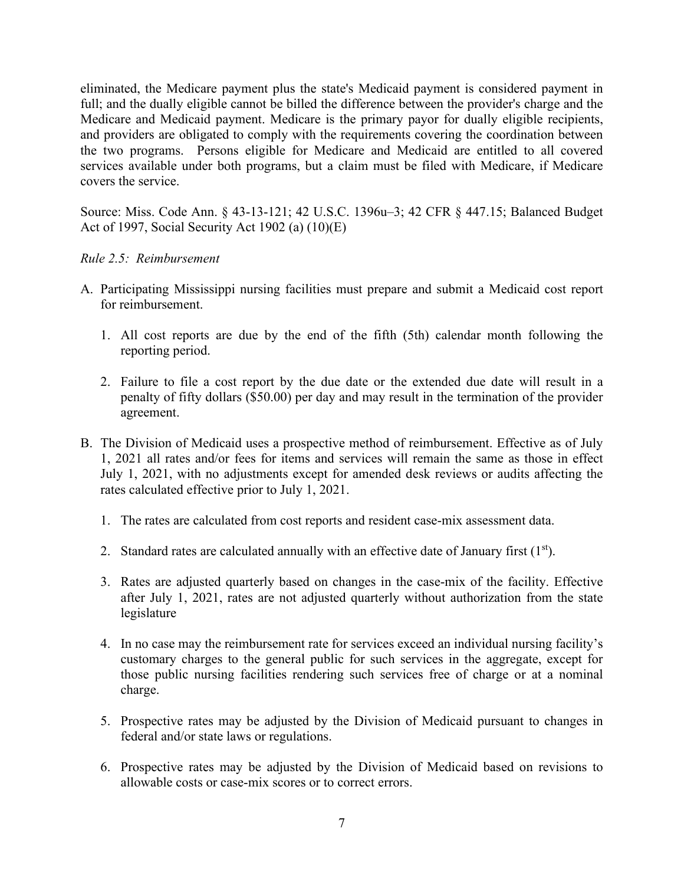eliminated, the Medicare payment plus the state's Medicaid payment is considered payment in full; and the dually eligible cannot be billed the difference between the provider's charge and the Medicare and Medicaid payment. Medicare is the primary payor for dually eligible recipients, and providers are obligated to comply with the requirements covering the coordination between the two programs. Persons eligible for Medicare and Medicaid are entitled to all covered services available under both programs, but a claim must be filed with Medicare, if Medicare covers the service.

Source: Miss. Code Ann. § 43-13-121; 42 U.S.C. 1396u–3; 42 CFR § 447.15; Balanced Budget Act of 1997, Social Security Act 1902 (a) (10)(E)

*Rule 2.5: Reimbursement*

A. Participating Mississippi nursing facilities must prepare and submit a Medicaid cost report for reimbursement.

   1. All cost reports are due by the end of the fifth (5th) calendar month following the reporting period.

   2. Failure to file a cost report by the due date or the extended due date will result in a penalty of fifty dollars ($50.00) per day and may result in the termination of the provider agreement.

B. The Division of Medicaid uses a prospective method of reimbursement. Effective as of July 1, 2021 all rates and/or fees for items and services will remain the same as those in effect July 1, 2021, with no adjustments except for amended desk reviews or audits affecting the rates calculated effective prior to July 1, 2021.

   1. The rates are calculated from cost reports and resident case-mix assessment data.

   2. Standard rates are calculated annually with an effective date of January first (1st).

   3. Rates are adjusted quarterly based on changes in the case-mix of the facility. Effective after July 1, 2021, rates are not adjusted quarterly without authorization from the state legislature

   4. In no case may the reimbursement rate for services exceed an individual nursing facility's customary charges to the general public for such services in the aggregate, except for those public nursing facilities rendering such services free of charge or at a nominal charge.

   5. Prospective rates may be adjusted by the Division of Medicaid pursuant to changes in federal and/or state laws or regulations.

   6. Prospective rates may be adjusted by the Division of Medicaid based on revisions to allowable costs or case-mix scores or to correct errors.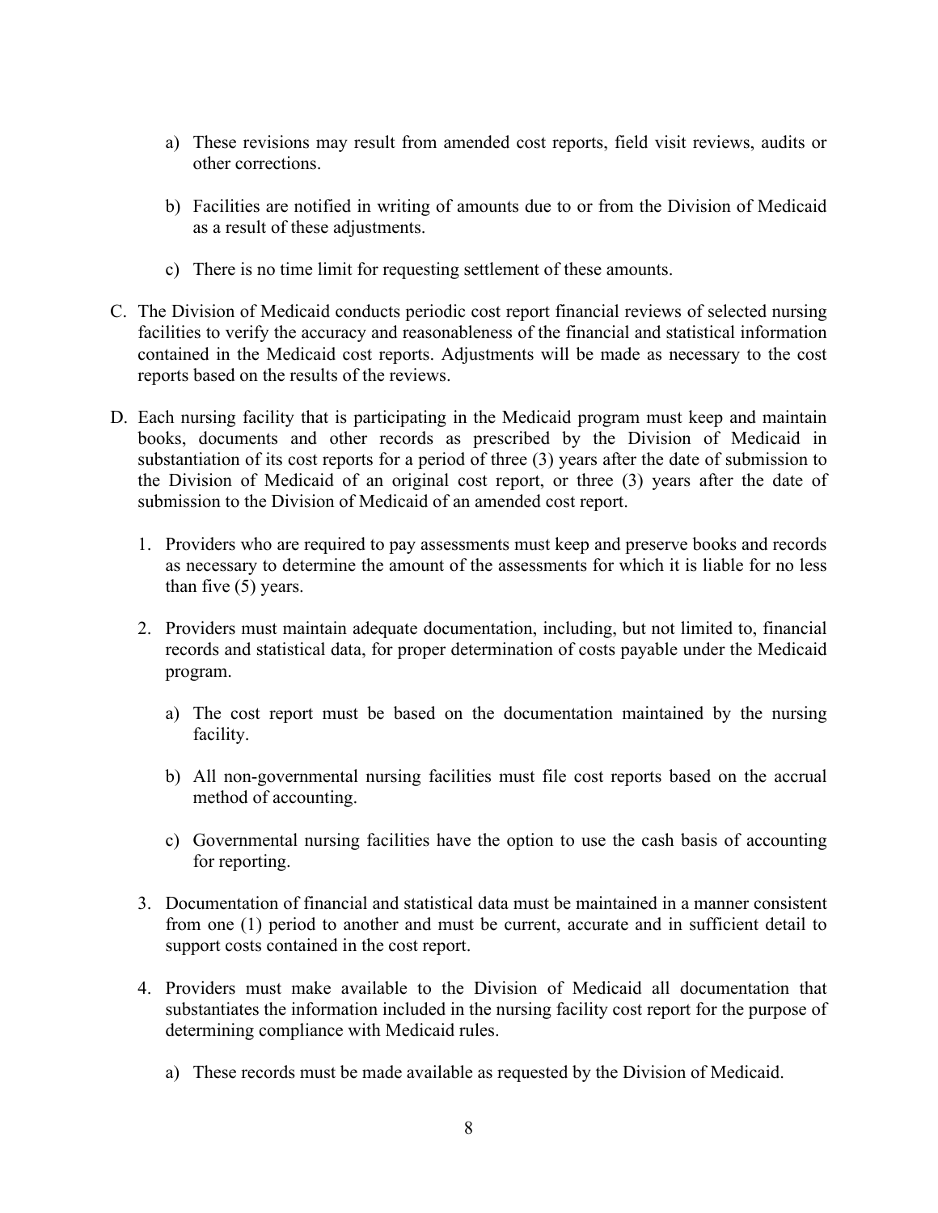a) These revisions may result from amended cost reports, field visit reviews, audits or other corrections.

b) Facilities are notified in writing of amounts due to or from the Division of Medicaid as a result of these adjustments.

c) There is no time limit for requesting settlement of these amounts.

C. The Division of Medicaid conducts periodic cost report financial reviews of selected nursing facilities to verify the accuracy and reasonableness of the financial and statistical information contained in the Medicaid cost reports. Adjustments will be made as necessary to the cost reports based on the results of the reviews.

D. Each nursing facility that is participating in the Medicaid program must keep and maintain books, documents and other records as prescribed by the Division of Medicaid in substantiation of its cost reports for a period of three (3) years after the date of submission to the Division of Medicaid of an original cost report, or three (3) years after the date of submission to the Division of Medicaid of an amended cost report.

1. Providers who are required to pay assessments must keep and preserve books and records as necessary to determine the amount of the assessments for which it is liable for no less than five (5) years.

2. Providers must maintain adequate documentation, including, but not limited to, financial records and statistical data, for proper determination of costs payable under the Medicaid program.

   a) The cost report must be based on the documentation maintained by the nursing facility.

   b) All non-governmental nursing facilities must file cost reports based on the accrual method of accounting.

   c) Governmental nursing facilities have the option to use the cash basis of accounting for reporting.

3. Documentation of financial and statistical data must be maintained in a manner consistent from one (1) period to another and must be current, accurate and in sufficient detail to support costs contained in the cost report.

4. Providers must make available to the Division of Medicaid all documentation that substantiates the information included in the nursing facility cost report for the purpose of determining compliance with Medicaid rules.

   a) These records must be made available as requested by the Division of Medicaid.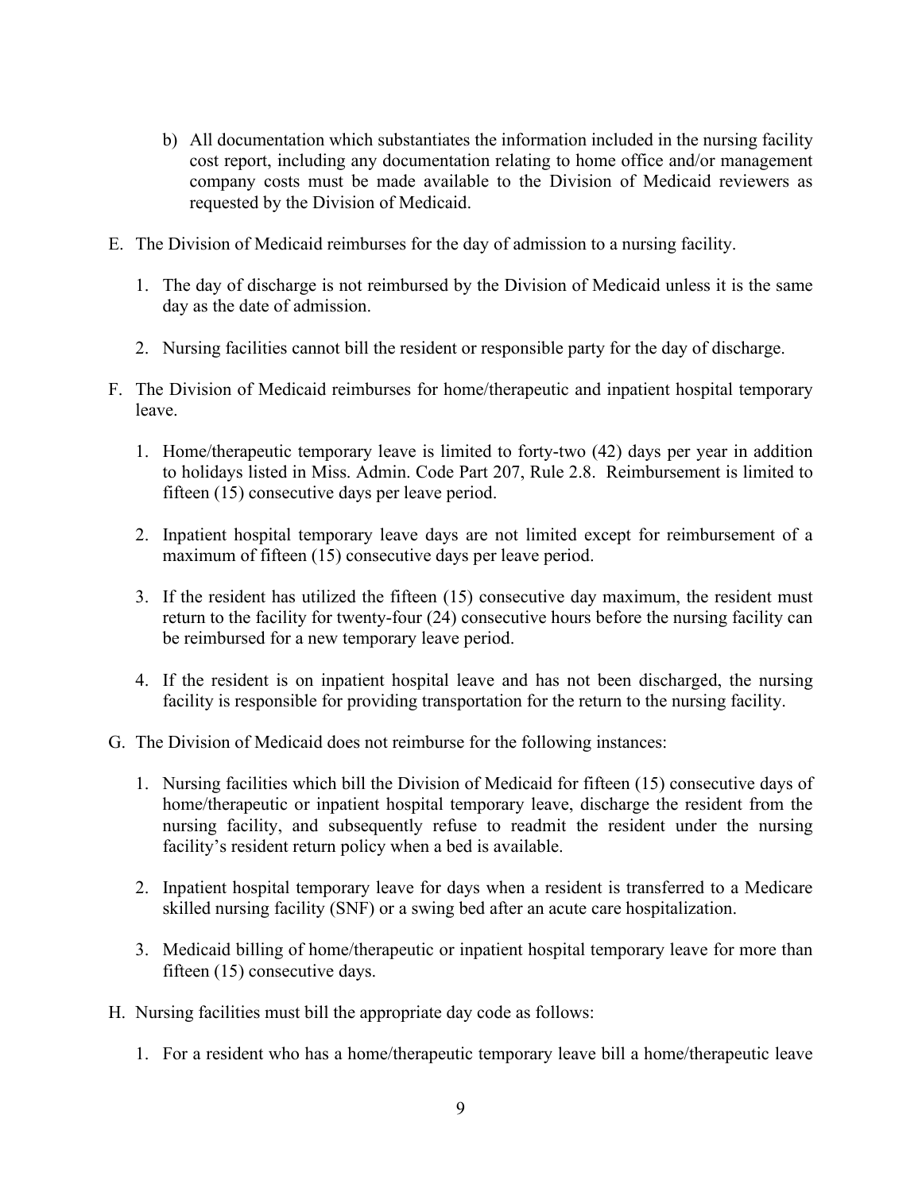b) All documentation which substantiates the information included in the nursing facility cost report, including any documentation relating to home office and/or management company costs must be made available to the Division of Medicaid reviewers as requested by the Division of Medicaid.

E. The Division of Medicaid reimburses for the day of admission to a nursing facility.

   1. The day of discharge is not reimbursed by the Division of Medicaid unless it is the same day as the date of admission.

   2. Nursing facilities cannot bill the resident or responsible party for the day of discharge.

F. The Division of Medicaid reimburses for home/therapeutic and inpatient hospital temporary leave.

   1. Home/therapeutic temporary leave is limited to forty-two (42) days per year in addition to holidays listed in Miss. Admin. Code Part 207, Rule 2.8. Reimbursement is limited to fifteen (15) consecutive days per leave period.

   2. Inpatient hospital temporary leave days are not limited except for reimbursement of a maximum of fifteen (15) consecutive days per leave period.

   3. If the resident has utilized the fifteen (15) consecutive day maximum, the resident must return to the facility for twenty-four (24) consecutive hours before the nursing facility can be reimbursed for a new temporary leave period.

   4. If the resident is on inpatient hospital leave and has not been discharged, the nursing facility is responsible for providing transportation for the return to the nursing facility.

G. The Division of Medicaid does not reimburse for the following instances:

   1. Nursing facilities which bill the Division of Medicaid for fifteen (15) consecutive days of home/therapeutic or inpatient hospital temporary leave, discharge the resident from the nursing facility, and subsequently refuse to readmit the resident under the nursing facility's resident return policy when a bed is available.

   2. Inpatient hospital temporary leave for days when a resident is transferred to a Medicare skilled nursing facility (SNF) or a swing bed after an acute care hospitalization.

   3. Medicaid billing of home/therapeutic or inpatient hospital temporary leave for more than fifteen (15) consecutive days.

H. Nursing facilities must bill the appropriate day code as follows:

   1. For a resident who has a home/therapeutic temporary leave bill a home/therapeutic leave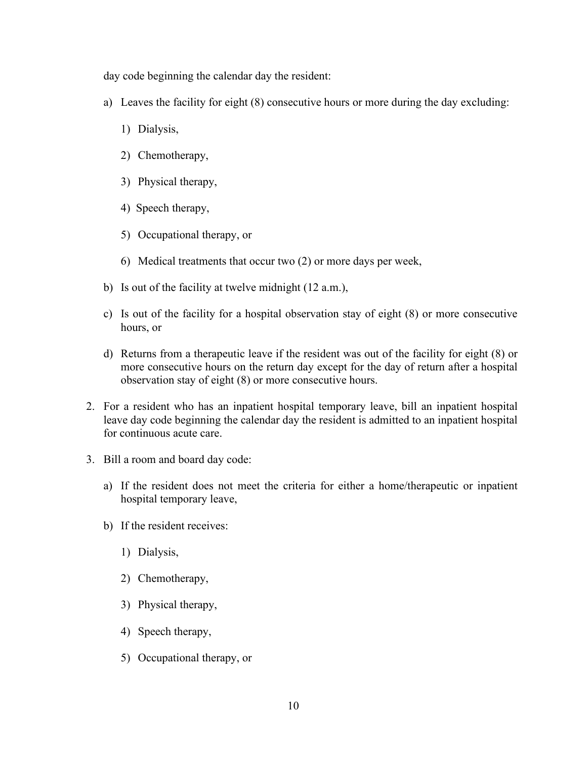day code beginning the calendar day the resident:

a) Leaves the facility for eight (8) consecutive hours or more during the day excluding:

   1) Dialysis,

   2) Chemotherapy,

   3) Physical therapy,

   4) Speech therapy,

   5) Occupational therapy, or

   6) Medical treatments that occur two (2) or more days per week,

b) Is out of the facility at twelve midnight (12 a.m.),

c) Is out of the facility for a hospital observation stay of eight (8) or more consecutive hours, or

d) Returns from a therapeutic leave if the resident was out of the facility for eight (8) or more consecutive hours on the return day except for the day of return after a hospital observation stay of eight (8) or more consecutive hours.

2. For a resident who has an inpatient hospital temporary leave, bill an inpatient hospital leave day code beginning the calendar day the resident is admitted to an inpatient hospital for continuous acute care.

3. Bill a room and board day code:

   a) If the resident does not meet the criteria for either a home/therapeutic or inpatient hospital temporary leave,

   b) If the resident receives:

      1) Dialysis,

      2) Chemotherapy,

      3) Physical therapy,

      4) Speech therapy,

      5) Occupational therapy, or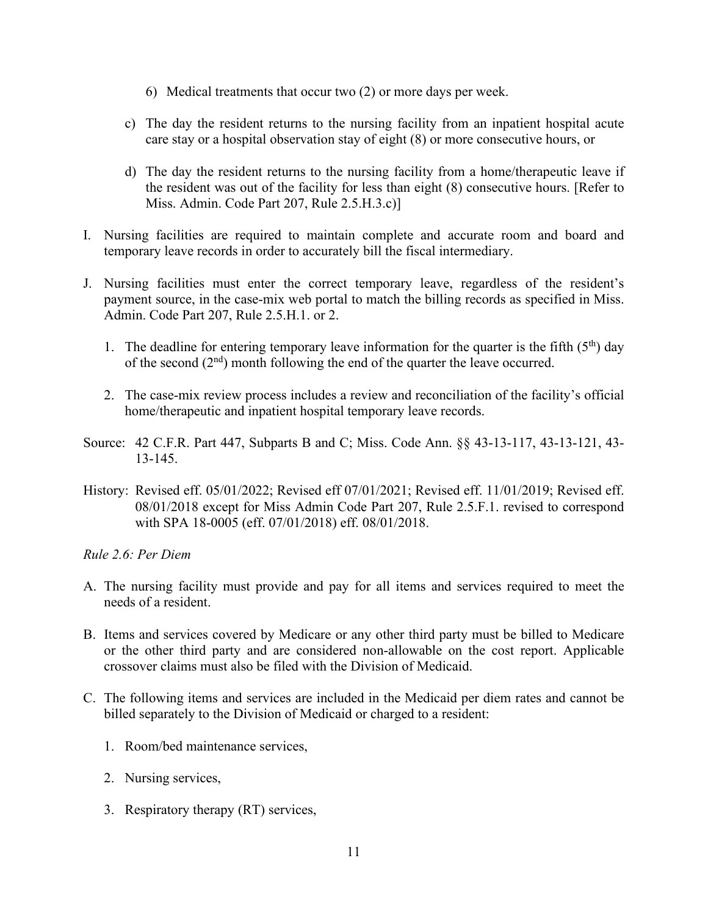6) Medical treatments that occur two (2) or more days per week.

c) The day the resident returns to the nursing facility from an inpatient hospital acute care stay or a hospital observation stay of eight (8) or more consecutive hours, or

d) The day the resident returns to the nursing facility from a home/therapeutic leave if the resident was out of the facility for less than eight (8) consecutive hours. [Refer to Miss. Admin. Code Part 207, Rule 2.5.H.3.c)]

I. Nursing facilities are required to maintain complete and accurate room and board and temporary leave records in order to accurately bill the fiscal intermediary.

J. Nursing facilities must enter the correct temporary leave, regardless of the resident's payment source, in the case-mix web portal to match the billing records as specified in Miss. Admin. Code Part 207, Rule 2.5.H.1. or 2.

1. The deadline for entering temporary leave information for the quarter is the fifth (5th) day of the second (2nd) month following the end of the quarter the leave occurred.

2. The case-mix review process includes a review and reconciliation of the facility's official home/therapeutic and inpatient hospital temporary leave records.

Source: 42 C.F.R. Part 447, Subparts B and C; Miss. Code Ann. §§ 43-13-117, 43-13-121, 43-13-145.

History: Revised eff. 05/01/2022; Revised eff 07/01/2021; Revised eff. 11/01/2019; Revised eff. 08/01/2018 except for Miss Admin Code Part 207, Rule 2.5.F.1. revised to correspond with SPA 18-0005 (eff. 07/01/2018) eff. 08/01/2018.

*Rule 2.6: Per Diem*

A. The nursing facility must provide and pay for all items and services required to meet the needs of a resident.

B. Items and services covered by Medicare or any other third party must be billed to Medicare or the other third party and are considered non-allowable on the cost report. Applicable crossover claims must also be filed with the Division of Medicaid.

C. The following items and services are included in the Medicaid per diem rates and cannot be billed separately to the Division of Medicaid or charged to a resident:

1. Room/bed maintenance services,

2. Nursing services,

3. Respiratory therapy (RT) services,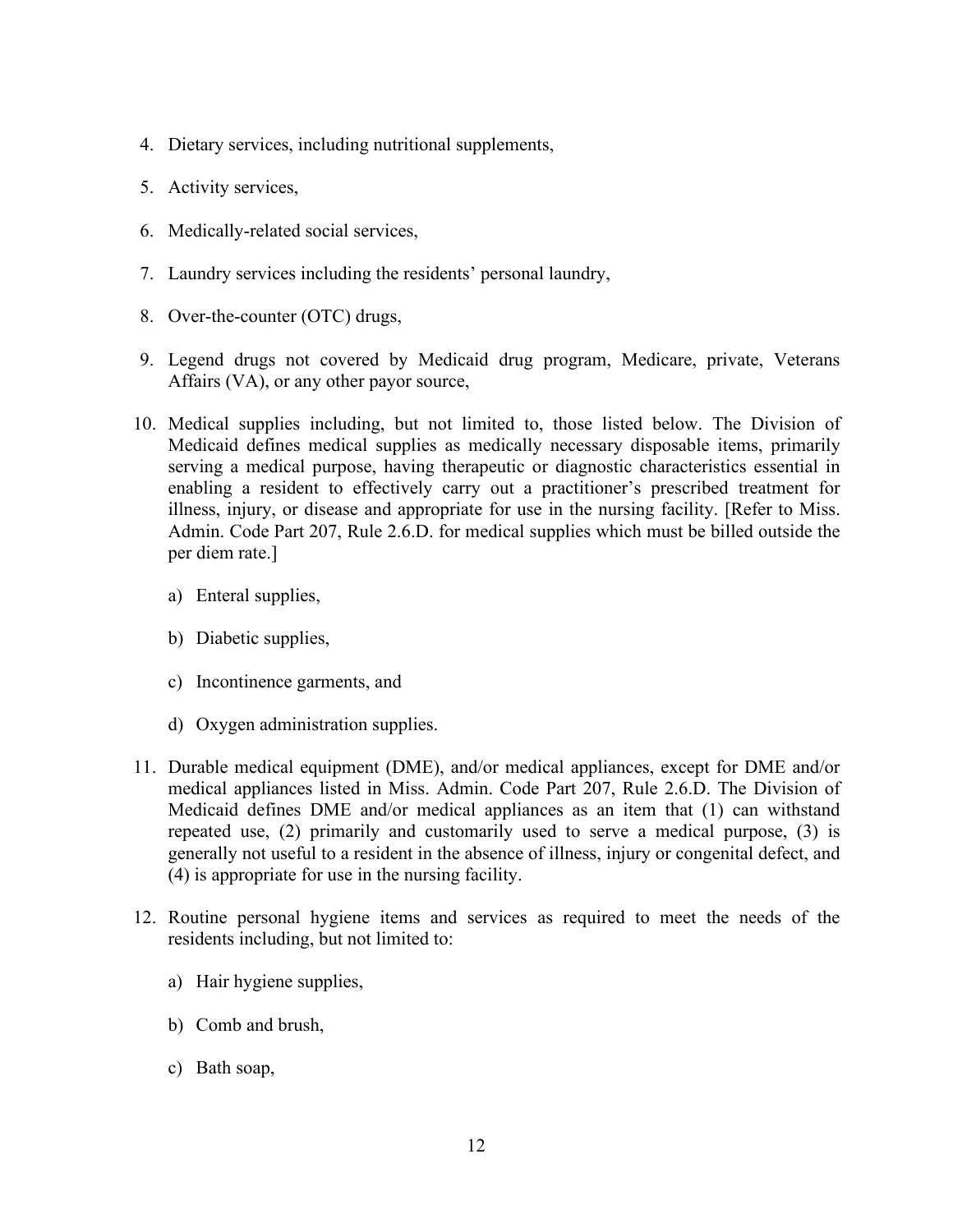4. Dietary services, including nutritional supplements,

5. Activity services,

6. Medically-related social services,

7. Laundry services including the residents' personal laundry,

8. Over-the-counter (OTC) drugs,

9. Legend drugs not covered by Medicaid drug program, Medicare, private, Veterans Affairs (VA), or any other payor source,

10. Medical supplies including, but not limited to, those listed below. The Division of Medicaid defines medical supplies as medically necessary disposable items, primarily serving a medical purpose, having therapeutic or diagnostic characteristics essential in enabling a resident to effectively carry out a practitioner's prescribed treatment for illness, injury, or disease and appropriate for use in the nursing facility. [Refer to Miss. Admin. Code Part 207, Rule 2.6.D. for medical supplies which must be billed outside the per diem rate.]

    a) Enteral supplies,

    b) Diabetic supplies,

    c) Incontinence garments, and

    d) Oxygen administration supplies.

11. Durable medical equipment (DME), and/or medical appliances, except for DME and/or medical appliances listed in Miss. Admin. Code Part 207, Rule 2.6.D. The Division of Medicaid defines DME and/or medical appliances as an item that (1) can withstand repeated use, (2) primarily and customarily used to serve a medical purpose, (3) is generally not useful to a resident in the absence of illness, injury or congenital defect, and (4) is appropriate for use in the nursing facility.

12. Routine personal hygiene items and services as required to meet the needs of the residents including, but not limited to:

    a) Hair hygiene supplies,

    b) Comb and brush,

    c) Bath soap,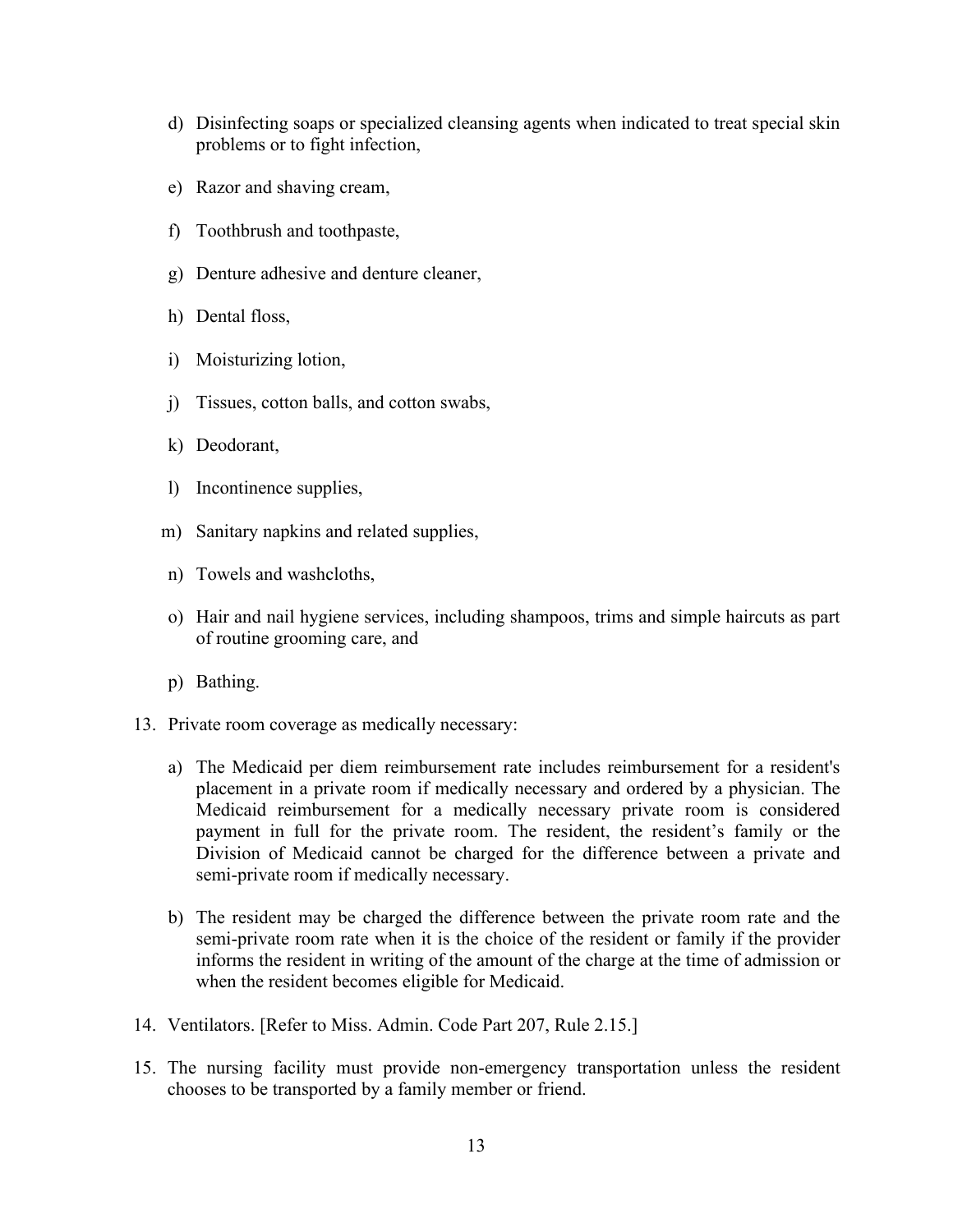d) Disinfecting soaps or specialized cleansing agents when indicated to treat special skin problems or to fight infection,

    e) Razor and shaving cream,

    f) Toothbrush and toothpaste,

    g) Denture adhesive and denture cleaner,

    h) Dental floss,

    i) Moisturizing lotion,

    j) Tissues, cotton balls, and cotton swabs,

    k) Deodorant,

    l) Incontinence supplies,

    m) Sanitary napkins and related supplies,

    n) Towels and washcloths,

    o) Hair and nail hygiene services, including shampoos, trims and simple haircuts as part of routine grooming care, and

    p) Bathing.

13. Private room coverage as medically necessary:

    a) The Medicaid per diem reimbursement rate includes reimbursement for a resident's placement in a private room if medically necessary and ordered by a physician. The Medicaid reimbursement for a medically necessary private room is considered payment in full for the private room. The resident, the resident's family or the Division of Medicaid cannot be charged for the difference between a private and semi-private room if medically necessary.

    b) The resident may be charged the difference between the private room rate and the semi-private room rate when it is the choice of the resident or family if the provider informs the resident in writing of the amount of the charge at the time of admission or when the resident becomes eligible for Medicaid.

14. Ventilators. [Refer to Miss. Admin. Code Part 207, Rule 2.15.]

15. The nursing facility must provide non-emergency transportation unless the resident chooses to be transported by a family member or friend.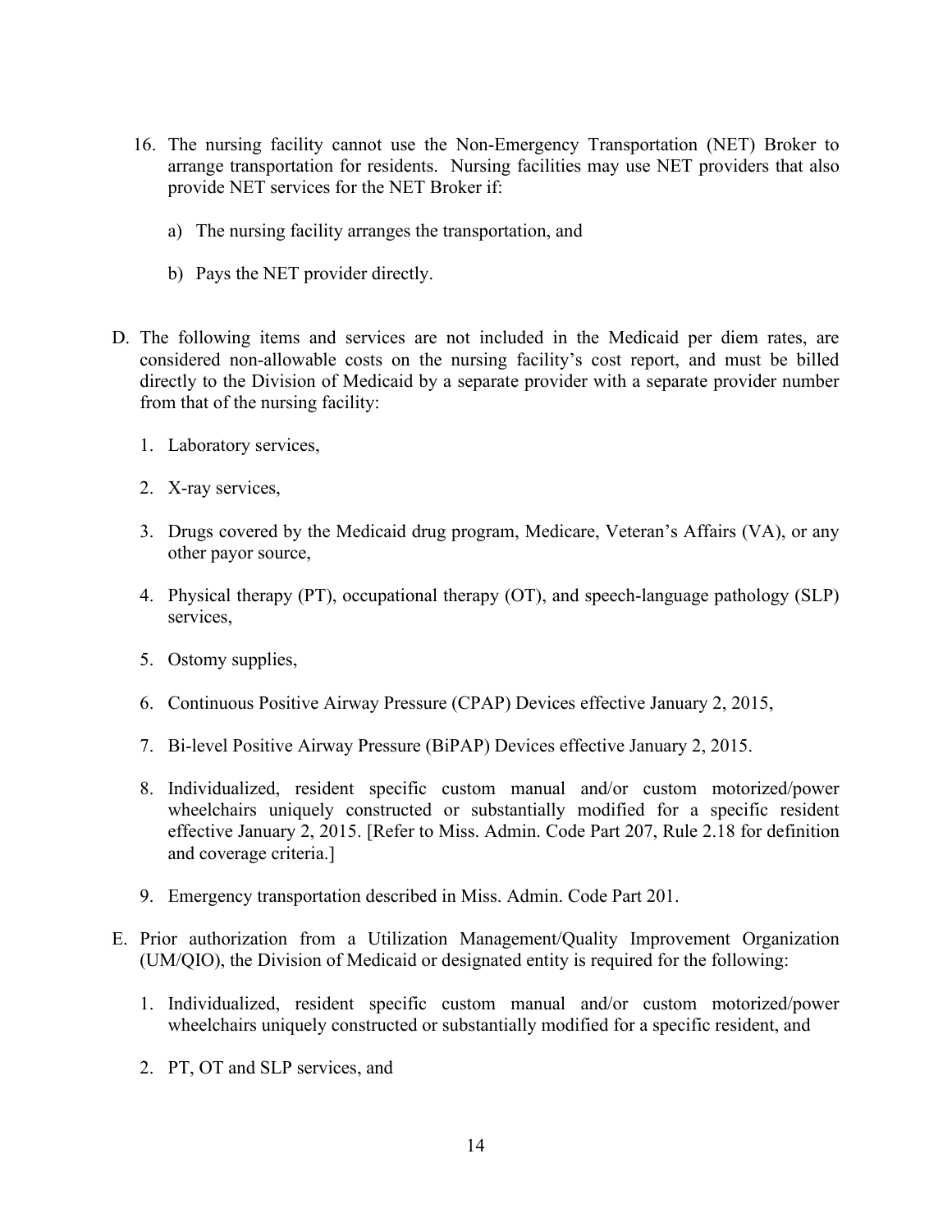16. The nursing facility cannot use the Non-Emergency Transportation (NET) Broker to arrange transportation for residents. Nursing facilities may use NET providers that also provide NET services for the NET Broker if:

    a) The nursing facility arranges the transportation, and

    b) Pays the NET provider directly.

D. The following items and services are not included in the Medicaid per diem rates, are considered non-allowable costs on the nursing facility's cost report, and must be billed directly to the Division of Medicaid by a separate provider with a separate provider number from that of the nursing facility:

   1. Laboratory services,

   2. X-ray services,

   3. Drugs covered by the Medicaid drug program, Medicare, Veteran's Affairs (VA), or any other payor source,

   4. Physical therapy (PT), occupational therapy (OT), and speech-language pathology (SLP) services,

   5. Ostomy supplies,

   6. Continuous Positive Airway Pressure (CPAP) Devices effective January 2, 2015,

   7. Bi-level Positive Airway Pressure (BiPAP) Devices effective January 2, 2015.

   8. Individualized, resident specific custom manual and/or custom motorized/power wheelchairs uniquely constructed or substantially modified for a specific resident effective January 2, 2015. [Refer to Miss. Admin. Code Part 207, Rule 2.18 for definition and coverage criteria.]

   9. Emergency transportation described in Miss. Admin. Code Part 201.

E. Prior authorization from a Utilization Management/Quality Improvement Organization (UM/QIO), the Division of Medicaid or designated entity is required for the following:

   1. Individualized, resident specific custom manual and/or custom motorized/power wheelchairs uniquely constructed or substantially modified for a specific resident, and

   2. PT, OT and SLP services, and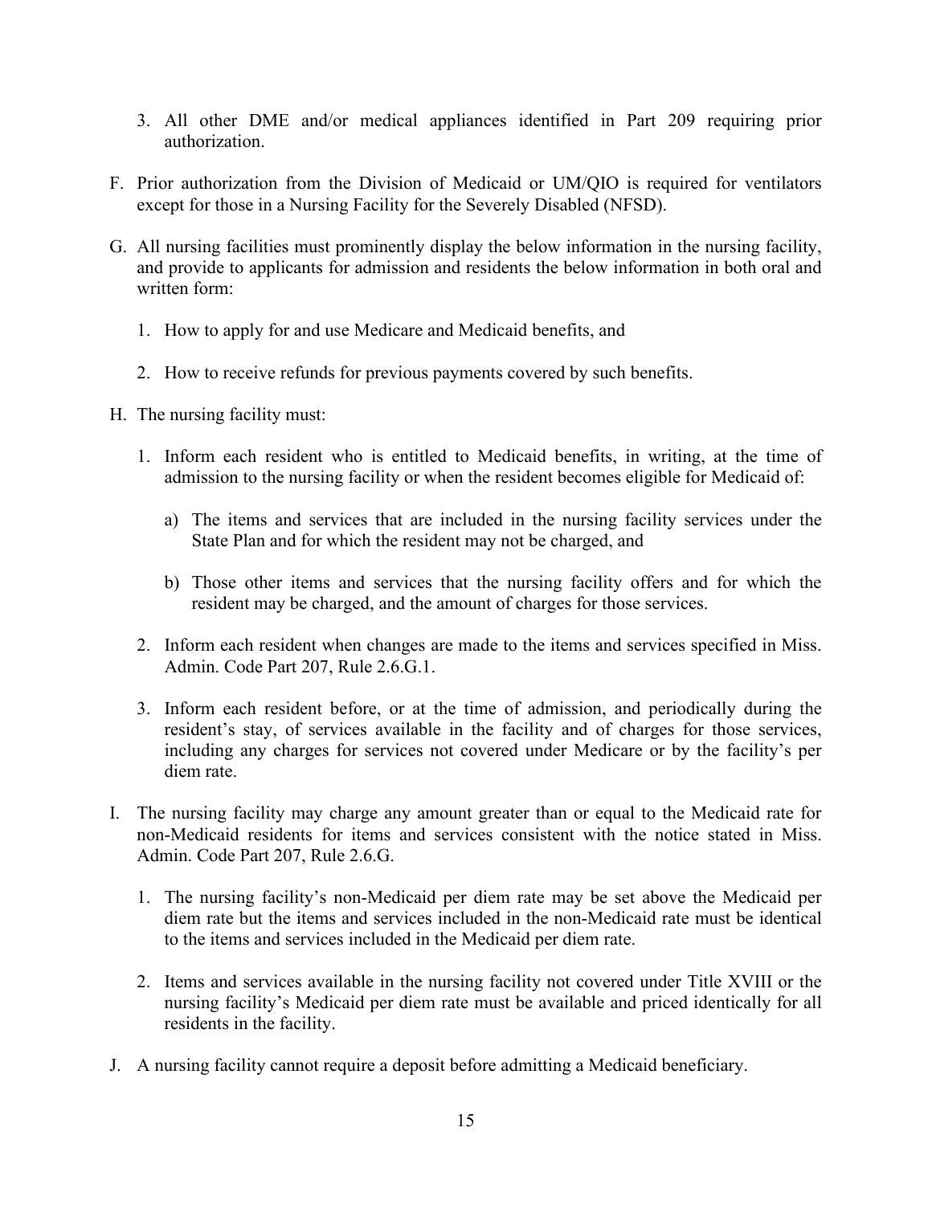3. All other DME and/or medical appliances identified in Part 209 requiring prior authorization.

F. Prior authorization from the Division of Medicaid or UM/QIO is required for ventilators except for those in a Nursing Facility for the Severely Disabled (NFSD).

G. All nursing facilities must prominently display the below information in the nursing facility, and provide to applicants for admission and residents the below information in both oral and written form:

1. How to apply for and use Medicare and Medicaid benefits, and

2. How to receive refunds for previous payments covered by such benefits.

H. The nursing facility must:

1. Inform each resident who is entitled to Medicaid benefits, in writing, at the time of admission to the nursing facility or when the resident becomes eligible for Medicaid of:

a) The items and services that are included in the nursing facility services under the State Plan and for which the resident may not be charged, and

b) Those other items and services that the nursing facility offers and for which the resident may be charged, and the amount of charges for those services.

2. Inform each resident when changes are made to the items and services specified in Miss. Admin. Code Part 207, Rule 2.6.G.1.

3. Inform each resident before, or at the time of admission, and periodically during the resident's stay, of services available in the facility and of charges for those services, including any charges for services not covered under Medicare or by the facility's per diem rate.

I. The nursing facility may charge any amount greater than or equal to the Medicaid rate for non-Medicaid residents for items and services consistent with the notice stated in Miss. Admin. Code Part 207, Rule 2.6.G.

1. The nursing facility's non-Medicaid per diem rate may be set above the Medicaid per diem rate but the items and services included in the non-Medicaid rate must be identical to the items and services included in the Medicaid per diem rate.

2. Items and services available in the nursing facility not covered under Title XVIII or the nursing facility's Medicaid per diem rate must be available and priced identically for all residents in the facility.

J. A nursing facility cannot require a deposit before admitting a Medicaid beneficiary.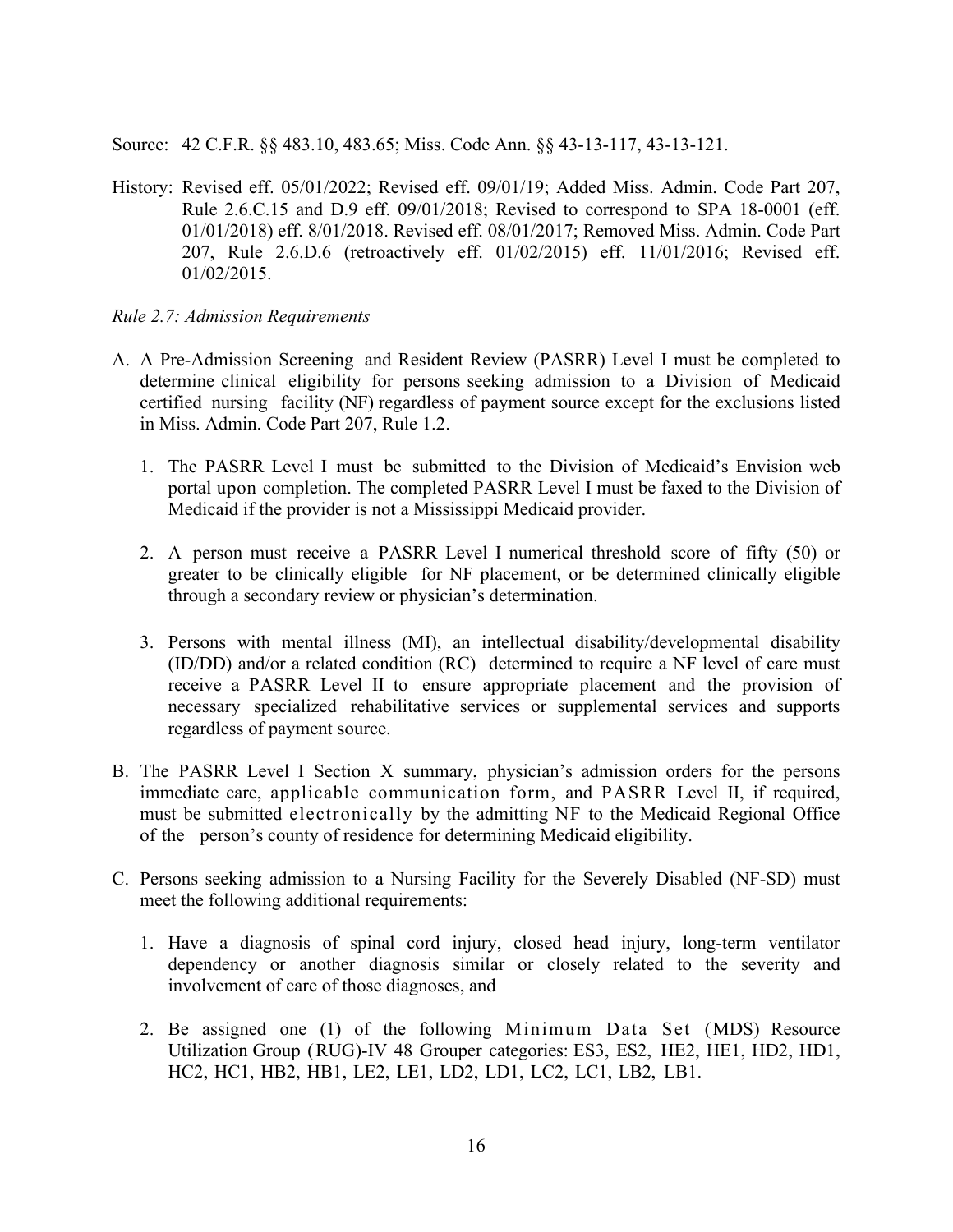Source: 42 C.F.R. §§ 483.10, 483.65; Miss. Code Ann. §§ 43-13-117, 43-13-121.

History: Revised eff. 05/01/2022; Revised eff. 09/01/19; Added Miss. Admin. Code Part 207, Rule 2.6.C.15 and D.9 eff. 09/01/2018; Revised to correspond to SPA 18-0001 (eff. 01/01/2018) eff. 8/01/2018. Revised eff. 08/01/2017; Removed Miss. Admin. Code Part 207, Rule 2.6.D.6 (retroactively eff. 01/02/2015) eff. 11/01/2016; Revised eff. 01/02/2015.

*Rule 2.7: Admission Requirements*

A. A Pre-Admission Screening and Resident Review (PASRR) Level I must be completed to determine clinical eligibility for persons seeking admission to a Division of Medicaid certified nursing facility (NF) regardless of payment source except for the exclusions listed in Miss. Admin. Code Part 207, Rule 1.2.

   1. The PASRR Level I must be submitted to the Division of Medicaid's Envision web portal upon completion. The completed PASRR Level I must be faxed to the Division of Medicaid if the provider is not a Mississippi Medicaid provider.

   2. A person must receive a PASRR Level I numerical threshold score of fifty (50) or greater to be clinically eligible for NF placement, or be determined clinically eligible through a secondary review or physician's determination.

   3. Persons with mental illness (MI), an intellectual disability/developmental disability (ID/DD) and/or a related condition (RC) determined to require a NF level of care must receive a PASRR Level II to ensure appropriate placement and the provision of necessary specialized rehabilitative services or supplemental services and supports regardless of payment source.

B. The PASRR Level I Section X summary, physician's admission orders for the persons immediate care, applicable communication form, and PASRR Level II, if required, must be submitted electronically by the admitting NF to the Medicaid Regional Office of the person's county of residence for determining Medicaid eligibility.

C. Persons seeking admission to a Nursing Facility for the Severely Disabled (NF-SD) must meet the following additional requirements:

   1. Have a diagnosis of spinal cord injury, closed head injury, long-term ventilator dependency or another diagnosis similar or closely related to the severity and involvement of care of those diagnoses, and

   2. Be assigned one (1) of the following Minimum Data Set (MDS) Resource Utilization Group (RUG)-IV 48 Grouper categories: ES3, ES2, HE2, HE1, HD2, HD1, HC2, HC1, HB2, HB1, LE2, LE1, LD2, LD1, LC2, LC1, LB2, LB1.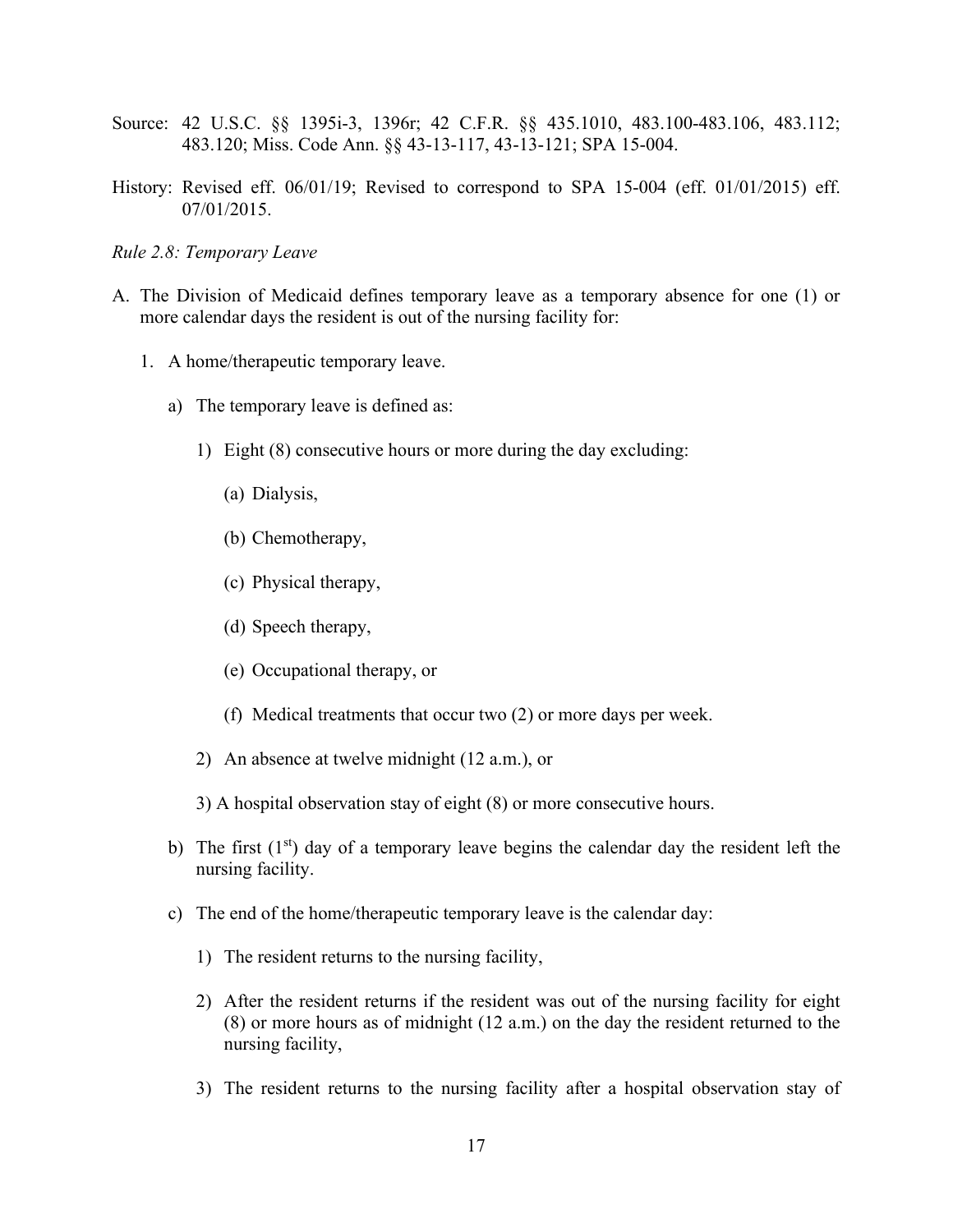Source: 42 U.S.C. §§ 1395i-3, 1396r; 42 C.F.R. §§ 435.1010, 483.100-483.106, 483.112; 483.120; Miss. Code Ann. §§ 43-13-117, 43-13-121; SPA 15-004.

History: Revised eff. 06/01/19; Revised to correspond to SPA 15-004 (eff. 01/01/2015) eff. 07/01/2015.

*Rule 2.8: Temporary Leave*

A. The Division of Medicaid defines temporary leave as a temporary absence for one (1) or more calendar days the resident is out of the nursing facility for:

1. A home/therapeutic temporary leave.

   a) The temporary leave is defined as:

      1) Eight (8) consecutive hours or more during the day excluding:

         (a) Dialysis,

         (b) Chemotherapy,

         (c) Physical therapy,

         (d) Speech therapy,

         (e) Occupational therapy, or

         (f) Medical treatments that occur two (2) or more days per week.

      2) An absence at twelve midnight (12 a.m.), or

      3) A hospital observation stay of eight (8) or more consecutive hours.

   b) The first (1st) day of a temporary leave begins the calendar day the resident left the nursing facility.

   c) The end of the home/therapeutic temporary leave is the calendar day:

      1) The resident returns to the nursing facility,

      2) After the resident returns if the resident was out of the nursing facility for eight (8) or more hours as of midnight (12 a.m.) on the day the resident returned to the nursing facility,

      3) The resident returns to the nursing facility after a hospital observation stay of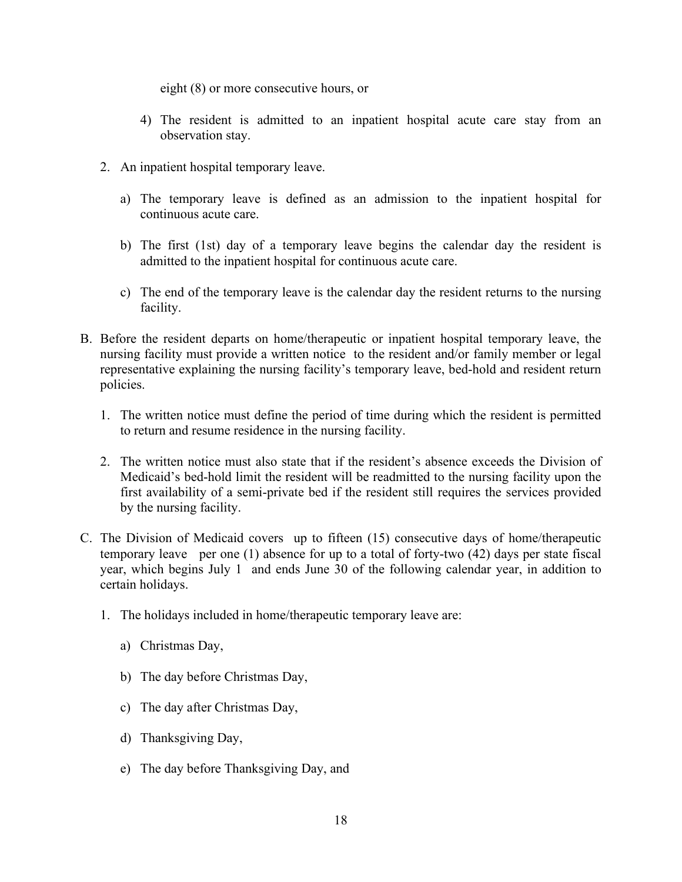eight (8) or more consecutive hours, or

4) The resident is admitted to an inpatient hospital acute care stay from an observation stay.

2. An inpatient hospital temporary leave.

   a) The temporary leave is defined as an admission to the inpatient hospital for continuous acute care.

   b) The first (1st) day of a temporary leave begins the calendar day the resident is admitted to the inpatient hospital for continuous acute care.

   c) The end of the temporary leave is the calendar day the resident returns to the nursing facility.

B. Before the resident departs on home/therapeutic or inpatient hospital temporary leave, the nursing facility must provide a written notice to the resident and/or family member or legal representative explaining the nursing facility's temporary leave, bed-hold and resident return policies.

   1. The written notice must define the period of time during which the resident is permitted to return and resume residence in the nursing facility.

   2. The written notice must also state that if the resident's absence exceeds the Division of Medicaid's bed-hold limit the resident will be readmitted to the nursing facility upon the first availability of a semi-private bed if the resident still requires the services provided by the nursing facility.

C. The Division of Medicaid covers up to fifteen (15) consecutive days of home/therapeutic temporary leave per one (1) absence for up to a total of forty-two (42) days per state fiscal year, which begins July 1 and ends June 30 of the following calendar year, in addition to certain holidays.

   1. The holidays included in home/therapeutic temporary leave are:

      a) Christmas Day,

      b) The day before Christmas Day,

      c) The day after Christmas Day,

      d) Thanksgiving Day,

      e) The day before Thanksgiving Day, and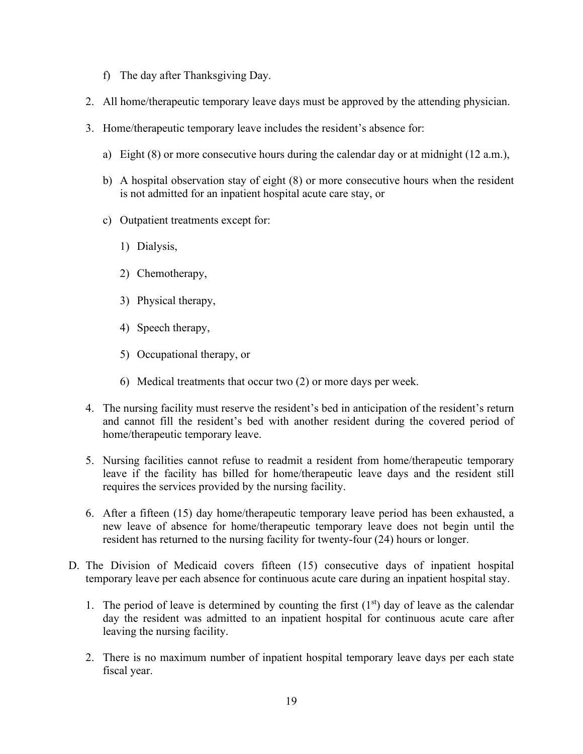f) The day after Thanksgiving Day.

2. All home/therapeutic temporary leave days must be approved by the attending physician.

3. Home/therapeutic temporary leave includes the resident's absence for:

   a) Eight (8) or more consecutive hours during the calendar day or at midnight (12 a.m.),

   b) A hospital observation stay of eight (8) or more consecutive hours when the resident is not admitted for an inpatient hospital acute care stay, or

   c) Outpatient treatments except for:

      1) Dialysis,

      2) Chemotherapy,

      3) Physical therapy,

      4) Speech therapy,

      5) Occupational therapy, or

      6) Medical treatments that occur two (2) or more days per week.

4. The nursing facility must reserve the resident's bed in anticipation of the resident's return and cannot fill the resident's bed with another resident during the covered period of home/therapeutic temporary leave.

5. Nursing facilities cannot refuse to readmit a resident from home/therapeutic temporary leave if the facility has billed for home/therapeutic leave days and the resident still requires the services provided by the nursing facility.

6. After a fifteen (15) day home/therapeutic temporary leave period has been exhausted, a new leave of absence for home/therapeutic temporary leave does not begin until the resident has returned to the nursing facility for twenty-four (24) hours or longer.

D. The Division of Medicaid covers fifteen (15) consecutive days of inpatient hospital temporary leave per each absence for continuous acute care during an inpatient hospital stay.

   1. The period of leave is determined by counting the first (1st) day of leave as the calendar day the resident was admitted to an inpatient hospital for continuous acute care after leaving the nursing facility.

   2. There is no maximum number of inpatient hospital temporary leave days per each state fiscal year.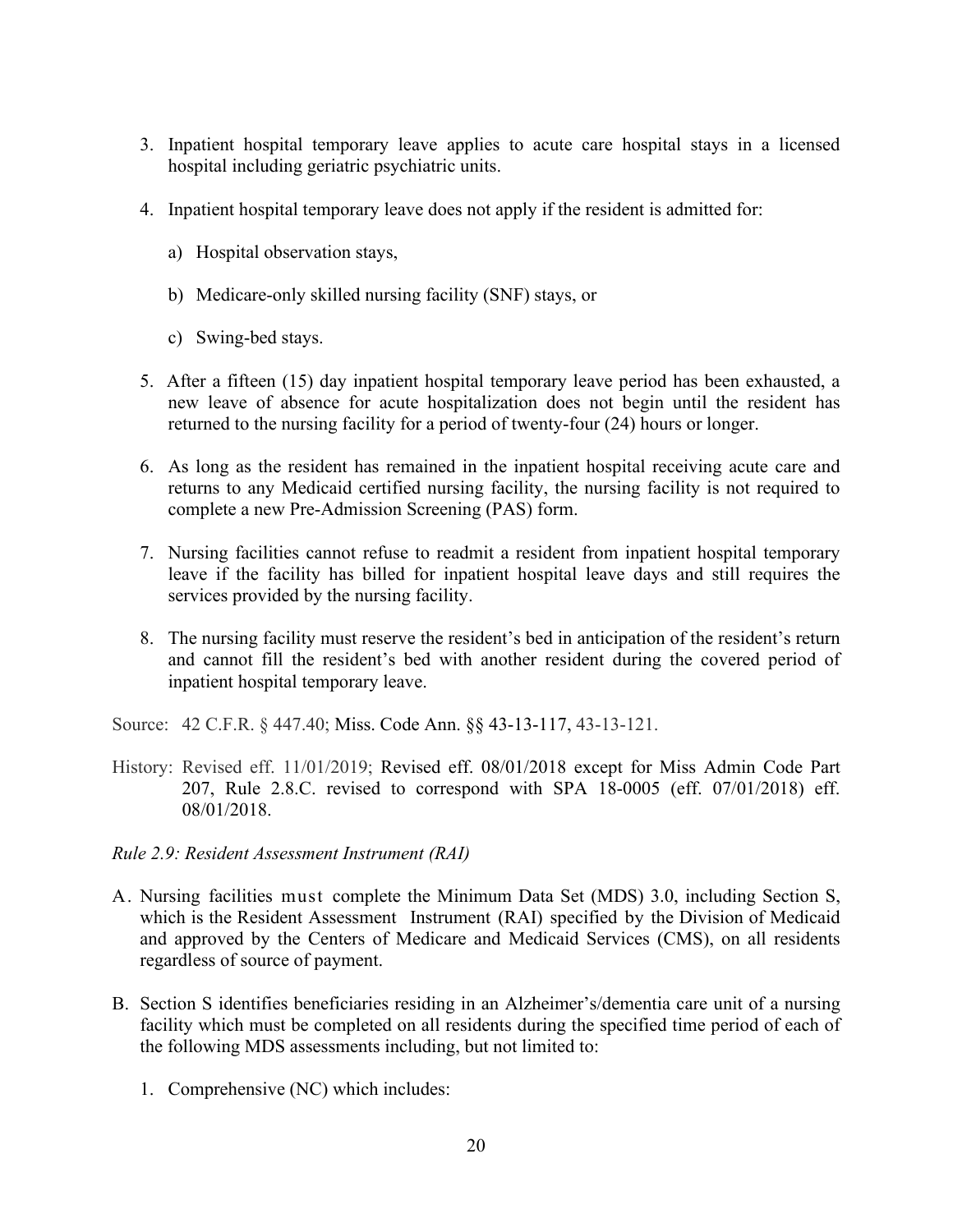3. Inpatient hospital temporary leave applies to acute care hospital stays in a licensed hospital including geriatric psychiatric units.

4. Inpatient hospital temporary leave does not apply if the resident is admitted for:

   a) Hospital observation stays,

   b) Medicare-only skilled nursing facility (SNF) stays, or

   c) Swing-bed stays.

5. After a fifteen (15) day inpatient hospital temporary leave period has been exhausted, a new leave of absence for acute hospitalization does not begin until the resident has returned to the nursing facility for a period of twenty-four (24) hours or longer.

6. As long as the resident has remained in the inpatient hospital receiving acute care and returns to any Medicaid certified nursing facility, the nursing facility is not required to complete a new Pre-Admission Screening (PAS) form.

7. Nursing facilities cannot refuse to readmit a resident from inpatient hospital temporary leave if the facility has billed for inpatient hospital leave days and still requires the services provided by the nursing facility.

8. The nursing facility must reserve the resident's bed in anticipation of the resident's return and cannot fill the resident's bed with another resident during the covered period of inpatient hospital temporary leave.

Source: 42 C.F.R. § 447.40; Miss. Code Ann. §§ 43-13-117, 43-13-121.

History: Revised eff. 11/01/2019; Revised eff. 08/01/2018 except for Miss Admin Code Part 207, Rule 2.8.C. revised to correspond with SPA 18-0005 (eff. 07/01/2018) eff. 08/01/2018.

*Rule 2.9: Resident Assessment Instrument (RAI)*

A. Nursing facilities must complete the Minimum Data Set (MDS) 3.0, including Section S, which is the Resident Assessment Instrument (RAI) specified by the Division of Medicaid and approved by the Centers of Medicare and Medicaid Services (CMS), on all residents regardless of source of payment.

B. Section S identifies beneficiaries residing in an Alzheimer's/dementia care unit of a nursing facility which must be completed on all residents during the specified time period of each of the following MDS assessments including, but not limited to:

   1. Comprehensive (NC) which includes: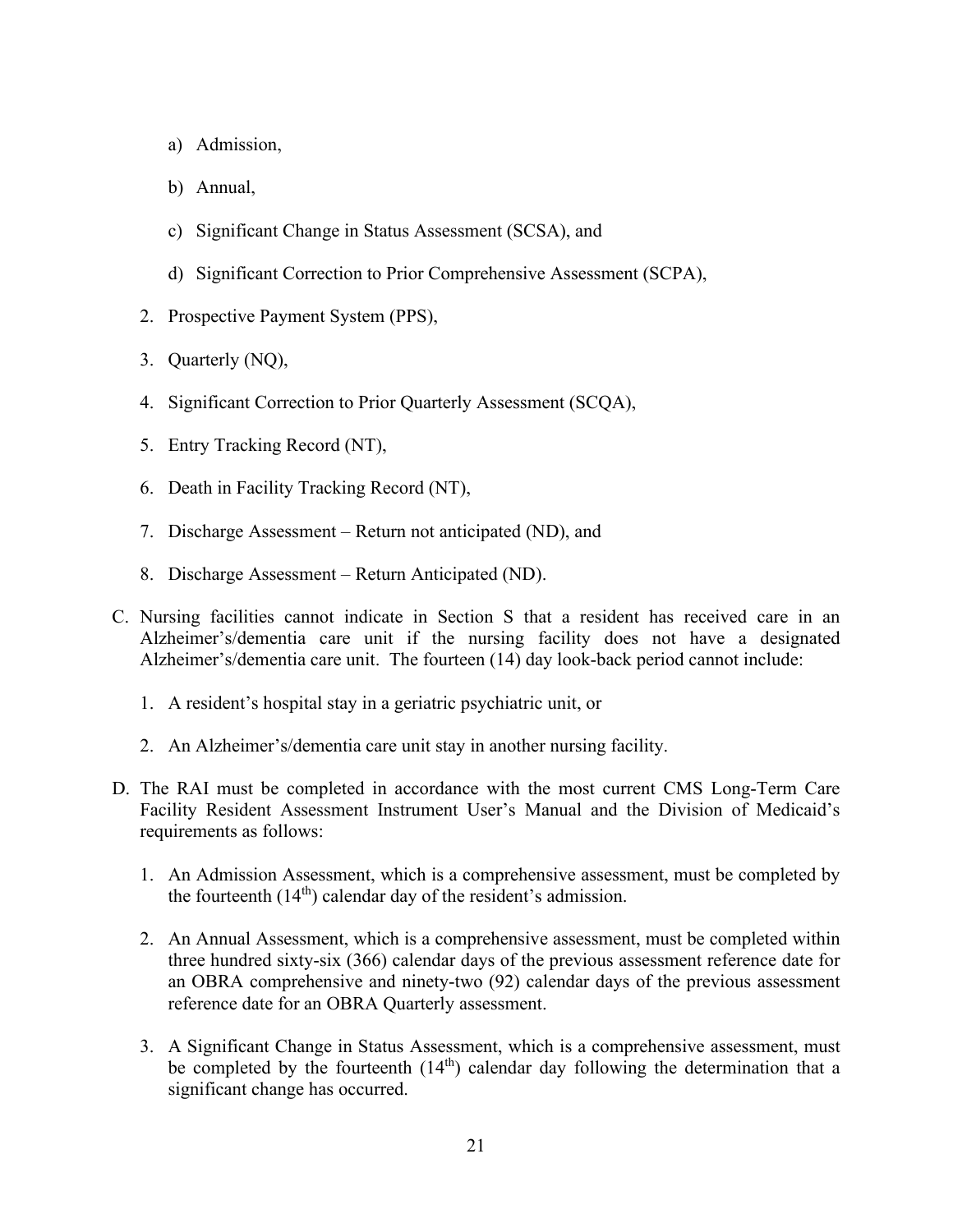a) Admission,

b) Annual,

c) Significant Change in Status Assessment (SCSA), and

d) Significant Correction to Prior Comprehensive Assessment (SCPA),

2. Prospective Payment System (PPS),
3. Quarterly (NQ),
4. Significant Correction to Prior Quarterly Assessment (SCQA),
5. Entry Tracking Record (NT),
6. Death in Facility Tracking Record (NT),
7. Discharge Assessment – Return not anticipated (ND), and
8. Discharge Assessment – Return Anticipated (ND).

C. Nursing facilities cannot indicate in Section S that a resident has received care in an Alzheimer's/dementia care unit if the nursing facility does not have a designated Alzheimer's/dementia care unit. The fourteen (14) day look-back period cannot include:

1. A resident's hospital stay in a geriatric psychiatric unit, or
2. An Alzheimer's/dementia care unit stay in another nursing facility.

D. The RAI must be completed in accordance with the most current CMS Long-Term Care Facility Resident Assessment Instrument User's Manual and the Division of Medicaid's requirements as follows:

1. An Admission Assessment, which is a comprehensive assessment, must be completed by the fourteenth (14th) calendar day of the resident's admission.
2. An Annual Assessment, which is a comprehensive assessment, must be completed within three hundred sixty-six (366) calendar days of the previous assessment reference date for an OBRA comprehensive and ninety-two (92) calendar days of the previous assessment reference date for an OBRA Quarterly assessment.
3. A Significant Change in Status Assessment, which is a comprehensive assessment, must be completed by the fourteenth (14th) calendar day following the determination that a significant change has occurred.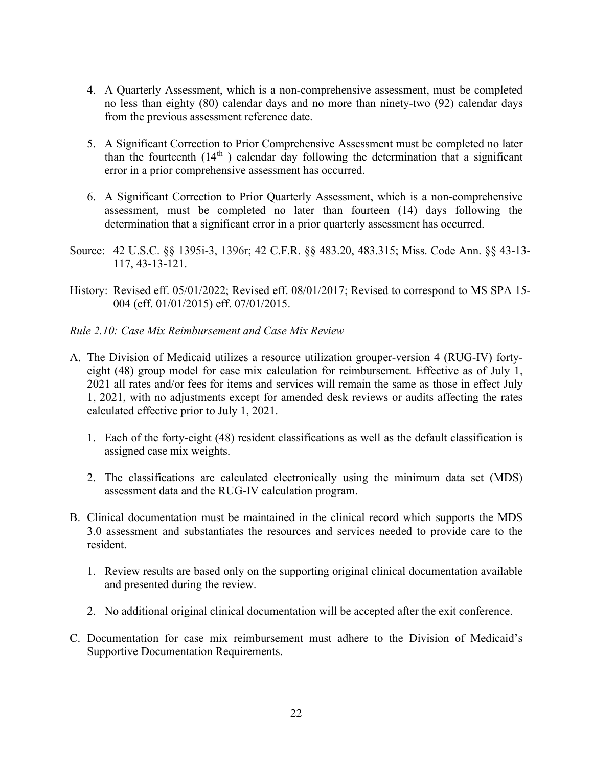4. A Quarterly Assessment, which is a non-comprehensive assessment, must be completed no less than eighty (80) calendar days and no more than ninety-two (92) calendar days from the previous assessment reference date.

5. A Significant Correction to Prior Comprehensive Assessment must be completed no later than the fourteenth (14th) calendar day following the determination that a significant error in a prior comprehensive assessment has occurred.

6. A Significant Correction to Prior Quarterly Assessment, which is a non-comprehensive assessment, must be completed no later than fourteen (14) days following the determination that a significant error in a prior quarterly assessment has occurred.

Source: 42 U.S.C. §§ 1395i-3, 1396r; 42 C.F.R. §§ 483.20, 483.315; Miss. Code Ann. §§ 43-13-117, 43-13-121.

History: Revised eff. 05/01/2022; Revised eff. 08/01/2017; Revised to correspond to MS SPA 15-004 (eff. 01/01/2015) eff. 07/01/2015.

*Rule 2.10: Case Mix Reimbursement and Case Mix Review*

A. The Division of Medicaid utilizes a resource utilization grouper-version 4 (RUG-IV) forty-eight (48) group model for case mix calculation for reimbursement. Effective as of July 1, 2021 all rates and/or fees for items and services will remain the same as those in effect July 1, 2021, with no adjustments except for amended desk reviews or audits affecting the rates calculated effective prior to July 1, 2021.

   1. Each of the forty-eight (48) resident classifications as well as the default classification is assigned case mix weights.

   2. The classifications are calculated electronically using the minimum data set (MDS) assessment data and the RUG-IV calculation program.

B. Clinical documentation must be maintained in the clinical record which supports the MDS 3.0 assessment and substantiates the resources and services needed to provide care to the resident.

   1. Review results are based only on the supporting original clinical documentation available and presented during the review.

   2. No additional original clinical documentation will be accepted after the exit conference.

C. Documentation for case mix reimbursement must adhere to the Division of Medicaid's Supportive Documentation Requirements.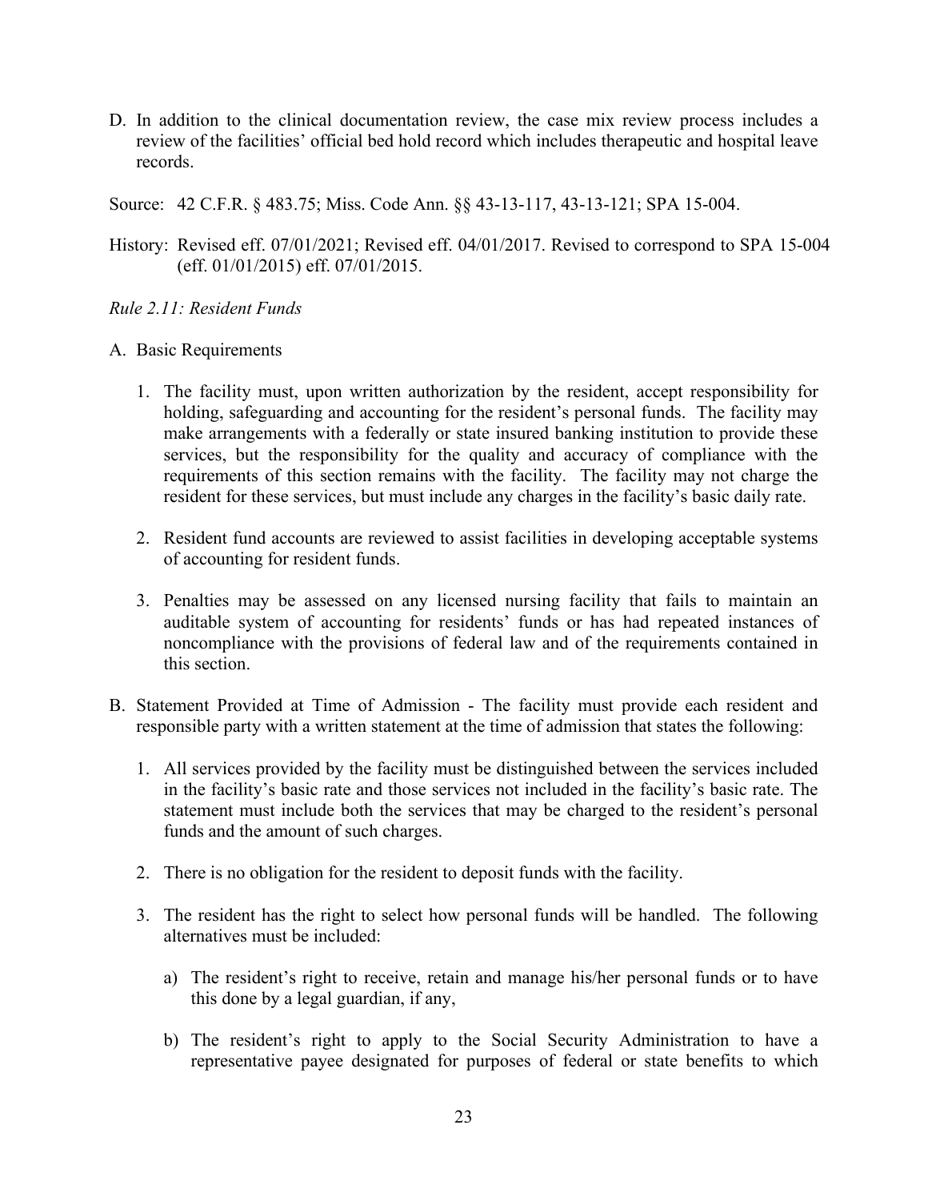D. In addition to the clinical documentation review, the case mix review process includes a review of the facilities' official bed hold record which includes therapeutic and hospital leave records.

Source: 42 C.F.R. § 483.75; Miss. Code Ann. §§ 43-13-117, 43-13-121; SPA 15-004.

History: Revised eff. 07/01/2021; Revised eff. 04/01/2017. Revised to correspond to SPA 15-004 (eff. 01/01/2015) eff. 07/01/2015.

*Rule 2.11: Resident Funds*

A. Basic Requirements

1. The facility must, upon written authorization by the resident, accept responsibility for holding, safeguarding and accounting for the resident's personal funds. The facility may make arrangements with a federally or state insured banking institution to provide these services, but the responsibility for the quality and accuracy of compliance with the requirements of this section remains with the facility. The facility may not charge the resident for these services, but must include any charges in the facility's basic daily rate.

2. Resident fund accounts are reviewed to assist facilities in developing acceptable systems of accounting for resident funds.

3. Penalties may be assessed on any licensed nursing facility that fails to maintain an auditable system of accounting for residents' funds or has had repeated instances of noncompliance with the provisions of federal law and of the requirements contained in this section.

B. Statement Provided at Time of Admission - The facility must provide each resident and responsible party with a written statement at the time of admission that states the following:

1. All services provided by the facility must be distinguished between the services included in the facility's basic rate and those services not included in the facility's basic rate. The statement must include both the services that may be charged to the resident's personal funds and the amount of such charges.

2. There is no obligation for the resident to deposit funds with the facility.

3. The resident has the right to select how personal funds will be handled. The following alternatives must be included:

   a) The resident's right to receive, retain and manage his/her personal funds or to have this done by a legal guardian, if any,

   b) The resident's right to apply to the Social Security Administration to have a representative payee designated for purposes of federal or state benefits to which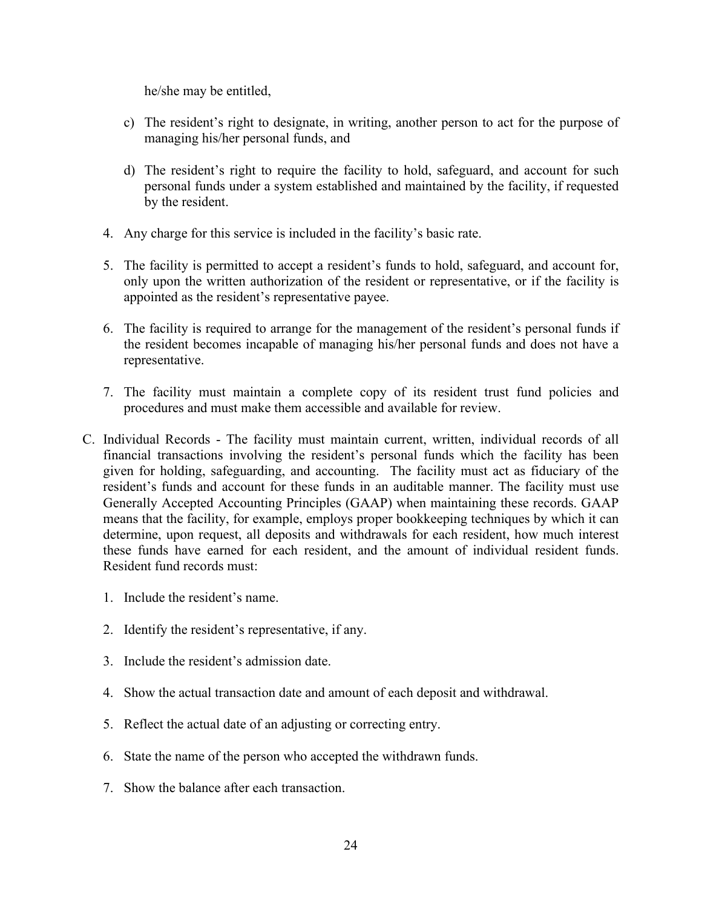he/she may be entitled,

c) The resident's right to designate, in writing, another person to act for the purpose of managing his/her personal funds, and

d) The resident's right to require the facility to hold, safeguard, and account for such personal funds under a system established and maintained by the facility, if requested by the resident.

4. Any charge for this service is included in the facility's basic rate.

5. The facility is permitted to accept a resident's funds to hold, safeguard, and account for, only upon the written authorization of the resident or representative, or if the facility is appointed as the resident's representative payee.

6. The facility is required to arrange for the management of the resident's personal funds if the resident becomes incapable of managing his/her personal funds and does not have a representative.

7. The facility must maintain a complete copy of its resident trust fund policies and procedures and must make them accessible and available for review.

C. Individual Records - The facility must maintain current, written, individual records of all financial transactions involving the resident's personal funds which the facility has been given for holding, safeguarding, and accounting. The facility must act as fiduciary of the resident's funds and account for these funds in an auditable manner. The facility must use Generally Accepted Accounting Principles (GAAP) when maintaining these records. GAAP means that the facility, for example, employs proper bookkeeping techniques by which it can determine, upon request, all deposits and withdrawals for each resident, how much interest these funds have earned for each resident, and the amount of individual resident funds. Resident fund records must:

1. Include the resident's name.

2. Identify the resident's representative, if any.

3. Include the resident's admission date.

4. Show the actual transaction date and amount of each deposit and withdrawal.

5. Reflect the actual date of an adjusting or correcting entry.

6. State the name of the person who accepted the withdrawn funds.

7. Show the balance after each transaction.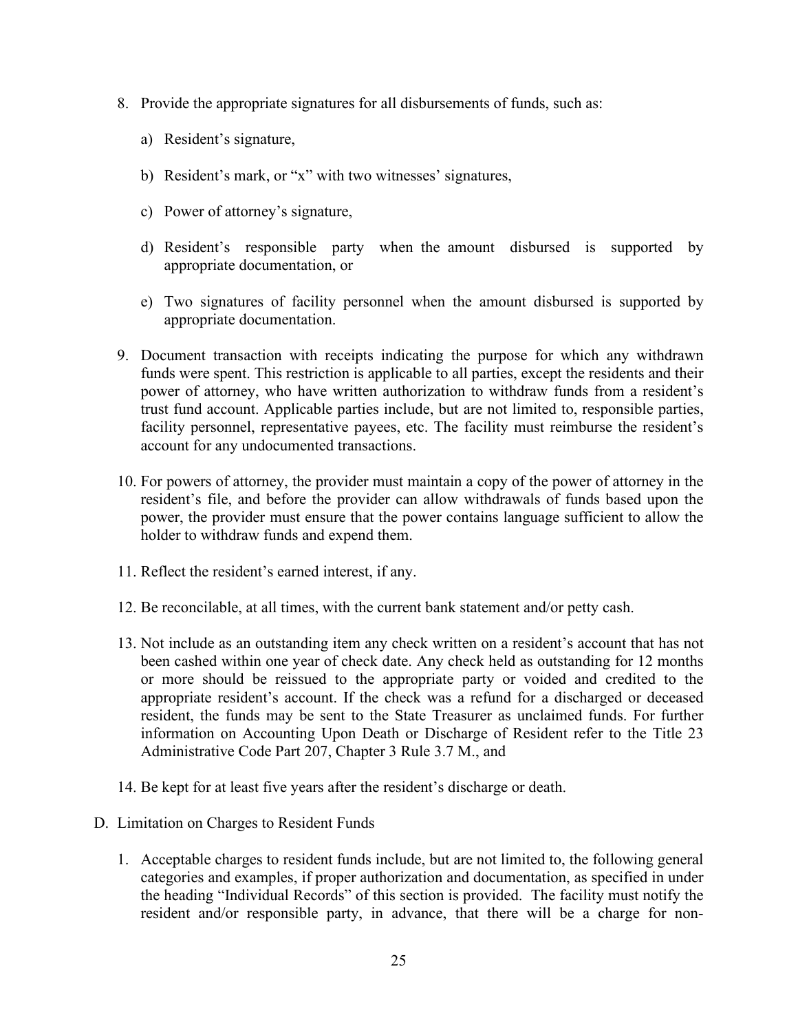8. Provide the appropriate signatures for all disbursements of funds, such as:

   a) Resident's signature,

   b) Resident's mark, or "x" with two witnesses' signatures,

   c) Power of attorney's signature,

   d) Resident's responsible party when the amount disbursed is supported by appropriate documentation, or

   e) Two signatures of facility personnel when the amount disbursed is supported by appropriate documentation.

9. Document transaction with receipts indicating the purpose for which any withdrawn funds were spent. This restriction is applicable to all parties, except the residents and their power of attorney, who have written authorization to withdraw funds from a resident's trust fund account. Applicable parties include, but are not limited to, responsible parties, facility personnel, representative payees, etc. The facility must reimburse the resident's account for any undocumented transactions.

10. For powers of attorney, the provider must maintain a copy of the power of attorney in the resident's file, and before the provider can allow withdrawals of funds based upon the power, the provider must ensure that the power contains language sufficient to allow the holder to withdraw funds and expend them.

11. Reflect the resident's earned interest, if any.

12. Be reconcilable, at all times, with the current bank statement and/or petty cash.

13. Not include as an outstanding item any check written on a resident's account that has not been cashed within one year of check date. Any check held as outstanding for 12 months or more should be reissued to the appropriate party or voided and credited to the appropriate resident's account. If the check was a refund for a discharged or deceased resident, the funds may be sent to the State Treasurer as unclaimed funds. For further information on Accounting Upon Death or Discharge of Resident refer to the Title 23 Administrative Code Part 207, Chapter 3 Rule 3.7 M., and

14. Be kept for at least five years after the resident's discharge or death.

D. Limitation on Charges to Resident Funds

1. Acceptable charges to resident funds include, but are not limited to, the following general categories and examples, if proper authorization and documentation, as specified in under the heading "Individual Records" of this section is provided. The facility must notify the resident and/or responsible party, in advance, that there will be a charge for non-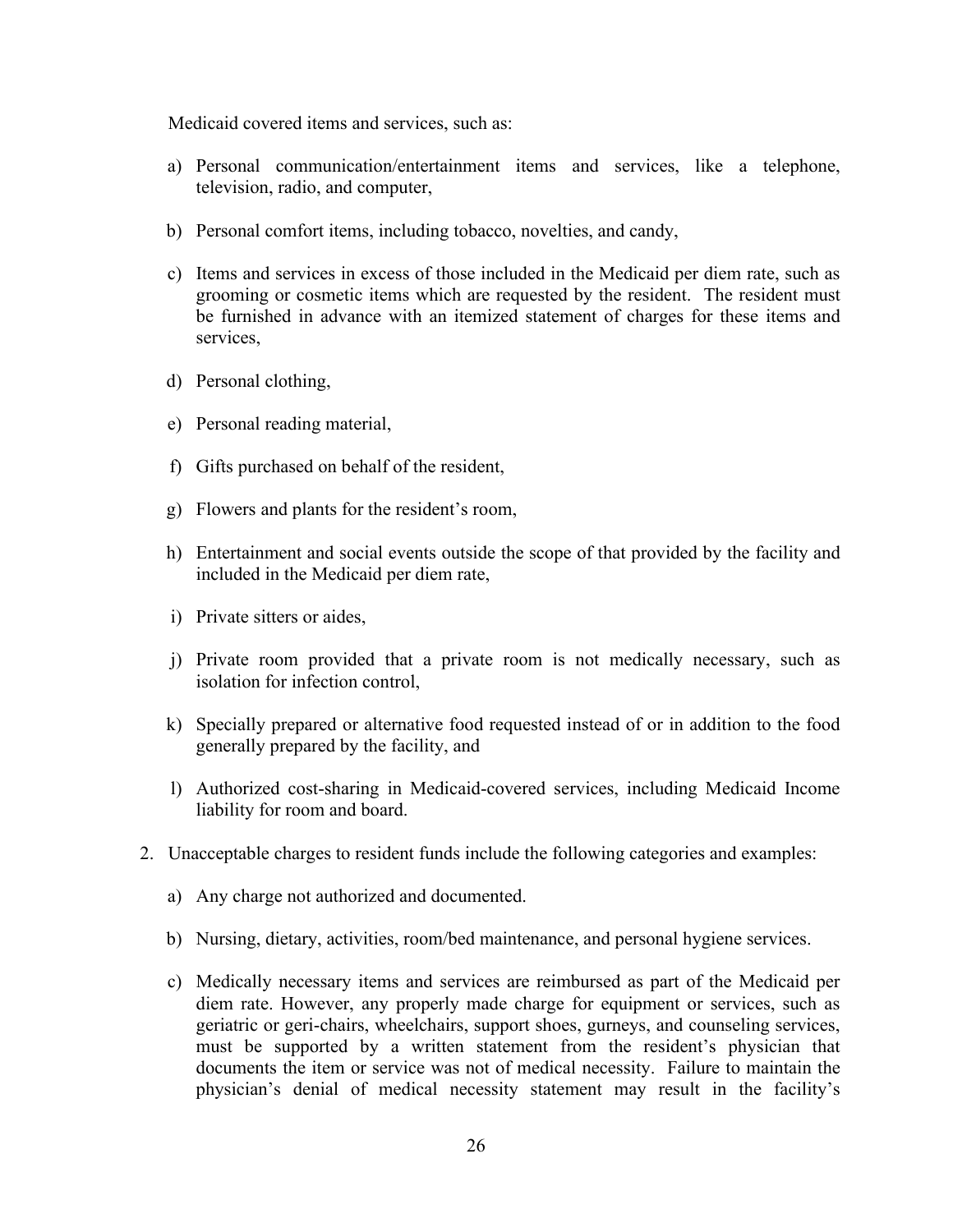Medicaid covered items and services, such as:

a) Personal communication/entertainment items and services, like a telephone, television, radio, and computer,

b) Personal comfort items, including tobacco, novelties, and candy,

c) Items and services in excess of those included in the Medicaid per diem rate, such as grooming or cosmetic items which are requested by the resident. The resident must be furnished in advance with an itemized statement of charges for these items and services,

d) Personal clothing,

e) Personal reading material,

f) Gifts purchased on behalf of the resident,

g) Flowers and plants for the resident's room,

h) Entertainment and social events outside the scope of that provided by the facility and included in the Medicaid per diem rate,

i) Private sitters or aides,

j) Private room provided that a private room is not medically necessary, such as isolation for infection control,

k) Specially prepared or alternative food requested instead of or in addition to the food generally prepared by the facility, and

l) Authorized cost-sharing in Medicaid-covered services, including Medicaid Income liability for room and board.

2. Unacceptable charges to resident funds include the following categories and examples:

   a) Any charge not authorized and documented.

   b) Nursing, dietary, activities, room/bed maintenance, and personal hygiene services.

   c) Medically necessary items and services are reimbursed as part of the Medicaid per diem rate. However, any properly made charge for equipment or services, such as geriatric or geri-chairs, wheelchairs, support shoes, gurneys, and counseling services, must be supported by a written statement from the resident's physician that documents the item or service was not of medical necessity. Failure to maintain the physician's denial of medical necessity statement may result in the facility's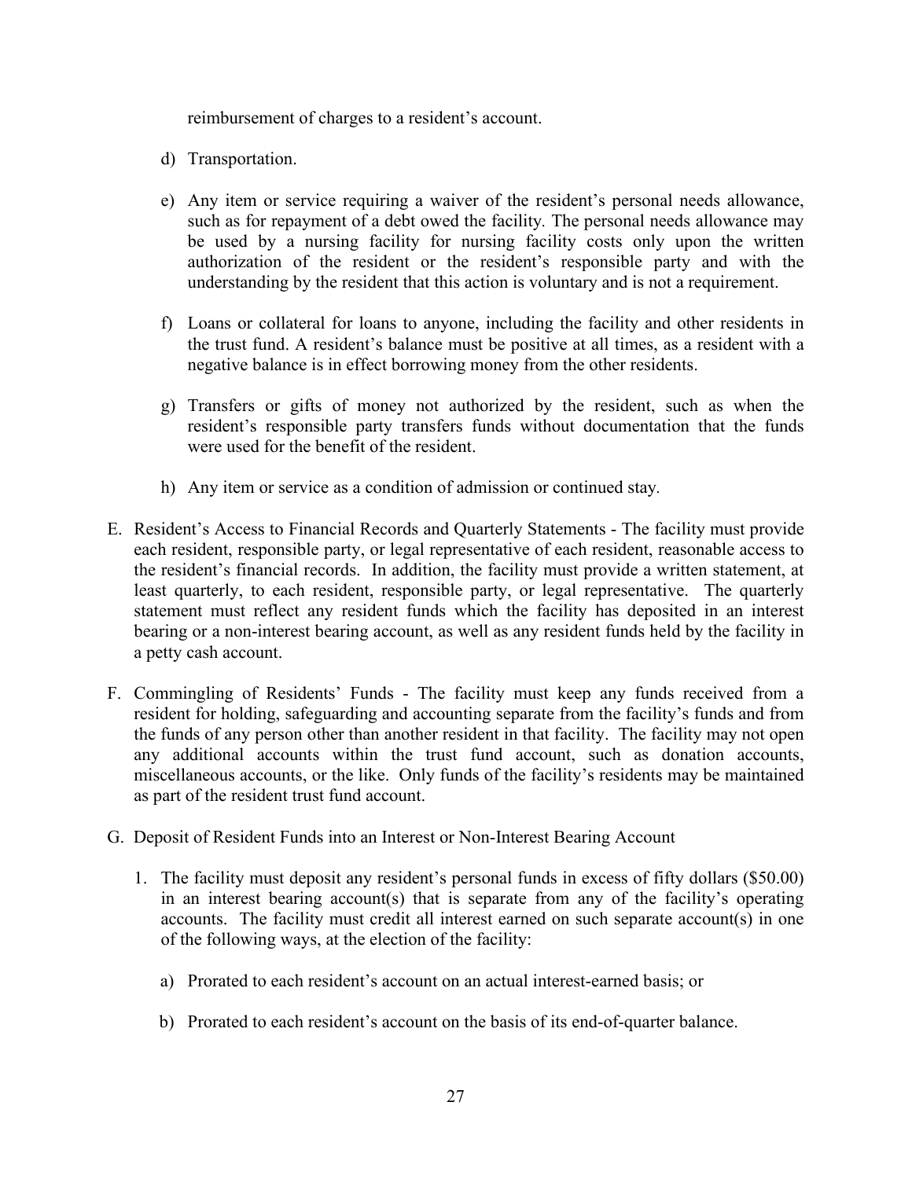reimbursement of charges to a resident's account.

d) Transportation.

e) Any item or service requiring a waiver of the resident's personal needs allowance, such as for repayment of a debt owed the facility. The personal needs allowance may be used by a nursing facility for nursing facility costs only upon the written authorization of the resident or the resident's responsible party and with the understanding by the resident that this action is voluntary and is not a requirement.

f) Loans or collateral for loans to anyone, including the facility and other residents in the trust fund. A resident's balance must be positive at all times, as a resident with a negative balance is in effect borrowing money from the other residents.

g) Transfers or gifts of money not authorized by the resident, such as when the resident's responsible party transfers funds without documentation that the funds were used for the benefit of the resident.

h) Any item or service as a condition of admission or continued stay.

E. Resident's Access to Financial Records and Quarterly Statements - The facility must provide each resident, responsible party, or legal representative of each resident, reasonable access to the resident's financial records. In addition, the facility must provide a written statement, at least quarterly, to each resident, responsible party, or legal representative. The quarterly statement must reflect any resident funds which the facility has deposited in an interest bearing or a non-interest bearing account, as well as any resident funds held by the facility in a petty cash account.

F. Commingling of Residents' Funds - The facility must keep any funds received from a resident for holding, safeguarding and accounting separate from the facility's funds and from the funds of any person other than another resident in that facility. The facility may not open any additional accounts within the trust fund account, such as donation accounts, miscellaneous accounts, or the like. Only funds of the facility's residents may be maintained as part of the resident trust fund account.

G. Deposit of Resident Funds into an Interest or Non-Interest Bearing Account

1. The facility must deposit any resident's personal funds in excess of fifty dollars ($50.00) in an interest bearing account(s) that is separate from any of the facility's operating accounts. The facility must credit all interest earned on such separate account(s) in one of the following ways, at the election of the facility:

   a) Prorated to each resident's account on an actual interest-earned basis; or

   b) Prorated to each resident's account on the basis of its end-of-quarter balance.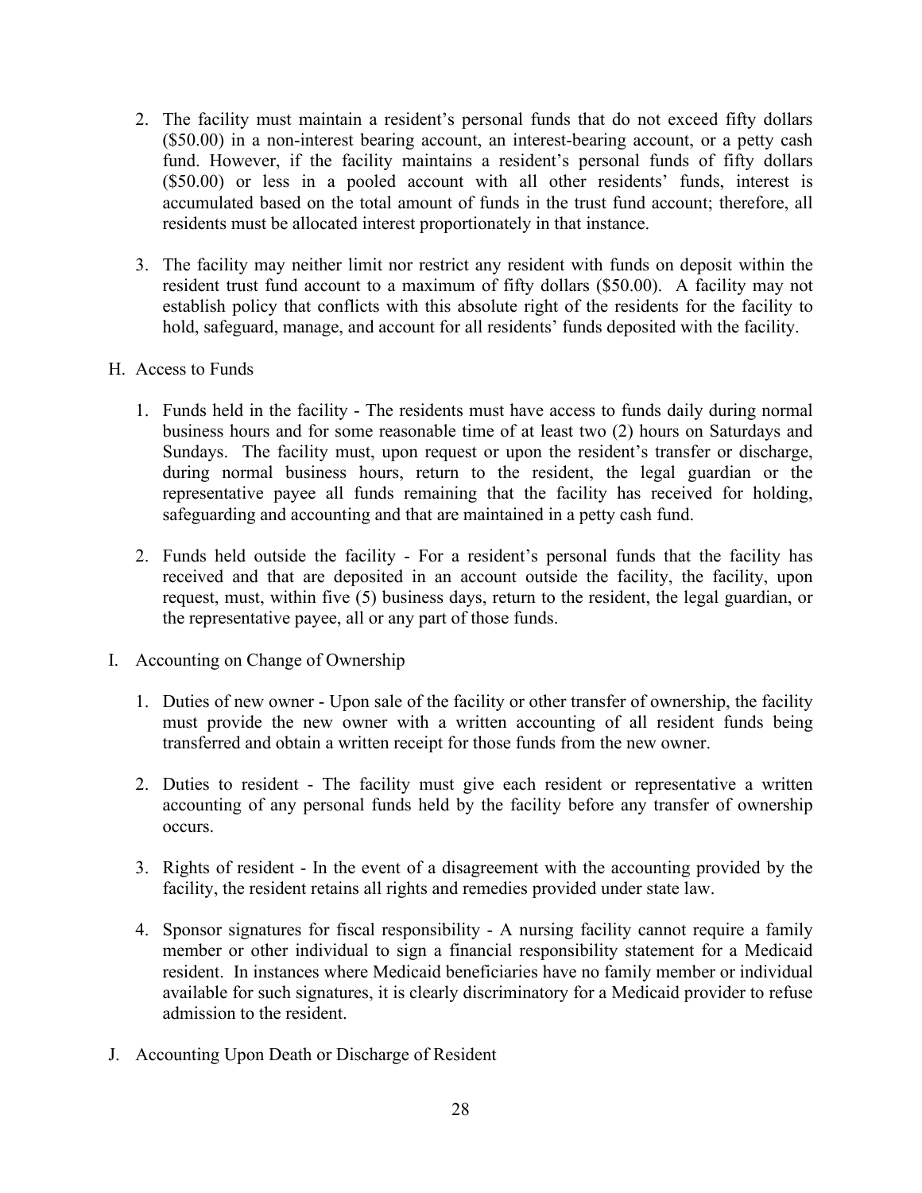2. The facility must maintain a resident's personal funds that do not exceed fifty dollars ($50.00) in a non-interest bearing account, an interest-bearing account, or a petty cash fund. However, if the facility maintains a resident's personal funds of fifty dollars ($50.00) or less in a pooled account with all other residents' funds, interest is accumulated based on the total amount of funds in the trust fund account; therefore, all residents must be allocated interest proportionately in that instance.

3. The facility may neither limit nor restrict any resident with funds on deposit within the resident trust fund account to a maximum of fifty dollars ($50.00). A facility may not establish policy that conflicts with this absolute right of the residents for the facility to hold, safeguard, manage, and account for all residents' funds deposited with the facility.

H. Access to Funds

1. Funds held in the facility - The residents must have access to funds daily during normal business hours and for some reasonable time of at least two (2) hours on Saturdays and Sundays. The facility must, upon request or upon the resident's transfer or discharge, during normal business hours, return to the resident, the legal guardian or the representative payee all funds remaining that the facility has received for holding, safeguarding and accounting and that are maintained in a petty cash fund.

2. Funds held outside the facility - For a resident's personal funds that the facility has received and that are deposited in an account outside the facility, the facility, upon request, must, within five (5) business days, return to the resident, the legal guardian, or the representative payee, all or any part of those funds.

I. Accounting on Change of Ownership

1. Duties of new owner - Upon sale of the facility or other transfer of ownership, the facility must provide the new owner with a written accounting of all resident funds being transferred and obtain a written receipt for those funds from the new owner.

2. Duties to resident - The facility must give each resident or representative a written accounting of any personal funds held by the facility before any transfer of ownership occurs.

3. Rights of resident - In the event of a disagreement with the accounting provided by the facility, the resident retains all rights and remedies provided under state law.

4. Sponsor signatures for fiscal responsibility - A nursing facility cannot require a family member or other individual to sign a financial responsibility statement for a Medicaid resident. In instances where Medicaid beneficiaries have no family member or individual available for such signatures, it is clearly discriminatory for a Medicaid provider to refuse admission to the resident.

J. Accounting Upon Death or Discharge of Resident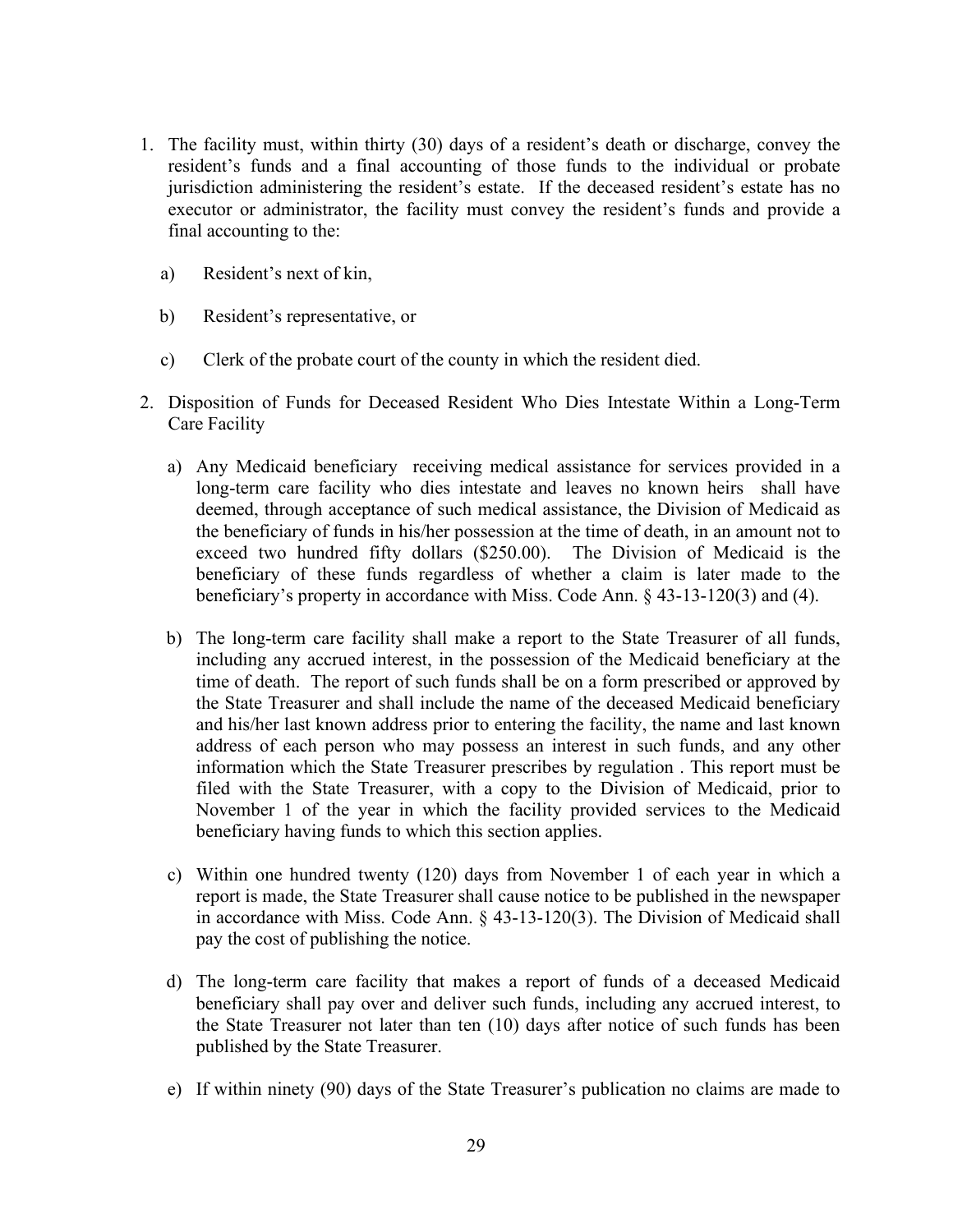1. The facility must, within thirty (30) days of a resident's death or discharge, convey the resident's funds and a final accounting of those funds to the individual or probate jurisdiction administering the resident's estate. If the deceased resident's estate has no executor or administrator, the facility must convey the resident's funds and provide a final accounting to the:

   a) Resident's next of kin,

   b) Resident's representative, or

   c) Clerk of the probate court of the county in which the resident died.

2. Disposition of Funds for Deceased Resident Who Dies Intestate Within a Long-Term Care Facility

   a) Any Medicaid beneficiary receiving medical assistance for services provided in a long-term care facility who dies intestate and leaves no known heirs shall have deemed, through acceptance of such medical assistance, the Division of Medicaid as the beneficiary of funds in his/her possession at the time of death, in an amount not to exceed two hundred fifty dollars ($250.00). The Division of Medicaid is the beneficiary of these funds regardless of whether a claim is later made to the beneficiary's property in accordance with Miss. Code Ann. § 43-13-120(3) and (4).

   b) The long-term care facility shall make a report to the State Treasurer of all funds, including any accrued interest, in the possession of the Medicaid beneficiary at the time of death. The report of such funds shall be on a form prescribed or approved by the State Treasurer and shall include the name of the deceased Medicaid beneficiary and his/her last known address prior to entering the facility, the name and last known address of each person who may possess an interest in such funds, and any other information which the State Treasurer prescribes by regulation . This report must be filed with the State Treasurer, with a copy to the Division of Medicaid, prior to November 1 of the year in which the facility provided services to the Medicaid beneficiary having funds to which this section applies.

   c) Within one hundred twenty (120) days from November 1 of each year in which a report is made, the State Treasurer shall cause notice to be published in the newspaper in accordance with Miss. Code Ann. § 43-13-120(3). The Division of Medicaid shall pay the cost of publishing the notice.

   d) The long-term care facility that makes a report of funds of a deceased Medicaid beneficiary shall pay over and deliver such funds, including any accrued interest, to the State Treasurer not later than ten (10) days after notice of such funds has been published by the State Treasurer.

   e) If within ninety (90) days of the State Treasurer's publication no claims are made to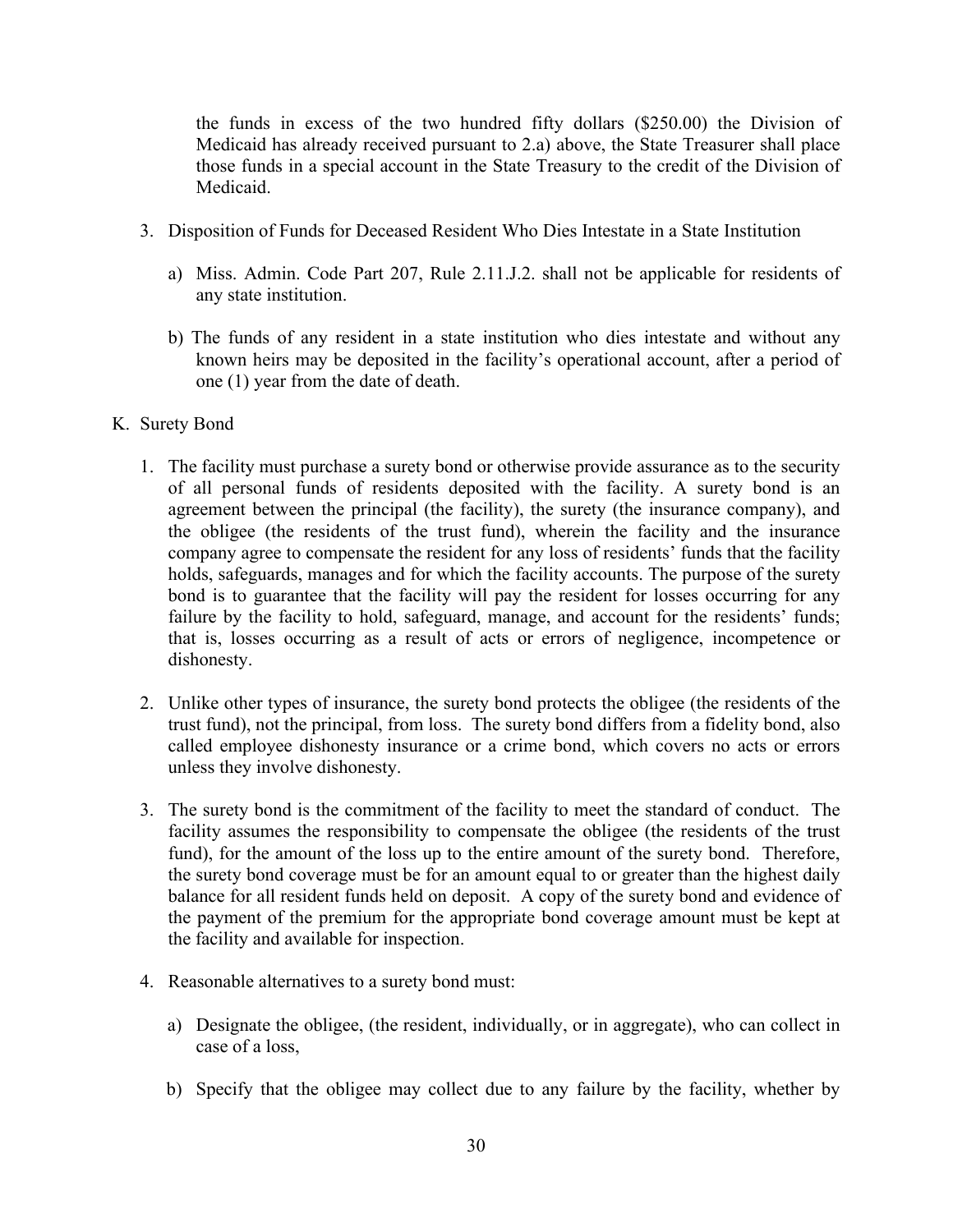the funds in excess of the two hundred fifty dollars ($250.00) the Division of Medicaid has already received pursuant to 2.a) above, the State Treasurer shall place those funds in a special account in the State Treasury to the credit of the Division of Medicaid.

3. Disposition of Funds for Deceased Resident Who Dies Intestate in a State Institution

   a) Miss. Admin. Code Part 207, Rule 2.11.J.2. shall not be applicable for residents of any state institution.

   b) The funds of any resident in a state institution who dies intestate and without any known heirs may be deposited in the facility's operational account, after a period of one (1) year from the date of death.

K. Surety Bond

1. The facility must purchase a surety bond or otherwise provide assurance as to the security of all personal funds of residents deposited with the facility. A surety bond is an agreement between the principal (the facility), the surety (the insurance company), and the obligee (the residents of the trust fund), wherein the facility and the insurance company agree to compensate the resident for any loss of residents' funds that the facility holds, safeguards, manages and for which the facility accounts. The purpose of the surety bond is to guarantee that the facility will pay the resident for losses occurring for any failure by the facility to hold, safeguard, manage, and account for the residents' funds; that is, losses occurring as a result of acts or errors of negligence, incompetence or dishonesty.

2. Unlike other types of insurance, the surety bond protects the obligee (the residents of the trust fund), not the principal, from loss. The surety bond differs from a fidelity bond, also called employee dishonesty insurance or a crime bond, which covers no acts or errors unless they involve dishonesty.

3. The surety bond is the commitment of the facility to meet the standard of conduct. The facility assumes the responsibility to compensate the obligee (the residents of the trust fund), for the amount of the loss up to the entire amount of the surety bond. Therefore, the surety bond coverage must be for an amount equal to or greater than the highest daily balance for all resident funds held on deposit. A copy of the surety bond and evidence of the payment of the premium for the appropriate bond coverage amount must be kept at the facility and available for inspection.

4. Reasonable alternatives to a surety bond must:

   a) Designate the obligee, (the resident, individually, or in aggregate), who can collect in case of a loss,

   b) Specify that the obligee may collect due to any failure by the facility, whether by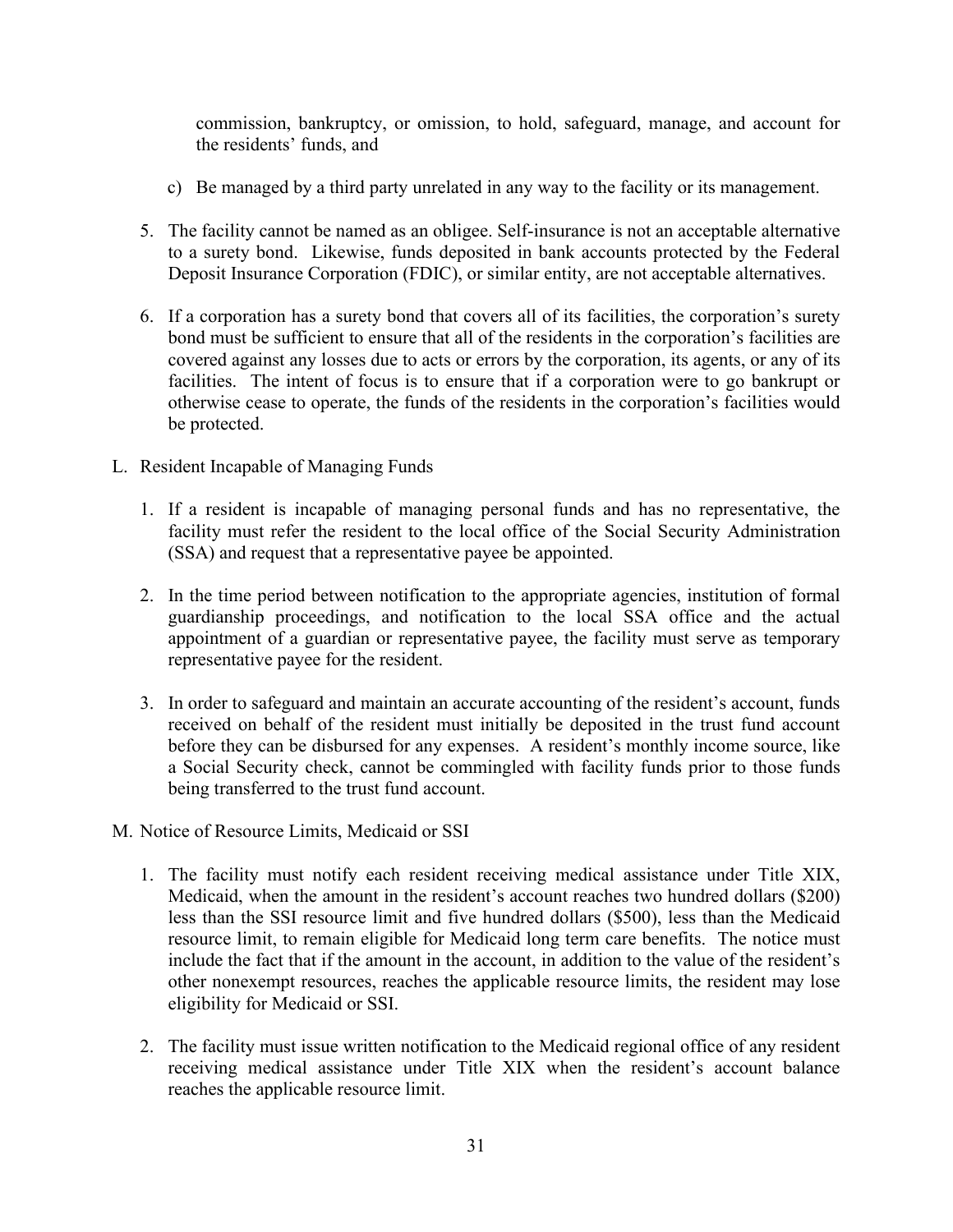commission, bankruptcy, or omission, to hold, safeguard, manage, and account for the residents' funds, and

c) Be managed by a third party unrelated in any way to the facility or its management.

5. The facility cannot be named as an obligee. Self-insurance is not an acceptable alternative to a surety bond. Likewise, funds deposited in bank accounts protected by the Federal Deposit Insurance Corporation (FDIC), or similar entity, are not acceptable alternatives.

6. If a corporation has a surety bond that covers all of its facilities, the corporation's surety bond must be sufficient to ensure that all of the residents in the corporation's facilities are covered against any losses due to acts or errors by the corporation, its agents, or any of its facilities. The intent of focus is to ensure that if a corporation were to go bankrupt or otherwise cease to operate, the funds of the residents in the corporation's facilities would be protected.

L. Resident Incapable of Managing Funds

1. If a resident is incapable of managing personal funds and has no representative, the facility must refer the resident to the local office of the Social Security Administration (SSA) and request that a representative payee be appointed.

2. In the time period between notification to the appropriate agencies, institution of formal guardianship proceedings, and notification to the local SSA office and the actual appointment of a guardian or representative payee, the facility must serve as temporary representative payee for the resident.

3. In order to safeguard and maintain an accurate accounting of the resident's account, funds received on behalf of the resident must initially be deposited in the trust fund account before they can be disbursed for any expenses. A resident's monthly income source, like a Social Security check, cannot be commingled with facility funds prior to those funds being transferred to the trust fund account.

M. Notice of Resource Limits, Medicaid or SSI

1. The facility must notify each resident receiving medical assistance under Title XIX, Medicaid, when the amount in the resident's account reaches two hundred dollars ($200) less than the SSI resource limit and five hundred dollars ($500), less than the Medicaid resource limit, to remain eligible for Medicaid long term care benefits. The notice must include the fact that if the amount in the account, in addition to the value of the resident's other nonexempt resources, reaches the applicable resource limits, the resident may lose eligibility for Medicaid or SSI.

2. The facility must issue written notification to the Medicaid regional office of any resident receiving medical assistance under Title XIX when the resident's account balance reaches the applicable resource limit.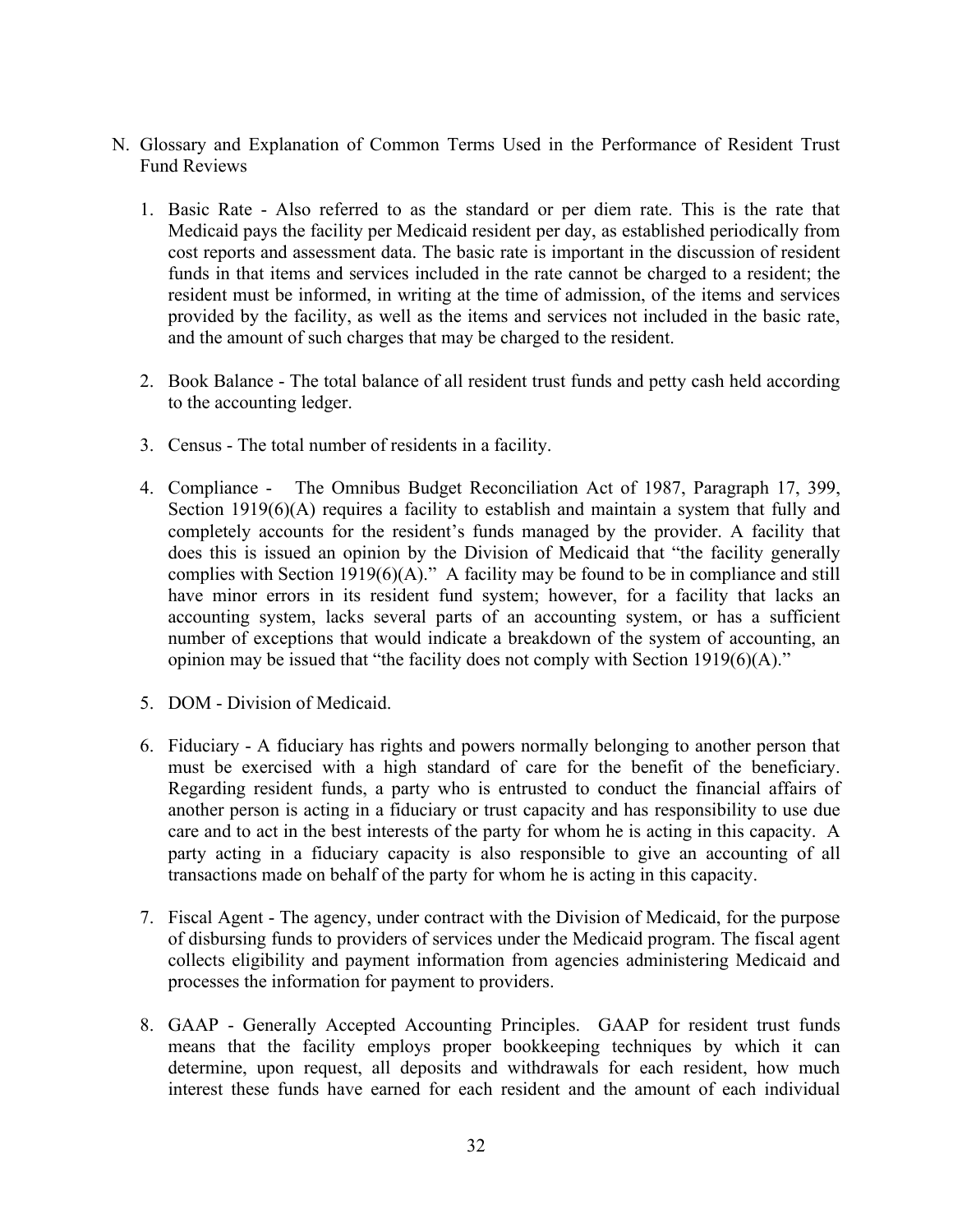N. Glossary and Explanation of Common Terms Used in the Performance of Resident Trust Fund Reviews

1. Basic Rate - Also referred to as the standard or per diem rate. This is the rate that Medicaid pays the facility per Medicaid resident per day, as established periodically from cost reports and assessment data. The basic rate is important in the discussion of resident funds in that items and services included in the rate cannot be charged to a resident; the resident must be informed, in writing at the time of admission, of the items and services provided by the facility, as well as the items and services not included in the basic rate, and the amount of such charges that may be charged to the resident.

2. Book Balance - The total balance of all resident trust funds and petty cash held according to the accounting ledger.

3. Census - The total number of residents in a facility.

4. Compliance - The Omnibus Budget Reconciliation Act of 1987, Paragraph 17, 399, Section 1919(6)(A) requires a facility to establish and maintain a system that fully and completely accounts for the resident's funds managed by the provider. A facility that does this is issued an opinion by the Division of Medicaid that "the facility generally complies with Section 1919(6)(A)." A facility may be found to be in compliance and still have minor errors in its resident fund system; however, for a facility that lacks an accounting system, lacks several parts of an accounting system, or has a sufficient number of exceptions that would indicate a breakdown of the system of accounting, an opinion may be issued that "the facility does not comply with Section 1919(6)(A)."

5. DOM - Division of Medicaid.

6. Fiduciary - A fiduciary has rights and powers normally belonging to another person that must be exercised with a high standard of care for the benefit of the beneficiary. Regarding resident funds, a party who is entrusted to conduct the financial affairs of another person is acting in a fiduciary or trust capacity and has responsibility to use due care and to act in the best interests of the party for whom he is acting in this capacity. A party acting in a fiduciary capacity is also responsible to give an accounting of all transactions made on behalf of the party for whom he is acting in this capacity.

7. Fiscal Agent - The agency, under contract with the Division of Medicaid, for the purpose of disbursing funds to providers of services under the Medicaid program. The fiscal agent collects eligibility and payment information from agencies administering Medicaid and processes the information for payment to providers.

8. GAAP - Generally Accepted Accounting Principles. GAAP for resident trust funds means that the facility employs proper bookkeeping techniques by which it can determine, upon request, all deposits and withdrawals for each resident, how much interest these funds have earned for each resident and the amount of each individual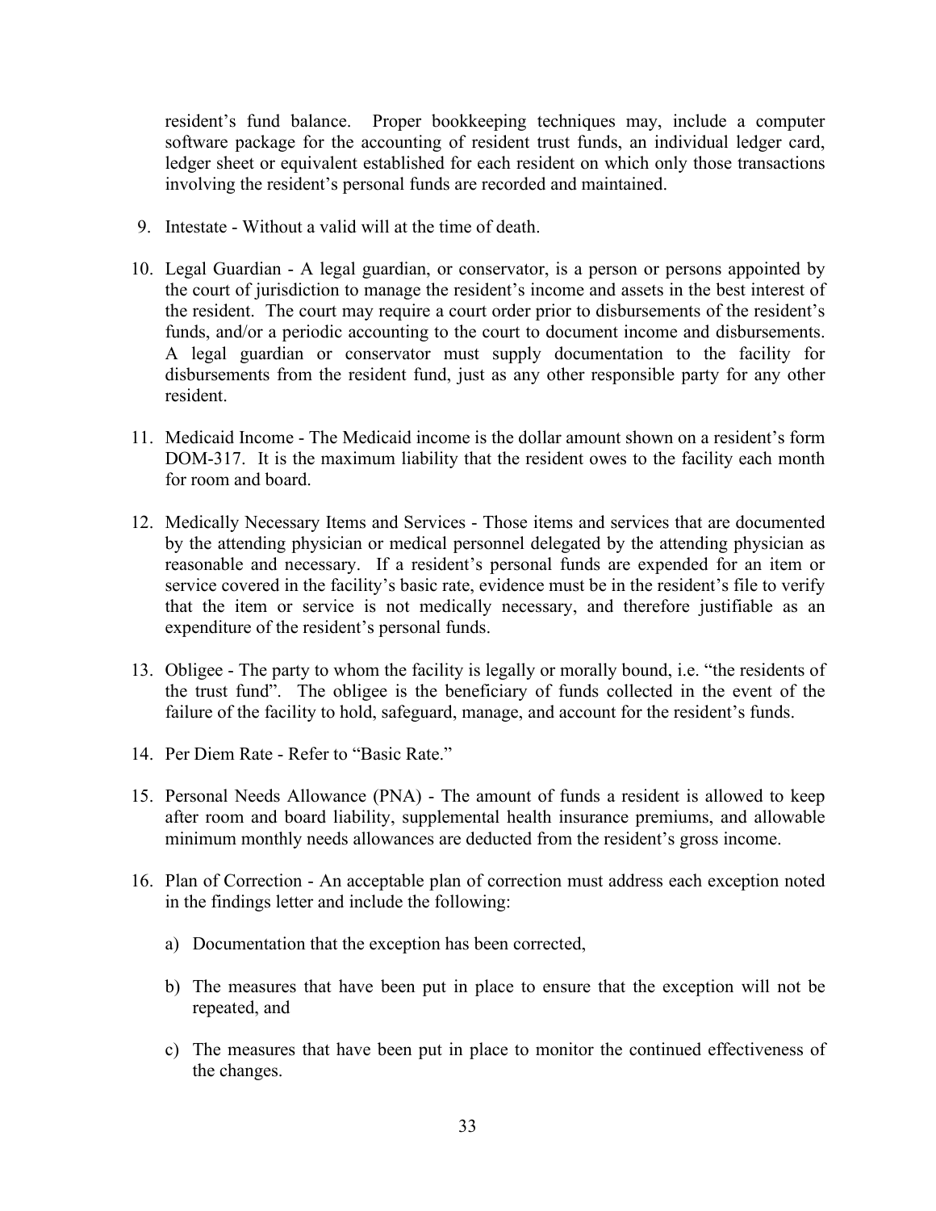resident's fund balance. Proper bookkeeping techniques may, include a computer software package for the accounting of resident trust funds, an individual ledger card, ledger sheet or equivalent established for each resident on which only those transactions involving the resident's personal funds are recorded and maintained.

9. Intestate - Without a valid will at the time of death.

10. Legal Guardian - A legal guardian, or conservator, is a person or persons appointed by the court of jurisdiction to manage the resident's income and assets in the best interest of the resident. The court may require a court order prior to disbursements of the resident's funds, and/or a periodic accounting to the court to document income and disbursements. A legal guardian or conservator must supply documentation to the facility for disbursements from the resident fund, just as any other responsible party for any other resident.

11. Medicaid Income - The Medicaid income is the dollar amount shown on a resident's form DOM-317. It is the maximum liability that the resident owes to the facility each month for room and board.

12. Medically Necessary Items and Services - Those items and services that are documented by the attending physician or medical personnel delegated by the attending physician as reasonable and necessary. If a resident's personal funds are expended for an item or service covered in the facility's basic rate, evidence must be in the resident's file to verify that the item or service is not medically necessary, and therefore justifiable as an expenditure of the resident's personal funds.

13. Obligee - The party to whom the facility is legally or morally bound, i.e. "the residents of the trust fund". The obligee is the beneficiary of funds collected in the event of the failure of the facility to hold, safeguard, manage, and account for the resident's funds.

14. Per Diem Rate - Refer to "Basic Rate."

15. Personal Needs Allowance (PNA) - The amount of funds a resident is allowed to keep after room and board liability, supplemental health insurance premiums, and allowable minimum monthly needs allowances are deducted from the resident's gross income.

16. Plan of Correction - An acceptable plan of correction must address each exception noted in the findings letter and include the following:

    a) Documentation that the exception has been corrected,

    b) The measures that have been put in place to ensure that the exception will not be repeated, and

    c) The measures that have been put in place to monitor the continued effectiveness of the changes.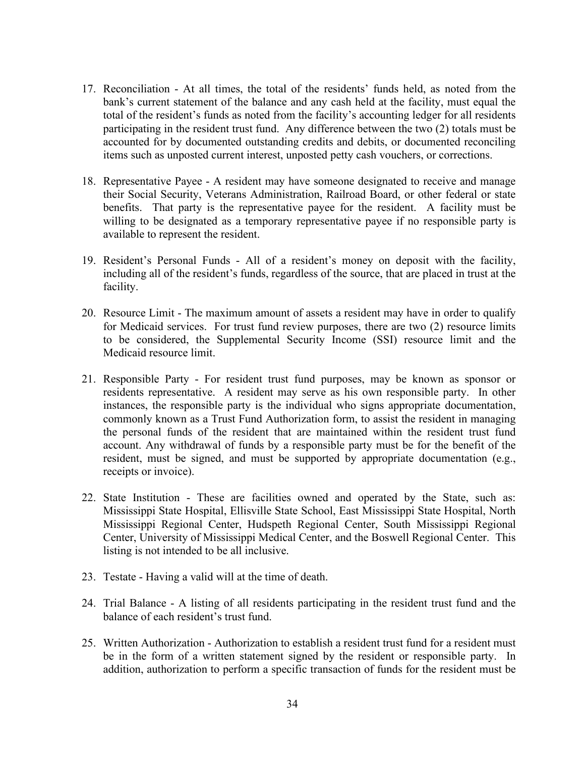17. Reconciliation - At all times, the total of the residents' funds held, as noted from the bank's current statement of the balance and any cash held at the facility, must equal the total of the resident's funds as noted from the facility's accounting ledger for all residents participating in the resident trust fund. Any difference between the two (2) totals must be accounted for by documented outstanding credits and debits, or documented reconciling items such as unposted current interest, unposted petty cash vouchers, or corrections.

18. Representative Payee - A resident may have someone designated to receive and manage their Social Security, Veterans Administration, Railroad Board, or other federal or state benefits. That party is the representative payee for the resident. A facility must be willing to be designated as a temporary representative payee if no responsible party is available to represent the resident.

19. Resident's Personal Funds - All of a resident's money on deposit with the facility, including all of the resident's funds, regardless of the source, that are placed in trust at the facility.

20. Resource Limit - The maximum amount of assets a resident may have in order to qualify for Medicaid services. For trust fund review purposes, there are two (2) resource limits to be considered, the Supplemental Security Income (SSI) resource limit and the Medicaid resource limit.

21. Responsible Party - For resident trust fund purposes, may be known as sponsor or residents representative. A resident may serve as his own responsible party. In other instances, the responsible party is the individual who signs appropriate documentation, commonly known as a Trust Fund Authorization form, to assist the resident in managing the personal funds of the resident that are maintained within the resident trust fund account. Any withdrawal of funds by a responsible party must be for the benefit of the resident, must be signed, and must be supported by appropriate documentation (e.g., receipts or invoice).

22. State Institution - These are facilities owned and operated by the State, such as: Mississippi State Hospital, Ellisville State School, East Mississippi State Hospital, North Mississippi Regional Center, Hudspeth Regional Center, South Mississippi Regional Center, University of Mississippi Medical Center, and the Boswell Regional Center. This listing is not intended to be all inclusive.

23. Testate - Having a valid will at the time of death.

24. Trial Balance - A listing of all residents participating in the resident trust fund and the balance of each resident's trust fund.

25. Written Authorization - Authorization to establish a resident trust fund for a resident must be in the form of a written statement signed by the resident or responsible party. In addition, authorization to perform a specific transaction of funds for the resident must be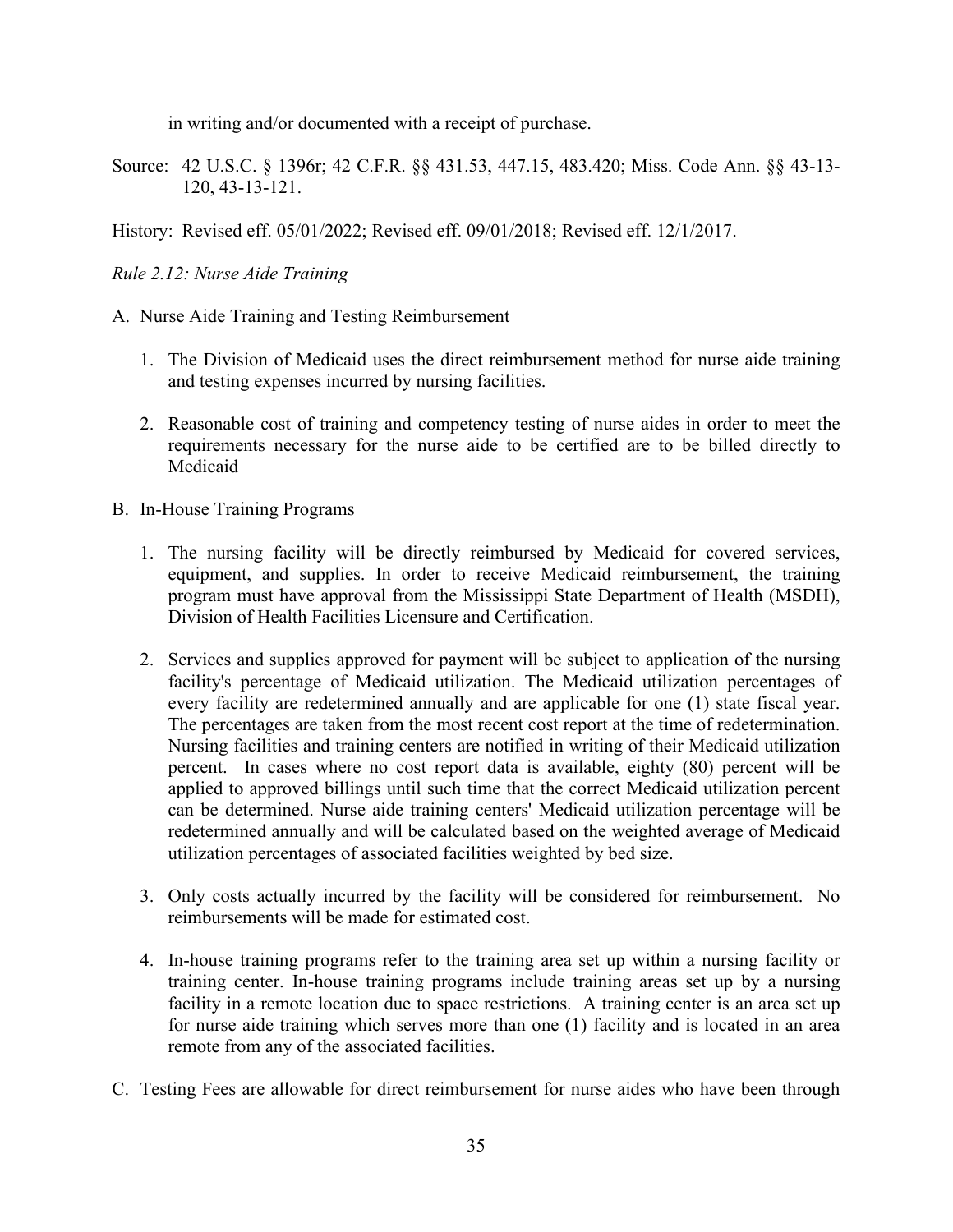in writing and/or documented with a receipt of purchase.

Source: 42 U.S.C. § 1396r; 42 C.F.R. §§ 431.53, 447.15, 483.420; Miss. Code Ann. §§ 43-13-120, 43-13-121.

History: Revised eff. 05/01/2022; Revised eff. 09/01/2018; Revised eff. 12/1/2017.

*Rule 2.12: Nurse Aide Training*

A. Nurse Aide Training and Testing Reimbursement

1. The Division of Medicaid uses the direct reimbursement method for nurse aide training and testing expenses incurred by nursing facilities.

2. Reasonable cost of training and competency testing of nurse aides in order to meet the requirements necessary for the nurse aide to be certified are to be billed directly to Medicaid

B. In-House Training Programs

1. The nursing facility will be directly reimbursed by Medicaid for covered services, equipment, and supplies. In order to receive Medicaid reimbursement, the training program must have approval from the Mississippi State Department of Health (MSDH), Division of Health Facilities Licensure and Certification.

2. Services and supplies approved for payment will be subject to application of the nursing facility's percentage of Medicaid utilization. The Medicaid utilization percentages of every facility are redetermined annually and are applicable for one (1) state fiscal year. The percentages are taken from the most recent cost report at the time of redetermination. Nursing facilities and training centers are notified in writing of their Medicaid utilization percent. In cases where no cost report data is available, eighty (80) percent will be applied to approved billings until such time that the correct Medicaid utilization percent can be determined. Nurse aide training centers' Medicaid utilization percentage will be redetermined annually and will be calculated based on the weighted average of Medicaid utilization percentages of associated facilities weighted by bed size.

3. Only costs actually incurred by the facility will be considered for reimbursement. No reimbursements will be made for estimated cost.

4. In-house training programs refer to the training area set up within a nursing facility or training center. In-house training programs include training areas set up by a nursing facility in a remote location due to space restrictions. A training center is an area set up for nurse aide training which serves more than one (1) facility and is located in an area remote from any of the associated facilities.

C. Testing Fees are allowable for direct reimbursement for nurse aides who have been through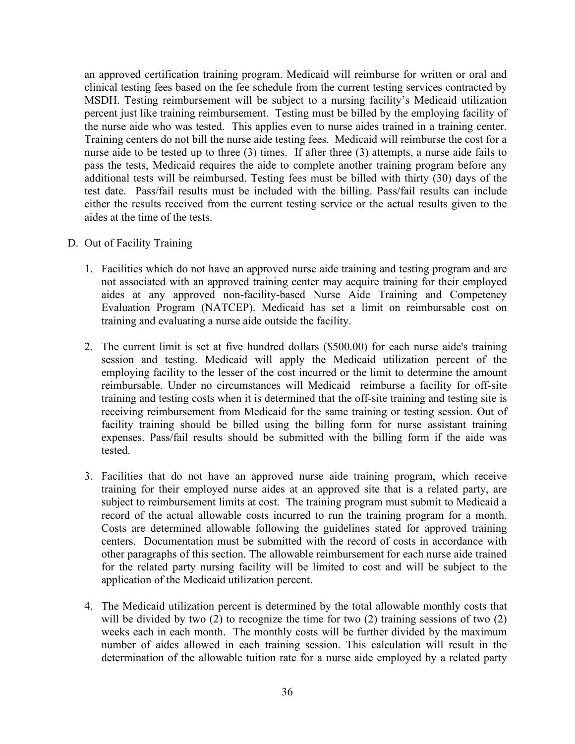an approved certification training program. Medicaid will reimburse for written or oral and clinical testing fees based on the fee schedule from the current testing services contracted by MSDH. Testing reimbursement will be subject to a nursing facility's Medicaid utilization percent just like training reimbursement. Testing must be billed by the employing facility of the nurse aide who was tested. This applies even to nurse aides trained in a training center. Training centers do not bill the nurse aide testing fees. Medicaid will reimburse the cost for a nurse aide to be tested up to three (3) times. If after three (3) attempts, a nurse aide fails to pass the tests, Medicaid requires the aide to complete another training program before any additional tests will be reimbursed. Testing fees must be billed with thirty (30) days of the test date. Pass/fail results must be included with the billing. Pass/fail results can include either the results received from the current testing service or the actual results given to the aides at the time of the tests.

D. Out of Facility Training

1. Facilities which do not have an approved nurse aide training and testing program and are not associated with an approved training center may acquire training for their employed aides at any approved non-facility-based Nurse Aide Training and Competency Evaluation Program (NATCEP). Medicaid has set a limit on reimbursable cost on training and evaluating a nurse aide outside the facility.

2. The current limit is set at five hundred dollars ($500.00) for each nurse aide's training session and testing. Medicaid will apply the Medicaid utilization percent of the employing facility to the lesser of the cost incurred or the limit to determine the amount reimbursable. Under no circumstances will Medicaid reimburse a facility for off-site training and testing costs when it is determined that the off-site training and testing site is receiving reimbursement from Medicaid for the same training or testing session. Out of facility training should be billed using the billing form for nurse assistant training expenses. Pass/fail results should be submitted with the billing form if the aide was tested.

3. Facilities that do not have an approved nurse aide training program, which receive training for their employed nurse aides at an approved site that is a related party, are subject to reimbursement limits at cost. The training program must submit to Medicaid a record of the actual allowable costs incurred to run the training program for a month. Costs are determined allowable following the guidelines stated for approved training centers. Documentation must be submitted with the record of costs in accordance with other paragraphs of this section. The allowable reimbursement for each nurse aide trained for the related party nursing facility will be limited to cost and will be subject to the application of the Medicaid utilization percent.

4. The Medicaid utilization percent is determined by the total allowable monthly costs that will be divided by two (2) to recognize the time for two (2) training sessions of two (2) weeks each in each month. The monthly costs will be further divided by the maximum number of aides allowed in each training session. This calculation will result in the determination of the allowable tuition rate for a nurse aide employed by a related party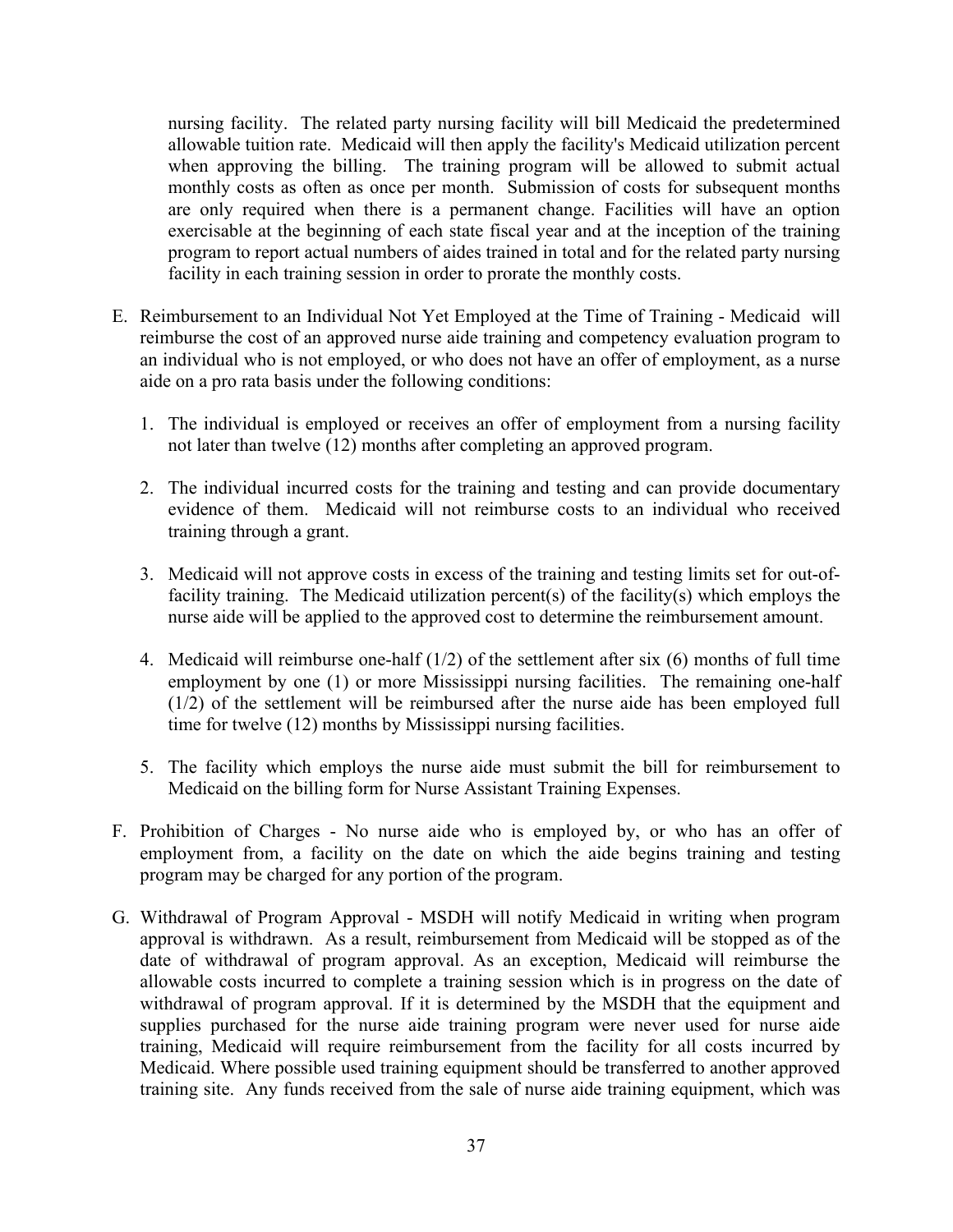nursing facility. The related party nursing facility will bill Medicaid the predetermined allowable tuition rate. Medicaid will then apply the facility's Medicaid utilization percent when approving the billing. The training program will be allowed to submit actual monthly costs as often as once per month. Submission of costs for subsequent months are only required when there is a permanent change. Facilities will have an option exercisable at the beginning of each state fiscal year and at the inception of the training program to report actual numbers of aides trained in total and for the related party nursing facility in each training session in order to prorate the monthly costs.

E. Reimbursement to an Individual Not Yet Employed at the Time of Training - Medicaid will reimburse the cost of an approved nurse aide training and competency evaluation program to an individual who is not employed, or who does not have an offer of employment, as a nurse aide on a pro rata basis under the following conditions:

   1. The individual is employed or receives an offer of employment from a nursing facility not later than twelve (12) months after completing an approved program.

   2. The individual incurred costs for the training and testing and can provide documentary evidence of them. Medicaid will not reimburse costs to an individual who received training through a grant.

   3. Medicaid will not approve costs in excess of the training and testing limits set for out-of-facility training. The Medicaid utilization percent(s) of the facility(s) which employs the nurse aide will be applied to the approved cost to determine the reimbursement amount.

   4. Medicaid will reimburse one-half (1/2) of the settlement after six (6) months of full time employment by one (1) or more Mississippi nursing facilities. The remaining one-half (1/2) of the settlement will be reimbursed after the nurse aide has been employed full time for twelve (12) months by Mississippi nursing facilities.

   5. The facility which employs the nurse aide must submit the bill for reimbursement to Medicaid on the billing form for Nurse Assistant Training Expenses.

F. Prohibition of Charges - No nurse aide who is employed by, or who has an offer of employment from, a facility on the date on which the aide begins training and testing program may be charged for any portion of the program.

G. Withdrawal of Program Approval - MSDH will notify Medicaid in writing when program approval is withdrawn. As a result, reimbursement from Medicaid will be stopped as of the date of withdrawal of program approval. As an exception, Medicaid will reimburse the allowable costs incurred to complete a training session which is in progress on the date of withdrawal of program approval. If it is determined by the MSDH that the equipment and supplies purchased for the nurse aide training program were never used for nurse aide training, Medicaid will require reimbursement from the facility for all costs incurred by Medicaid. Where possible used training equipment should be transferred to another approved training site. Any funds received from the sale of nurse aide training equipment, which was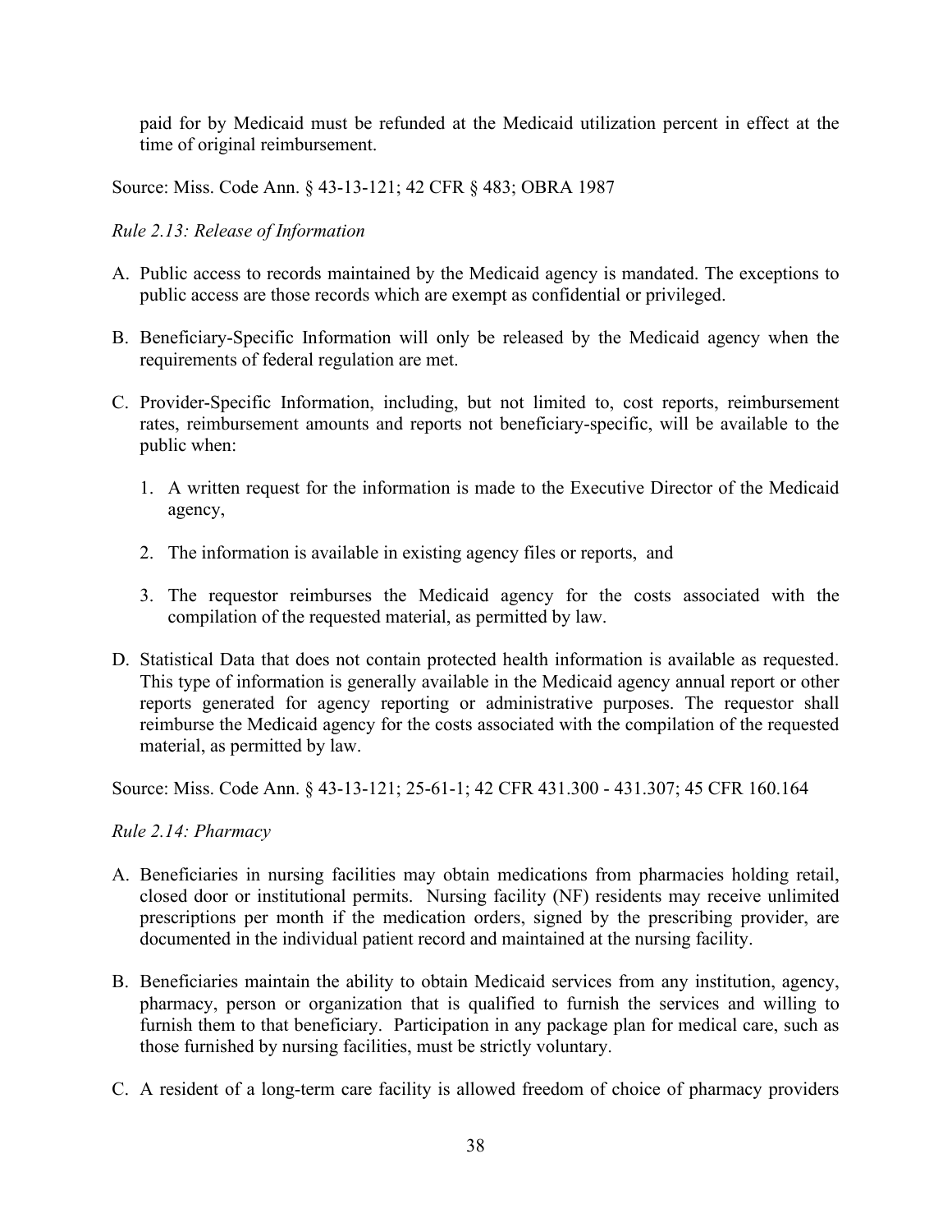paid for by Medicaid must be refunded at the Medicaid utilization percent in effect at the time of original reimbursement.

Source: Miss. Code Ann. § 43-13-121; 42 CFR § 483; OBRA 1987

*Rule 2.13: Release of Information*

A. Public access to records maintained by the Medicaid agency is mandated. The exceptions to public access are those records which are exempt as confidential or privileged.

B. Beneficiary-Specific Information will only be released by the Medicaid agency when the requirements of federal regulation are met.

C. Provider-Specific Information, including, but not limited to, cost reports, reimbursement rates, reimbursement amounts and reports not beneficiary-specific, will be available to the public when:

   1. A written request for the information is made to the Executive Director of the Medicaid agency,

   2. The information is available in existing agency files or reports, and

   3. The requestor reimburses the Medicaid agency for the costs associated with the compilation of the requested material, as permitted by law.

D. Statistical Data that does not contain protected health information is available as requested. This type of information is generally available in the Medicaid agency annual report or other reports generated for agency reporting or administrative purposes. The requestor shall reimburse the Medicaid agency for the costs associated with the compilation of the requested material, as permitted by law.

Source: Miss. Code Ann. § 43-13-121; 25-61-1; 42 CFR 431.300 - 431.307; 45 CFR 160.164

*Rule 2.14: Pharmacy*

A. Beneficiaries in nursing facilities may obtain medications from pharmacies holding retail, closed door or institutional permits. Nursing facility (NF) residents may receive unlimited prescriptions per month if the medication orders, signed by the prescribing provider, are documented in the individual patient record and maintained at the nursing facility.

B. Beneficiaries maintain the ability to obtain Medicaid services from any institution, agency, pharmacy, person or organization that is qualified to furnish the services and willing to furnish them to that beneficiary. Participation in any package plan for medical care, such as those furnished by nursing facilities, must be strictly voluntary.

C. A resident of a long-term care facility is allowed freedom of choice of pharmacy providers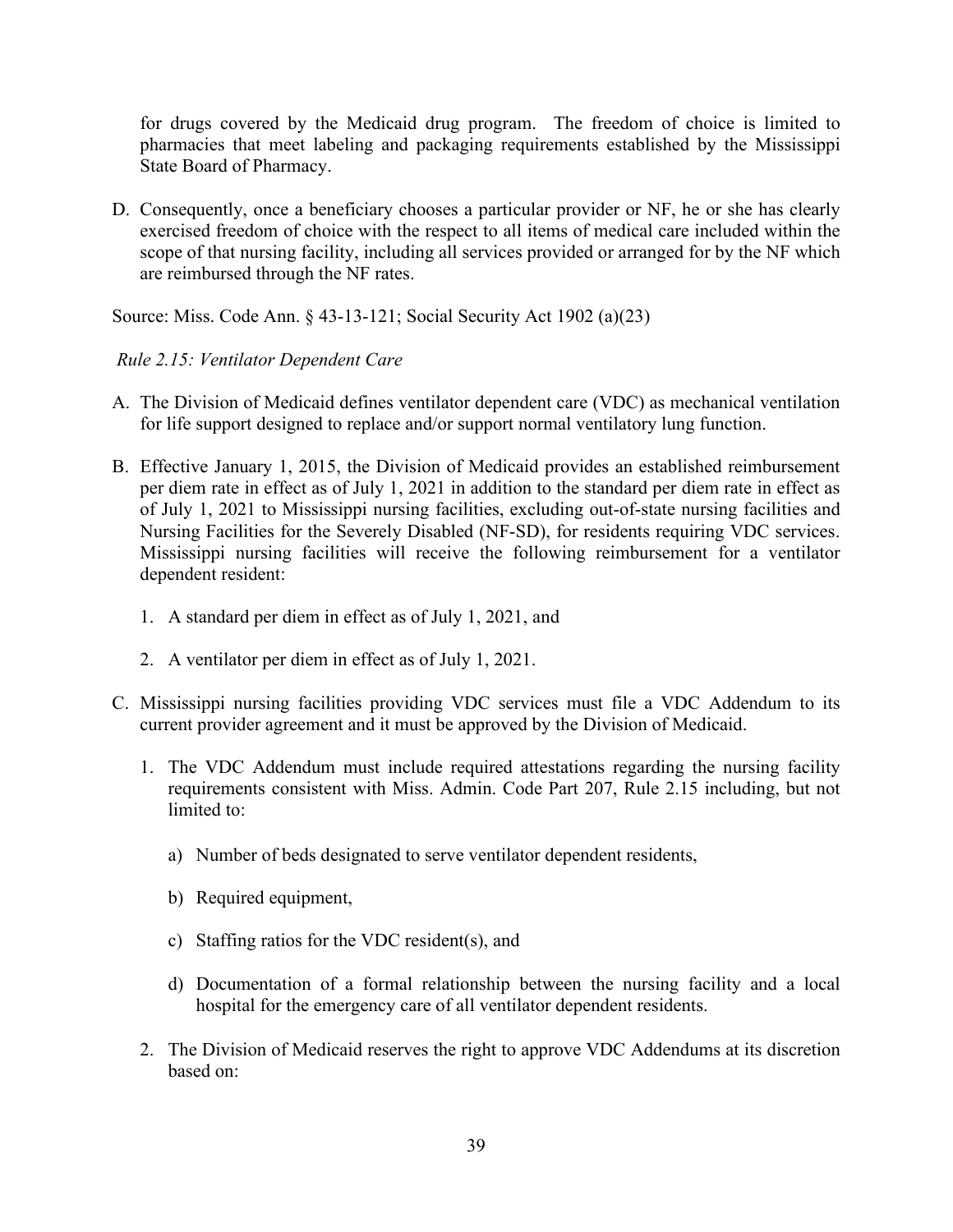for drugs covered by the Medicaid drug program. The freedom of choice is limited to pharmacies that meet labeling and packaging requirements established by the Mississippi State Board of Pharmacy.

D. Consequently, once a beneficiary chooses a particular provider or NF, he or she has clearly exercised freedom of choice with the respect to all items of medical care included within the scope of that nursing facility, including all services provided or arranged for by the NF which are reimbursed through the NF rates.

Source: Miss. Code Ann. § 43-13-121; Social Security Act 1902 (a)(23)

*Rule 2.15: Ventilator Dependent Care*

A. The Division of Medicaid defines ventilator dependent care (VDC) as mechanical ventilation for life support designed to replace and/or support normal ventilatory lung function.

B. Effective January 1, 2015, the Division of Medicaid provides an established reimbursement per diem rate in effect as of July 1, 2021 in addition to the standard per diem rate in effect as of July 1, 2021 to Mississippi nursing facilities, excluding out-of-state nursing facilities and Nursing Facilities for the Severely Disabled (NF-SD), for residents requiring VDC services. Mississippi nursing facilities will receive the following reimbursement for a ventilator dependent resident:

   1. A standard per diem in effect as of July 1, 2021, and

   2. A ventilator per diem in effect as of July 1, 2021.

C. Mississippi nursing facilities providing VDC services must file a VDC Addendum to its current provider agreement and it must be approved by the Division of Medicaid.

   1. The VDC Addendum must include required attestations regarding the nursing facility requirements consistent with Miss. Admin. Code Part 207, Rule 2.15 including, but not limited to:

      a) Number of beds designated to serve ventilator dependent residents,

      b) Required equipment,

      c) Staffing ratios for the VDC resident(s), and

      d) Documentation of a formal relationship between the nursing facility and a local hospital for the emergency care of all ventilator dependent residents.

   2. The Division of Medicaid reserves the right to approve VDC Addendums at its discretion based on: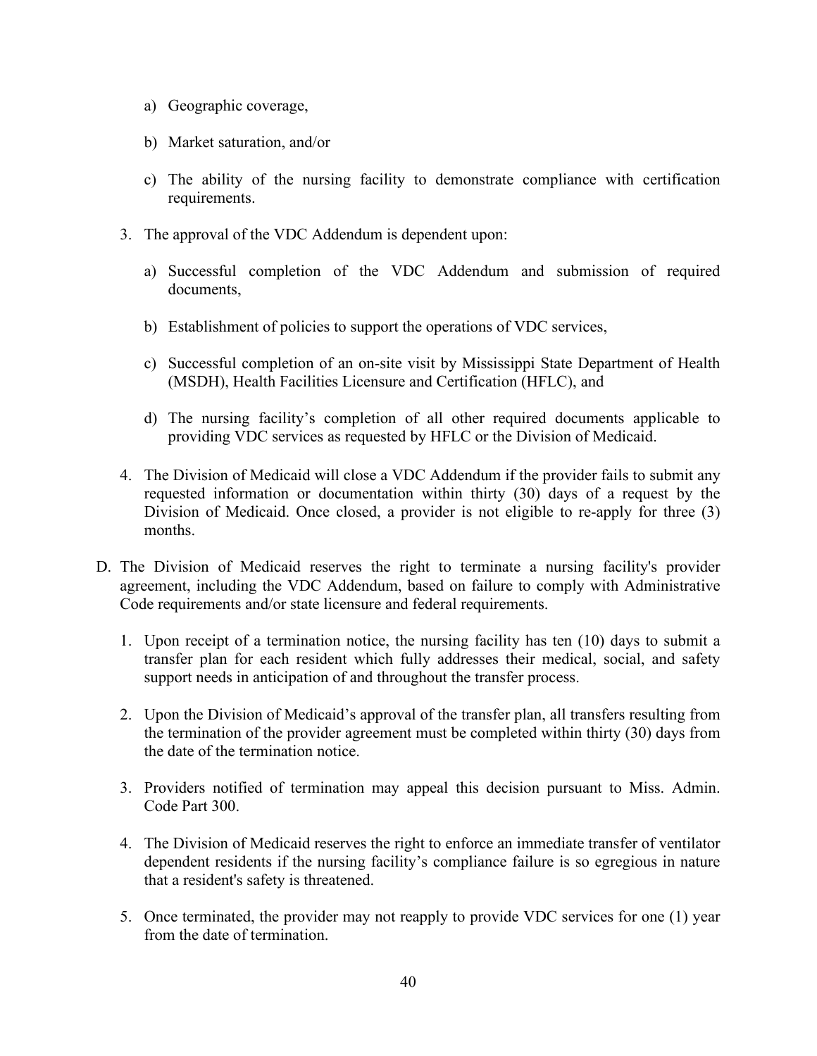a) Geographic coverage,

   b) Market saturation, and/or

   c) The ability of the nursing facility to demonstrate compliance with certification requirements.

3. The approval of the VDC Addendum is dependent upon:

   a) Successful completion of the VDC Addendum and submission of required documents,

   b) Establishment of policies to support the operations of VDC services,

   c) Successful completion of an on-site visit by Mississippi State Department of Health (MSDH), Health Facilities Licensure and Certification (HFLC), and

   d) The nursing facility's completion of all other required documents applicable to providing VDC services as requested by HFLC or the Division of Medicaid.

4. The Division of Medicaid will close a VDC Addendum if the provider fails to submit any requested information or documentation within thirty (30) days of a request by the Division of Medicaid. Once closed, a provider is not eligible to re-apply for three (3) months.

D. The Division of Medicaid reserves the right to terminate a nursing facility's provider agreement, including the VDC Addendum, based on failure to comply with Administrative Code requirements and/or state licensure and federal requirements.

   1. Upon receipt of a termination notice, the nursing facility has ten (10) days to submit a transfer plan for each resident which fully addresses their medical, social, and safety support needs in anticipation of and throughout the transfer process.

   2. Upon the Division of Medicaid's approval of the transfer plan, all transfers resulting from the termination of the provider agreement must be completed within thirty (30) days from the date of the termination notice.

   3. Providers notified of termination may appeal this decision pursuant to Miss. Admin. Code Part 300.

   4. The Division of Medicaid reserves the right to enforce an immediate transfer of ventilator dependent residents if the nursing facility's compliance failure is so egregious in nature that a resident's safety is threatened.

   5. Once terminated, the provider may not reapply to provide VDC services for one (1) year from the date of termination.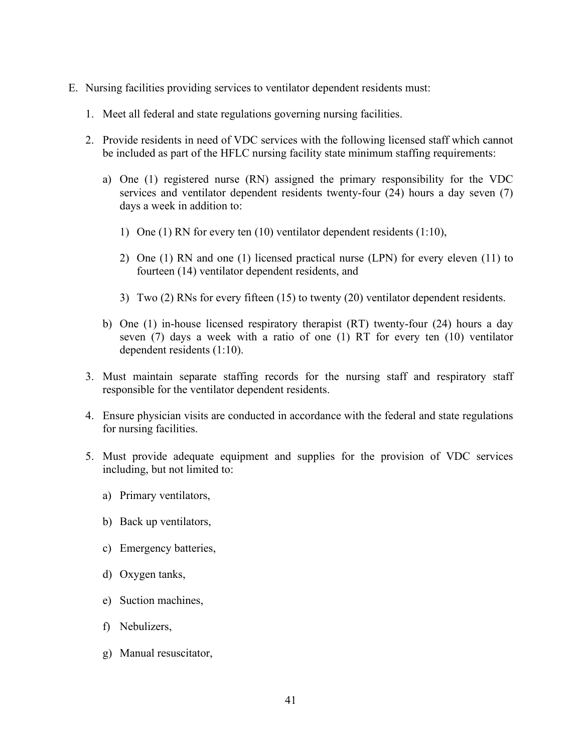E. Nursing facilities providing services to ventilator dependent residents must:

   1. Meet all federal and state regulations governing nursing facilities.

   2. Provide residents in need of VDC services with the following licensed staff which cannot be included as part of the HFLC nursing facility state minimum staffing requirements:

      a) One (1) registered nurse (RN) assigned the primary responsibility for the VDC services and ventilator dependent residents twenty-four (24) hours a day seven (7) days a week in addition to:

         1) One (1) RN for every ten (10) ventilator dependent residents (1:10),

         2) One (1) RN and one (1) licensed practical nurse (LPN) for every eleven (11) to fourteen (14) ventilator dependent residents, and

         3) Two (2) RNs for every fifteen (15) to twenty (20) ventilator dependent residents.

      b) One (1) in-house licensed respiratory therapist (RT) twenty-four (24) hours a day seven (7) days a week with a ratio of one (1) RT for every ten (10) ventilator dependent residents (1:10).

   3. Must maintain separate staffing records for the nursing staff and respiratory staff responsible for the ventilator dependent residents.

   4. Ensure physician visits are conducted in accordance with the federal and state regulations for nursing facilities.

   5. Must provide adequate equipment and supplies for the provision of VDC services including, but not limited to:

      a) Primary ventilators,

      b) Back up ventilators,

      c) Emergency batteries,

      d) Oxygen tanks,

      e) Suction machines,

      f) Nebulizers,

      g) Manual resuscitator,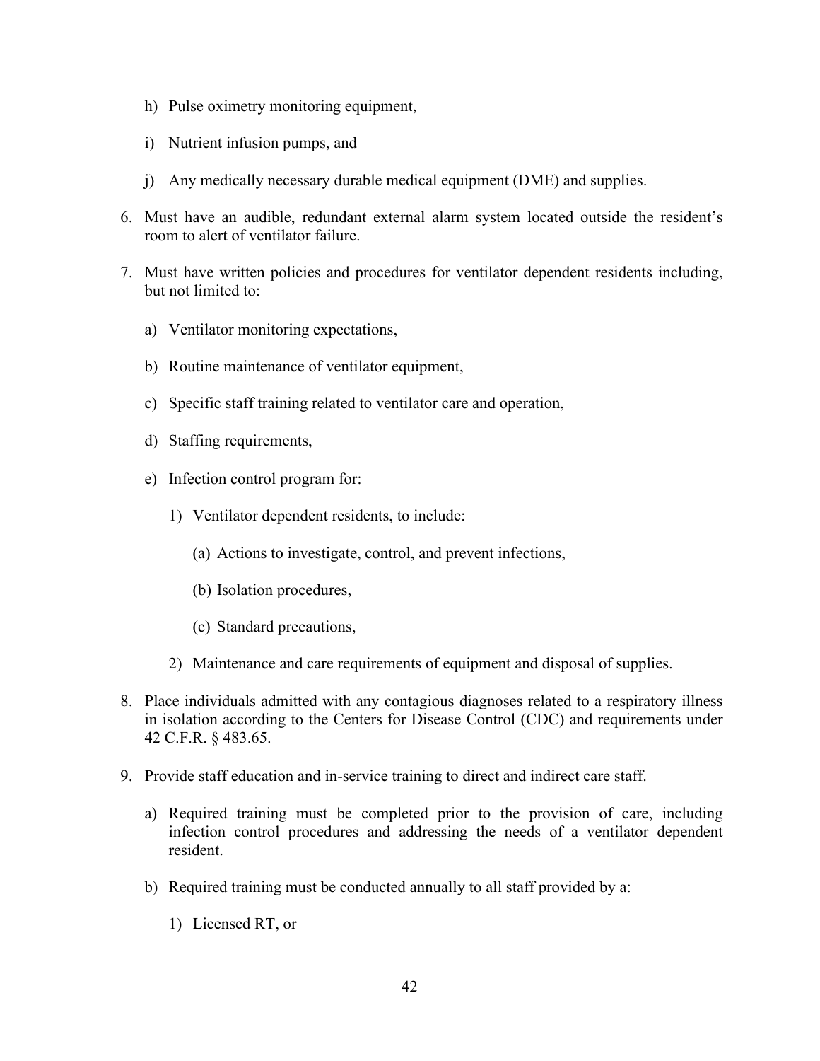h) Pulse oximetry monitoring equipment,

i) Nutrient infusion pumps, and

j) Any medically necessary durable medical equipment (DME) and supplies.

6. Must have an audible, redundant external alarm system located outside the resident's room to alert of ventilator failure.

7. Must have written policies and procedures for ventilator dependent residents including, but not limited to:

   a) Ventilator monitoring expectations,

   b) Routine maintenance of ventilator equipment,

   c) Specific staff training related to ventilator care and operation,

   d) Staffing requirements,

   e) Infection control program for:

      1) Ventilator dependent residents, to include:

         (a) Actions to investigate, control, and prevent infections,

         (b) Isolation procedures,

         (c) Standard precautions,

      2) Maintenance and care requirements of equipment and disposal of supplies.

8. Place individuals admitted with any contagious diagnoses related to a respiratory illness in isolation according to the Centers for Disease Control (CDC) and requirements under 42 C.F.R. § 483.65.

9. Provide staff education and in-service training to direct and indirect care staff.

   a) Required training must be completed prior to the provision of care, including infection control procedures and addressing the needs of a ventilator dependent resident.

   b) Required training must be conducted annually to all staff provided by a:

      1) Licensed RT, or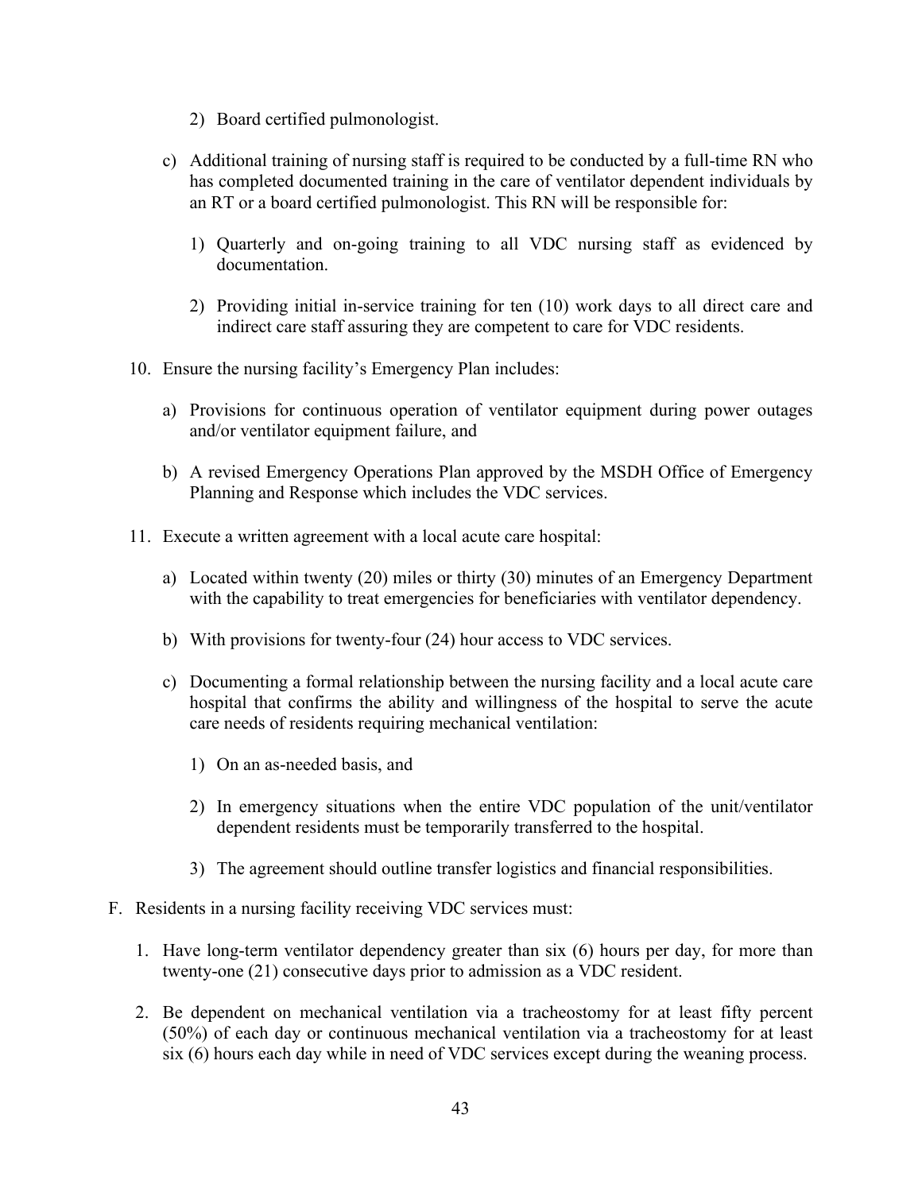2) Board certified pulmonologist.

c) Additional training of nursing staff is required to be conducted by a full-time RN who has completed documented training in the care of ventilator dependent individuals by an RT or a board certified pulmonologist. This RN will be responsible for:

   1) Quarterly and on-going training to all VDC nursing staff as evidenced by documentation.

   2) Providing initial in-service training for ten (10) work days to all direct care and indirect care staff assuring they are competent to care for VDC residents.

10. Ensure the nursing facility's Emergency Plan includes:

    a) Provisions for continuous operation of ventilator equipment during power outages and/or ventilator equipment failure, and

    b) A revised Emergency Operations Plan approved by the MSDH Office of Emergency Planning and Response which includes the VDC services.

11. Execute a written agreement with a local acute care hospital:

    a) Located within twenty (20) miles or thirty (30) minutes of an Emergency Department with the capability to treat emergencies for beneficiaries with ventilator dependency.

    b) With provisions for twenty-four (24) hour access to VDC services.

    c) Documenting a formal relationship between the nursing facility and a local acute care hospital that confirms the ability and willingness of the hospital to serve the acute care needs of residents requiring mechanical ventilation:

       1) On an as-needed basis, and

       2) In emergency situations when the entire VDC population of the unit/ventilator dependent residents must be temporarily transferred to the hospital.

       3) The agreement should outline transfer logistics and financial responsibilities.

F. Residents in a nursing facility receiving VDC services must:

   1. Have long-term ventilator dependency greater than six (6) hours per day, for more than twenty-one (21) consecutive days prior to admission as a VDC resident.

   2. Be dependent on mechanical ventilation via a tracheostomy for at least fifty percent (50%) of each day or continuous mechanical ventilation via a tracheostomy for at least six (6) hours each day while in need of VDC services except during the weaning process.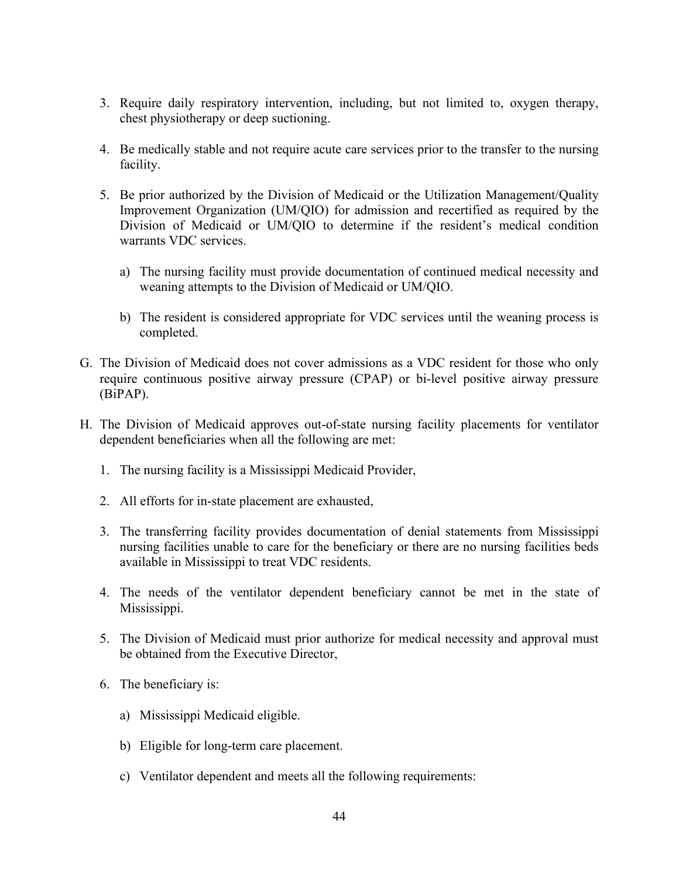3. Require daily respiratory intervention, including, but not limited to, oxygen therapy, chest physiotherapy or deep suctioning.

4. Be medically stable and not require acute care services prior to the transfer to the nursing facility.

5. Be prior authorized by the Division of Medicaid or the Utilization Management/Quality Improvement Organization (UM/QIO) for admission and recertified as required by the Division of Medicaid or UM/QIO to determine if the resident's medical condition warrants VDC services.

   a) The nursing facility must provide documentation of continued medical necessity and weaning attempts to the Division of Medicaid or UM/QIO.

   b) The resident is considered appropriate for VDC services until the weaning process is completed.

G. The Division of Medicaid does not cover admissions as a VDC resident for those who only require continuous positive airway pressure (CPAP) or bi-level positive airway pressure (BiPAP).

H. The Division of Medicaid approves out-of-state nursing facility placements for ventilator dependent beneficiaries when all the following are met:

1. The nursing facility is a Mississippi Medicaid Provider,

2. All efforts for in-state placement are exhausted,

3. The transferring facility provides documentation of denial statements from Mississippi nursing facilities unable to care for the beneficiary or there are no nursing facilities beds available in Mississippi to treat VDC residents.

4. The needs of the ventilator dependent beneficiary cannot be met in the state of Mississippi.

5. The Division of Medicaid must prior authorize for medical necessity and approval must be obtained from the Executive Director,

6. The beneficiary is:

   a) Mississippi Medicaid eligible.

   b) Eligible for long-term care placement.

   c) Ventilator dependent and meets all the following requirements: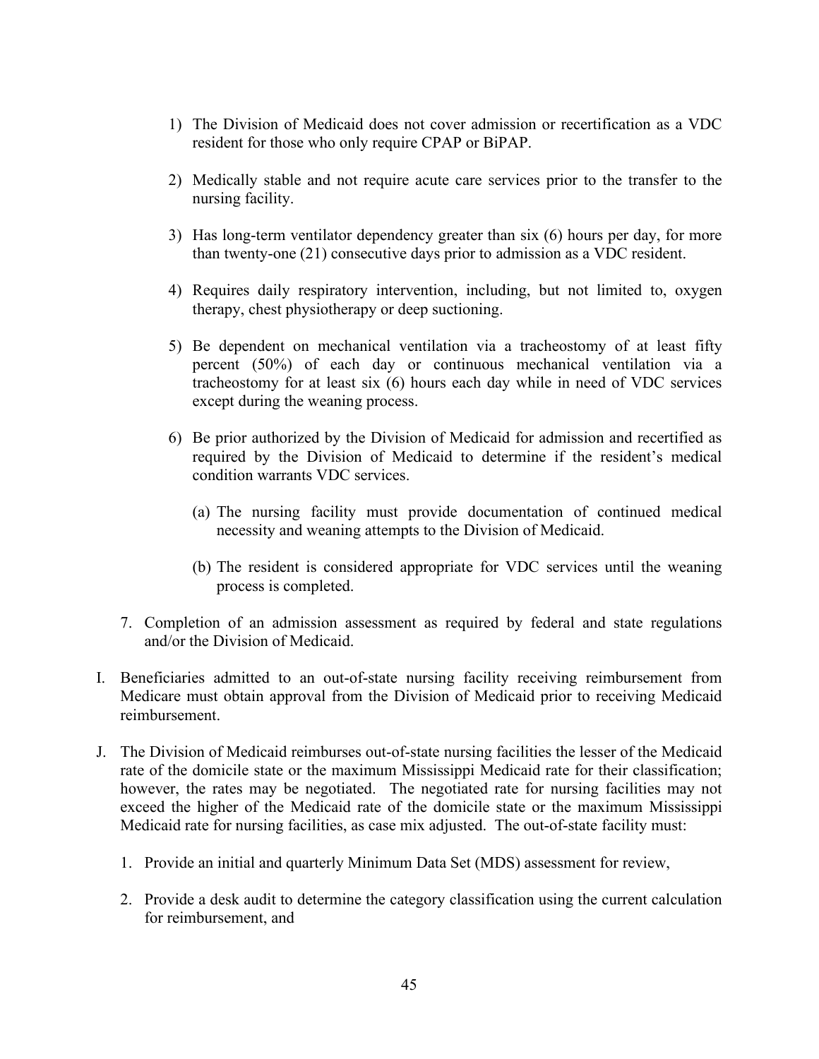1) The Division of Medicaid does not cover admission or recertification as a VDC resident for those who only require CPAP or BiPAP.

2) Medically stable and not require acute care services prior to the transfer to the nursing facility.

3) Has long-term ventilator dependency greater than six (6) hours per day, for more than twenty-one (21) consecutive days prior to admission as a VDC resident.

4) Requires daily respiratory intervention, including, but not limited to, oxygen therapy, chest physiotherapy or deep suctioning.

5) Be dependent on mechanical ventilation via a tracheostomy of at least fifty percent (50%) of each day or continuous mechanical ventilation via a tracheostomy for at least six (6) hours each day while in need of VDC services except during the weaning process.

6) Be prior authorized by the Division of Medicaid for admission and recertified as required by the Division of Medicaid to determine if the resident's medical condition warrants VDC services.

   (a) The nursing facility must provide documentation of continued medical necessity and weaning attempts to the Division of Medicaid.

   (b) The resident is considered appropriate for VDC services until the weaning process is completed.

7. Completion of an admission assessment as required by federal and state regulations and/or the Division of Medicaid.

I. Beneficiaries admitted to an out-of-state nursing facility receiving reimbursement from Medicare must obtain approval from the Division of Medicaid prior to receiving Medicaid reimbursement.

J. The Division of Medicaid reimburses out-of-state nursing facilities the lesser of the Medicaid rate of the domicile state or the maximum Mississippi Medicaid rate for their classification; however, the rates may be negotiated. The negotiated rate for nursing facilities may not exceed the higher of the Medicaid rate of the domicile state or the maximum Mississippi Medicaid rate for nursing facilities, as case mix adjusted. The out-of-state facility must:

1. Provide an initial and quarterly Minimum Data Set (MDS) assessment for review,

2. Provide a desk audit to determine the category classification using the current calculation for reimbursement, and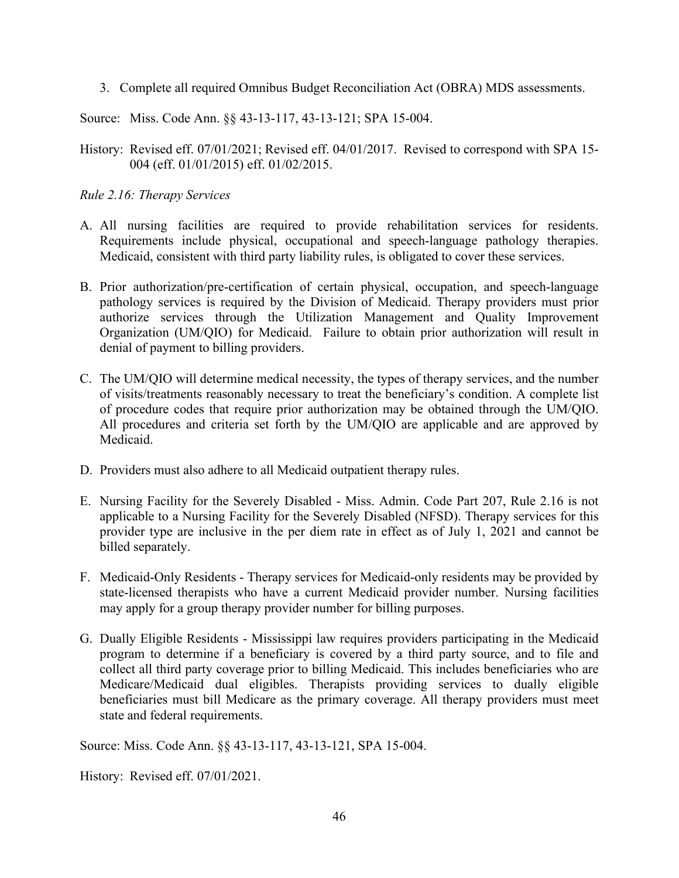3. Complete all required Omnibus Budget Reconciliation Act (OBRA) MDS assessments.

Source: Miss. Code Ann. §§ 43-13-117, 43-13-121; SPA 15-004.

History: Revised eff. 07/01/2021; Revised eff. 04/01/2017. Revised to correspond with SPA 15-004 (eff. 01/01/2015) eff. 01/02/2015.

*Rule 2.16: Therapy Services*

A. All nursing facilities are required to provide rehabilitation services for residents. Requirements include physical, occupational and speech-language pathology therapies. Medicaid, consistent with third party liability rules, is obligated to cover these services.

B. Prior authorization/pre-certification of certain physical, occupation, and speech-language pathology services is required by the Division of Medicaid. Therapy providers must prior authorize services through the Utilization Management and Quality Improvement Organization (UM/QIO) for Medicaid. Failure to obtain prior authorization will result in denial of payment to billing providers.

C. The UM/QIO will determine medical necessity, the types of therapy services, and the number of visits/treatments reasonably necessary to treat the beneficiary's condition. A complete list of procedure codes that require prior authorization may be obtained through the UM/QIO. All procedures and criteria set forth by the UM/QIO are applicable and are approved by Medicaid.

D. Providers must also adhere to all Medicaid outpatient therapy rules.

E. Nursing Facility for the Severely Disabled - Miss. Admin. Code Part 207, Rule 2.16 is not applicable to a Nursing Facility for the Severely Disabled (NFSD). Therapy services for this provider type are inclusive in the per diem rate in effect as of July 1, 2021 and cannot be billed separately.

F. Medicaid-Only Residents - Therapy services for Medicaid-only residents may be provided by state-licensed therapists who have a current Medicaid provider number. Nursing facilities may apply for a group therapy provider number for billing purposes.

G. Dually Eligible Residents - Mississippi law requires providers participating in the Medicaid program to determine if a beneficiary is covered by a third party source, and to file and collect all third party coverage prior to billing Medicaid. This includes beneficiaries who are Medicare/Medicaid dual eligibles. Therapists providing services to dually eligible beneficiaries must bill Medicare as the primary coverage. All therapy providers must meet state and federal requirements.

Source: Miss. Code Ann. §§ 43-13-117, 43-13-121, SPA 15-004.

History: Revised eff. 07/01/2021.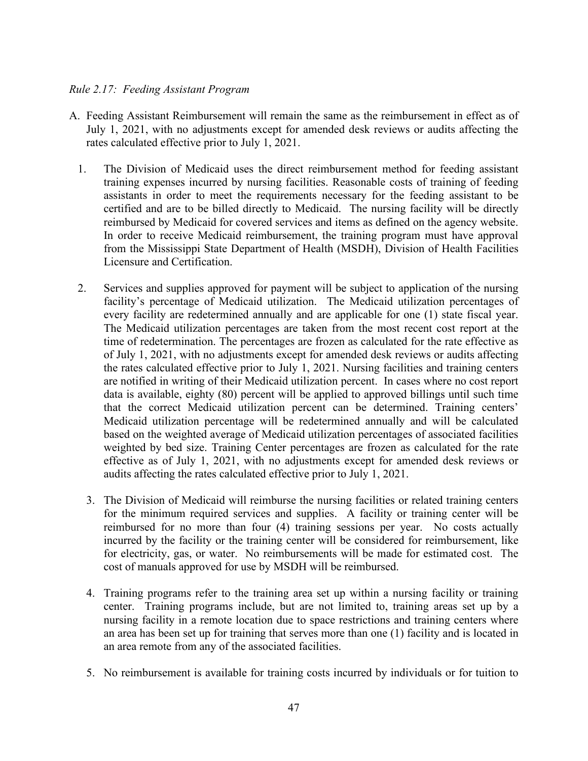*Rule 2.17: Feeding Assistant Program*

A. Feeding Assistant Reimbursement will remain the same as the reimbursement in effect as of July 1, 2021, with no adjustments except for amended desk reviews or audits affecting the rates calculated effective prior to July 1, 2021.

1. The Division of Medicaid uses the direct reimbursement method for feeding assistant training expenses incurred by nursing facilities. Reasonable costs of training of feeding assistants in order to meet the requirements necessary for the feeding assistant to be certified and are to be billed directly to Medicaid. The nursing facility will be directly reimbursed by Medicaid for covered services and items as defined on the agency website. In order to receive Medicaid reimbursement, the training program must have approval from the Mississippi State Department of Health (MSDH), Division of Health Facilities Licensure and Certification.

2. Services and supplies approved for payment will be subject to application of the nursing facility's percentage of Medicaid utilization. The Medicaid utilization percentages of every facility are redetermined annually and are applicable for one (1) state fiscal year. The Medicaid utilization percentages are taken from the most recent cost report at the time of redetermination. The percentages are frozen as calculated for the rate effective as of July 1, 2021, with no adjustments except for amended desk reviews or audits affecting the rates calculated effective prior to July 1, 2021. Nursing facilities and training centers are notified in writing of their Medicaid utilization percent. In cases where no cost report data is available, eighty (80) percent will be applied to approved billings until such time that the correct Medicaid utilization percent can be determined. Training centers' Medicaid utilization percentage will be redetermined annually and will be calculated based on the weighted average of Medicaid utilization percentages of associated facilities weighted by bed size. Training Center percentages are frozen as calculated for the rate effective as of July 1, 2021, with no adjustments except for amended desk reviews or audits affecting the rates calculated effective prior to July 1, 2021.

3. The Division of Medicaid will reimburse the nursing facilities or related training centers for the minimum required services and supplies. A facility or training center will be reimbursed for no more than four (4) training sessions per year. No costs actually incurred by the facility or the training center will be considered for reimbursement, like for electricity, gas, or water. No reimbursements will be made for estimated cost. The cost of manuals approved for use by MSDH will be reimbursed.

4. Training programs refer to the training area set up within a nursing facility or training center. Training programs include, but are not limited to, training areas set up by a nursing facility in a remote location due to space restrictions and training centers where an area has been set up for training that serves more than one (1) facility and is located in an area remote from any of the associated facilities.

5. No reimbursement is available for training costs incurred by individuals or for tuition to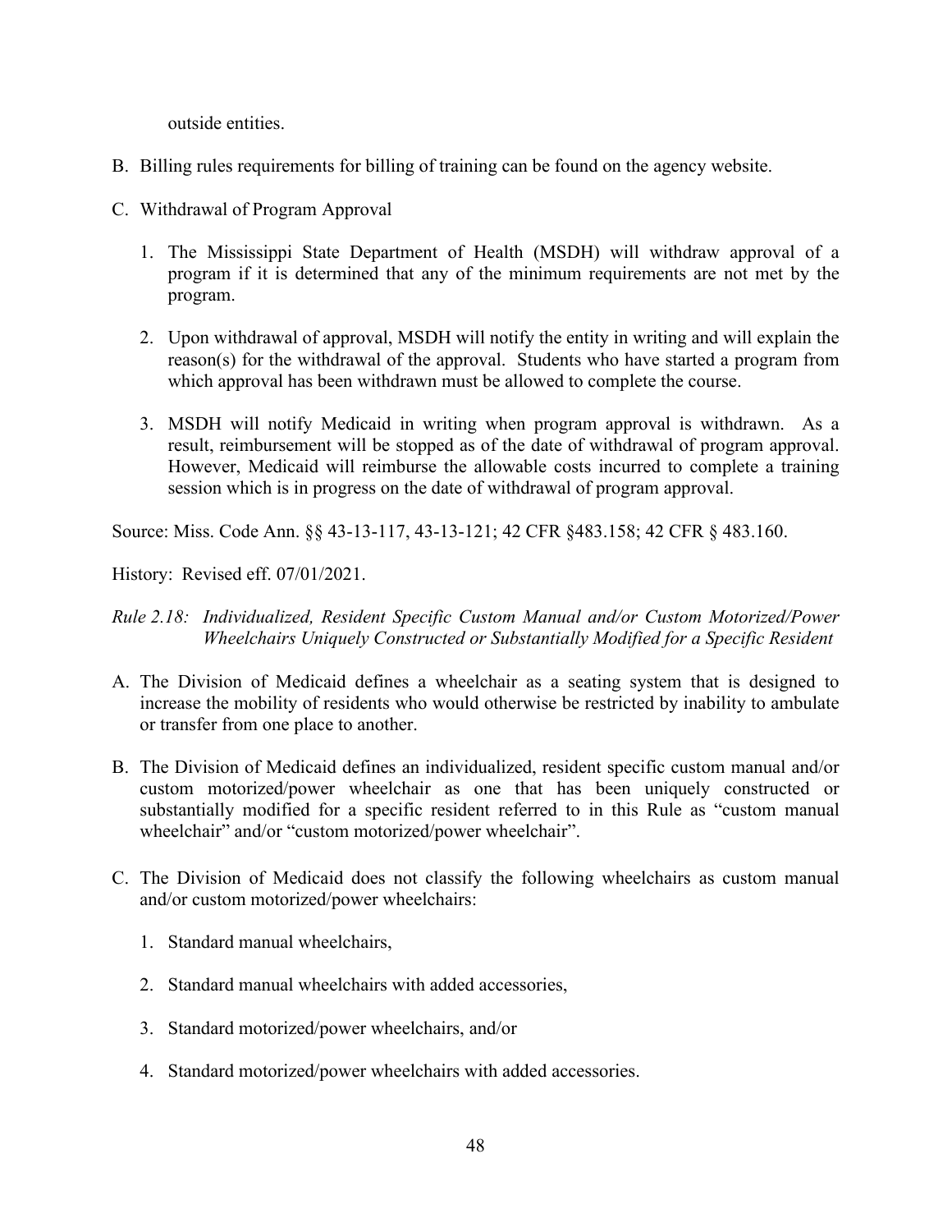outside entities.

B. Billing rules requirements for billing of training can be found on the agency website.

C. Withdrawal of Program Approval

   1. The Mississippi State Department of Health (MSDH) will withdraw approval of a program if it is determined that any of the minimum requirements are not met by the program.

   2. Upon withdrawal of approval, MSDH will notify the entity in writing and will explain the reason(s) for the withdrawal of the approval. Students who have started a program from which approval has been withdrawn must be allowed to complete the course.

   3. MSDH will notify Medicaid in writing when program approval is withdrawn. As a result, reimbursement will be stopped as of the date of withdrawal of program approval. However, Medicaid will reimburse the allowable costs incurred to complete a training session which is in progress on the date of withdrawal of program approval.

Source: Miss. Code Ann. §§ 43-13-117, 43-13-121; 42 CFR §483.158; 42 CFR § 483.160.

History: Revised eff. 07/01/2021.

*Rule 2.18: Individualized, Resident Specific Custom Manual and/or Custom Motorized/Power Wheelchairs Uniquely Constructed or Substantially Modified for a Specific Resident*

A. The Division of Medicaid defines a wheelchair as a seating system that is designed to increase the mobility of residents who would otherwise be restricted by inability to ambulate or transfer from one place to another.

B. The Division of Medicaid defines an individualized, resident specific custom manual and/or custom motorized/power wheelchair as one that has been uniquely constructed or substantially modified for a specific resident referred to in this Rule as "custom manual wheelchair" and/or "custom motorized/power wheelchair".

C. The Division of Medicaid does not classify the following wheelchairs as custom manual and/or custom motorized/power wheelchairs:

   1. Standard manual wheelchairs,

   2. Standard manual wheelchairs with added accessories,

   3. Standard motorized/power wheelchairs, and/or

   4. Standard motorized/power wheelchairs with added accessories.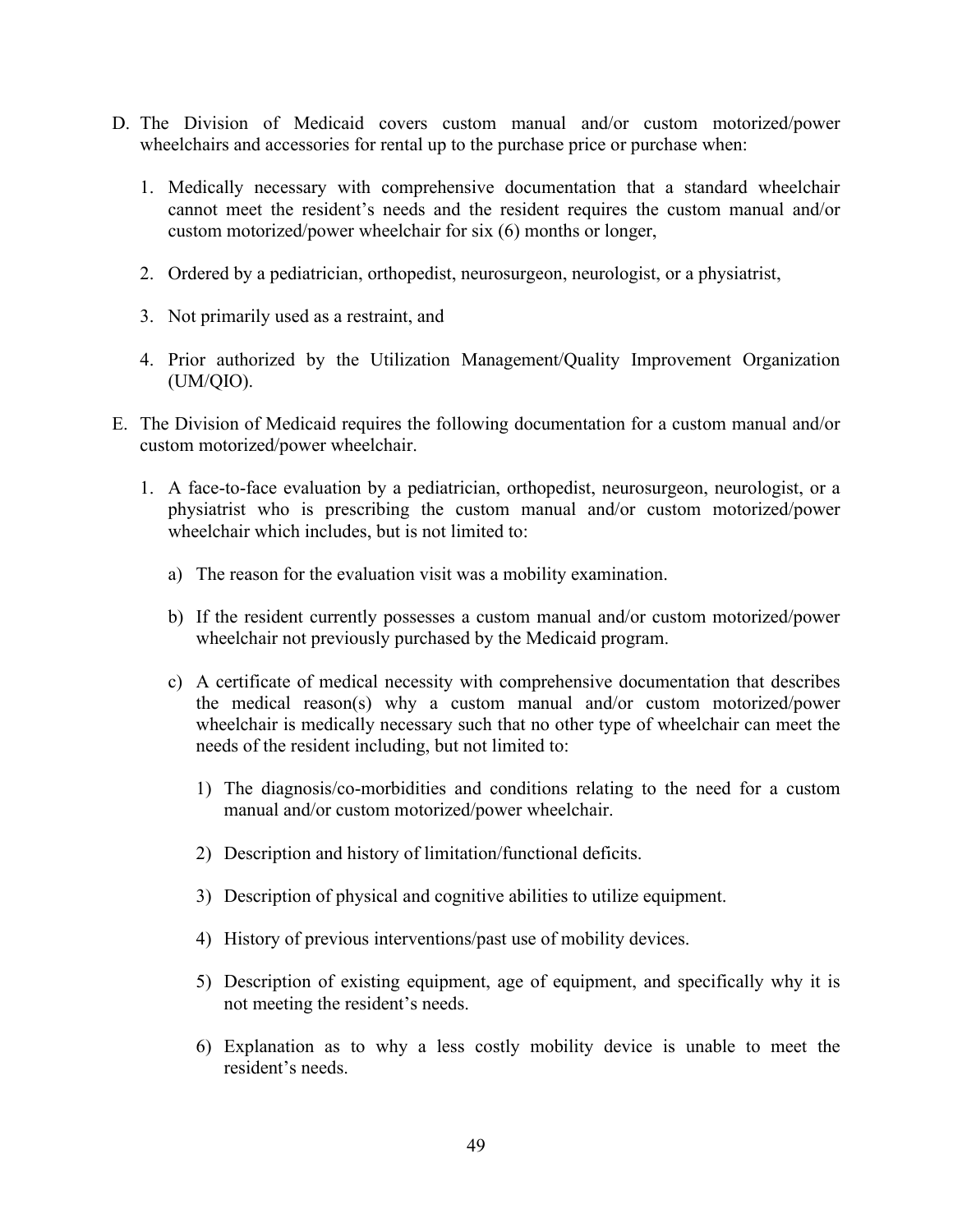D. The Division of Medicaid covers custom manual and/or custom motorized/power wheelchairs and accessories for rental up to the purchase price or purchase when:

   1. Medically necessary with comprehensive documentation that a standard wheelchair cannot meet the resident's needs and the resident requires the custom manual and/or custom motorized/power wheelchair for six (6) months or longer,

   2. Ordered by a pediatrician, orthopedist, neurosurgeon, neurologist, or a physiatrist,

   3. Not primarily used as a restraint, and

   4. Prior authorized by the Utilization Management/Quality Improvement Organization (UM/QIO).

E. The Division of Medicaid requires the following documentation for a custom manual and/or custom motorized/power wheelchair.

   1. A face-to-face evaluation by a pediatrician, orthopedist, neurosurgeon, neurologist, or a physiatrist who is prescribing the custom manual and/or custom motorized/power wheelchair which includes, but is not limited to:

      a) The reason for the evaluation visit was a mobility examination.

      b) If the resident currently possesses a custom manual and/or custom motorized/power wheelchair not previously purchased by the Medicaid program.

      c) A certificate of medical necessity with comprehensive documentation that describes the medical reason(s) why a custom manual and/or custom motorized/power wheelchair is medically necessary such that no other type of wheelchair can meet the needs of the resident including, but not limited to:

         1) The diagnosis/co-morbidities and conditions relating to the need for a custom manual and/or custom motorized/power wheelchair.

         2) Description and history of limitation/functional deficits.

         3) Description of physical and cognitive abilities to utilize equipment.

         4) History of previous interventions/past use of mobility devices.

         5) Description of existing equipment, age of equipment, and specifically why it is not meeting the resident's needs.

         6) Explanation as to why a less costly mobility device is unable to meet the resident's needs.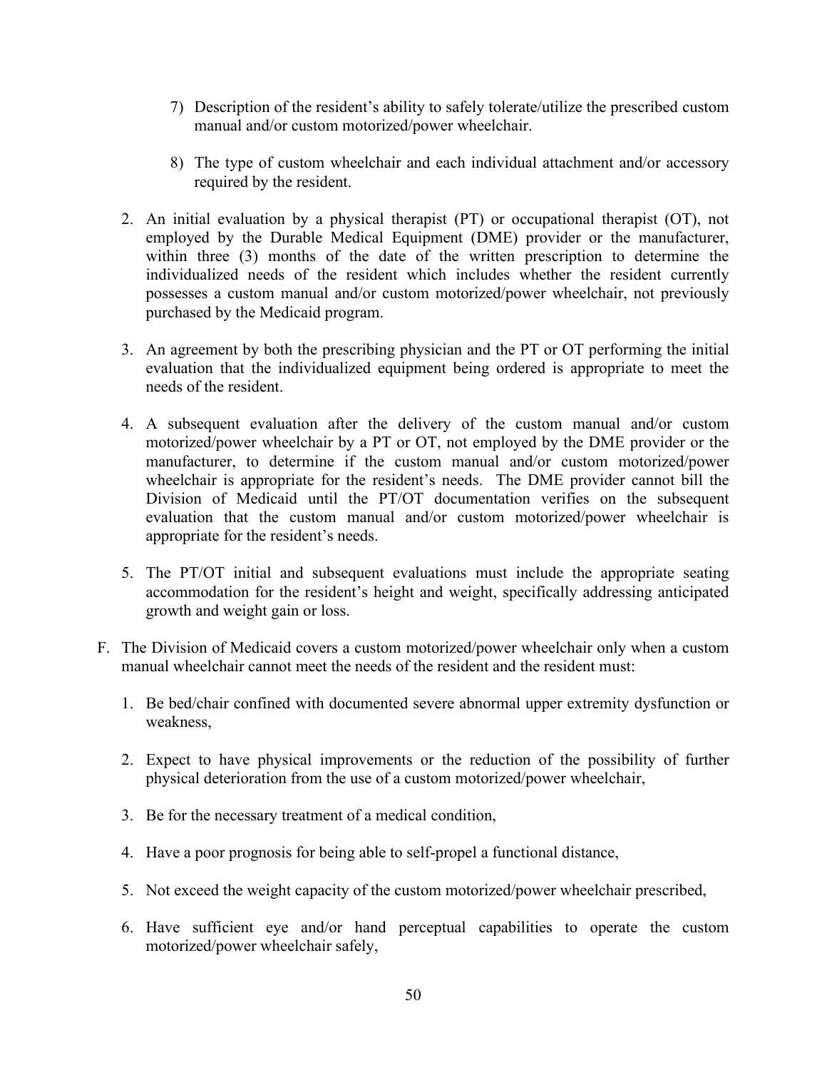7) Description of the resident's ability to safely tolerate/utilize the prescribed custom manual and/or custom motorized/power wheelchair.

8) The type of custom wheelchair and each individual attachment and/or accessory required by the resident.

2. An initial evaluation by a physical therapist (PT) or occupational therapist (OT), not employed by the Durable Medical Equipment (DME) provider or the manufacturer, within three (3) months of the date of the written prescription to determine the individualized needs of the resident which includes whether the resident currently possesses a custom manual and/or custom motorized/power wheelchair, not previously purchased by the Medicaid program.

3. An agreement by both the prescribing physician and the PT or OT performing the initial evaluation that the individualized equipment being ordered is appropriate to meet the needs of the resident.

4. A subsequent evaluation after the delivery of the custom manual and/or custom motorized/power wheelchair by a PT or OT, not employed by the DME provider or the manufacturer, to determine if the custom manual and/or custom motorized/power wheelchair is appropriate for the resident's needs. The DME provider cannot bill the Division of Medicaid until the PT/OT documentation verifies on the subsequent evaluation that the custom manual and/or custom motorized/power wheelchair is appropriate for the resident's needs.

5. The PT/OT initial and subsequent evaluations must include the appropriate seating accommodation for the resident's height and weight, specifically addressing anticipated growth and weight gain or loss.

F. The Division of Medicaid covers a custom motorized/power wheelchair only when a custom manual wheelchair cannot meet the needs of the resident and the resident must:

1. Be bed/chair confined with documented severe abnormal upper extremity dysfunction or weakness,

2. Expect to have physical improvements or the reduction of the possibility of further physical deterioration from the use of a custom motorized/power wheelchair,

3. Be for the necessary treatment of a medical condition,

4. Have a poor prognosis for being able to self-propel a functional distance,

5. Not exceed the weight capacity of the custom motorized/power wheelchair prescribed,

6. Have sufficient eye and/or hand perceptual capabilities to operate the custom motorized/power wheelchair safely,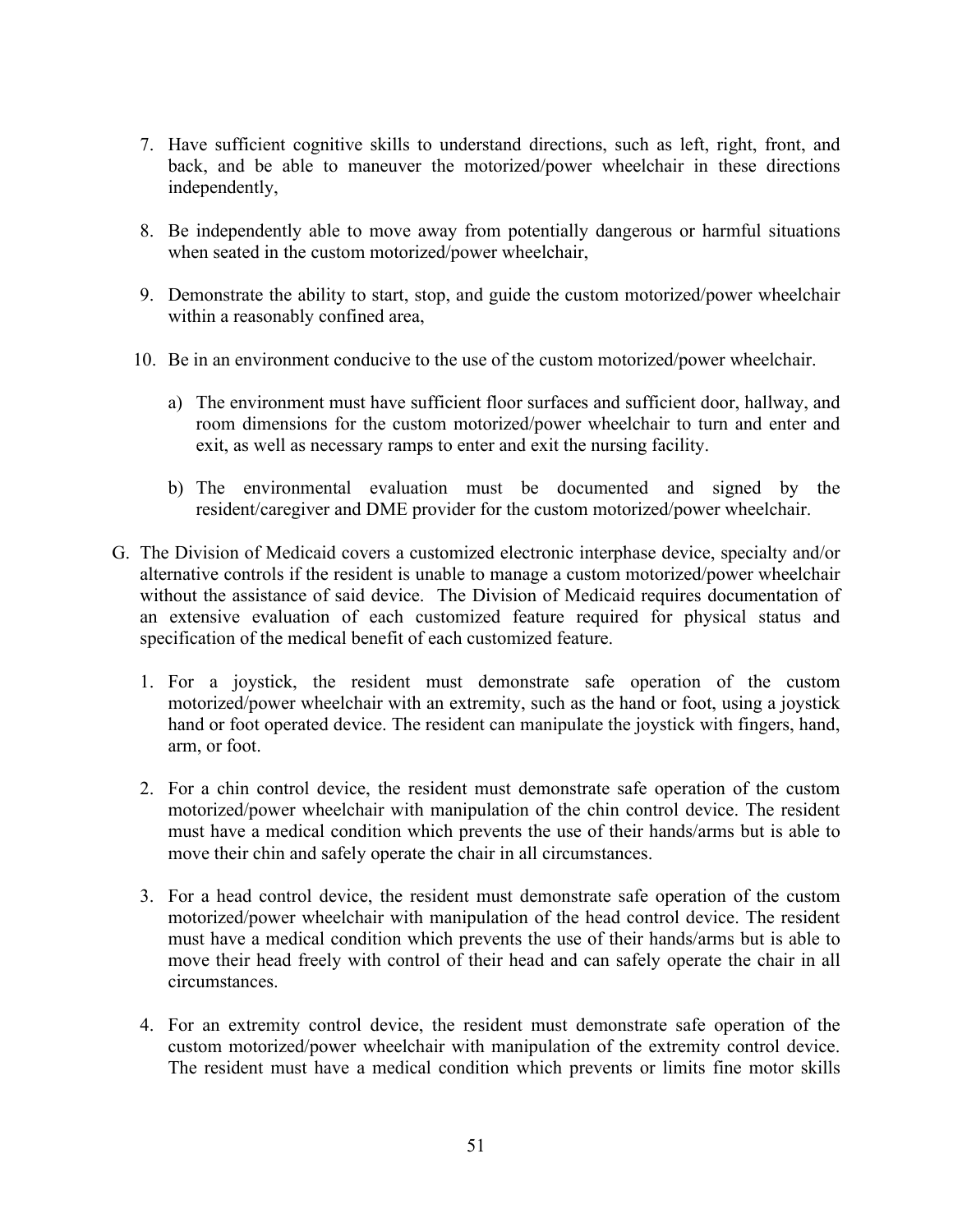7. Have sufficient cognitive skills to understand directions, such as left, right, front, and back, and be able to maneuver the motorized/power wheelchair in these directions independently,

8. Be independently able to move away from potentially dangerous or harmful situations when seated in the custom motorized/power wheelchair,

9. Demonstrate the ability to start, stop, and guide the custom motorized/power wheelchair within a reasonably confined area,

10. Be in an environment conducive to the use of the custom motorized/power wheelchair.

    a) The environment must have sufficient floor surfaces and sufficient door, hallway, and room dimensions for the custom motorized/power wheelchair to turn and enter and exit, as well as necessary ramps to enter and exit the nursing facility.

    b) The environmental evaluation must be documented and signed by the resident/caregiver and DME provider for the custom motorized/power wheelchair.

G. The Division of Medicaid covers a customized electronic interphase device, specialty and/or alternative controls if the resident is unable to manage a custom motorized/power wheelchair without the assistance of said device. The Division of Medicaid requires documentation of an extensive evaluation of each customized feature required for physical status and specification of the medical benefit of each customized feature.

1. For a joystick, the resident must demonstrate safe operation of the custom motorized/power wheelchair with an extremity, such as the hand or foot, using a joystick hand or foot operated device. The resident can manipulate the joystick with fingers, hand, arm, or foot.

2. For a chin control device, the resident must demonstrate safe operation of the custom motorized/power wheelchair with manipulation of the chin control device. The resident must have a medical condition which prevents the use of their hands/arms but is able to move their chin and safely operate the chair in all circumstances.

3. For a head control device, the resident must demonstrate safe operation of the custom motorized/power wheelchair with manipulation of the head control device. The resident must have a medical condition which prevents the use of their hands/arms but is able to move their head freely with control of their head and can safely operate the chair in all circumstances.

4. For an extremity control device, the resident must demonstrate safe operation of the custom motorized/power wheelchair with manipulation of the extremity control device. The resident must have a medical condition which prevents or limits fine motor skills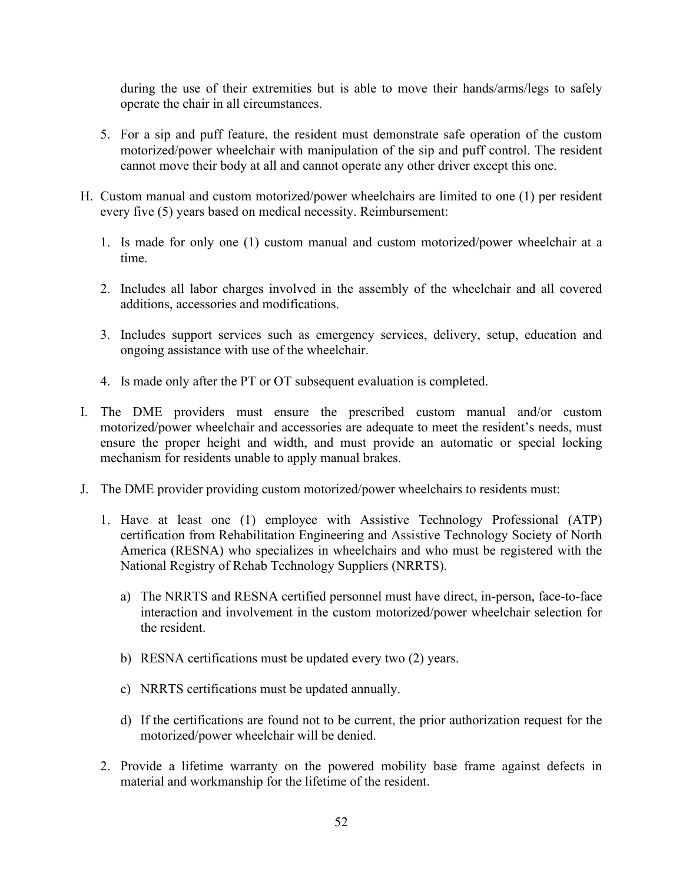during the use of their extremities but is able to move their hands/arms/legs to safely operate the chair in all circumstances.

5. For a sip and puff feature, the resident must demonstrate safe operation of the custom motorized/power wheelchair with manipulation of the sip and puff control. The resident cannot move their body at all and cannot operate any other driver except this one.

H. Custom manual and custom motorized/power wheelchairs are limited to one (1) per resident every five (5) years based on medical necessity. Reimbursement:

   1. Is made for only one (1) custom manual and custom motorized/power wheelchair at a time.

   2. Includes all labor charges involved in the assembly of the wheelchair and all covered additions, accessories and modifications.

   3. Includes support services such as emergency services, delivery, setup, education and ongoing assistance with use of the wheelchair.

   4. Is made only after the PT or OT subsequent evaluation is completed.

I. The DME providers must ensure the prescribed custom manual and/or custom motorized/power wheelchair and accessories are adequate to meet the resident's needs, must ensure the proper height and width, and must provide an automatic or special locking mechanism for residents unable to apply manual brakes.

J. The DME provider providing custom motorized/power wheelchairs to residents must:

   1. Have at least one (1) employee with Assistive Technology Professional (ATP) certification from Rehabilitation Engineering and Assistive Technology Society of North America (RESNA) who specializes in wheelchairs and who must be registered with the National Registry of Rehab Technology Suppliers (NRRTS).

      a) The NRRTS and RESNA certified personnel must have direct, in-person, face-to-face interaction and involvement in the custom motorized/power wheelchair selection for the resident.

      b) RESNA certifications must be updated every two (2) years.

      c) NRRTS certifications must be updated annually.

      d) If the certifications are found not to be current, the prior authorization request for the motorized/power wheelchair will be denied.

   2. Provide a lifetime warranty on the powered mobility base frame against defects in material and workmanship for the lifetime of the resident.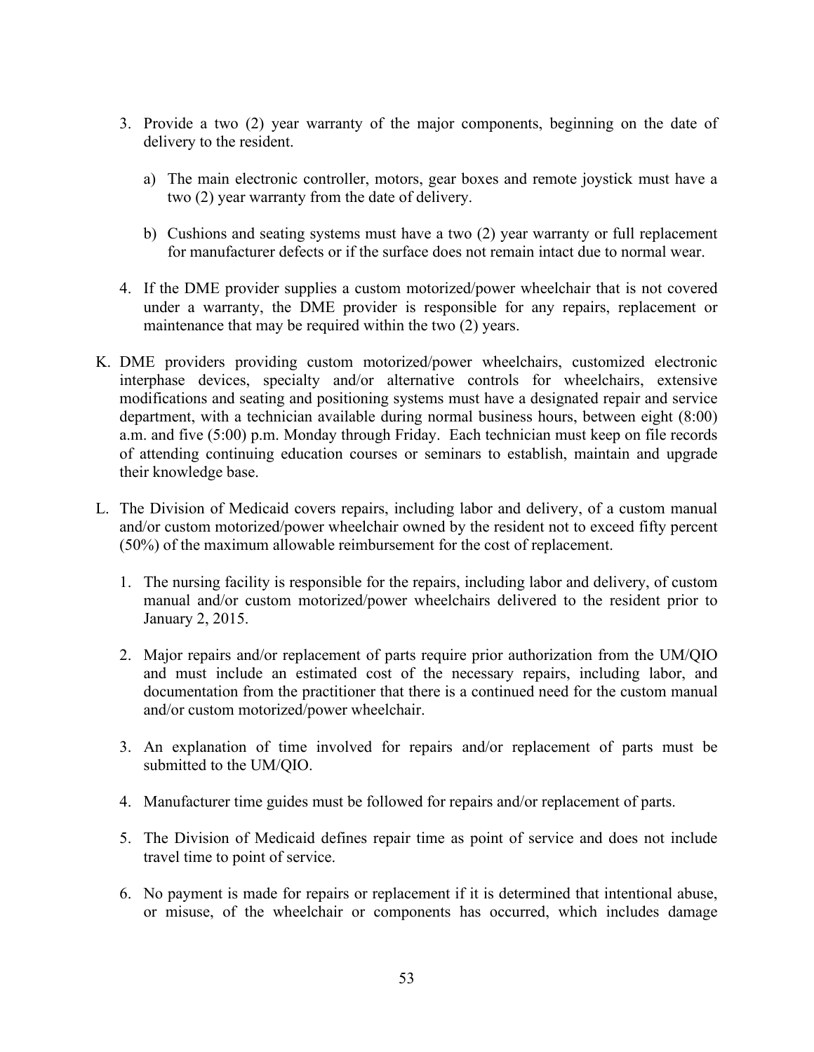3. Provide a two (2) year warranty of the major components, beginning on the date of delivery to the resident.

   a) The main electronic controller, motors, gear boxes and remote joystick must have a two (2) year warranty from the date of delivery.

   b) Cushions and seating systems must have a two (2) year warranty or full replacement for manufacturer defects or if the surface does not remain intact due to normal wear.

4. If the DME provider supplies a custom motorized/power wheelchair that is not covered under a warranty, the DME provider is responsible for any repairs, replacement or maintenance that may be required within the two (2) years.

K. DME providers providing custom motorized/power wheelchairs, customized electronic interphase devices, specialty and/or alternative controls for wheelchairs, extensive modifications and seating and positioning systems must have a designated repair and service department, with a technician available during normal business hours, between eight (8:00) a.m. and five (5:00) p.m. Monday through Friday. Each technician must keep on file records of attending continuing education courses or seminars to establish, maintain and upgrade their knowledge base.

L. The Division of Medicaid covers repairs, including labor and delivery, of a custom manual and/or custom motorized/power wheelchair owned by the resident not to exceed fifty percent (50%) of the maximum allowable reimbursement for the cost of replacement.

1. The nursing facility is responsible for the repairs, including labor and delivery, of custom manual and/or custom motorized/power wheelchairs delivered to the resident prior to January 2, 2015.

2. Major repairs and/or replacement of parts require prior authorization from the UM/QIO and must include an estimated cost of the necessary repairs, including labor, and documentation from the practitioner that there is a continued need for the custom manual and/or custom motorized/power wheelchair.

3. An explanation of time involved for repairs and/or replacement of parts must be submitted to the UM/QIO.

4. Manufacturer time guides must be followed for repairs and/or replacement of parts.

5. The Division of Medicaid defines repair time as point of service and does not include travel time to point of service.

6. No payment is made for repairs or replacement if it is determined that intentional abuse, or misuse, of the wheelchair or components has occurred, which includes damage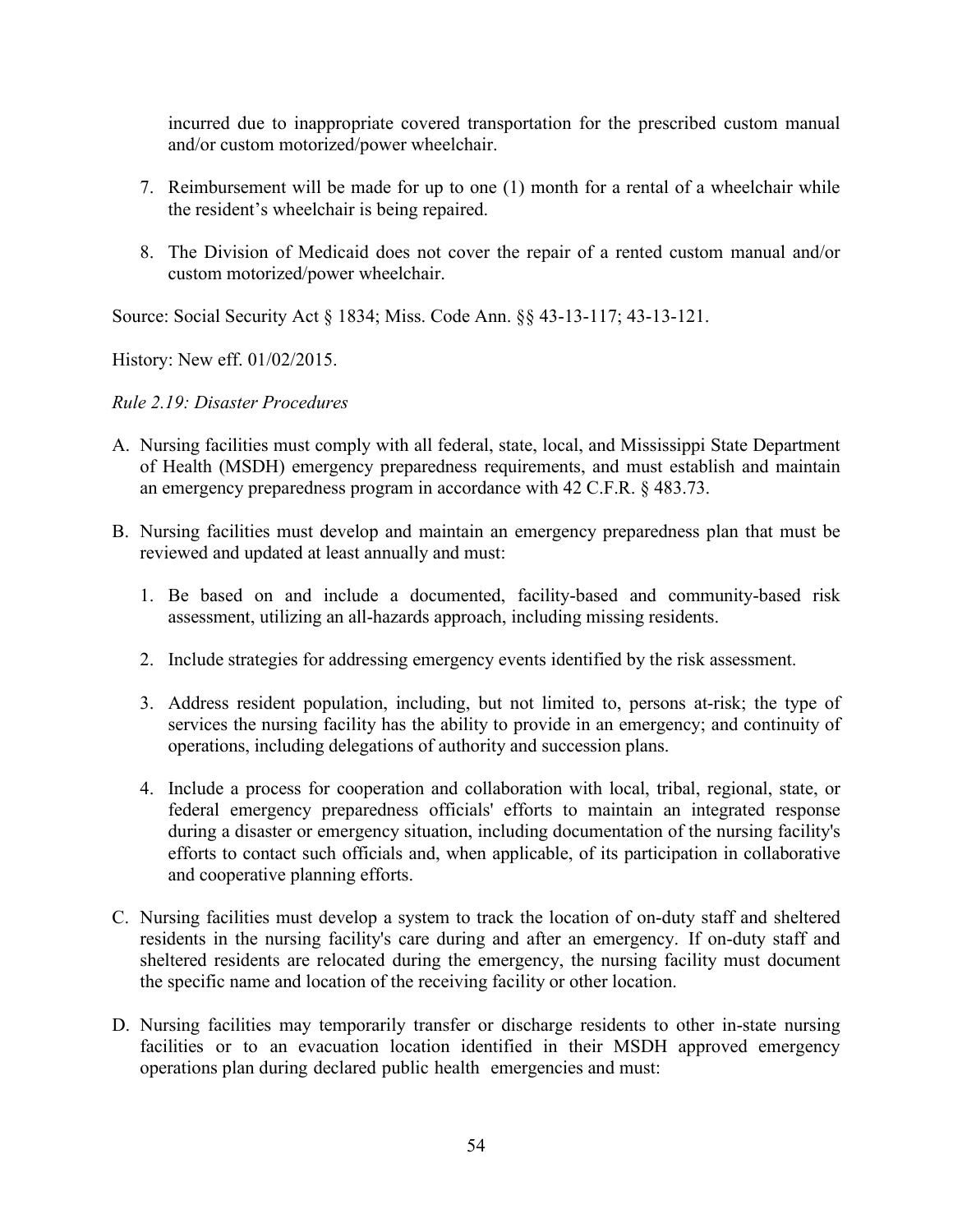incurred due to inappropriate covered transportation for the prescribed custom manual and/or custom motorized/power wheelchair.

7. Reimbursement will be made for up to one (1) month for a rental of a wheelchair while the resident's wheelchair is being repaired.

8. The Division of Medicaid does not cover the repair of a rented custom manual and/or custom motorized/power wheelchair.

Source: Social Security Act § 1834; Miss. Code Ann. §§ 43-13-117; 43-13-121.

History: New eff. 01/02/2015.

*Rule 2.19: Disaster Procedures*

A. Nursing facilities must comply with all federal, state, local, and Mississippi State Department of Health (MSDH) emergency preparedness requirements, and must establish and maintain an emergency preparedness program in accordance with 42 C.F.R. § 483.73.

B. Nursing facilities must develop and maintain an emergency preparedness plan that must be reviewed and updated at least annually and must:

   1. Be based on and include a documented, facility-based and community-based risk assessment, utilizing an all-hazards approach, including missing residents.

   2. Include strategies for addressing emergency events identified by the risk assessment.

   3. Address resident population, including, but not limited to, persons at-risk; the type of services the nursing facility has the ability to provide in an emergency; and continuity of operations, including delegations of authority and succession plans.

   4. Include a process for cooperation and collaboration with local, tribal, regional, state, or federal emergency preparedness officials' efforts to maintain an integrated response during a disaster or emergency situation, including documentation of the nursing facility's efforts to contact such officials and, when applicable, of its participation in collaborative and cooperative planning efforts.

C. Nursing facilities must develop a system to track the location of on-duty staff and sheltered residents in the nursing facility's care during and after an emergency. If on-duty staff and sheltered residents are relocated during the emergency, the nursing facility must document the specific name and location of the receiving facility or other location.

D. Nursing facilities may temporarily transfer or discharge residents to other in-state nursing facilities or to an evacuation location identified in their MSDH approved emergency operations plan during declared public health emergencies and must: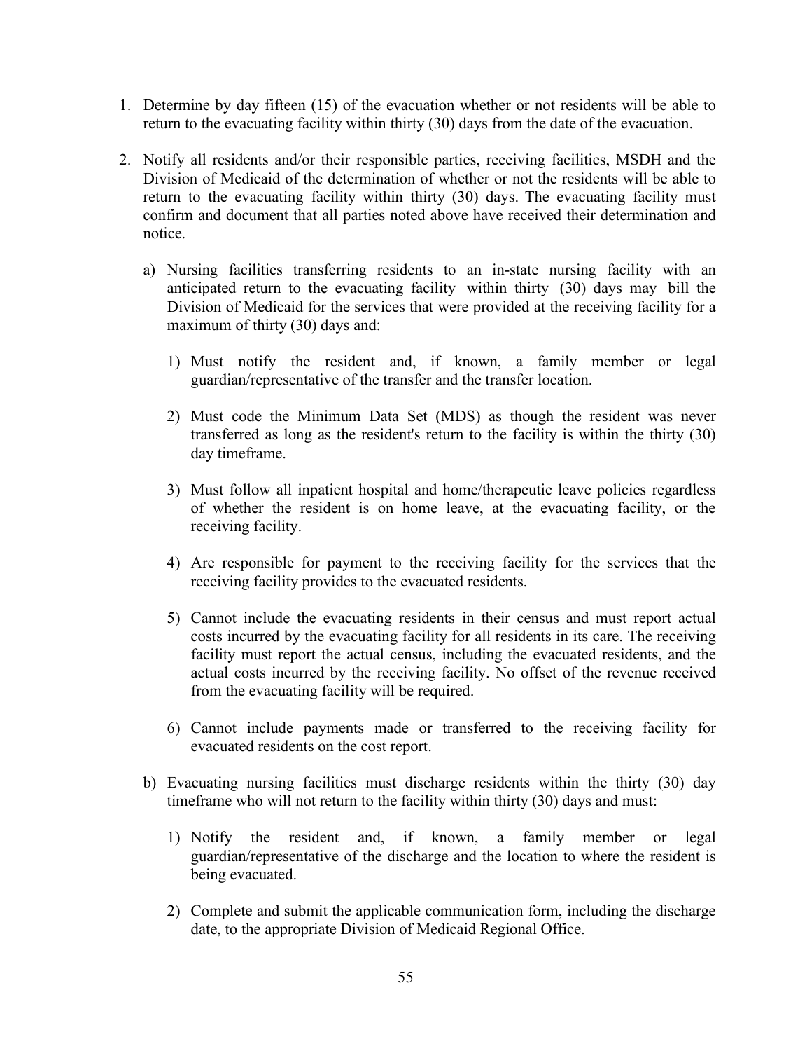1. Determine by day fifteen (15) of the evacuation whether or not residents will be able to return to the evacuating facility within thirty (30) days from the date of the evacuation.

2. Notify all residents and/or their responsible parties, receiving facilities, MSDH and the Division of Medicaid of the determination of whether or not the residents will be able to return to the evacuating facility within thirty (30) days. The evacuating facility must confirm and document that all parties noted above have received their determination and notice.

   a) Nursing facilities transferring residents to an in-state nursing facility with an anticipated return to the evacuating facility within thirty (30) days may bill the Division of Medicaid for the services that were provided at the receiving facility for a maximum of thirty (30) days and:

      1) Must notify the resident and, if known, a family member or legal guardian/representative of the transfer and the transfer location.

      2) Must code the Minimum Data Set (MDS) as though the resident was never transferred as long as the resident's return to the facility is within the thirty (30) day timeframe.

      3) Must follow all inpatient hospital and home/therapeutic leave policies regardless of whether the resident is on home leave, at the evacuating facility, or the receiving facility.

      4) Are responsible for payment to the receiving facility for the services that the receiving facility provides to the evacuated residents.

      5) Cannot include the evacuating residents in their census and must report actual costs incurred by the evacuating facility for all residents in its care. The receiving facility must report the actual census, including the evacuated residents, and the actual costs incurred by the receiving facility. No offset of the revenue received from the evacuating facility will be required.

      6) Cannot include payments made or transferred to the receiving facility for evacuated residents on the cost report.

   b) Evacuating nursing facilities must discharge residents within the thirty (30) day timeframe who will not return to the facility within thirty (30) days and must:

      1) Notify the resident and, if known, a family member or legal guardian/representative of the discharge and the location to where the resident is being evacuated.

      2) Complete and submit the applicable communication form, including the discharge date, to the appropriate Division of Medicaid Regional Office.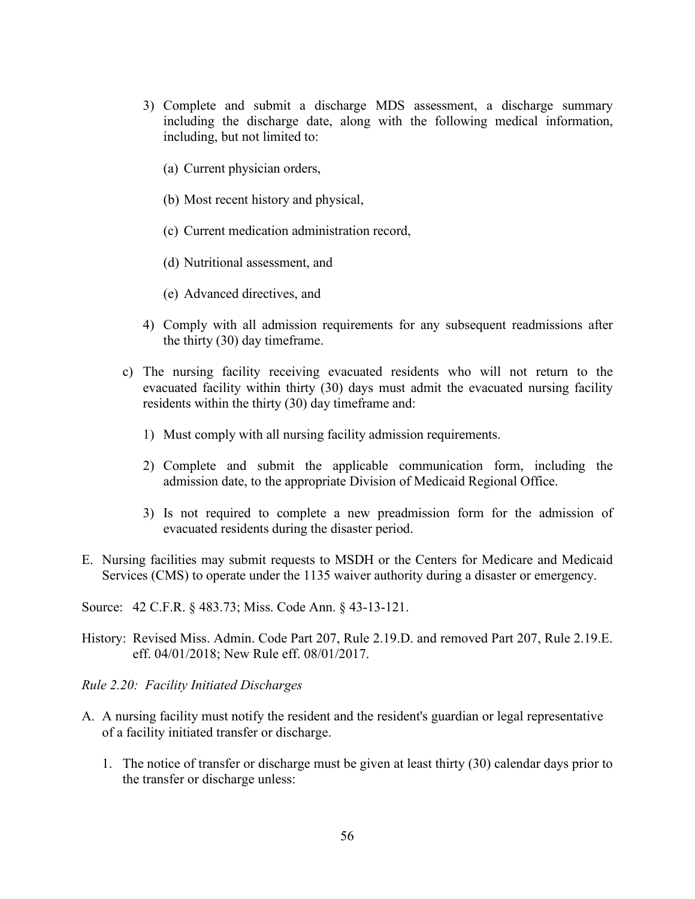3) Complete and submit a discharge MDS assessment, a discharge summary including the discharge date, along with the following medical information, including, but not limited to:

    (a) Current physician orders,

    (b) Most recent history and physical,

    (c) Current medication administration record,

    (d) Nutritional assessment, and

    (e) Advanced directives, and

4) Comply with all admission requirements for any subsequent readmissions after the thirty (30) day timeframe.

c) The nursing facility receiving evacuated residents who will not return to the evacuated facility within thirty (30) days must admit the evacuated nursing facility residents within the thirty (30) day timeframe and:

    1) Must comply with all nursing facility admission requirements.

    2) Complete and submit the applicable communication form, including the admission date, to the appropriate Division of Medicaid Regional Office.

    3) Is not required to complete a new preadmission form for the admission of evacuated residents during the disaster period.

E. Nursing facilities may submit requests to MSDH or the Centers for Medicare and Medicaid Services (CMS) to operate under the 1135 waiver authority during a disaster or emergency.

Source: 42 C.F.R. § 483.73; Miss. Code Ann. § 43-13-121.

History: Revised Miss. Admin. Code Part 207, Rule 2.19.D. and removed Part 207, Rule 2.19.E. eff. 04/01/2018; New Rule eff. 08/01/2017.

*Rule 2.20: Facility Initiated Discharges*

A. A nursing facility must notify the resident and the resident's guardian or legal representative of a facility initiated transfer or discharge.

    1. The notice of transfer or discharge must be given at least thirty (30) calendar days prior to the transfer or discharge unless: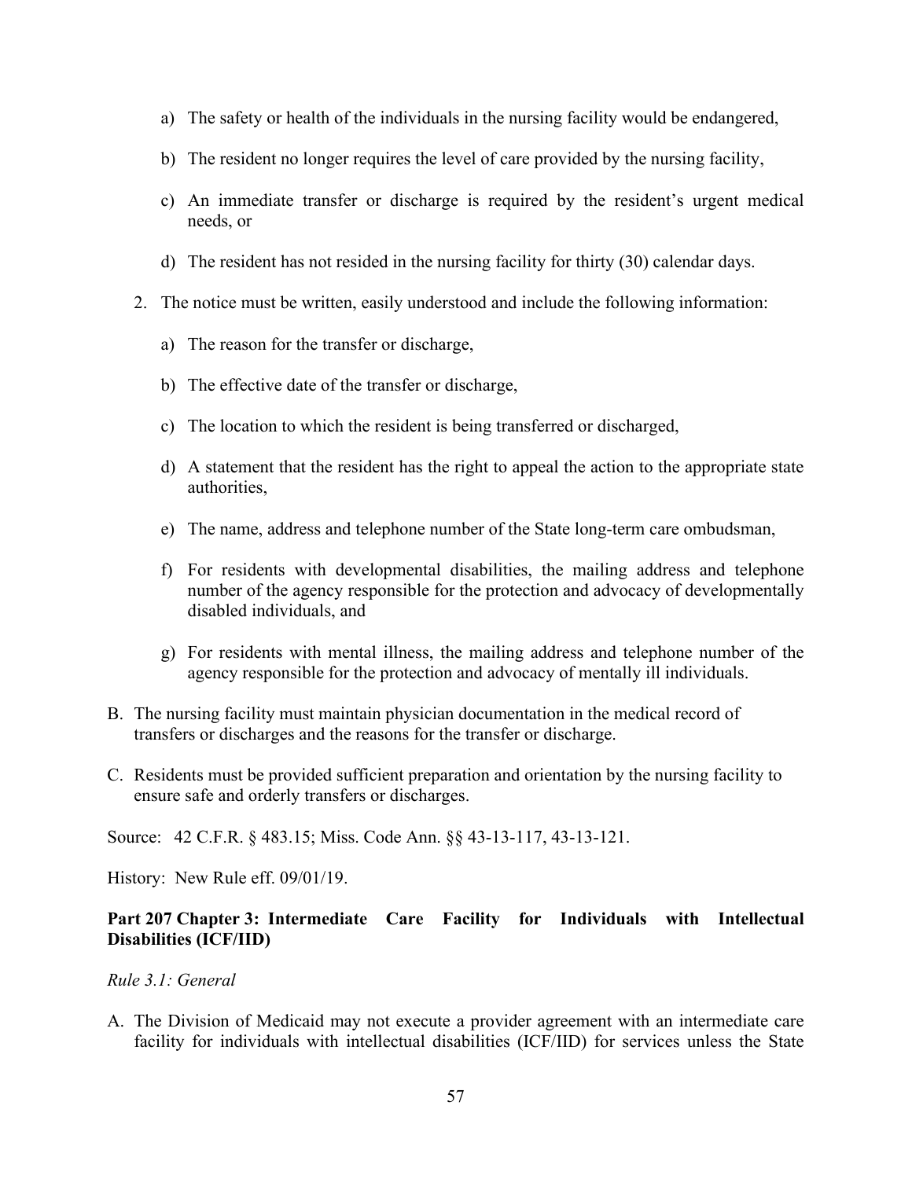a) The safety or health of the individuals in the nursing facility would be endangered,

b) The resident no longer requires the level of care provided by the nursing facility,

c) An immediate transfer or discharge is required by the resident's urgent medical needs, or

d) The resident has not resided in the nursing facility for thirty (30) calendar days.

2. The notice must be written, easily understood and include the following information:

   a) The reason for the transfer or discharge,

   b) The effective date of the transfer or discharge,

   c) The location to which the resident is being transferred or discharged,

   d) A statement that the resident has the right to appeal the action to the appropriate state authorities,

   e) The name, address and telephone number of the State long-term care ombudsman,

   f) For residents with developmental disabilities, the mailing address and telephone number of the agency responsible for the protection and advocacy of developmentally disabled individuals, and

   g) For residents with mental illness, the mailing address and telephone number of the agency responsible for the protection and advocacy of mentally ill individuals.

B. The nursing facility must maintain physician documentation in the medical record of transfers or discharges and the reasons for the transfer or discharge.

C. Residents must be provided sufficient preparation and orientation by the nursing facility to ensure safe and orderly transfers or discharges.

Source: 42 C.F.R. § 483.15; Miss. Code Ann. §§ 43-13-117, 43-13-121.

History: New Rule eff. 09/01/19.

## Part 207 Chapter 3: Intermediate Care Facility for Individuals with Intellectual Disabilities (ICF/IID)

*Rule 3.1: General*

A. The Division of Medicaid may not execute a provider agreement with an intermediate care facility for individuals with intellectual disabilities (ICF/IID) for services unless the State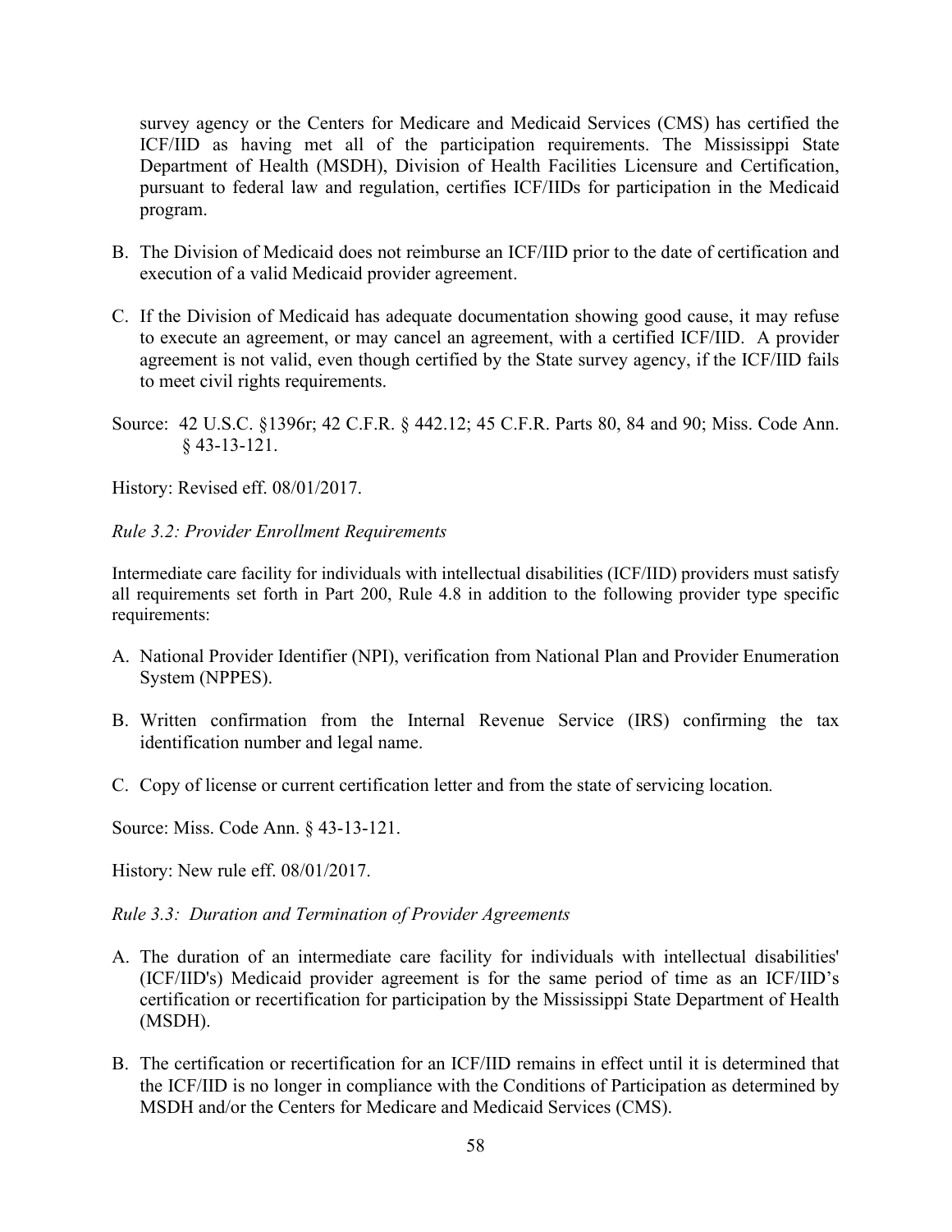survey agency or the Centers for Medicare and Medicaid Services (CMS) has certified the ICF/IID as having met all of the participation requirements. The Mississippi State Department of Health (MSDH), Division of Health Facilities Licensure and Certification, pursuant to federal law and regulation, certifies ICF/IIDs for participation in the Medicaid program.

B. The Division of Medicaid does not reimburse an ICF/IID prior to the date of certification and execution of a valid Medicaid provider agreement.

C. If the Division of Medicaid has adequate documentation showing good cause, it may refuse to execute an agreement, or may cancel an agreement, with a certified ICF/IID. A provider agreement is not valid, even though certified by the State survey agency, if the ICF/IID fails to meet civil rights requirements.

Source: 42 U.S.C. §1396r; 42 C.F.R. § 442.12; 45 C.F.R. Parts 80, 84 and 90; Miss. Code Ann. § 43-13-121.

History: Revised eff. 08/01/2017.

*Rule 3.2: Provider Enrollment Requirements*

Intermediate care facility for individuals with intellectual disabilities (ICF/IID) providers must satisfy all requirements set forth in Part 200, Rule 4.8 in addition to the following provider type specific requirements:

A. National Provider Identifier (NPI), verification from National Plan and Provider Enumeration System (NPPES).

B. Written confirmation from the Internal Revenue Service (IRS) confirming the tax identification number and legal name.

C. Copy of license or current certification letter and from the state of servicing location.

Source: Miss. Code Ann. § 43-13-121.

History: New rule eff. 08/01/2017.

*Rule 3.3: Duration and Termination of Provider Agreements*

A. The duration of an intermediate care facility for individuals with intellectual disabilities' (ICF/IID's) Medicaid provider agreement is for the same period of time as an ICF/IID's certification or recertification for participation by the Mississippi State Department of Health (MSDH).

B. The certification or recertification for an ICF/IID remains in effect until it is determined that the ICF/IID is no longer in compliance with the Conditions of Participation as determined by MSDH and/or the Centers for Medicare and Medicaid Services (CMS).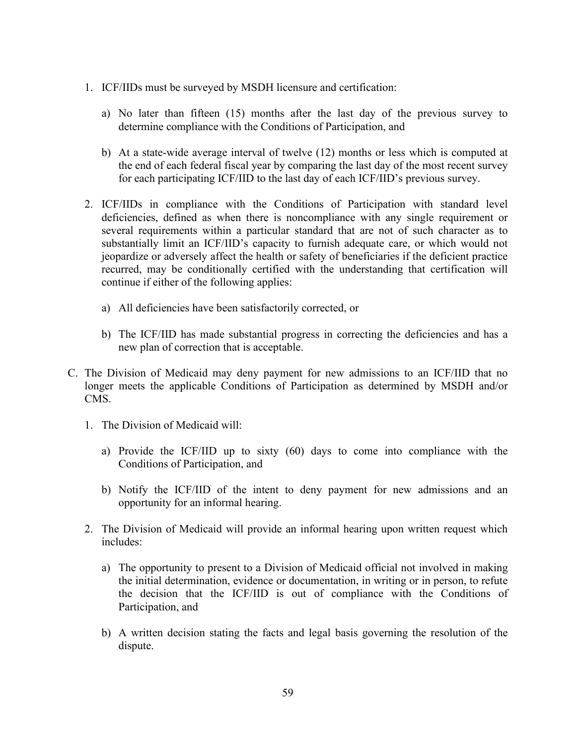1. ICF/IIDs must be surveyed by MSDH licensure and certification:

   a) No later than fifteen (15) months after the last day of the previous survey to determine compliance with the Conditions of Participation, and

   b) At a state-wide average interval of twelve (12) months or less which is computed at the end of each federal fiscal year by comparing the last day of the most recent survey for each participating ICF/IID to the last day of each ICF/IID's previous survey.

2. ICF/IIDs in compliance with the Conditions of Participation with standard level deficiencies, defined as when there is noncompliance with any single requirement or several requirements within a particular standard that are not of such character as to substantially limit an ICF/IID's capacity to furnish adequate care, or which would not jeopardize or adversely affect the health or safety of beneficiaries if the deficient practice recurred, may be conditionally certified with the understanding that certification will continue if either of the following applies:

   a) All deficiencies have been satisfactorily corrected, or

   b) The ICF/IID has made substantial progress in correcting the deficiencies and has a new plan of correction that is acceptable.

C. The Division of Medicaid may deny payment for new admissions to an ICF/IID that no longer meets the applicable Conditions of Participation as determined by MSDH and/or CMS.

1. The Division of Medicaid will:

   a) Provide the ICF/IID up to sixty (60) days to come into compliance with the Conditions of Participation, and

   b) Notify the ICF/IID of the intent to deny payment for new admissions and an opportunity for an informal hearing.

2. The Division of Medicaid will provide an informal hearing upon written request which includes:

   a) The opportunity to present to a Division of Medicaid official not involved in making the initial determination, evidence or documentation, in writing or in person, to refute the decision that the ICF/IID is out of compliance with the Conditions of Participation, and

   b) A written decision stating the facts and legal basis governing the resolution of the dispute.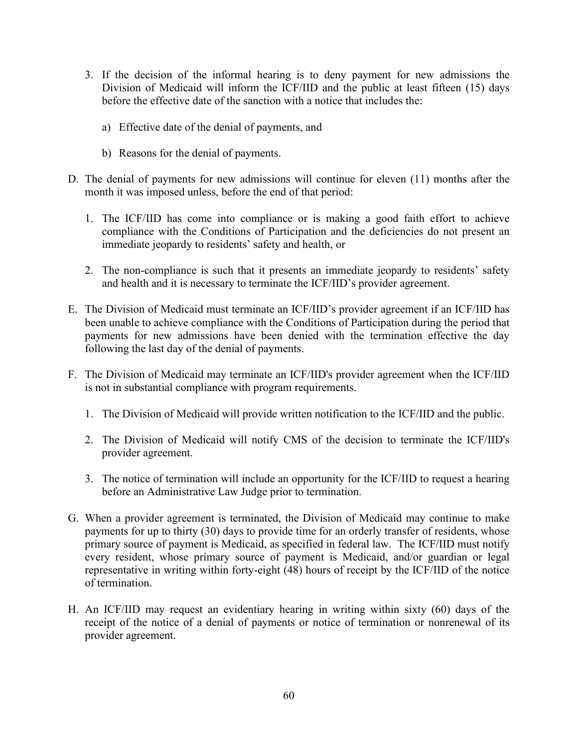3. If the decision of the informal hearing is to deny payment for new admissions the Division of Medicaid will inform the ICF/IID and the public at least fifteen (15) days before the effective date of the sanction with a notice that includes the:

   a) Effective date of the denial of payments, and

   b) Reasons for the denial of payments.

D. The denial of payments for new admissions will continue for eleven (11) months after the month it was imposed unless, before the end of that period:

   1. The ICF/IID has come into compliance or is making a good faith effort to achieve compliance with the Conditions of Participation and the deficiencies do not present an immediate jeopardy to residents' safety and health, or

   2. The non-compliance is such that it presents an immediate jeopardy to residents' safety and health and it is necessary to terminate the ICF/IID's provider agreement.

E. The Division of Medicaid must terminate an ICF/IID's provider agreement if an ICF/IID has been unable to achieve compliance with the Conditions of Participation during the period that payments for new admissions have been denied with the termination effective the day following the last day of the denial of payments.

F. The Division of Medicaid may terminate an ICF/IID's provider agreement when the ICF/IID is not in substantial compliance with program requirements.

   1. The Division of Medicaid will provide written notification to the ICF/IID and the public.

   2. The Division of Medicaid will notify CMS of the decision to terminate the ICF/IID's provider agreement.

   3. The notice of termination will include an opportunity for the ICF/IID to request a hearing before an Administrative Law Judge prior to termination.

G. When a provider agreement is terminated, the Division of Medicaid may continue to make payments for up to thirty (30) days to provide time for an orderly transfer of residents, whose primary source of payment is Medicaid, as specified in federal law. The ICF/IID must notify every resident, whose primary source of payment is Medicaid, and/or guardian or legal representative in writing within forty-eight (48) hours of receipt by the ICF/IID of the notice of termination.

H. An ICF/IID may request an evidentiary hearing in writing within sixty (60) days of the receipt of the notice of a denial of payments or notice of termination or nonrenewal of its provider agreement.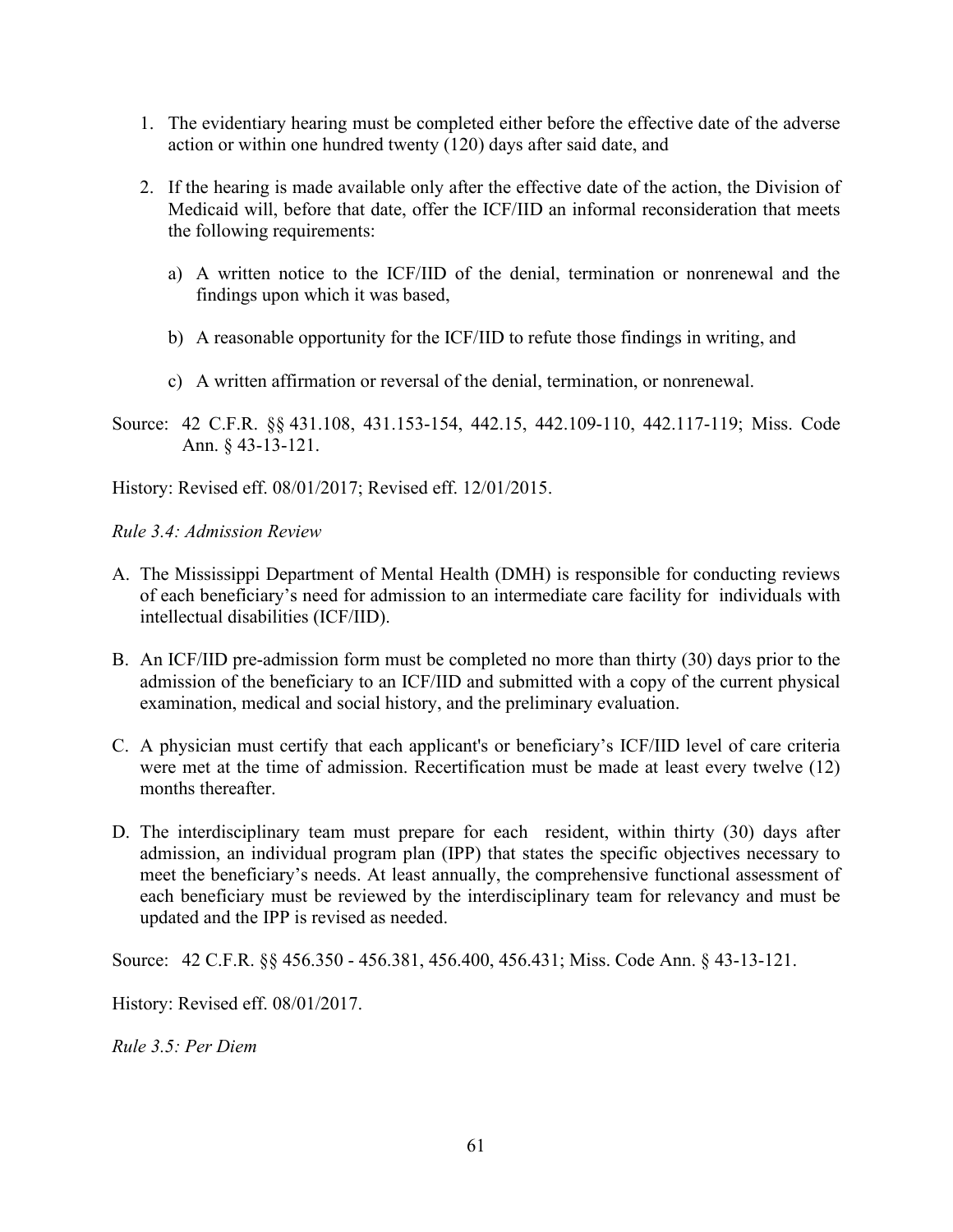1. The evidentiary hearing must be completed either before the effective date of the adverse action or within one hundred twenty (120) days after said date, and

2. If the hearing is made available only after the effective date of the action, the Division of Medicaid will, before that date, offer the ICF/IID an informal reconsideration that meets the following requirements:

   a) A written notice to the ICF/IID of the denial, termination or nonrenewal and the findings upon which it was based,

   b) A reasonable opportunity for the ICF/IID to refute those findings in writing, and

   c) A written affirmation or reversal of the denial, termination, or nonrenewal.

Source: 42 C.F.R. §§ 431.108, 431.153-154, 442.15, 442.109-110, 442.117-119; Miss. Code Ann. § 43-13-121.

History: Revised eff. 08/01/2017; Revised eff. 12/01/2015.

*Rule 3.4: Admission Review*

A. The Mississippi Department of Mental Health (DMH) is responsible for conducting reviews of each beneficiary's need for admission to an intermediate care facility for individuals with intellectual disabilities (ICF/IID).

B. An ICF/IID pre-admission form must be completed no more than thirty (30) days prior to the admission of the beneficiary to an ICF/IID and submitted with a copy of the current physical examination, medical and social history, and the preliminary evaluation.

C. A physician must certify that each applicant's or beneficiary's ICF/IID level of care criteria were met at the time of admission. Recertification must be made at least every twelve (12) months thereafter.

D. The interdisciplinary team must prepare for each resident, within thirty (30) days after admission, an individual program plan (IPP) that states the specific objectives necessary to meet the beneficiary's needs. At least annually, the comprehensive functional assessment of each beneficiary must be reviewed by the interdisciplinary team for relevancy and must be updated and the IPP is revised as needed.

Source: 42 C.F.R. §§ 456.350 - 456.381, 456.400, 456.431; Miss. Code Ann. § 43-13-121.

History: Revised eff. 08/01/2017.

*Rule 3.5: Per Diem*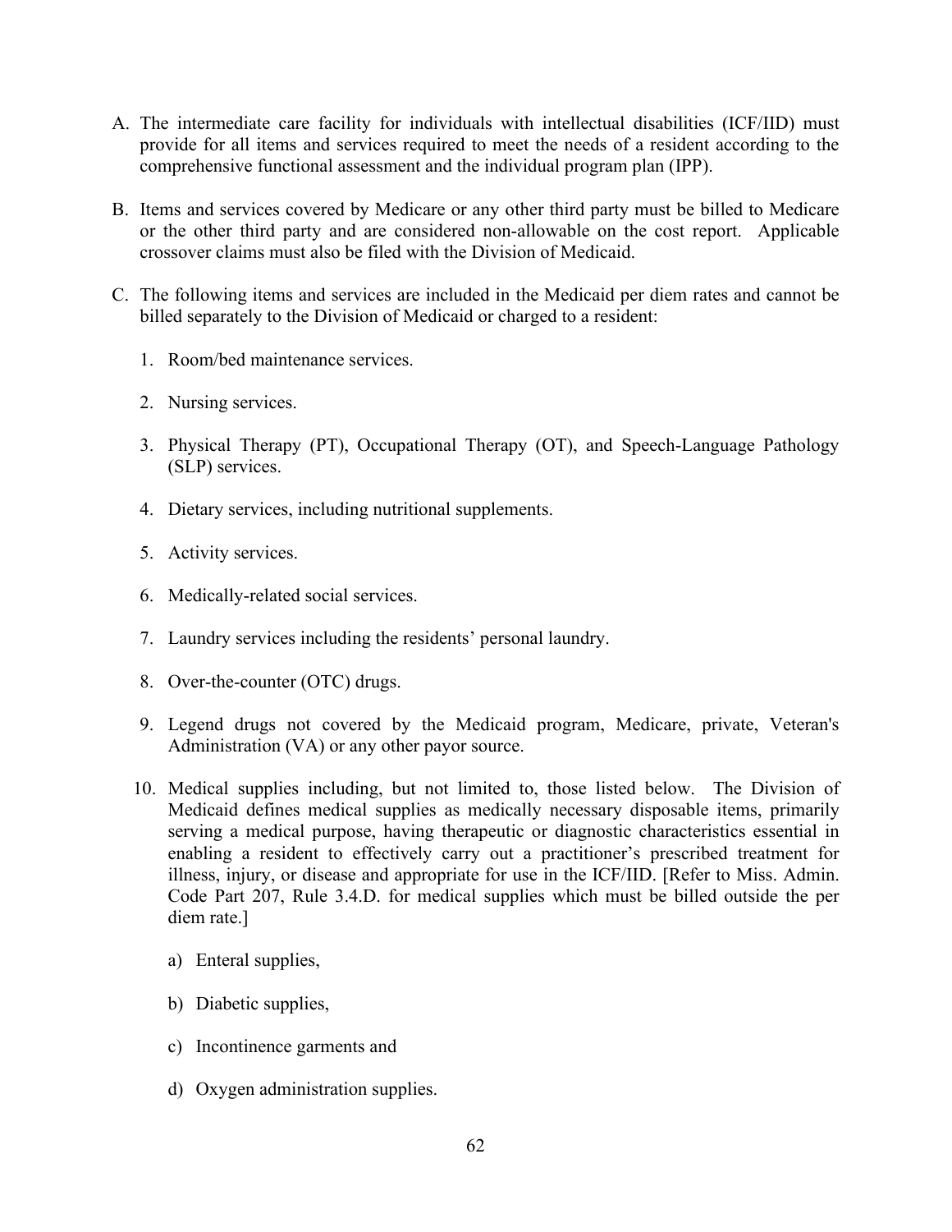A. The intermediate care facility for individuals with intellectual disabilities (ICF/IID) must provide for all items and services required to meet the needs of a resident according to the comprehensive functional assessment and the individual program plan (IPP).

B. Items and services covered by Medicare or any other third party must be billed to Medicare or the other third party and are considered non-allowable on the cost report. Applicable crossover claims must also be filed with the Division of Medicaid.

C. The following items and services are included in the Medicaid per diem rates and cannot be billed separately to the Division of Medicaid or charged to a resident:

   1. Room/bed maintenance services.

   2. Nursing services.

   3. Physical Therapy (PT), Occupational Therapy (OT), and Speech-Language Pathology (SLP) services.

   4. Dietary services, including nutritional supplements.

   5. Activity services.

   6. Medically-related social services.

   7. Laundry services including the residents' personal laundry.

   8. Over-the-counter (OTC) drugs.

   9. Legend drugs not covered by the Medicaid program, Medicare, private, Veteran's Administration (VA) or any other payor source.

   10. Medical supplies including, but not limited to, those listed below. The Division of Medicaid defines medical supplies as medically necessary disposable items, primarily serving a medical purpose, having therapeutic or diagnostic characteristics essential in enabling a resident to effectively carry out a practitioner's prescribed treatment for illness, injury, or disease and appropriate for use in the ICF/IID. [Refer to Miss. Admin. Code Part 207, Rule 3.4.D. for medical supplies which must be billed outside the per diem rate.]

       a) Enteral supplies,

       b) Diabetic supplies,

       c) Incontinence garments and

       d) Oxygen administration supplies.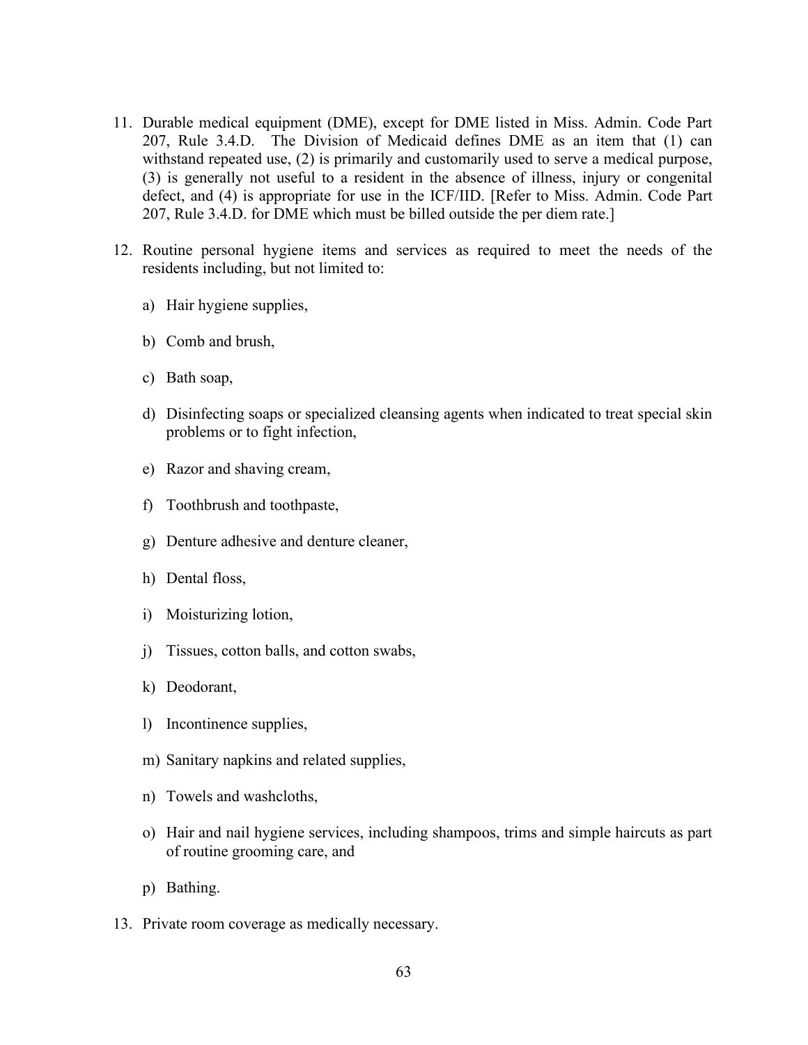11. Durable medical equipment (DME), except for DME listed in Miss. Admin. Code Part 207, Rule 3.4.D. The Division of Medicaid defines DME as an item that (1) can withstand repeated use, (2) is primarily and customarily used to serve a medical purpose, (3) is generally not useful to a resident in the absence of illness, injury or congenital defect, and (4) is appropriate for use in the ICF/IID. [Refer to Miss. Admin. Code Part 207, Rule 3.4.D. for DME which must be billed outside the per diem rate.]

12. Routine personal hygiene items and services as required to meet the needs of the residents including, but not limited to:

    a) Hair hygiene supplies,

    b) Comb and brush,

    c) Bath soap,

    d) Disinfecting soaps or specialized cleansing agents when indicated to treat special skin problems or to fight infection,

    e) Razor and shaving cream,

    f) Toothbrush and toothpaste,

    g) Denture adhesive and denture cleaner,

    h) Dental floss,

    i) Moisturizing lotion,

    j) Tissues, cotton balls, and cotton swabs,

    k) Deodorant,

    l) Incontinence supplies,

    m) Sanitary napkins and related supplies,

    n) Towels and washcloths,

    o) Hair and nail hygiene services, including shampoos, trims and simple haircuts as part of routine grooming care, and

    p) Bathing.

13. Private room coverage as medically necessary.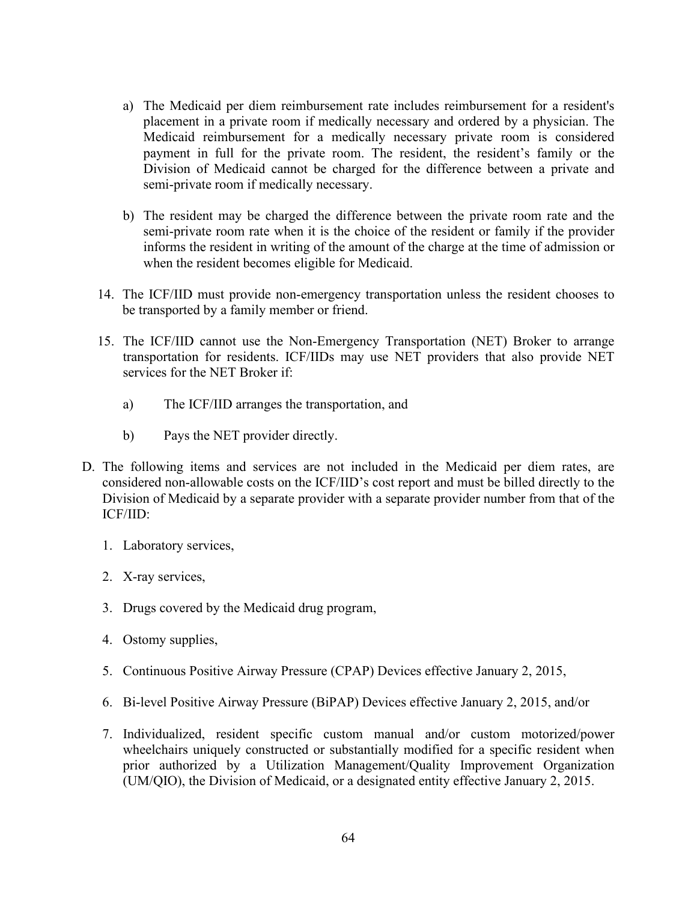a) The Medicaid per diem reimbursement rate includes reimbursement for a resident's placement in a private room if medically necessary and ordered by a physician. The Medicaid reimbursement for a medically necessary private room is considered payment in full for the private room. The resident, the resident's family or the Division of Medicaid cannot be charged for the difference between a private and semi-private room if medically necessary.

b) The resident may be charged the difference between the private room rate and the semi-private room rate when it is the choice of the resident or family if the provider informs the resident in writing of the amount of the charge at the time of admission or when the resident becomes eligible for Medicaid.

14. The ICF/IID must provide non-emergency transportation unless the resident chooses to be transported by a family member or friend.

15. The ICF/IID cannot use the Non-Emergency Transportation (NET) Broker to arrange transportation for residents. ICF/IIDs may use NET providers that also provide NET services for the NET Broker if:

    a) The ICF/IID arranges the transportation, and

    b) Pays the NET provider directly.

D. The following items and services are not included in the Medicaid per diem rates, are considered non-allowable costs on the ICF/IID's cost report and must be billed directly to the Division of Medicaid by a separate provider with a separate provider number from that of the ICF/IID:

1. Laboratory services,

2. X-ray services,

3. Drugs covered by the Medicaid drug program,

4. Ostomy supplies,

5. Continuous Positive Airway Pressure (CPAP) Devices effective January 2, 2015,

6. Bi-level Positive Airway Pressure (BiPAP) Devices effective January 2, 2015, and/or

7. Individualized, resident specific custom manual and/or custom motorized/power wheelchairs uniquely constructed or substantially modified for a specific resident when prior authorized by a Utilization Management/Quality Improvement Organization (UM/QIO), the Division of Medicaid, or a designated entity effective January 2, 2015.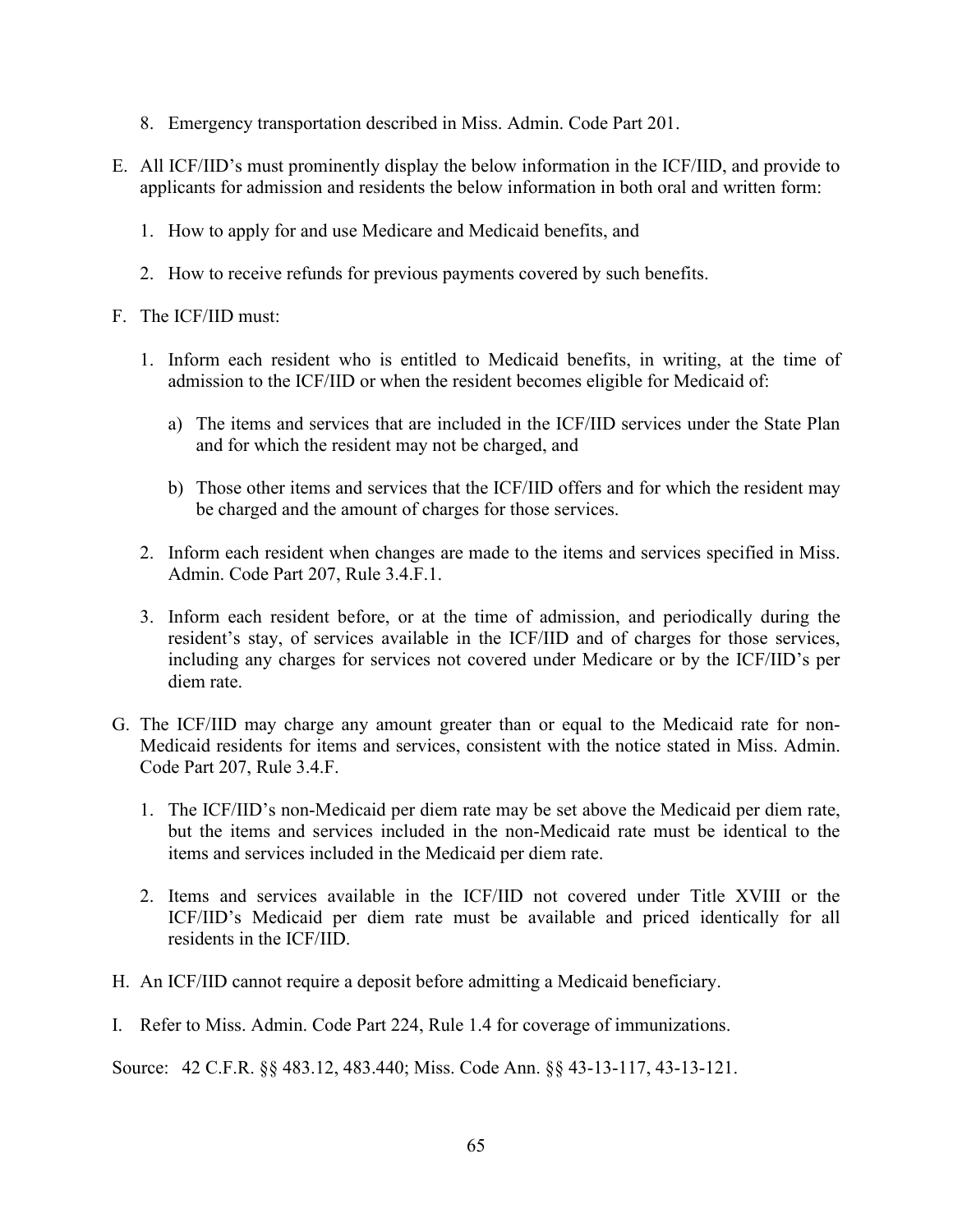8. Emergency transportation described in Miss. Admin. Code Part 201.

E. All ICF/IID's must prominently display the below information in the ICF/IID, and provide to applicants for admission and residents the below information in both oral and written form:

   1. How to apply for and use Medicare and Medicaid benefits, and

   2. How to receive refunds for previous payments covered by such benefits.

F. The ICF/IID must:

   1. Inform each resident who is entitled to Medicaid benefits, in writing, at the time of admission to the ICF/IID or when the resident becomes eligible for Medicaid of:

      a) The items and services that are included in the ICF/IID services under the State Plan and for which the resident may not be charged, and

      b) Those other items and services that the ICF/IID offers and for which the resident may be charged and the amount of charges for those services.

   2. Inform each resident when changes are made to the items and services specified in Miss. Admin. Code Part 207, Rule 3.4.F.1.

   3. Inform each resident before, or at the time of admission, and periodically during the resident's stay, of services available in the ICF/IID and of charges for those services, including any charges for services not covered under Medicare or by the ICF/IID's per diem rate.

G. The ICF/IID may charge any amount greater than or equal to the Medicaid rate for non-Medicaid residents for items and services, consistent with the notice stated in Miss. Admin. Code Part 207, Rule 3.4.F.

   1. The ICF/IID's non-Medicaid per diem rate may be set above the Medicaid per diem rate, but the items and services included in the non-Medicaid rate must be identical to the items and services included in the Medicaid per diem rate.

   2. Items and services available in the ICF/IID not covered under Title XVIII or the ICF/IID's Medicaid per diem rate must be available and priced identically for all residents in the ICF/IID.

H. An ICF/IID cannot require a deposit before admitting a Medicaid beneficiary.

I. Refer to Miss. Admin. Code Part 224, Rule 1.4 for coverage of immunizations.

Source: 42 C.F.R. §§ 483.12, 483.440; Miss. Code Ann. §§ 43-13-117, 43-13-121.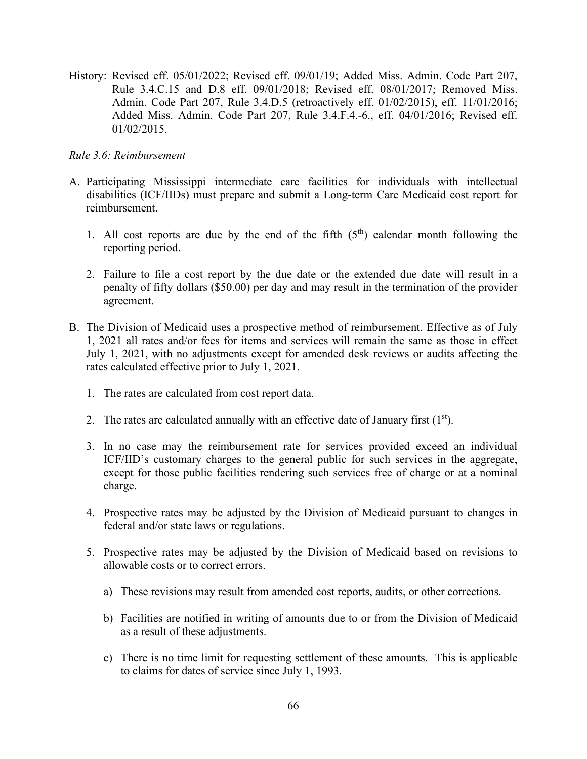History: Revised eff. 05/01/2022; Revised eff. 09/01/19; Added Miss. Admin. Code Part 207, Rule 3.4.C.15 and D.8 eff. 09/01/2018; Revised eff. 08/01/2017; Removed Miss. Admin. Code Part 207, Rule 3.4.D.5 (retroactively eff. 01/02/2015), eff. 11/01/2016; Added Miss. Admin. Code Part 207, Rule 3.4.F.4.-6., eff. 04/01/2016; Revised eff. 01/02/2015.

*Rule 3.6: Reimbursement*

A. Participating Mississippi intermediate care facilities for individuals with intellectual disabilities (ICF/IIDs) must prepare and submit a Long-term Care Medicaid cost report for reimbursement.

   1. All cost reports are due by the end of the fifth (5th) calendar month following the reporting period.

   2. Failure to file a cost report by the due date or the extended due date will result in a penalty of fifty dollars ($50.00) per day and may result in the termination of the provider agreement.

B. The Division of Medicaid uses a prospective method of reimbursement. Effective as of July 1, 2021 all rates and/or fees for items and services will remain the same as those in effect July 1, 2021, with no adjustments except for amended desk reviews or audits affecting the rates calculated effective prior to July 1, 2021.

   1. The rates are calculated from cost report data.

   2. The rates are calculated annually with an effective date of January first (1st).

   3. In no case may the reimbursement rate for services provided exceed an individual ICF/IID's customary charges to the general public for such services in the aggregate, except for those public facilities rendering such services free of charge or at a nominal charge.

   4. Prospective rates may be adjusted by the Division of Medicaid pursuant to changes in federal and/or state laws or regulations.

   5. Prospective rates may be adjusted by the Division of Medicaid based on revisions to allowable costs or to correct errors.

      a) These revisions may result from amended cost reports, audits, or other corrections.

      b) Facilities are notified in writing of amounts due to or from the Division of Medicaid as a result of these adjustments.

      c) There is no time limit for requesting settlement of these amounts. This is applicable to claims for dates of service since July 1, 1993.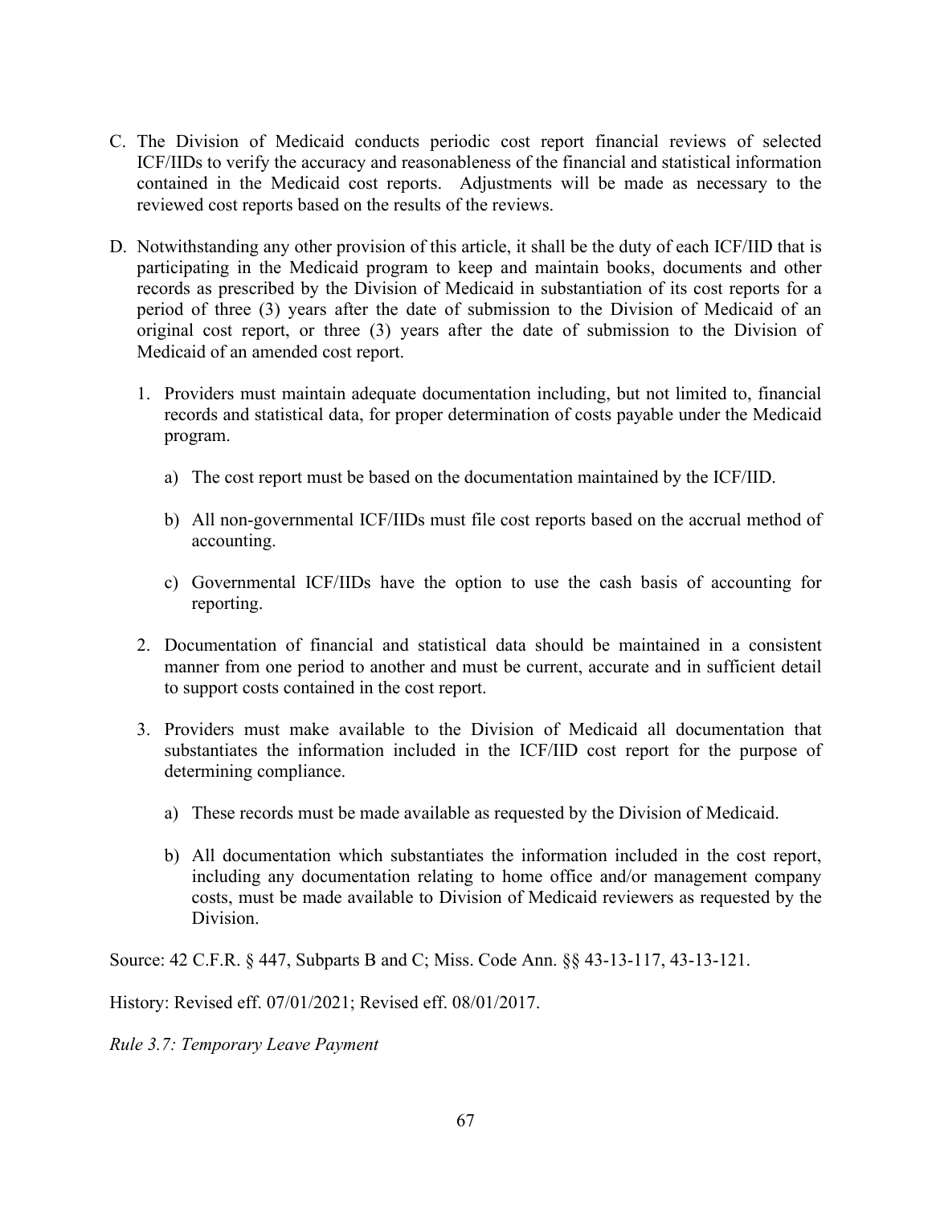C. The Division of Medicaid conducts periodic cost report financial reviews of selected ICF/IIDs to verify the accuracy and reasonableness of the financial and statistical information contained in the Medicaid cost reports. Adjustments will be made as necessary to the reviewed cost reports based on the results of the reviews.

D. Notwithstanding any other provision of this article, it shall be the duty of each ICF/IID that is participating in the Medicaid program to keep and maintain books, documents and other records as prescribed by the Division of Medicaid in substantiation of its cost reports for a period of three (3) years after the date of submission to the Division of Medicaid of an original cost report, or three (3) years after the date of submission to the Division of Medicaid of an amended cost report.

   1. Providers must maintain adequate documentation including, but not limited to, financial records and statistical data, for proper determination of costs payable under the Medicaid program.

      a) The cost report must be based on the documentation maintained by the ICF/IID.

      b) All non-governmental ICF/IIDs must file cost reports based on the accrual method of accounting.

      c) Governmental ICF/IIDs have the option to use the cash basis of accounting for reporting.

   2. Documentation of financial and statistical data should be maintained in a consistent manner from one period to another and must be current, accurate and in sufficient detail to support costs contained in the cost report.

   3. Providers must make available to the Division of Medicaid all documentation that substantiates the information included in the ICF/IID cost report for the purpose of determining compliance.

      a) These records must be made available as requested by the Division of Medicaid.

      b) All documentation which substantiates the information included in the cost report, including any documentation relating to home office and/or management company costs, must be made available to Division of Medicaid reviewers as requested by the Division.

Source: 42 C.F.R. § 447, Subparts B and C; Miss. Code Ann. §§ 43-13-117, 43-13-121.

History: Revised eff. 07/01/2021; Revised eff. 08/01/2017.

*Rule 3.7: Temporary Leave Payment*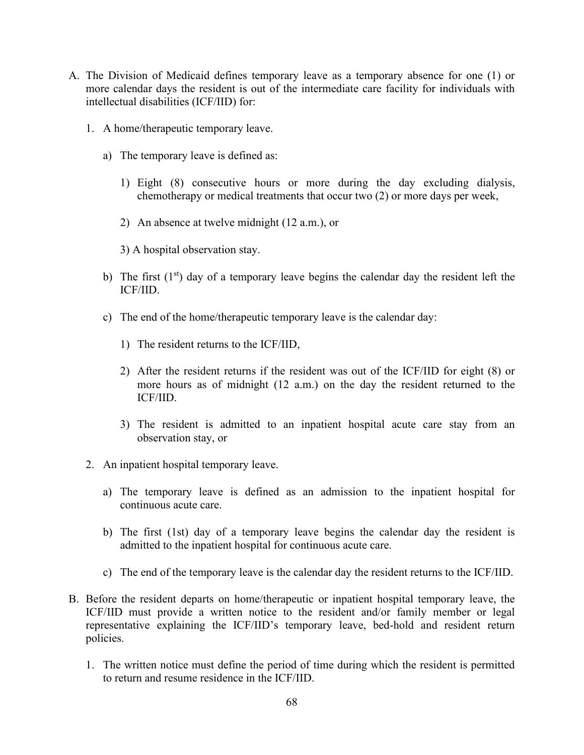A. The Division of Medicaid defines temporary leave as a temporary absence for one (1) or more calendar days the resident is out of the intermediate care facility for individuals with intellectual disabilities (ICF/IID) for:

   1. A home/therapeutic temporary leave.

      a) The temporary leave is defined as:

         1) Eight (8) consecutive hours or more during the day excluding dialysis, chemotherapy or medical treatments that occur two (2) or more days per week,

         2) An absence at twelve midnight (12 a.m.), or

         3) A hospital observation stay.

      b) The first (1st) day of a temporary leave begins the calendar day the resident left the ICF/IID.

      c) The end of the home/therapeutic temporary leave is the calendar day:

         1) The resident returns to the ICF/IID,

         2) After the resident returns if the resident was out of the ICF/IID for eight (8) or more hours as of midnight (12 a.m.) on the day the resident returned to the ICF/IID.

         3) The resident is admitted to an inpatient hospital acute care stay from an observation stay, or

   2. An inpatient hospital temporary leave.

      a) The temporary leave is defined as an admission to the inpatient hospital for continuous acute care.

      b) The first (1st) day of a temporary leave begins the calendar day the resident is admitted to the inpatient hospital for continuous acute care.

      c) The end of the temporary leave is the calendar day the resident returns to the ICF/IID.

B. Before the resident departs on home/therapeutic or inpatient hospital temporary leave, the ICF/IID must provide a written notice to the resident and/or family member or legal representative explaining the ICF/IID's temporary leave, bed-hold and resident return policies.

   1. The written notice must define the period of time during which the resident is permitted to return and resume residence in the ICF/IID.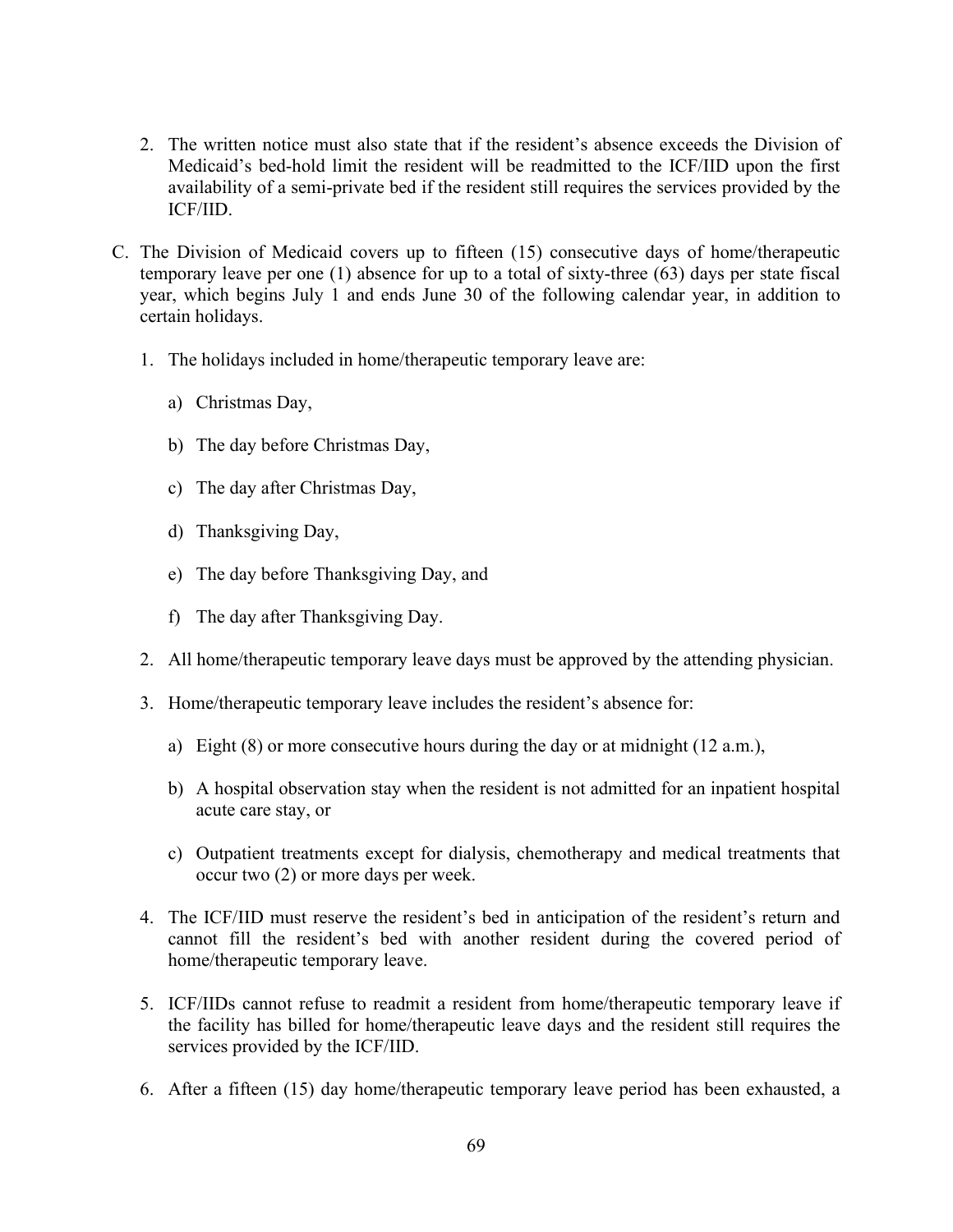2. The written notice must also state that if the resident's absence exceeds the Division of Medicaid's bed-hold limit the resident will be readmitted to the ICF/IID upon the first availability of a semi-private bed if the resident still requires the services provided by the ICF/IID.

C. The Division of Medicaid covers up to fifteen (15) consecutive days of home/therapeutic temporary leave per one (1) absence for up to a total of sixty-three (63) days per state fiscal year, which begins July 1 and ends June 30 of the following calendar year, in addition to certain holidays.

   1. The holidays included in home/therapeutic temporary leave are:

      a) Christmas Day,

      b) The day before Christmas Day,

      c) The day after Christmas Day,

      d) Thanksgiving Day,

      e) The day before Thanksgiving Day, and

      f) The day after Thanksgiving Day.

   2. All home/therapeutic temporary leave days must be approved by the attending physician.

   3. Home/therapeutic temporary leave includes the resident's absence for:

      a) Eight (8) or more consecutive hours during the day or at midnight (12 a.m.),

      b) A hospital observation stay when the resident is not admitted for an inpatient hospital acute care stay, or

      c) Outpatient treatments except for dialysis, chemotherapy and medical treatments that occur two (2) or more days per week.

   4. The ICF/IID must reserve the resident's bed in anticipation of the resident's return and cannot fill the resident's bed with another resident during the covered period of home/therapeutic temporary leave.

   5. ICF/IIDs cannot refuse to readmit a resident from home/therapeutic temporary leave if the facility has billed for home/therapeutic leave days and the resident still requires the services provided by the ICF/IID.

   6. After a fifteen (15) day home/therapeutic temporary leave period has been exhausted, a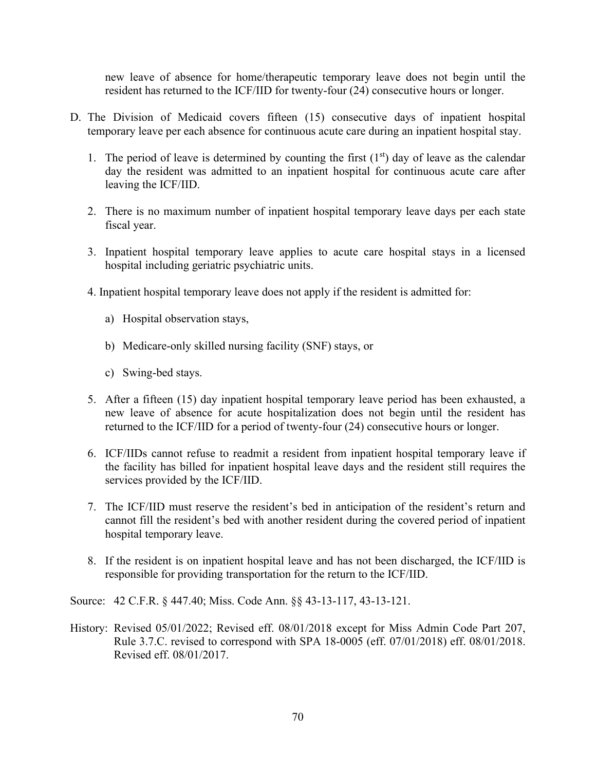new leave of absence for home/therapeutic temporary leave does not begin until the resident has returned to the ICF/IID for twenty-four (24) consecutive hours or longer.

D. The Division of Medicaid covers fifteen (15) consecutive days of inpatient hospital temporary leave per each absence for continuous acute care during an inpatient hospital stay.

   1. The period of leave is determined by counting the first ($1^{st}$) day of leave as the calendar day the resident was admitted to an inpatient hospital for continuous acute care after leaving the ICF/IID.

   2. There is no maximum number of inpatient hospital temporary leave days per each state fiscal year.

   3. Inpatient hospital temporary leave applies to acute care hospital stays in a licensed hospital including geriatric psychiatric units.

   4. Inpatient hospital temporary leave does not apply if the resident is admitted for:

      a) Hospital observation stays,

      b) Medicare-only skilled nursing facility (SNF) stays, or

      c) Swing-bed stays.

   5. After a fifteen (15) day inpatient hospital temporary leave period has been exhausted, a new leave of absence for acute hospitalization does not begin until the resident has returned to the ICF/IID for a period of twenty-four (24) consecutive hours or longer.

   6. ICF/IIDs cannot refuse to readmit a resident from inpatient hospital temporary leave if the facility has billed for inpatient hospital leave days and the resident still requires the services provided by the ICF/IID.

   7. The ICF/IID must reserve the resident's bed in anticipation of the resident's return and cannot fill the resident's bed with another resident during the covered period of inpatient hospital temporary leave.

   8. If the resident is on inpatient hospital leave and has not been discharged, the ICF/IID is responsible for providing transportation for the return to the ICF/IID.

Source: 42 C.F.R. § 447.40; Miss. Code Ann. §§ 43-13-117, 43-13-121.

History: Revised 05/01/2022; Revised eff. 08/01/2018 except for Miss Admin Code Part 207, Rule 3.7.C. revised to correspond with SPA 18-0005 (eff. 07/01/2018) eff. 08/01/2018. Revised eff. 08/01/2017.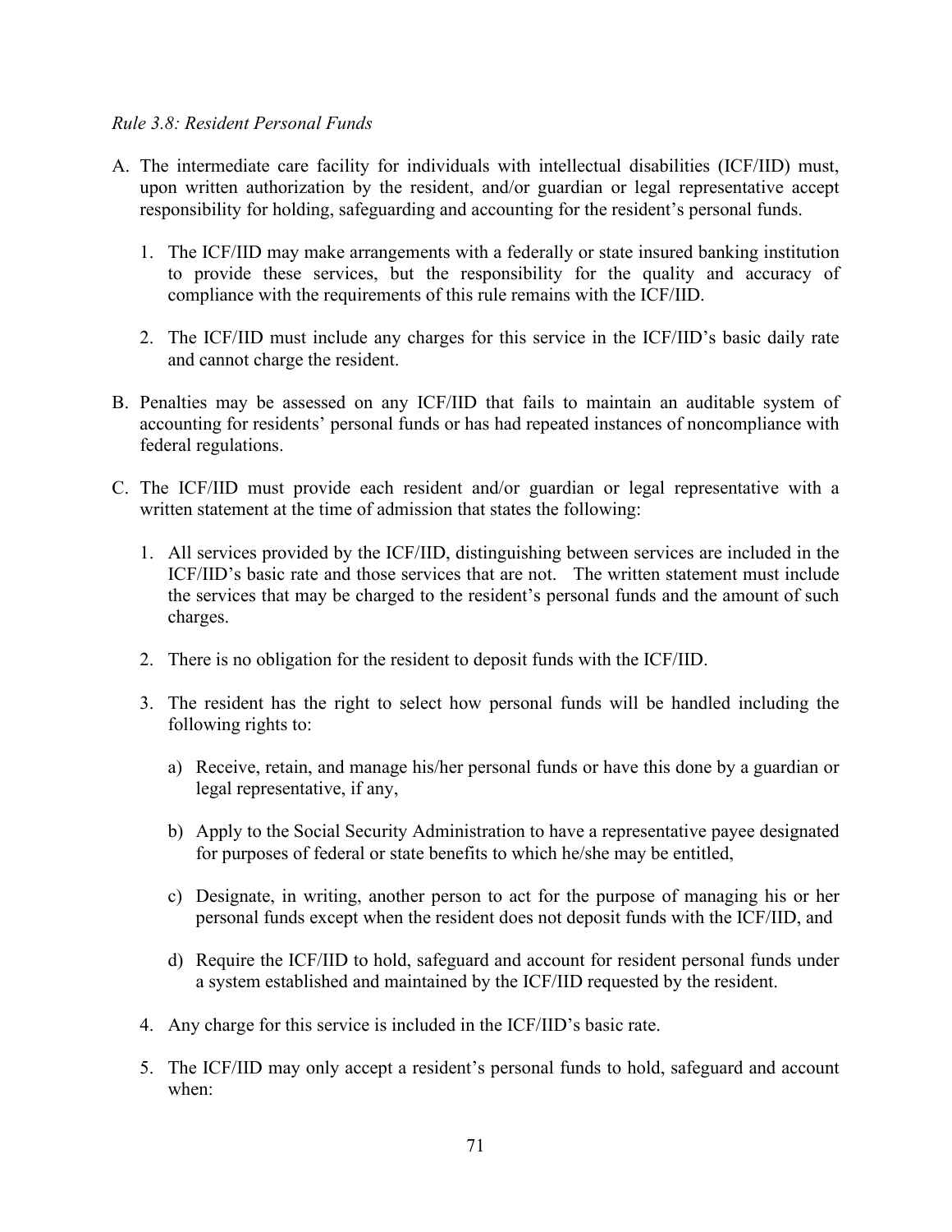*Rule 3.8: Resident Personal Funds*

A. The intermediate care facility for individuals with intellectual disabilities (ICF/IID) must, upon written authorization by the resident, and/or guardian or legal representative accept responsibility for holding, safeguarding and accounting for the resident's personal funds.

   1. The ICF/IID may make arrangements with a federally or state insured banking institution to provide these services, but the responsibility for the quality and accuracy of compliance with the requirements of this rule remains with the ICF/IID.

   2. The ICF/IID must include any charges for this service in the ICF/IID's basic daily rate and cannot charge the resident.

B. Penalties may be assessed on any ICF/IID that fails to maintain an auditable system of accounting for residents' personal funds or has had repeated instances of noncompliance with federal regulations.

C. The ICF/IID must provide each resident and/or guardian or legal representative with a written statement at the time of admission that states the following:

   1. All services provided by the ICF/IID, distinguishing between services are included in the ICF/IID's basic rate and those services that are not. The written statement must include the services that may be charged to the resident's personal funds and the amount of such charges.

   2. There is no obligation for the resident to deposit funds with the ICF/IID.

   3. The resident has the right to select how personal funds will be handled including the following rights to:

      a) Receive, retain, and manage his/her personal funds or have this done by a guardian or legal representative, if any,

      b) Apply to the Social Security Administration to have a representative payee designated for purposes of federal or state benefits to which he/she may be entitled,

      c) Designate, in writing, another person to act for the purpose of managing his or her personal funds except when the resident does not deposit funds with the ICF/IID, and

      d) Require the ICF/IID to hold, safeguard and account for resident personal funds under a system established and maintained by the ICF/IID requested by the resident.

   4. Any charge for this service is included in the ICF/IID's basic rate.

   5. The ICF/IID may only accept a resident's personal funds to hold, safeguard and account when: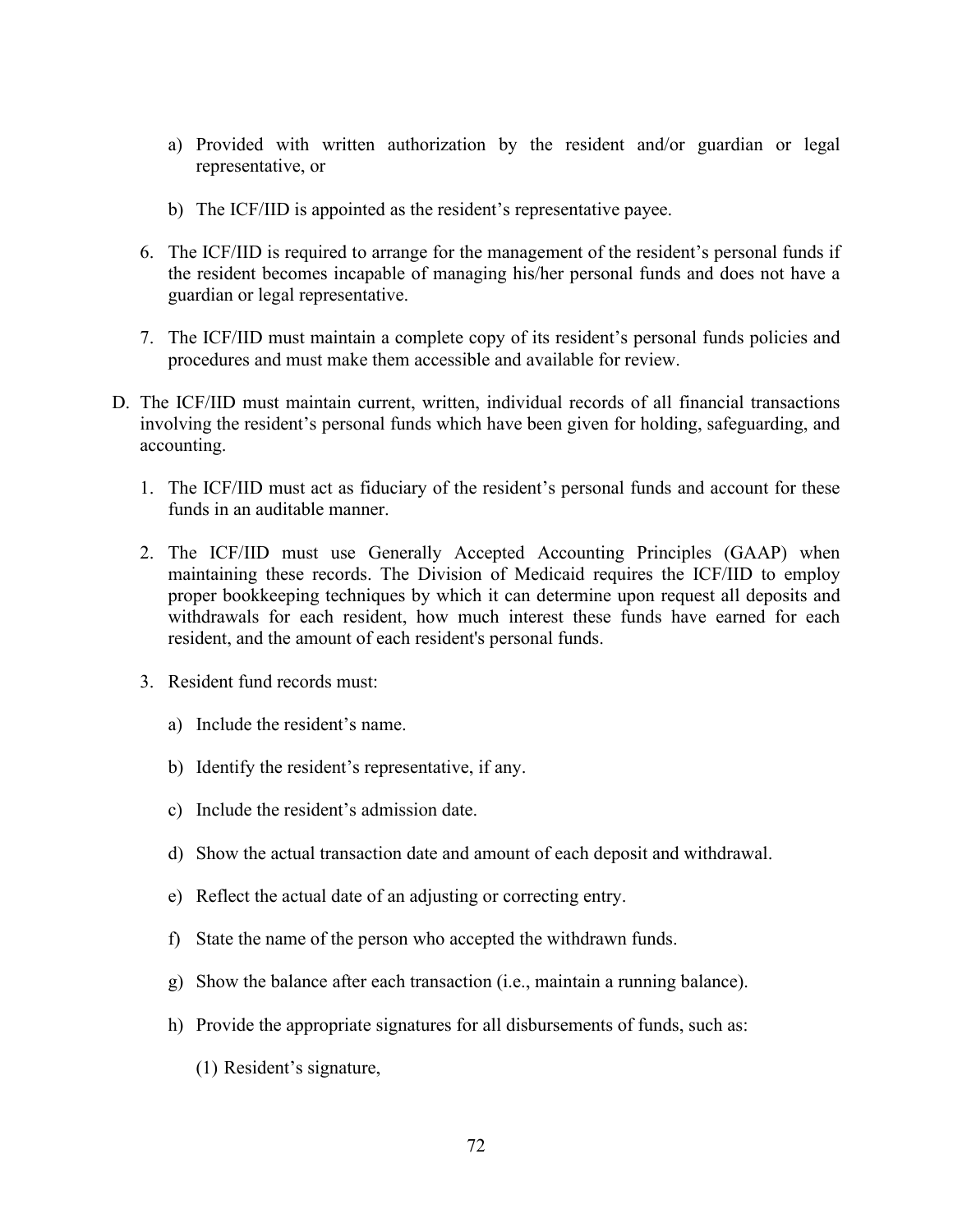a) Provided with written authorization by the resident and/or guardian or legal representative, or

b) The ICF/IID is appointed as the resident's representative payee.

6. The ICF/IID is required to arrange for the management of the resident's personal funds if the resident becomes incapable of managing his/her personal funds and does not have a guardian or legal representative.

7. The ICF/IID must maintain a complete copy of its resident's personal funds policies and procedures and must make them accessible and available for review.

D. The ICF/IID must maintain current, written, individual records of all financial transactions involving the resident's personal funds which have been given for holding, safeguarding, and accounting.

   1. The ICF/IID must act as fiduciary of the resident's personal funds and account for these funds in an auditable manner.

   2. The ICF/IID must use Generally Accepted Accounting Principles (GAAP) when maintaining these records. The Division of Medicaid requires the ICF/IID to employ proper bookkeeping techniques by which it can determine upon request all deposits and withdrawals for each resident, how much interest these funds have earned for each resident, and the amount of each resident's personal funds.

   3. Resident fund records must:

      a) Include the resident's name.

      b) Identify the resident's representative, if any.

      c) Include the resident's admission date.

      d) Show the actual transaction date and amount of each deposit and withdrawal.

      e) Reflect the actual date of an adjusting or correcting entry.

      f) State the name of the person who accepted the withdrawn funds.

      g) Show the balance after each transaction (i.e., maintain a running balance).

      h) Provide the appropriate signatures for all disbursements of funds, such as:

         (1) Resident's signature,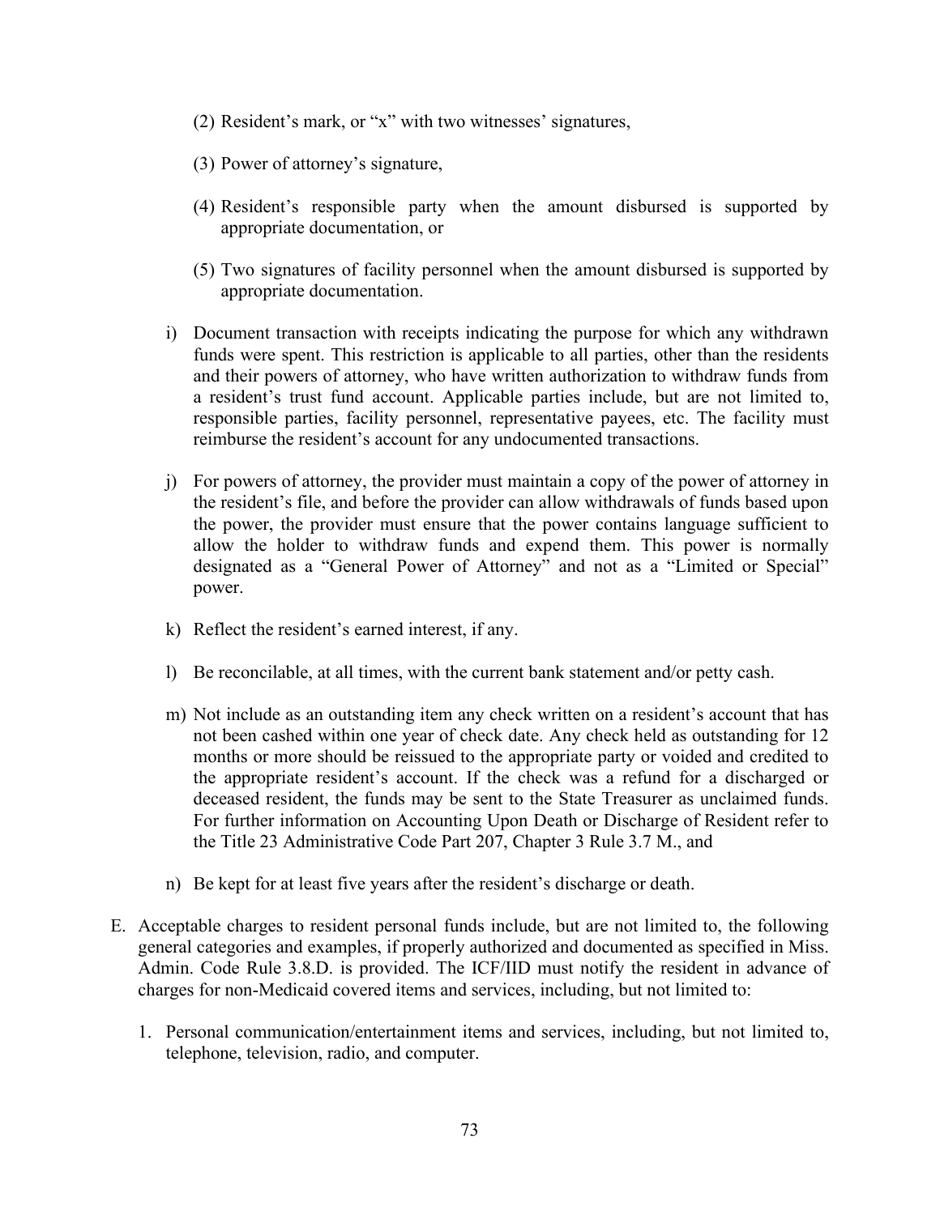(2) Resident’s mark, or “x” with two witnesses’ signatures,

(3) Power of attorney’s signature,

(4) Resident’s responsible party when the amount disbursed is supported by appropriate documentation, or

(5) Two signatures of facility personnel when the amount disbursed is supported by appropriate documentation.

i) Document transaction with receipts indicating the purpose for which any withdrawn funds were spent. This restriction is applicable to all parties, other than the residents and their powers of attorney, who have written authorization to withdraw funds from a resident’s trust fund account. Applicable parties include, but are not limited to, responsible parties, facility personnel, representative payees, etc. The facility must reimburse the resident’s account for any undocumented transactions.

j) For powers of attorney, the provider must maintain a copy of the power of attorney in the resident’s file, and before the provider can allow withdrawals of funds based upon the power, the provider must ensure that the power contains language sufficient to allow the holder to withdraw funds and expend them. This power is normally designated as a “General Power of Attorney” and not as a “Limited or Special” power.

k) Reflect the resident’s earned interest, if any.

l) Be reconcilable, at all times, with the current bank statement and/or petty cash.

m) Not include as an outstanding item any check written on a resident’s account that has not been cashed within one year of check date. Any check held as outstanding for 12 months or more should be reissued to the appropriate party or voided and credited to the appropriate resident’s account. If the check was a refund for a discharged or deceased resident, the funds may be sent to the State Treasurer as unclaimed funds. For further information on Accounting Upon Death or Discharge of Resident refer to the Title 23 Administrative Code Part 207, Chapter 3 Rule 3.7 M., and

n) Be kept for at least five years after the resident’s discharge or death.

E. Acceptable charges to resident personal funds include, but are not limited to, the following general categories and examples, if properly authorized and documented as specified in Miss. Admin. Code Rule 3.8.D. is provided. The ICF/IID must notify the resident in advance of charges for non-Medicaid covered items and services, including, but not limited to:

1. Personal communication/entertainment items and services, including, but not limited to, telephone, television, radio, and computer.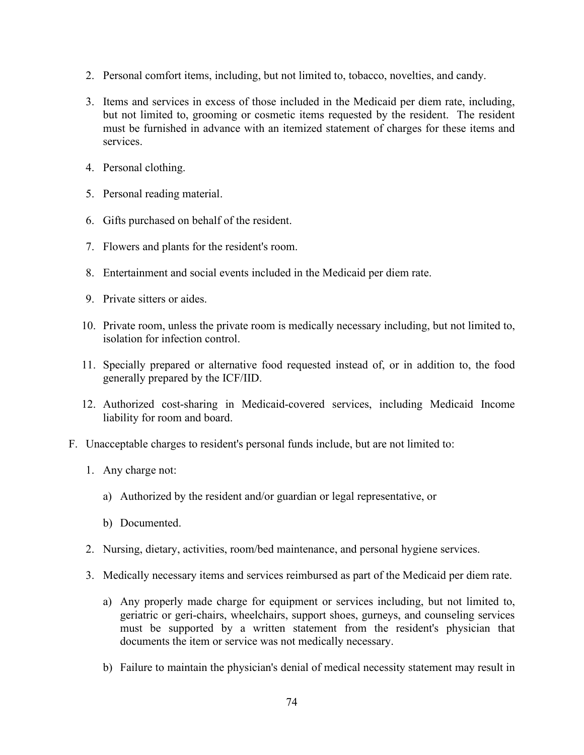2. Personal comfort items, including, but not limited to, tobacco, novelties, and candy.

3. Items and services in excess of those included in the Medicaid per diem rate, including, but not limited to, grooming or cosmetic items requested by the resident. The resident must be furnished in advance with an itemized statement of charges for these items and services.

4. Personal clothing.

5. Personal reading material.

6. Gifts purchased on behalf of the resident.

7. Flowers and plants for the resident's room.

8. Entertainment and social events included in the Medicaid per diem rate.

9. Private sitters or aides.

10. Private room, unless the private room is medically necessary including, but not limited to, isolation for infection control.

11. Specially prepared or alternative food requested instead of, or in addition to, the food generally prepared by the ICF/IID.

12. Authorized cost-sharing in Medicaid-covered services, including Medicaid Income liability for room and board.

F. Unacceptable charges to resident's personal funds include, but are not limited to:

1. Any charge not:

   a) Authorized by the resident and/or guardian or legal representative, or

   b) Documented.

2. Nursing, dietary, activities, room/bed maintenance, and personal hygiene services.

3. Medically necessary items and services reimbursed as part of the Medicaid per diem rate.

   a) Any properly made charge for equipment or services including, but not limited to, geriatric or geri-chairs, wheelchairs, support shoes, gurneys, and counseling services must be supported by a written statement from the resident's physician that documents the item or service was not medically necessary.

   b) Failure to maintain the physician's denial of medical necessity statement may result in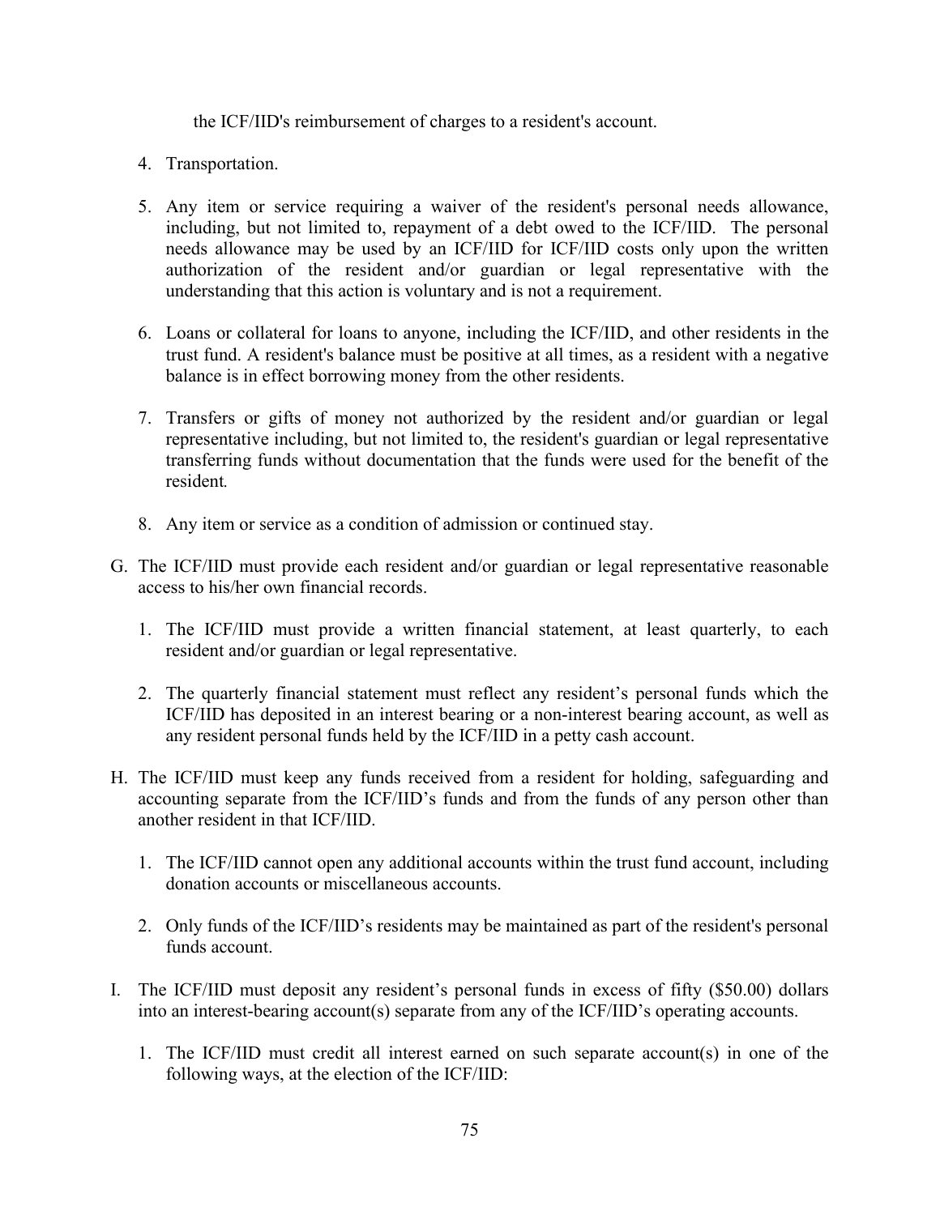the ICF/IID's reimbursement of charges to a resident's account.

4. Transportation.

5. Any item or service requiring a waiver of the resident's personal needs allowance, including, but not limited to, repayment of a debt owed to the ICF/IID. The personal needs allowance may be used by an ICF/IID for ICF/IID costs only upon the written authorization of the resident and/or guardian or legal representative with the understanding that this action is voluntary and is not a requirement.

6. Loans or collateral for loans to anyone, including the ICF/IID, and other residents in the trust fund. A resident's balance must be positive at all times, as a resident with a negative balance is in effect borrowing money from the other residents.

7. Transfers or gifts of money not authorized by the resident and/or guardian or legal representative including, but not limited to, the resident's guardian or legal representative transferring funds without documentation that the funds were used for the benefit of the resident.

8. Any item or service as a condition of admission or continued stay.

G. The ICF/IID must provide each resident and/or guardian or legal representative reasonable access to his/her own financial records.

   1. The ICF/IID must provide a written financial statement, at least quarterly, to each resident and/or guardian or legal representative.

   2. The quarterly financial statement must reflect any resident's personal funds which the ICF/IID has deposited in an interest bearing or a non-interest bearing account, as well as any resident personal funds held by the ICF/IID in a petty cash account.

H. The ICF/IID must keep any funds received from a resident for holding, safeguarding and accounting separate from the ICF/IID's funds and from the funds of any person other than another resident in that ICF/IID.

   1. The ICF/IID cannot open any additional accounts within the trust fund account, including donation accounts or miscellaneous accounts.

   2. Only funds of the ICF/IID's residents may be maintained as part of the resident's personal funds account.

I. The ICF/IID must deposit any resident's personal funds in excess of fifty ($50.00) dollars into an interest-bearing account(s) separate from any of the ICF/IID's operating accounts.

   1. The ICF/IID must credit all interest earned on such separate account(s) in one of the following ways, at the election of the ICF/IID: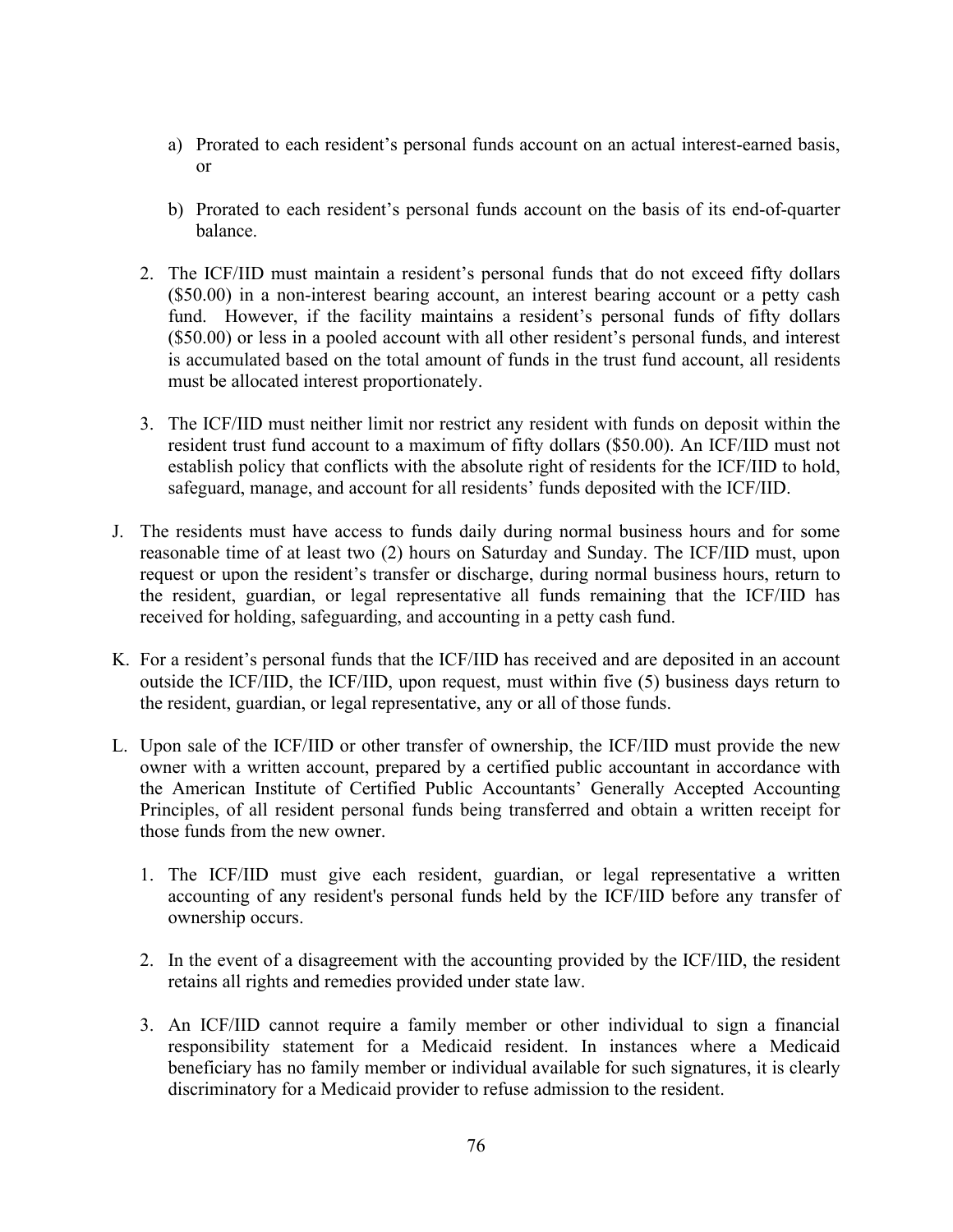a) Prorated to each resident’s personal funds account on an actual interest-earned basis, or

b) Prorated to each resident’s personal funds account on the basis of its end-of-quarter balance.

2. The ICF/IID must maintain a resident’s personal funds that do not exceed fifty dollars ($50.00) in a non-interest bearing account, an interest bearing account or a petty cash fund. However, if the facility maintains a resident’s personal funds of fifty dollars ($50.00) or less in a pooled account with all other resident’s personal funds, and interest is accumulated based on the total amount of funds in the trust fund account, all residents must be allocated interest proportionately.

3. The ICF/IID must neither limit nor restrict any resident with funds on deposit within the resident trust fund account to a maximum of fifty dollars ($50.00). An ICF/IID must not establish policy that conflicts with the absolute right of residents for the ICF/IID to hold, safeguard, manage, and account for all residents’ funds deposited with the ICF/IID.

J. The residents must have access to funds daily during normal business hours and for some reasonable time of at least two (2) hours on Saturday and Sunday. The ICF/IID must, upon request or upon the resident’s transfer or discharge, during normal business hours, return to the resident, guardian, or legal representative all funds remaining that the ICF/IID has received for holding, safeguarding, and accounting in a petty cash fund.

K. For a resident’s personal funds that the ICF/IID has received and are deposited in an account outside the ICF/IID, the ICF/IID, upon request, must within five (5) business days return to the resident, guardian, or legal representative, any or all of those funds.

L. Upon sale of the ICF/IID or other transfer of ownership, the ICF/IID must provide the new owner with a written account, prepared by a certified public accountant in accordance with the American Institute of Certified Public Accountants’ Generally Accepted Accounting Principles, of all resident personal funds being transferred and obtain a written receipt for those funds from the new owner.

1. The ICF/IID must give each resident, guardian, or legal representative a written accounting of any resident's personal funds held by the ICF/IID before any transfer of ownership occurs.

2. In the event of a disagreement with the accounting provided by the ICF/IID, the resident retains all rights and remedies provided under state law.

3. An ICF/IID cannot require a family member or other individual to sign a financial responsibility statement for a Medicaid resident. In instances where a Medicaid beneficiary has no family member or individual available for such signatures, it is clearly discriminatory for a Medicaid provider to refuse admission to the resident.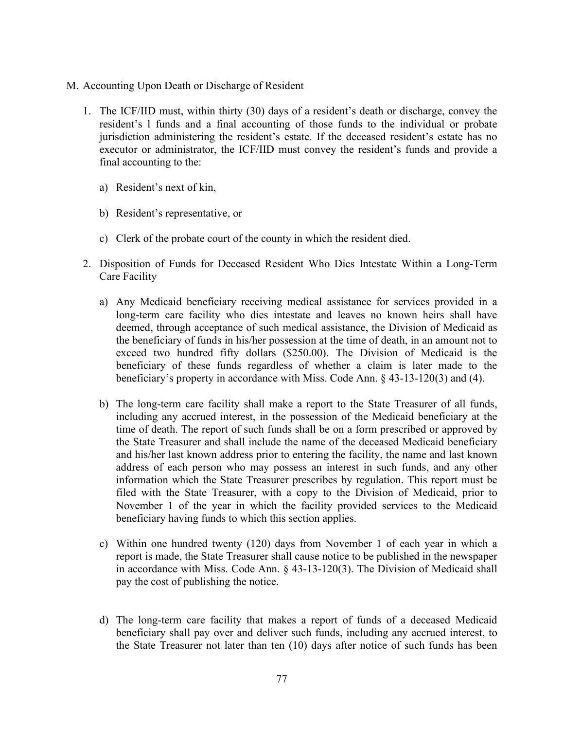M. Accounting Upon Death or Discharge of Resident

1. The ICF/IID must, within thirty (30) days of a resident's death or discharge, convey the resident's l funds and a final accounting of those funds to the individual or probate jurisdiction administering the resident's estate. If the deceased resident's estate has no executor or administrator, the ICF/IID must convey the resident's funds and provide a final accounting to the:

   a) Resident's next of kin,

   b) Resident's representative, or

   c) Clerk of the probate court of the county in which the resident died.

2. Disposition of Funds for Deceased Resident Who Dies Intestate Within a Long-Term Care Facility

   a) Any Medicaid beneficiary receiving medical assistance for services provided in a long-term care facility who dies intestate and leaves no known heirs shall have deemed, through acceptance of such medical assistance, the Division of Medicaid as the beneficiary of funds in his/her possession at the time of death, in an amount not to exceed two hundred fifty dollars ($250.00). The Division of Medicaid is the beneficiary of these funds regardless of whether a claim is later made to the beneficiary's property in accordance with Miss. Code Ann. § 43-13-120(3) and (4).

   b) The long-term care facility shall make a report to the State Treasurer of all funds, including any accrued interest, in the possession of the Medicaid beneficiary at the time of death. The report of such funds shall be on a form prescribed or approved by the State Treasurer and shall include the name of the deceased Medicaid beneficiary and his/her last known address prior to entering the facility, the name and last known address of each person who may possess an interest in such funds, and any other information which the State Treasurer prescribes by regulation. This report must be filed with the State Treasurer, with a copy to the Division of Medicaid, prior to November 1 of the year in which the facility provided services to the Medicaid beneficiary having funds to which this section applies.

   c) Within one hundred twenty (120) days from November 1 of each year in which a report is made, the State Treasurer shall cause notice to be published in the newspaper in accordance with Miss. Code Ann. § 43-13-120(3). The Division of Medicaid shall pay the cost of publishing the notice.

   d) The long-term care facility that makes a report of funds of a deceased Medicaid beneficiary shall pay over and deliver such funds, including any accrued interest, to the State Treasurer not later than ten (10) days after notice of such funds has been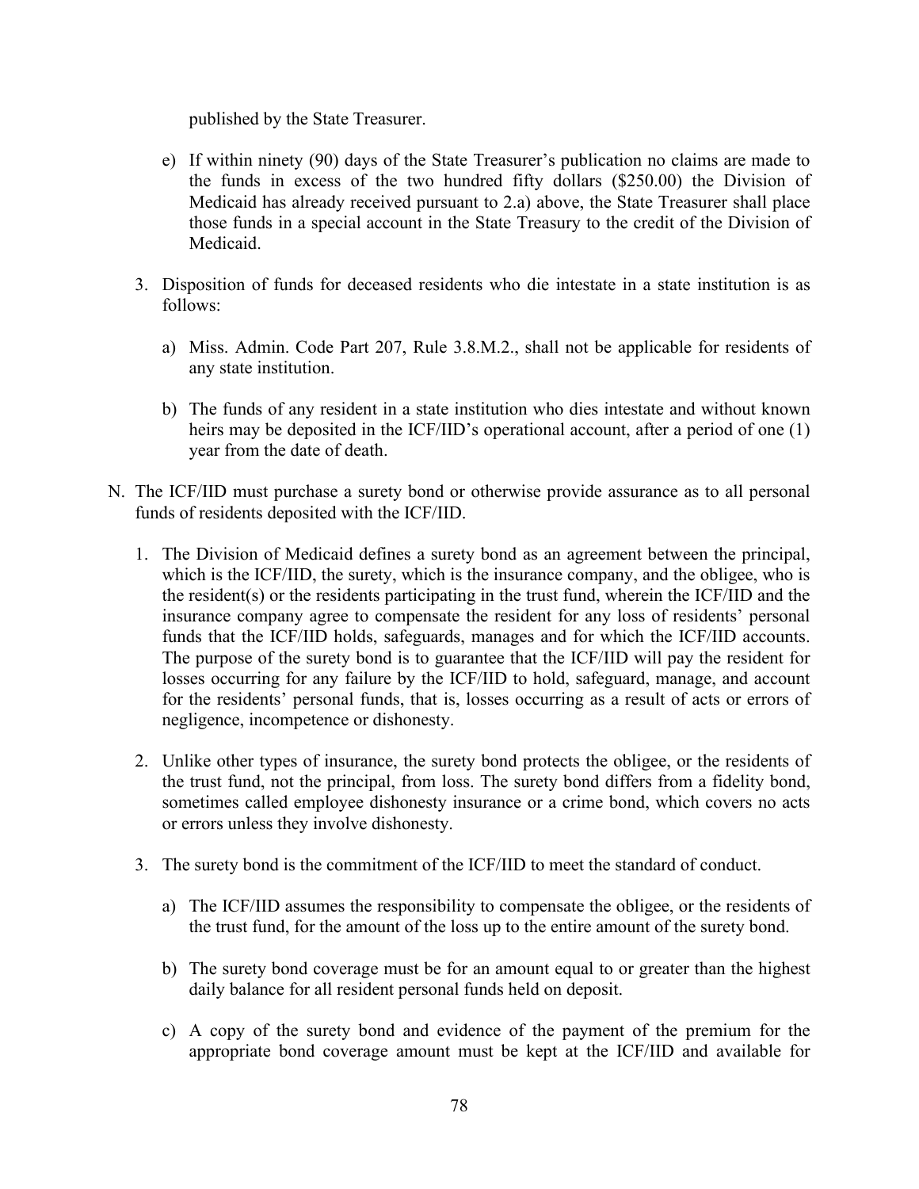published by the State Treasurer.

e) If within ninety (90) days of the State Treasurer's publication no claims are made to the funds in excess of the two hundred fifty dollars ($250.00) the Division of Medicaid has already received pursuant to 2.a) above, the State Treasurer shall place those funds in a special account in the State Treasury to the credit of the Division of Medicaid.

3. Disposition of funds for deceased residents who die intestate in a state institution is as follows:

   a) Miss. Admin. Code Part 207, Rule 3.8.M.2., shall not be applicable for residents of any state institution.

   b) The funds of any resident in a state institution who dies intestate and without known heirs may be deposited in the ICF/IID's operational account, after a period of one (1) year from the date of death.

N. The ICF/IID must purchase a surety bond or otherwise provide assurance as to all personal funds of residents deposited with the ICF/IID.

   1. The Division of Medicaid defines a surety bond as an agreement between the principal, which is the ICF/IID, the surety, which is the insurance company, and the obligee, who is the resident(s) or the residents participating in the trust fund, wherein the ICF/IID and the insurance company agree to compensate the resident for any loss of residents' personal funds that the ICF/IID holds, safeguards, manages and for which the ICF/IID accounts. The purpose of the surety bond is to guarantee that the ICF/IID will pay the resident for losses occurring for any failure by the ICF/IID to hold, safeguard, manage, and account for the residents' personal funds, that is, losses occurring as a result of acts or errors of negligence, incompetence or dishonesty.

   2. Unlike other types of insurance, the surety bond protects the obligee, or the residents of the trust fund, not the principal, from loss. The surety bond differs from a fidelity bond, sometimes called employee dishonesty insurance or a crime bond, which covers no acts or errors unless they involve dishonesty.

   3. The surety bond is the commitment of the ICF/IID to meet the standard of conduct.

      a) The ICF/IID assumes the responsibility to compensate the obligee, or the residents of the trust fund, for the amount of the loss up to the entire amount of the surety bond.

      b) The surety bond coverage must be for an amount equal to or greater than the highest daily balance for all resident personal funds held on deposit.

      c) A copy of the surety bond and evidence of the payment of the premium for the appropriate bond coverage amount must be kept at the ICF/IID and available for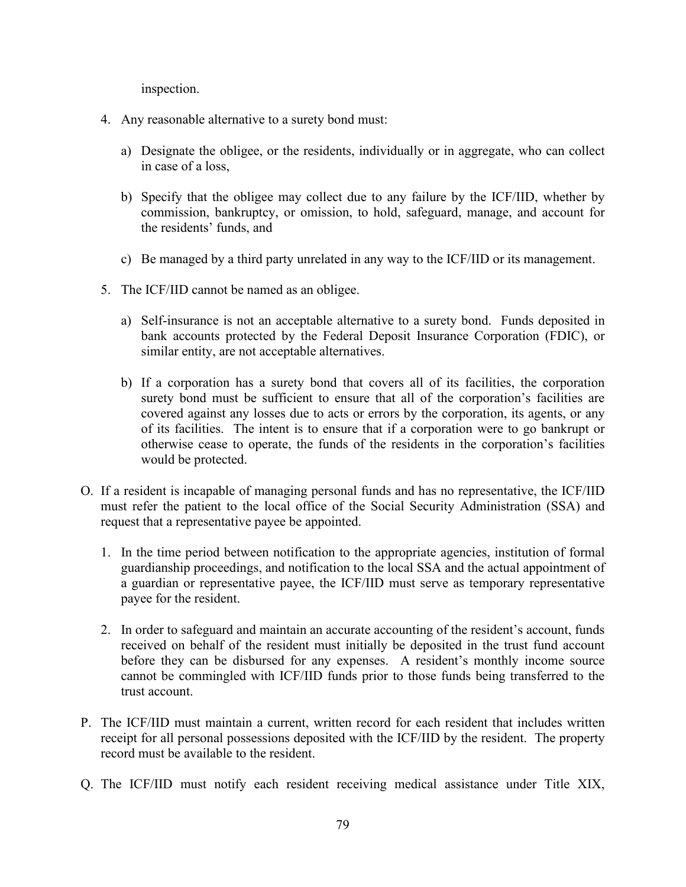inspection.

4. Any reasonable alternative to a surety bond must:

    a) Designate the obligee, or the residents, individually or in aggregate, who can collect in case of a loss,

    b) Specify that the obligee may collect due to any failure by the ICF/IID, whether by commission, bankruptcy, or omission, to hold, safeguard, manage, and account for the residents' funds, and

    c) Be managed by a third party unrelated in any way to the ICF/IID or its management.

5. The ICF/IID cannot be named as an obligee.

    a) Self-insurance is not an acceptable alternative to a surety bond. Funds deposited in bank accounts protected by the Federal Deposit Insurance Corporation (FDIC), or similar entity, are not acceptable alternatives.

    b) If a corporation has a surety bond that covers all of its facilities, the corporation surety bond must be sufficient to ensure that all of the corporation's facilities are covered against any losses due to acts or errors by the corporation, its agents, or any of its facilities. The intent is to ensure that if a corporation were to go bankrupt or otherwise cease to operate, the funds of the residents in the corporation's facilities would be protected.

O. If a resident is incapable of managing personal funds and has no representative, the ICF/IID must refer the patient to the local office of the Social Security Administration (SSA) and request that a representative payee be appointed.

1. In the time period between notification to the appropriate agencies, institution of formal guardianship proceedings, and notification to the local SSA and the actual appointment of a guardian or representative payee, the ICF/IID must serve as temporary representative payee for the resident.

2. In order to safeguard and maintain an accurate accounting of the resident's account, funds received on behalf of the resident must initially be deposited in the trust fund account before they can be disbursed for any expenses. A resident's monthly income source cannot be commingled with ICF/IID funds prior to those funds being transferred to the trust account.

P. The ICF/IID must maintain a current, written record for each resident that includes written receipt for all personal possessions deposited with the ICF/IID by the resident. The property record must be available to the resident.

Q. The ICF/IID must notify each resident receiving medical assistance under Title XIX,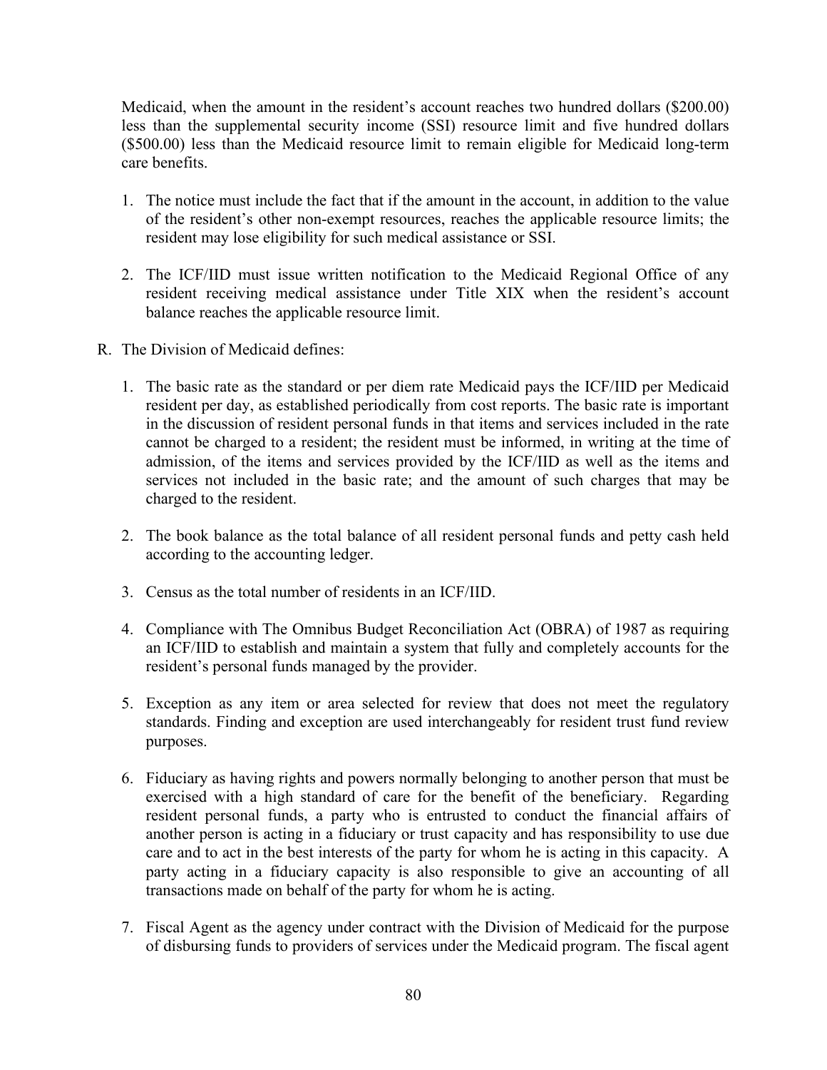Medicaid, when the amount in the resident's account reaches two hundred dollars ($200.00) less than the supplemental security income (SSI) resource limit and five hundred dollars ($500.00) less than the Medicaid resource limit to remain eligible for Medicaid long-term care benefits.

1. The notice must include the fact that if the amount in the account, in addition to the value of the resident's other non-exempt resources, reaches the applicable resource limits; the resident may lose eligibility for such medical assistance or SSI.

2. The ICF/IID must issue written notification to the Medicaid Regional Office of any resident receiving medical assistance under Title XIX when the resident's account balance reaches the applicable resource limit.

R. The Division of Medicaid defines:

1. The basic rate as the standard or per diem rate Medicaid pays the ICF/IID per Medicaid resident per day, as established periodically from cost reports. The basic rate is important in the discussion of resident personal funds in that items and services included in the rate cannot be charged to a resident; the resident must be informed, in writing at the time of admission, of the items and services provided by the ICF/IID as well as the items and services not included in the basic rate; and the amount of such charges that may be charged to the resident.

2. The book balance as the total balance of all resident personal funds and petty cash held according to the accounting ledger.

3. Census as the total number of residents in an ICF/IID.

4. Compliance with The Omnibus Budget Reconciliation Act (OBRA) of 1987 as requiring an ICF/IID to establish and maintain a system that fully and completely accounts for the resident's personal funds managed by the provider.

5. Exception as any item or area selected for review that does not meet the regulatory standards. Finding and exception are used interchangeably for resident trust fund review purposes.

6. Fiduciary as having rights and powers normally belonging to another person that must be exercised with a high standard of care for the benefit of the beneficiary. Regarding resident personal funds, a party who is entrusted to conduct the financial affairs of another person is acting in a fiduciary or trust capacity and has responsibility to use due care and to act in the best interests of the party for whom he is acting in this capacity. A party acting in a fiduciary capacity is also responsible to give an accounting of all transactions made on behalf of the party for whom he is acting.

7. Fiscal Agent as the agency under contract with the Division of Medicaid for the purpose of disbursing funds to providers of services under the Medicaid program. The fiscal agent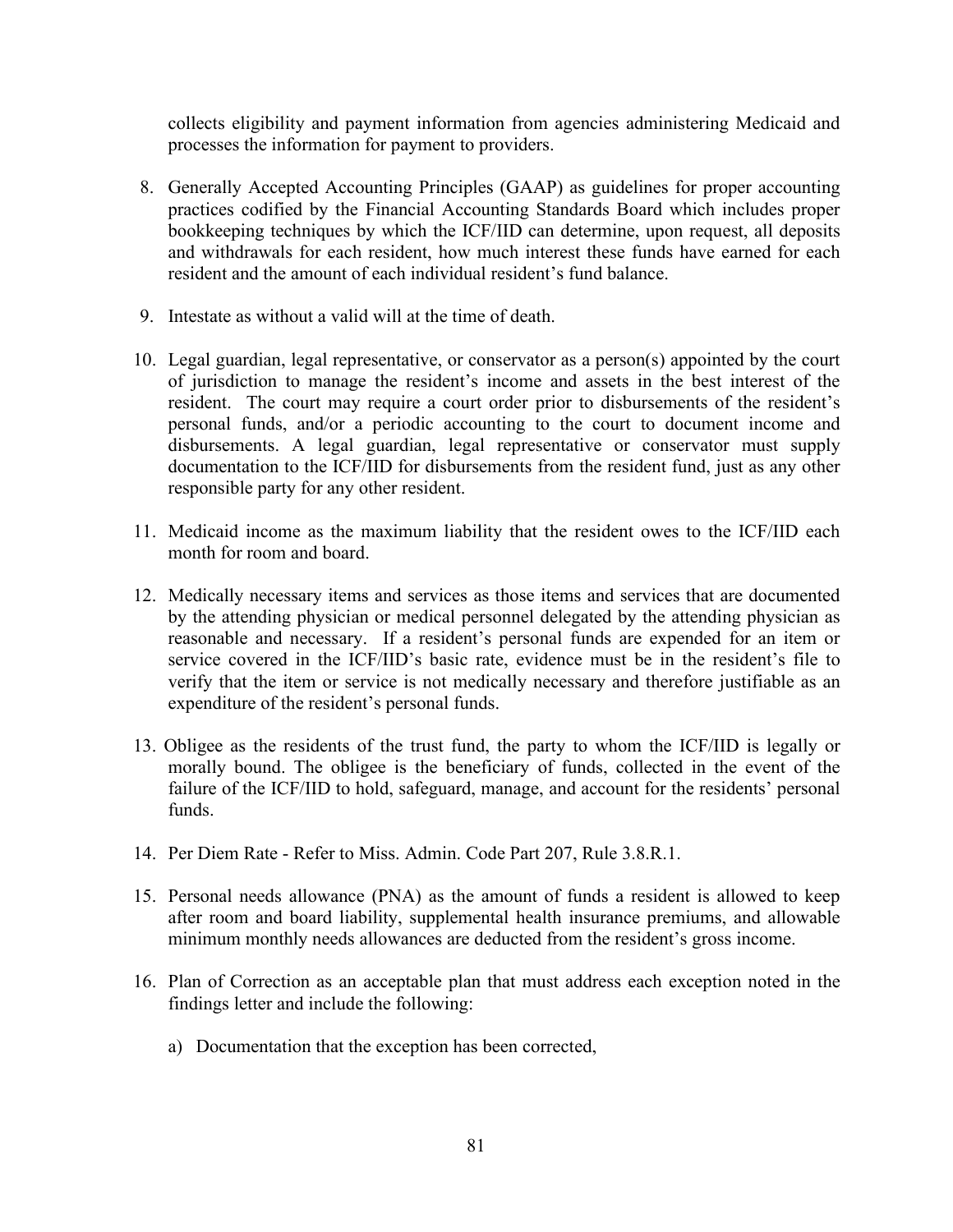collects eligibility and payment information from agencies administering Medicaid and processes the information for payment to providers.

8. Generally Accepted Accounting Principles (GAAP) as guidelines for proper accounting practices codified by the Financial Accounting Standards Board which includes proper bookkeeping techniques by which the ICF/IID can determine, upon request, all deposits and withdrawals for each resident, how much interest these funds have earned for each resident and the amount of each individual resident's fund balance.

9. Intestate as without a valid will at the time of death.

10. Legal guardian, legal representative, or conservator as a person(s) appointed by the court of jurisdiction to manage the resident's income and assets in the best interest of the resident. The court may require a court order prior to disbursements of the resident's personal funds, and/or a periodic accounting to the court to document income and disbursements. A legal guardian, legal representative or conservator must supply documentation to the ICF/IID for disbursements from the resident fund, just as any other responsible party for any other resident.

11. Medicaid income as the maximum liability that the resident owes to the ICF/IID each month for room and board.

12. Medically necessary items and services as those items and services that are documented by the attending physician or medical personnel delegated by the attending physician as reasonable and necessary. If a resident's personal funds are expended for an item or service covered in the ICF/IID's basic rate, evidence must be in the resident's file to verify that the item or service is not medically necessary and therefore justifiable as an expenditure of the resident's personal funds.

13. Obligee as the residents of the trust fund, the party to whom the ICF/IID is legally or morally bound. The obligee is the beneficiary of funds, collected in the event of the failure of the ICF/IID to hold, safeguard, manage, and account for the residents' personal funds.

14. Per Diem Rate - Refer to Miss. Admin. Code Part 207, Rule 3.8.R.1.

15. Personal needs allowance (PNA) as the amount of funds a resident is allowed to keep after room and board liability, supplemental health insurance premiums, and allowable minimum monthly needs allowances are deducted from the resident's gross income.

16. Plan of Correction as an acceptable plan that must address each exception noted in the findings letter and include the following:

    a) Documentation that the exception has been corrected,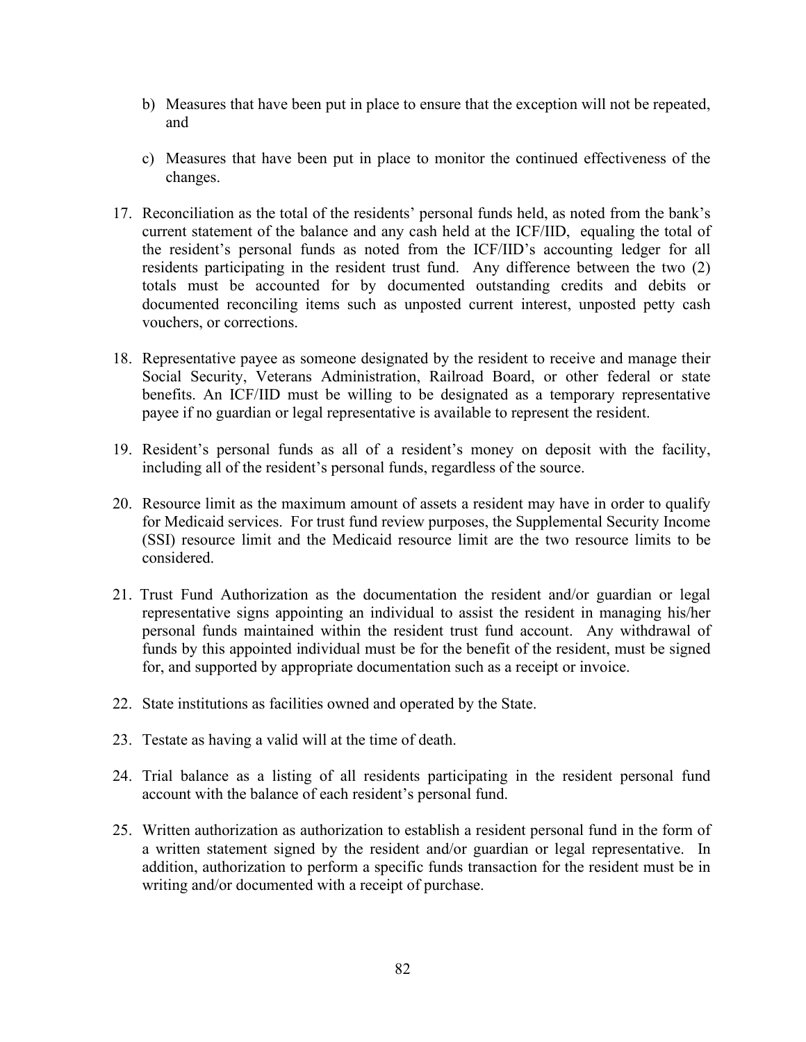b) Measures that have been put in place to ensure that the exception will not be repeated, and

c) Measures that have been put in place to monitor the continued effectiveness of the changes.

17. Reconciliation as the total of the residents' personal funds held, as noted from the bank's current statement of the balance and any cash held at the ICF/IID, equaling the total of the resident's personal funds as noted from the ICF/IID's accounting ledger for all residents participating in the resident trust fund. Any difference between the two (2) totals must be accounted for by documented outstanding credits and debits or documented reconciling items such as unposted current interest, unposted petty cash vouchers, or corrections.

18. Representative payee as someone designated by the resident to receive and manage their Social Security, Veterans Administration, Railroad Board, or other federal or state benefits. An ICF/IID must be willing to be designated as a temporary representative payee if no guardian or legal representative is available to represent the resident.

19. Resident's personal funds as all of a resident's money on deposit with the facility, including all of the resident's personal funds, regardless of the source.

20. Resource limit as the maximum amount of assets a resident may have in order to qualify for Medicaid services. For trust fund review purposes, the Supplemental Security Income (SSI) resource limit and the Medicaid resource limit are the two resource limits to be considered.

21. Trust Fund Authorization as the documentation the resident and/or guardian or legal representative signs appointing an individual to assist the resident in managing his/her personal funds maintained within the resident trust fund account. Any withdrawal of funds by this appointed individual must be for the benefit of the resident, must be signed for, and supported by appropriate documentation such as a receipt or invoice.

22. State institutions as facilities owned and operated by the State.

23. Testate as having a valid will at the time of death.

24. Trial balance as a listing of all residents participating in the resident personal fund account with the balance of each resident's personal fund.

25. Written authorization as authorization to establish a resident personal fund in the form of a written statement signed by the resident and/or guardian or legal representative. In addition, authorization to perform a specific funds transaction for the resident must be in writing and/or documented with a receipt of purchase.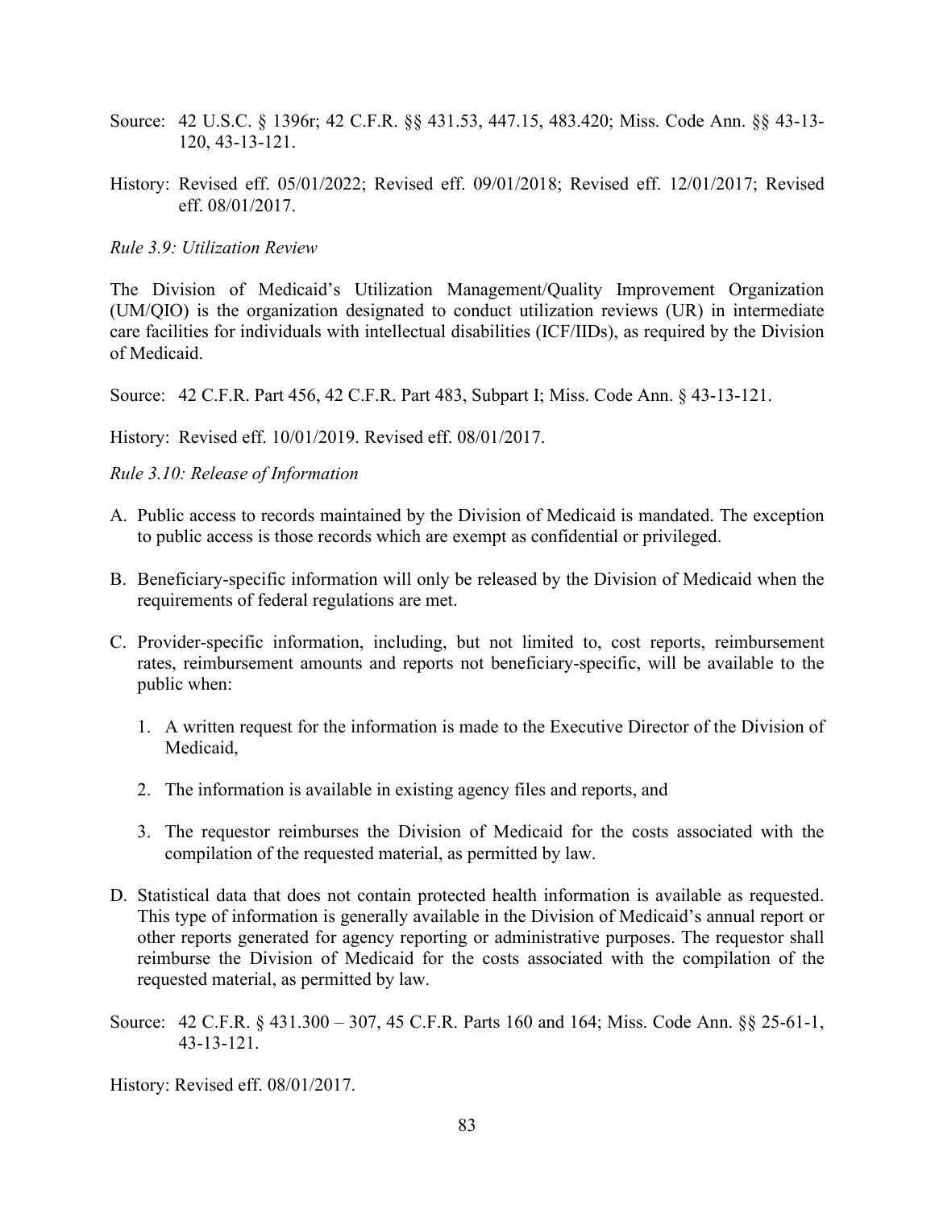Source: 42 U.S.C. § 1396r; 42 C.F.R. §§ 431.53, 447.15, 483.420; Miss. Code Ann. §§ 43-13-120, 43-13-121.

History: Revised eff. 05/01/2022; Revised eff. 09/01/2018; Revised eff. 12/01/2017; Revised eff. 08/01/2017.

*Rule 3.9: Utilization Review*

The Division of Medicaid's Utilization Management/Quality Improvement Organization (UM/QIO) is the organization designated to conduct utilization reviews (UR) in intermediate care facilities for individuals with intellectual disabilities (ICF/IIDs), as required by the Division of Medicaid.

Source: 42 C.F.R. Part 456, 42 C.F.R. Part 483, Subpart I; Miss. Code Ann. § 43-13-121.

History: Revised eff. 10/01/2019. Revised eff. 08/01/2017.

*Rule 3.10: Release of Information*

A. Public access to records maintained by the Division of Medicaid is mandated. The exception to public access is those records which are exempt as confidential or privileged.

B. Beneficiary-specific information will only be released by the Division of Medicaid when the requirements of federal regulations are met.

C. Provider-specific information, including, but not limited to, cost reports, reimbursement rates, reimbursement amounts and reports not beneficiary-specific, will be available to the public when:

   1. A written request for the information is made to the Executive Director of the Division of Medicaid,

   2. The information is available in existing agency files and reports, and

   3. The requestor reimburses the Division of Medicaid for the costs associated with the compilation of the requested material, as permitted by law.

D. Statistical data that does not contain protected health information is available as requested. This type of information is generally available in the Division of Medicaid's annual report or other reports generated for agency reporting or administrative purposes. The requestor shall reimburse the Division of Medicaid for the costs associated with the compilation of the requested material, as permitted by law.

Source: 42 C.F.R. § 431.300 – 307, 45 C.F.R. Parts 160 and 164; Miss. Code Ann. §§ 25-61-1, 43-13-121.

History: Revised eff. 08/01/2017.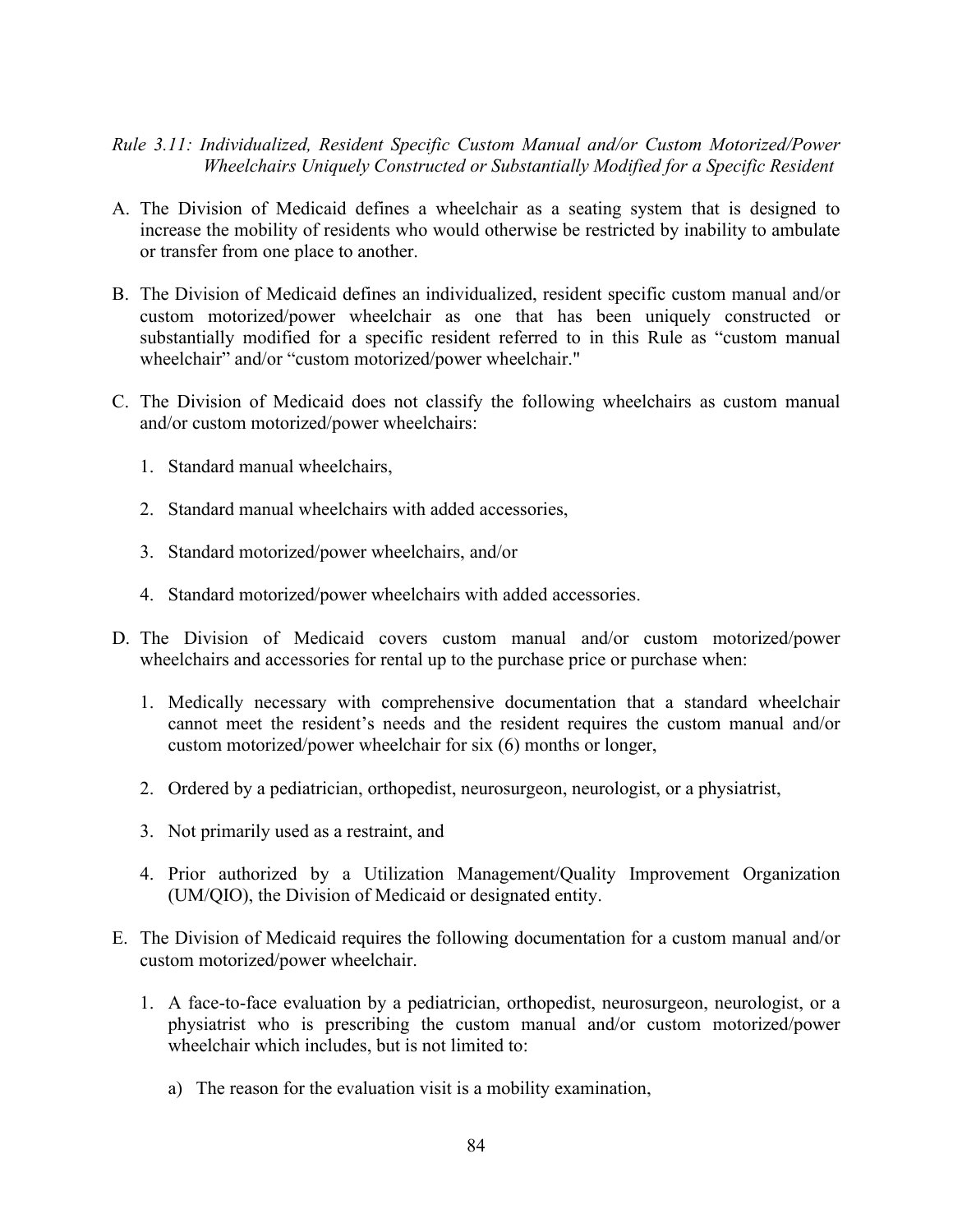*Rule 3.11: Individualized, Resident Specific Custom Manual and/or Custom Motorized/Power Wheelchairs Uniquely Constructed or Substantially Modified for a Specific Resident*

A. The Division of Medicaid defines a wheelchair as a seating system that is designed to increase the mobility of residents who would otherwise be restricted by inability to ambulate or transfer from one place to another.

B. The Division of Medicaid defines an individualized, resident specific custom manual and/or custom motorized/power wheelchair as one that has been uniquely constructed or substantially modified for a specific resident referred to in this Rule as "custom manual wheelchair" and/or "custom motorized/power wheelchair."

C. The Division of Medicaid does not classify the following wheelchairs as custom manual and/or custom motorized/power wheelchairs:

   1. Standard manual wheelchairs,

   2. Standard manual wheelchairs with added accessories,

   3. Standard motorized/power wheelchairs, and/or

   4. Standard motorized/power wheelchairs with added accessories.

D. The Division of Medicaid covers custom manual and/or custom motorized/power wheelchairs and accessories for rental up to the purchase price or purchase when:

   1. Medically necessary with comprehensive documentation that a standard wheelchair cannot meet the resident's needs and the resident requires the custom manual and/or custom motorized/power wheelchair for six (6) months or longer,

   2. Ordered by a pediatrician, orthopedist, neurosurgeon, neurologist, or a physiatrist,

   3. Not primarily used as a restraint, and

   4. Prior authorized by a Utilization Management/Quality Improvement Organization (UM/QIO), the Division of Medicaid or designated entity.

E. The Division of Medicaid requires the following documentation for a custom manual and/or custom motorized/power wheelchair.

   1. A face-to-face evaluation by a pediatrician, orthopedist, neurosurgeon, neurologist, or a physiatrist who is prescribing the custom manual and/or custom motorized/power wheelchair which includes, but is not limited to:

      a) The reason for the evaluation visit is a mobility examination,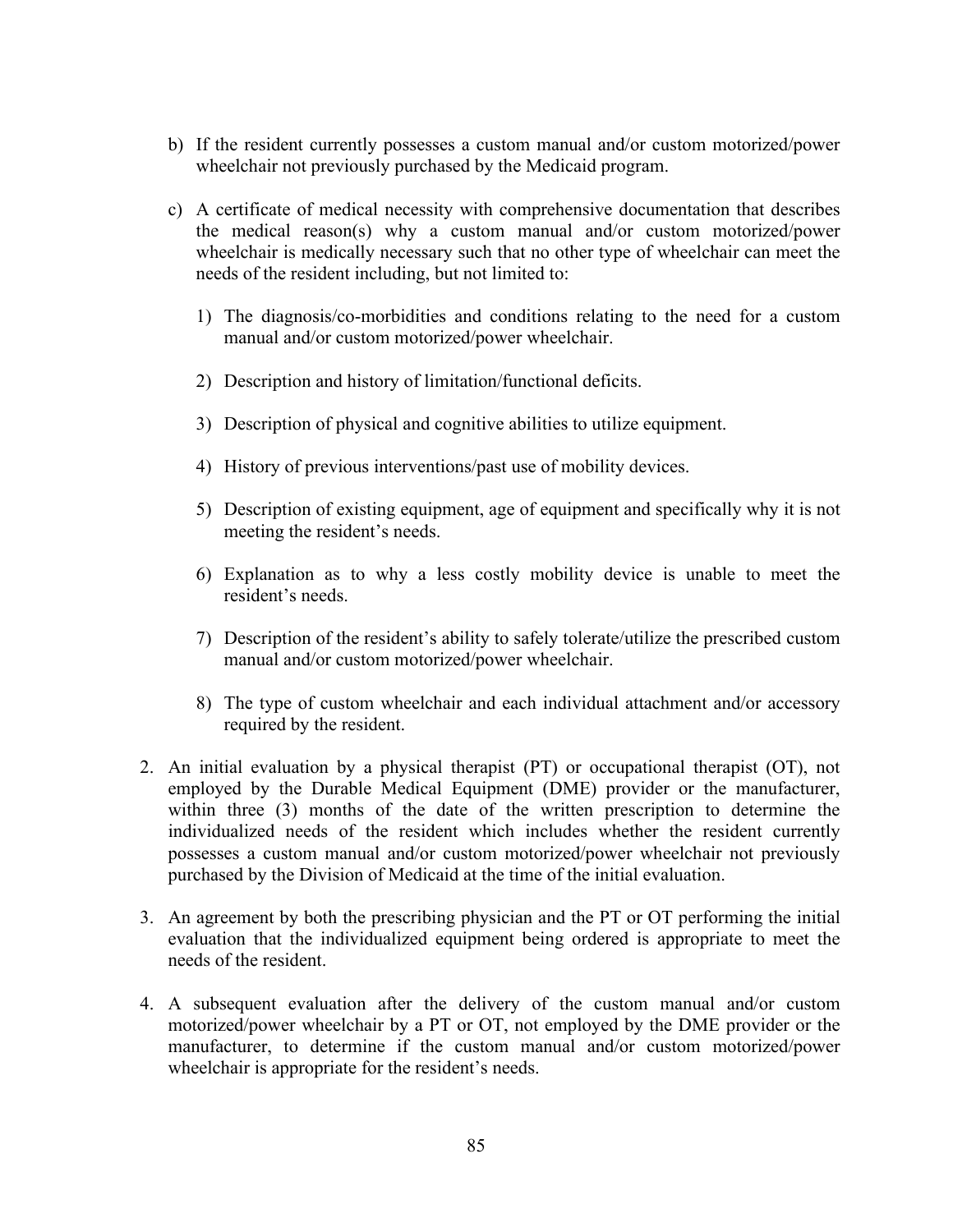b) If the resident currently possesses a custom manual and/or custom motorized/power wheelchair not previously purchased by the Medicaid program.

c) A certificate of medical necessity with comprehensive documentation that describes the medical reason(s) why a custom manual and/or custom motorized/power wheelchair is medically necessary such that no other type of wheelchair can meet the needs of the resident including, but not limited to:

   1) The diagnosis/co-morbidities and conditions relating to the need for a custom manual and/or custom motorized/power wheelchair.

   2) Description and history of limitation/functional deficits.

   3) Description of physical and cognitive abilities to utilize equipment.

   4) History of previous interventions/past use of mobility devices.

   5) Description of existing equipment, age of equipment and specifically why it is not meeting the resident's needs.

   6) Explanation as to why a less costly mobility device is unable to meet the resident's needs.

   7) Description of the resident's ability to safely tolerate/utilize the prescribed custom manual and/or custom motorized/power wheelchair.

   8) The type of custom wheelchair and each individual attachment and/or accessory required by the resident.

2. An initial evaluation by a physical therapist (PT) or occupational therapist (OT), not employed by the Durable Medical Equipment (DME) provider or the manufacturer, within three (3) months of the date of the written prescription to determine the individualized needs of the resident which includes whether the resident currently possesses a custom manual and/or custom motorized/power wheelchair not previously purchased by the Division of Medicaid at the time of the initial evaluation.

3. An agreement by both the prescribing physician and the PT or OT performing the initial evaluation that the individualized equipment being ordered is appropriate to meet the needs of the resident.

4. A subsequent evaluation after the delivery of the custom manual and/or custom motorized/power wheelchair by a PT or OT, not employed by the DME provider or the manufacturer, to determine if the custom manual and/or custom motorized/power wheelchair is appropriate for the resident's needs.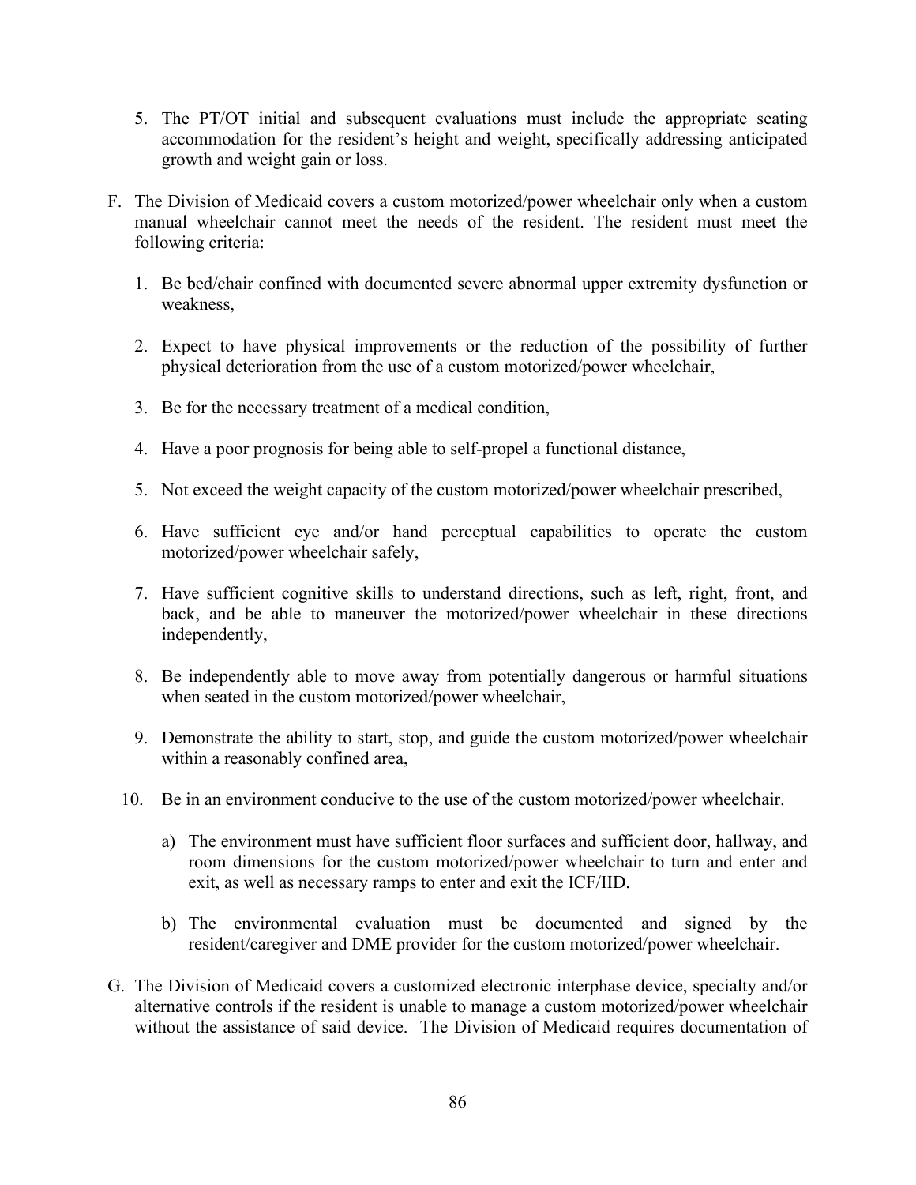5. The PT/OT initial and subsequent evaluations must include the appropriate seating accommodation for the resident's height and weight, specifically addressing anticipated growth and weight gain or loss.

F. The Division of Medicaid covers a custom motorized/power wheelchair only when a custom manual wheelchair cannot meet the needs of the resident. The resident must meet the following criteria:

   1. Be bed/chair confined with documented severe abnormal upper extremity dysfunction or weakness,

   2. Expect to have physical improvements or the reduction of the possibility of further physical deterioration from the use of a custom motorized/power wheelchair,

   3. Be for the necessary treatment of a medical condition,

   4. Have a poor prognosis for being able to self-propel a functional distance,

   5. Not exceed the weight capacity of the custom motorized/power wheelchair prescribed,

   6. Have sufficient eye and/or hand perceptual capabilities to operate the custom motorized/power wheelchair safely,

   7. Have sufficient cognitive skills to understand directions, such as left, right, front, and back, and be able to maneuver the motorized/power wheelchair in these directions independently,

   8. Be independently able to move away from potentially dangerous or harmful situations when seated in the custom motorized/power wheelchair,

   9. Demonstrate the ability to start, stop, and guide the custom motorized/power wheelchair within a reasonably confined area,

   10. Be in an environment conducive to the use of the custom motorized/power wheelchair.

       a) The environment must have sufficient floor surfaces and sufficient door, hallway, and room dimensions for the custom motorized/power wheelchair to turn and enter and exit, as well as necessary ramps to enter and exit the ICF/IID.

       b) The environmental evaluation must be documented and signed by the resident/caregiver and DME provider for the custom motorized/power wheelchair.

G. The Division of Medicaid covers a customized electronic interphase device, specialty and/or alternative controls if the resident is unable to manage a custom motorized/power wheelchair without the assistance of said device. The Division of Medicaid requires documentation of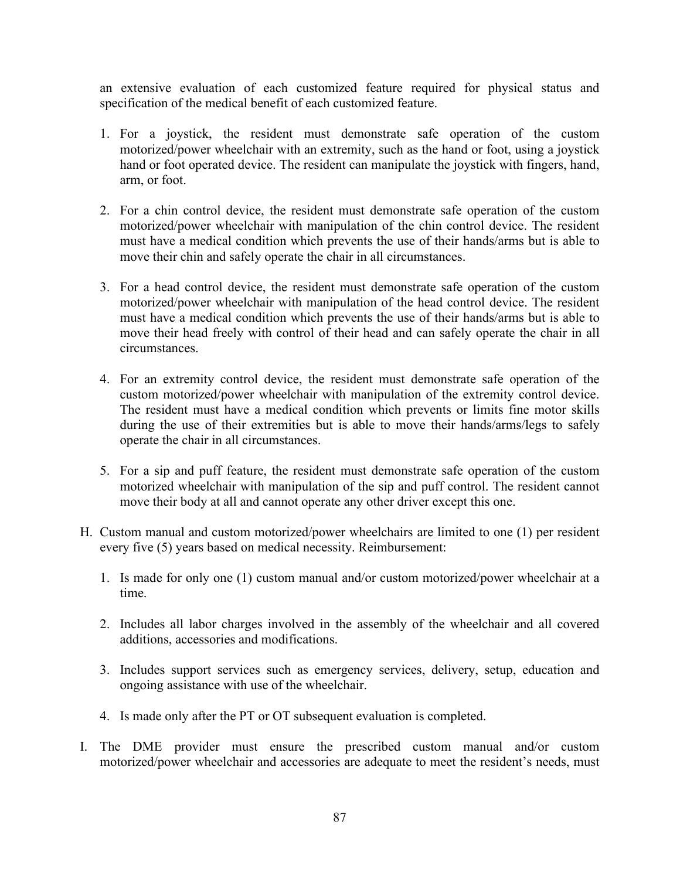an extensive evaluation of each customized feature required for physical status and specification of the medical benefit of each customized feature.

1. For a joystick, the resident must demonstrate safe operation of the custom motorized/power wheelchair with an extremity, such as the hand or foot, using a joystick hand or foot operated device. The resident can manipulate the joystick with fingers, hand, arm, or foot.

2. For a chin control device, the resident must demonstrate safe operation of the custom motorized/power wheelchair with manipulation of the chin control device. The resident must have a medical condition which prevents the use of their hands/arms but is able to move their chin and safely operate the chair in all circumstances.

3. For a head control device, the resident must demonstrate safe operation of the custom motorized/power wheelchair with manipulation of the head control device. The resident must have a medical condition which prevents the use of their hands/arms but is able to move their head freely with control of their head and can safely operate the chair in all circumstances.

4. For an extremity control device, the resident must demonstrate safe operation of the custom motorized/power wheelchair with manipulation of the extremity control device. The resident must have a medical condition which prevents or limits fine motor skills during the use of their extremities but is able to move their hands/arms/legs to safely operate the chair in all circumstances.

5. For a sip and puff feature, the resident must demonstrate safe operation of the custom motorized wheelchair with manipulation of the sip and puff control. The resident cannot move their body at all and cannot operate any other driver except this one.

H. Custom manual and custom motorized/power wheelchairs are limited to one (1) per resident every five (5) years based on medical necessity. Reimbursement:

1. Is made for only one (1) custom manual and/or custom motorized/power wheelchair at a time.

2. Includes all labor charges involved in the assembly of the wheelchair and all covered additions, accessories and modifications.

3. Includes support services such as emergency services, delivery, setup, education and ongoing assistance with use of the wheelchair.

4. Is made only after the PT or OT subsequent evaluation is completed.

I. The DME provider must ensure the prescribed custom manual and/or custom motorized/power wheelchair and accessories are adequate to meet the resident's needs, must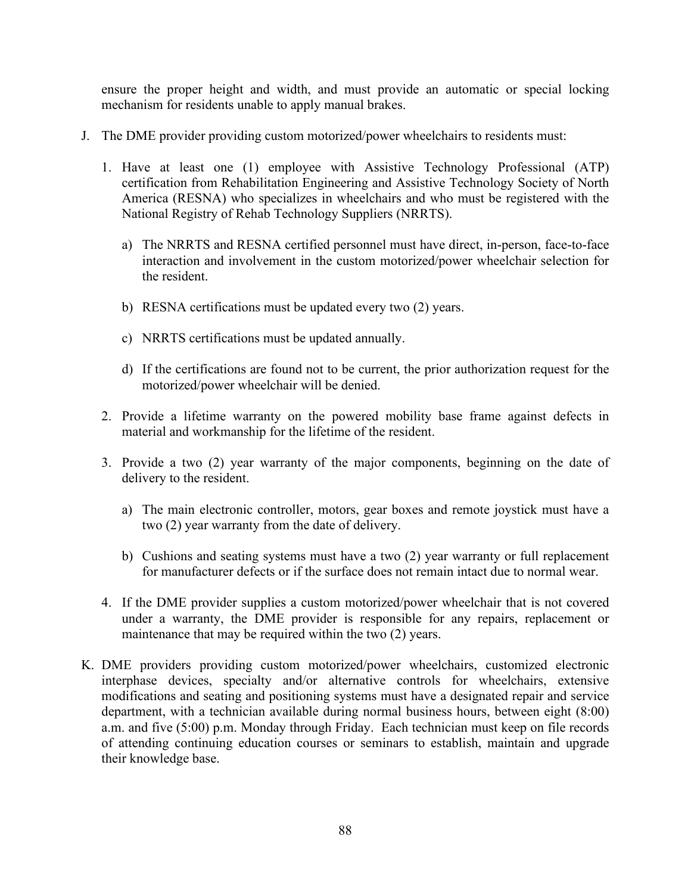ensure the proper height and width, and must provide an automatic or special locking mechanism for residents unable to apply manual brakes.

J. The DME provider providing custom motorized/power wheelchairs to residents must:

   1. Have at least one (1) employee with Assistive Technology Professional (ATP) certification from Rehabilitation Engineering and Assistive Technology Society of North America (RESNA) who specializes in wheelchairs and who must be registered with the National Registry of Rehab Technology Suppliers (NRRTS).

      a) The NRRTS and RESNA certified personnel must have direct, in-person, face-to-face interaction and involvement in the custom motorized/power wheelchair selection for the resident.

      b) RESNA certifications must be updated every two (2) years.

      c) NRRTS certifications must be updated annually.

      d) If the certifications are found not to be current, the prior authorization request for the motorized/power wheelchair will be denied.

   2. Provide a lifetime warranty on the powered mobility base frame against defects in material and workmanship for the lifetime of the resident.

   3. Provide a two (2) year warranty of the major components, beginning on the date of delivery to the resident.

      a) The main electronic controller, motors, gear boxes and remote joystick must have a two (2) year warranty from the date of delivery.

      b) Cushions and seating systems must have a two (2) year warranty or full replacement for manufacturer defects or if the surface does not remain intact due to normal wear.

   4. If the DME provider supplies a custom motorized/power wheelchair that is not covered under a warranty, the DME provider is responsible for any repairs, replacement or maintenance that may be required within the two (2) years.

K. DME providers providing custom motorized/power wheelchairs, customized electronic interphase devices, specialty and/or alternative controls for wheelchairs, extensive modifications and seating and positioning systems must have a designated repair and service department, with a technician available during normal business hours, between eight (8:00) a.m. and five (5:00) p.m. Monday through Friday. Each technician must keep on file records of attending continuing education courses or seminars to establish, maintain and upgrade their knowledge base.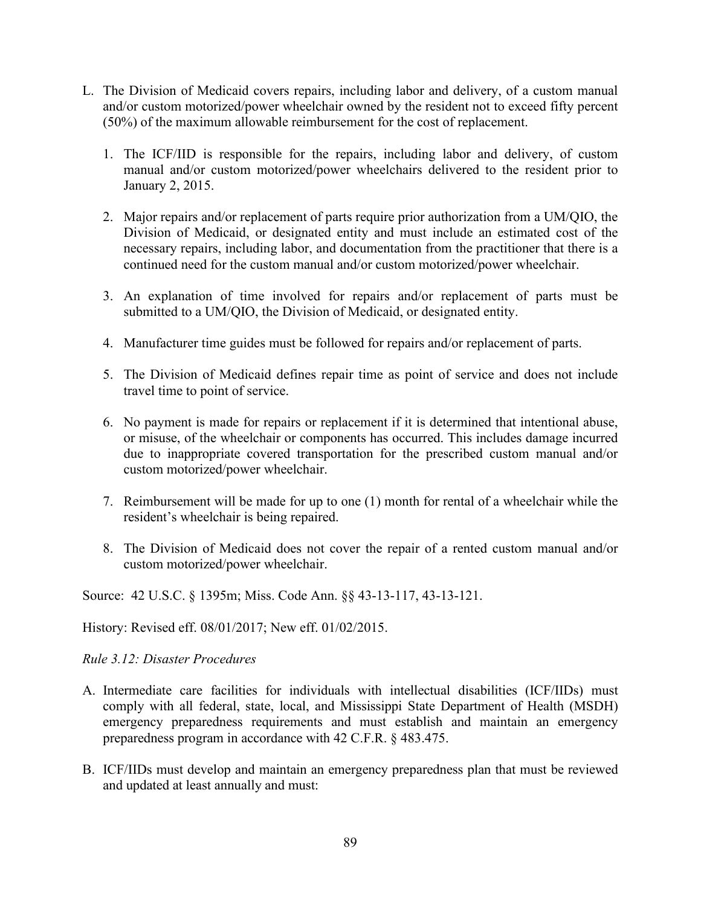L. The Division of Medicaid covers repairs, including labor and delivery, of a custom manual and/or custom motorized/power wheelchair owned by the resident not to exceed fifty percent (50%) of the maximum allowable reimbursement for the cost of replacement.

   1. The ICF/IID is responsible for the repairs, including labor and delivery, of custom manual and/or custom motorized/power wheelchairs delivered to the resident prior to January 2, 2015.

   2. Major repairs and/or replacement of parts require prior authorization from a UM/QIO, the Division of Medicaid, or designated entity and must include an estimated cost of the necessary repairs, including labor, and documentation from the practitioner that there is a continued need for the custom manual and/or custom motorized/power wheelchair.

   3. An explanation of time involved for repairs and/or replacement of parts must be submitted to a UM/QIO, the Division of Medicaid, or designated entity.

   4. Manufacturer time guides must be followed for repairs and/or replacement of parts.

   5. The Division of Medicaid defines repair time as point of service and does not include travel time to point of service.

   6. No payment is made for repairs or replacement if it is determined that intentional abuse, or misuse, of the wheelchair or components has occurred. This includes damage incurred due to inappropriate covered transportation for the prescribed custom manual and/or custom motorized/power wheelchair.

   7. Reimbursement will be made for up to one (1) month for rental of a wheelchair while the resident's wheelchair is being repaired.

   8. The Division of Medicaid does not cover the repair of a rented custom manual and/or custom motorized/power wheelchair.

Source: 42 U.S.C. § 1395m; Miss. Code Ann. §§ 43-13-117, 43-13-121.

History: Revised eff. 08/01/2017; New eff. 01/02/2015.

*Rule 3.12: Disaster Procedures*

A. Intermediate care facilities for individuals with intellectual disabilities (ICF/IIDs) must comply with all federal, state, local, and Mississippi State Department of Health (MSDH) emergency preparedness requirements and must establish and maintain an emergency preparedness program in accordance with 42 C.F.R. § 483.475.

B. ICF/IIDs must develop and maintain an emergency preparedness plan that must be reviewed and updated at least annually and must: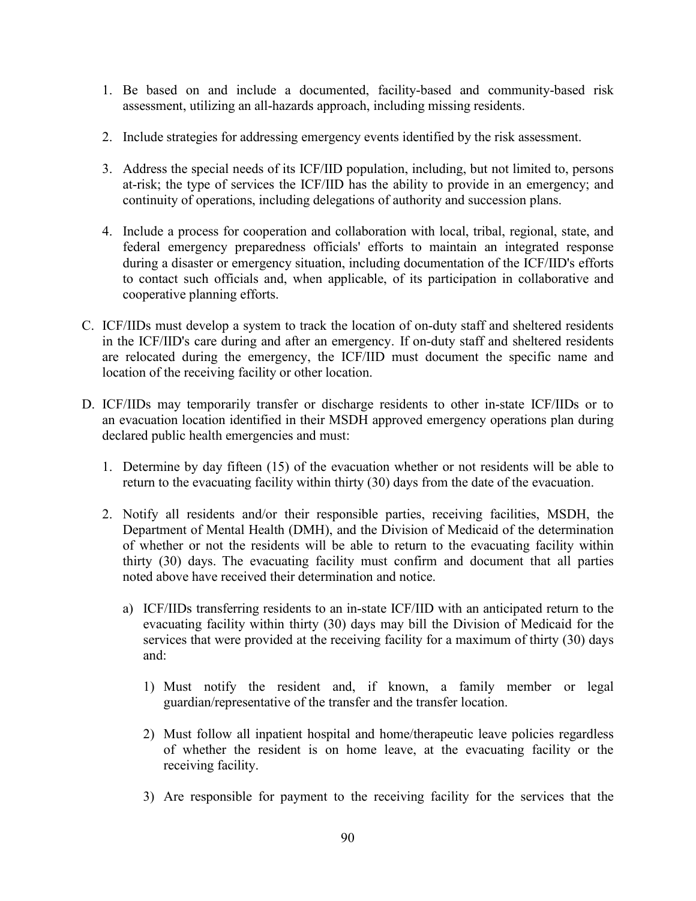1. Be based on and include a documented, facility-based and community-based risk assessment, utilizing an all-hazards approach, including missing residents.

2. Include strategies for addressing emergency events identified by the risk assessment.

3. Address the special needs of its ICF/IID population, including, but not limited to, persons at-risk; the type of services the ICF/IID has the ability to provide in an emergency; and continuity of operations, including delegations of authority and succession plans.

4. Include a process for cooperation and collaboration with local, tribal, regional, state, and federal emergency preparedness officials' efforts to maintain an integrated response during a disaster or emergency situation, including documentation of the ICF/IID's efforts to contact such officials and, when applicable, of its participation in collaborative and cooperative planning efforts.

C. ICF/IIDs must develop a system to track the location of on-duty staff and sheltered residents in the ICF/IID's care during and after an emergency. If on-duty staff and sheltered residents are relocated during the emergency, the ICF/IID must document the specific name and location of the receiving facility or other location.

D. ICF/IIDs may temporarily transfer or discharge residents to other in-state ICF/IIDs or to an evacuation location identified in their MSDH approved emergency operations plan during declared public health emergencies and must:

   1. Determine by day fifteen (15) of the evacuation whether or not residents will be able to return to the evacuating facility within thirty (30) days from the date of the evacuation.

   2. Notify all residents and/or their responsible parties, receiving facilities, MSDH, the Department of Mental Health (DMH), and the Division of Medicaid of the determination of whether or not the residents will be able to return to the evacuating facility within thirty (30) days. The evacuating facility must confirm and document that all parties noted above have received their determination and notice.

      a) ICF/IIDs transferring residents to an in-state ICF/IID with an anticipated return to the evacuating facility within thirty (30) days may bill the Division of Medicaid for the services that were provided at the receiving facility for a maximum of thirty (30) days and:

         1) Must notify the resident and, if known, a family member or legal guardian/representative of the transfer and the transfer location.

         2) Must follow all inpatient hospital and home/therapeutic leave policies regardless of whether the resident is on home leave, at the evacuating facility or the receiving facility.

         3) Are responsible for payment to the receiving facility for the services that the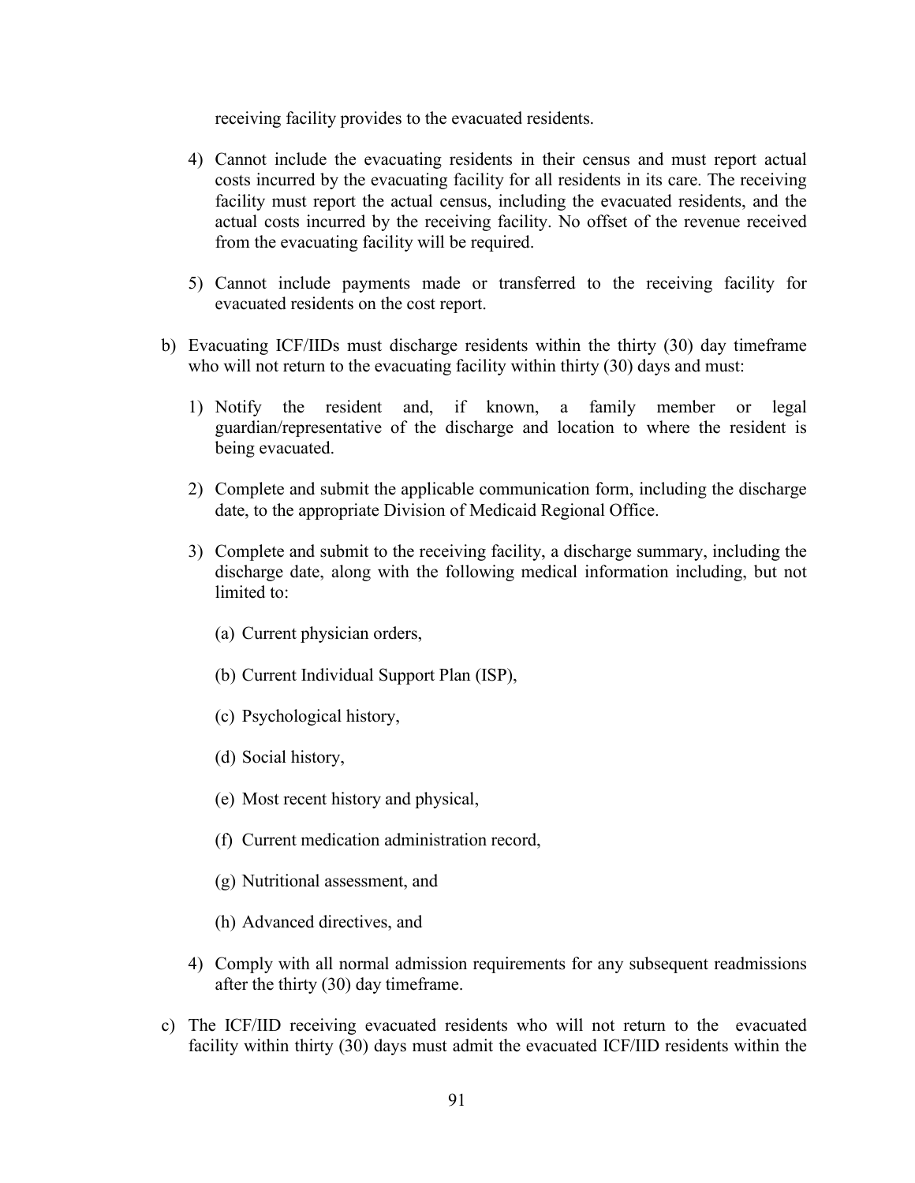receiving facility provides to the evacuated residents.

4) Cannot include the evacuating residents in their census and must report actual costs incurred by the evacuating facility for all residents in its care. The receiving facility must report the actual census, including the evacuated residents, and the actual costs incurred by the receiving facility. No offset of the revenue received from the evacuating facility will be required.

5) Cannot include payments made or transferred to the receiving facility for evacuated residents on the cost report.

b) Evacuating ICF/IIDs must discharge residents within the thirty (30) day timeframe who will not return to the evacuating facility within thirty (30) days and must:

   1) Notify the resident and, if known, a family member or legal guardian/representative of the discharge and location to where the resident is being evacuated.

   2) Complete and submit the applicable communication form, including the discharge date, to the appropriate Division of Medicaid Regional Office.

   3) Complete and submit to the receiving facility, a discharge summary, including the discharge date, along with the following medical information including, but not limited to:

      (a) Current physician orders,

      (b) Current Individual Support Plan (ISP),

      (c) Psychological history,

      (d) Social history,

      (e) Most recent history and physical,

      (f) Current medication administration record,

      (g) Nutritional assessment, and

      (h) Advanced directives, and

   4) Comply with all normal admission requirements for any subsequent readmissions after the thirty (30) day timeframe.

c) The ICF/IID receiving evacuated residents who will not return to the evacuated facility within thirty (30) days must admit the evacuated ICF/IID residents within the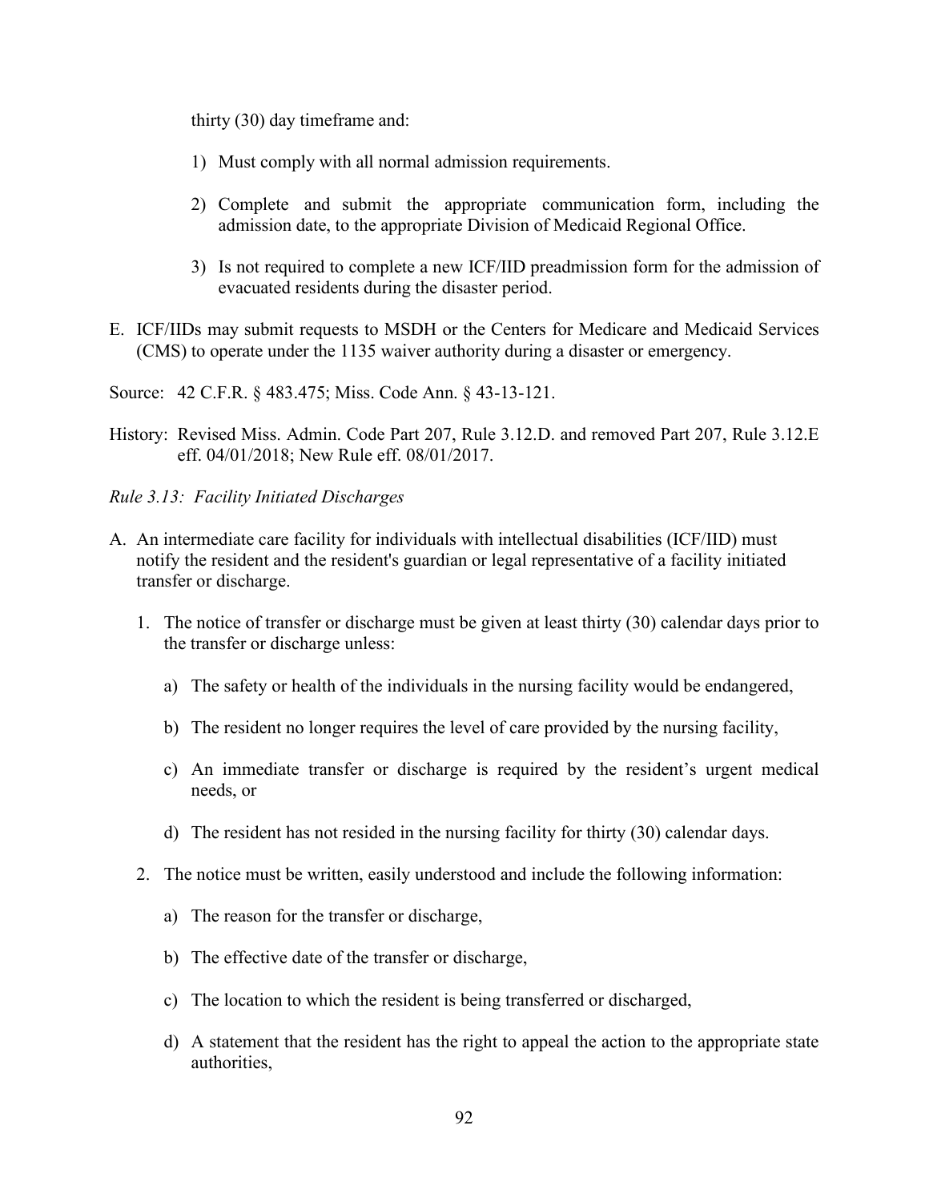thirty (30) day timeframe and:

1) Must comply with all normal admission requirements.

2) Complete and submit the appropriate communication form, including the admission date, to the appropriate Division of Medicaid Regional Office.

3) Is not required to complete a new ICF/IID preadmission form for the admission of evacuated residents during the disaster period.

E. ICF/IIDs may submit requests to MSDH or the Centers for Medicare and Medicaid Services (CMS) to operate under the 1135 waiver authority during a disaster or emergency.

Source: 42 C.F.R. § 483.475; Miss. Code Ann. § 43-13-121.

History: Revised Miss. Admin. Code Part 207, Rule 3.12.D. and removed Part 207, Rule 3.12.E eff. 04/01/2018; New Rule eff. 08/01/2017.

*Rule 3.13: Facility Initiated Discharges*

A. An intermediate care facility for individuals with intellectual disabilities (ICF/IID) must notify the resident and the resident's guardian or legal representative of a facility initiated transfer or discharge.

   1. The notice of transfer or discharge must be given at least thirty (30) calendar days prior to the transfer or discharge unless:

      a) The safety or health of the individuals in the nursing facility would be endangered,

      b) The resident no longer requires the level of care provided by the nursing facility,

      c) An immediate transfer or discharge is required by the resident's urgent medical needs, or

      d) The resident has not resided in the nursing facility for thirty (30) calendar days.

   2. The notice must be written, easily understood and include the following information:

      a) The reason for the transfer or discharge,

      b) The effective date of the transfer or discharge,

      c) The location to which the resident is being transferred or discharged,

      d) A statement that the resident has the right to appeal the action to the appropriate state authorities,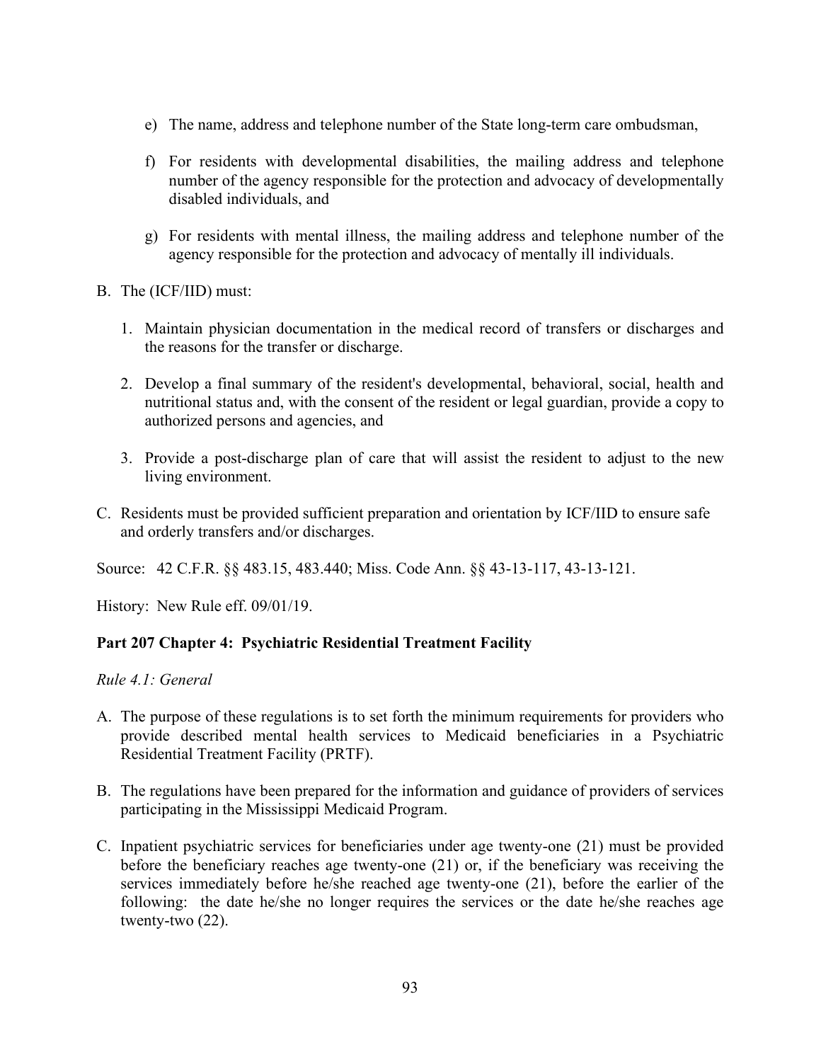e) The name, address and telephone number of the State long-term care ombudsman,

f) For residents with developmental disabilities, the mailing address and telephone number of the agency responsible for the protection and advocacy of developmentally disabled individuals, and

g) For residents with mental illness, the mailing address and telephone number of the agency responsible for the protection and advocacy of mentally ill individuals.

B. The (ICF/IID) must:

1. Maintain physician documentation in the medical record of transfers or discharges and the reasons for the transfer or discharge.

2. Develop a final summary of the resident's developmental, behavioral, social, health and nutritional status and, with the consent of the resident or legal guardian, provide a copy to authorized persons and agencies, and

3. Provide a post-discharge plan of care that will assist the resident to adjust to the new living environment.

C. Residents must be provided sufficient preparation and orientation by ICF/IID to ensure safe and orderly transfers and/or discharges.

Source: 42 C.F.R. §§ 483.15, 483.440; Miss. Code Ann. §§ 43-13-117, 43-13-121.

History: New Rule eff. 09/01/19.

**Part 207 Chapter 4: Psychiatric Residential Treatment Facility**

*Rule 4.1: General*

A. The purpose of these regulations is to set forth the minimum requirements for providers who provide described mental health services to Medicaid beneficiaries in a Psychiatric Residential Treatment Facility (PRTF).

B. The regulations have been prepared for the information and guidance of providers of services participating in the Mississippi Medicaid Program.

C. Inpatient psychiatric services for beneficiaries under age twenty-one (21) must be provided before the beneficiary reaches age twenty-one (21) or, if the beneficiary was receiving the services immediately before he/she reached age twenty-one (21), before the earlier of the following: the date he/she no longer requires the services or the date he/she reaches age twenty-two (22).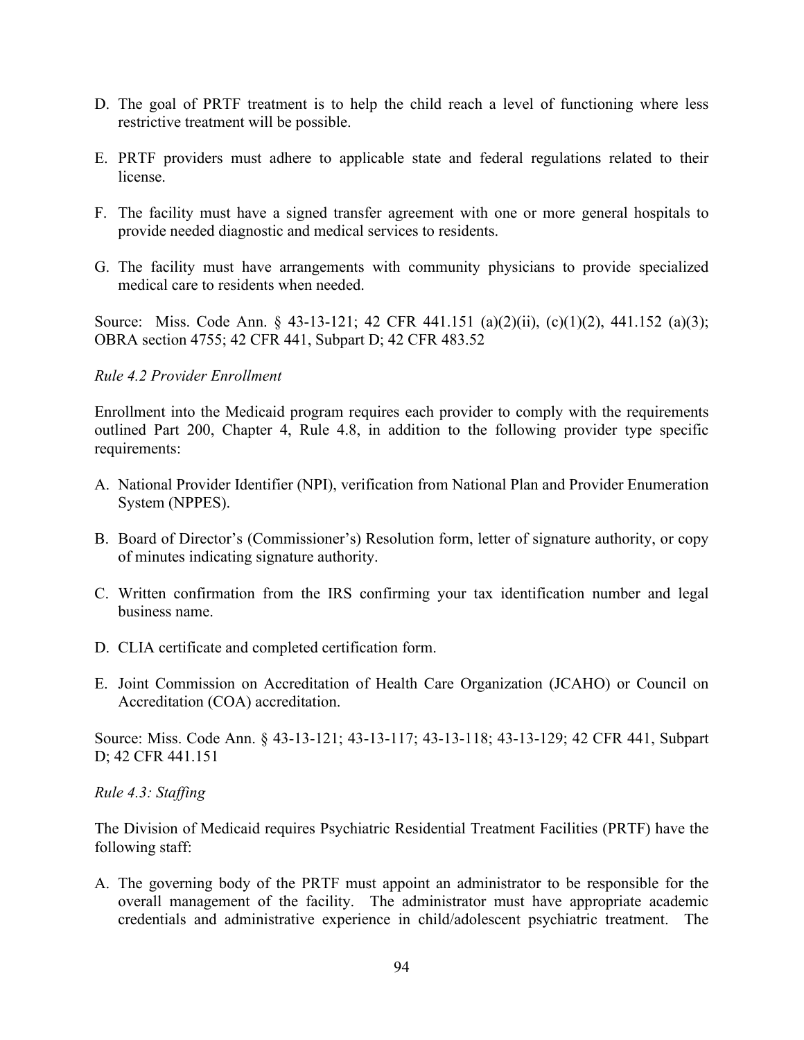D. The goal of PRTF treatment is to help the child reach a level of functioning where less restrictive treatment will be possible.

E. PRTF providers must adhere to applicable state and federal regulations related to their license.

F. The facility must have a signed transfer agreement with one or more general hospitals to provide needed diagnostic and medical services to residents.

G. The facility must have arrangements with community physicians to provide specialized medical care to residents when needed.

Source: Miss. Code Ann. § 43-13-121; 42 CFR 441.151 (a)(2)(ii), (c)(1)(2), 441.152 (a)(3); OBRA section 4755; 42 CFR 441, Subpart D; 42 CFR 483.52

*Rule 4.2 Provider Enrollment*

Enrollment into the Medicaid program requires each provider to comply with the requirements outlined Part 200, Chapter 4, Rule 4.8, in addition to the following provider type specific requirements:

A. National Provider Identifier (NPI), verification from National Plan and Provider Enumeration System (NPPES).

B. Board of Director's (Commissioner's) Resolution form, letter of signature authority, or copy of minutes indicating signature authority.

C. Written confirmation from the IRS confirming your tax identification number and legal business name.

D. CLIA certificate and completed certification form.

E. Joint Commission on Accreditation of Health Care Organization (JCAHO) or Council on Accreditation (COA) accreditation.

Source: Miss. Code Ann. § 43-13-121; 43-13-117; 43-13-118; 43-13-129; 42 CFR 441, Subpart D; 42 CFR 441.151

*Rule 4.3: Staffing*

The Division of Medicaid requires Psychiatric Residential Treatment Facilities (PRTF) have the following staff:

A. The governing body of the PRTF must appoint an administrator to be responsible for the overall management of the facility. The administrator must have appropriate academic credentials and administrative experience in child/adolescent psychiatric treatment. The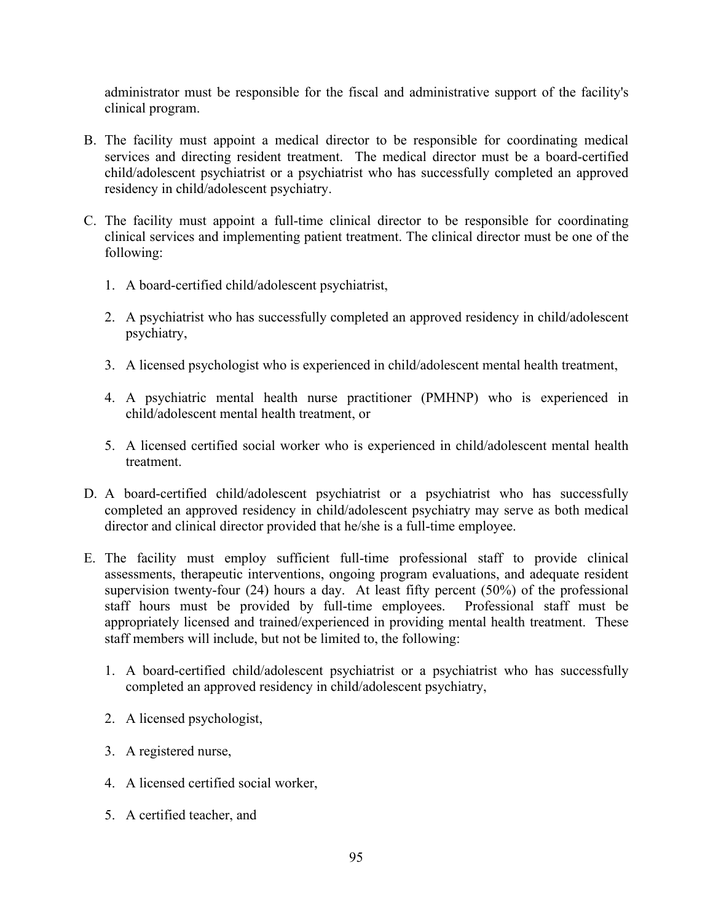administrator must be responsible for the fiscal and administrative support of the facility's clinical program.

B. The facility must appoint a medical director to be responsible for coordinating medical services and directing resident treatment. The medical director must be a board-certified child/adolescent psychiatrist or a psychiatrist who has successfully completed an approved residency in child/adolescent psychiatry.

C. The facility must appoint a full-time clinical director to be responsible for coordinating clinical services and implementing patient treatment. The clinical director must be one of the following:

   1. A board-certified child/adolescent psychiatrist,

   2. A psychiatrist who has successfully completed an approved residency in child/adolescent psychiatry,

   3. A licensed psychologist who is experienced in child/adolescent mental health treatment,

   4. A psychiatric mental health nurse practitioner (PMHNP) who is experienced in child/adolescent mental health treatment, or

   5. A licensed certified social worker who is experienced in child/adolescent mental health treatment.

D. A board-certified child/adolescent psychiatrist or a psychiatrist who has successfully completed an approved residency in child/adolescent psychiatry may serve as both medical director and clinical director provided that he/she is a full-time employee.

E. The facility must employ sufficient full-time professional staff to provide clinical assessments, therapeutic interventions, ongoing program evaluations, and adequate resident supervision twenty-four (24) hours a day. At least fifty percent (50%) of the professional staff hours must be provided by full-time employees. Professional staff must be appropriately licensed and trained/experienced in providing mental health treatment. These staff members will include, but not be limited to, the following:

   1. A board-certified child/adolescent psychiatrist or a psychiatrist who has successfully completed an approved residency in child/adolescent psychiatry,

   2. A licensed psychologist,

   3. A registered nurse,

   4. A licensed certified social worker,

   5. A certified teacher, and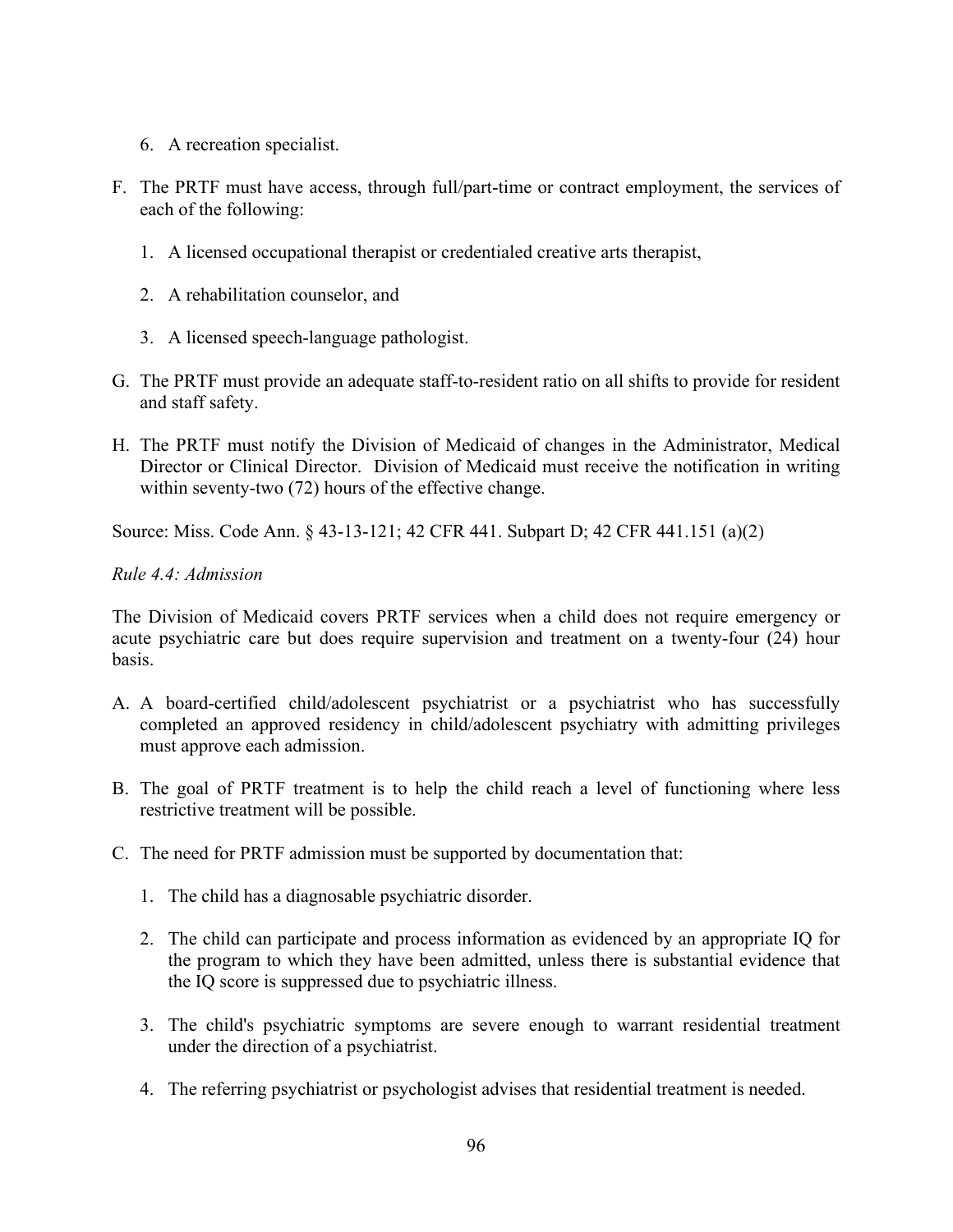6. A recreation specialist.

F. The PRTF must have access, through full/part-time or contract employment, the services of each of the following:

   1. A licensed occupational therapist or credentialed creative arts therapist,

   2. A rehabilitation counselor, and

   3. A licensed speech-language pathologist.

G. The PRTF must provide an adequate staff-to-resident ratio on all shifts to provide for resident and staff safety.

H. The PRTF must notify the Division of Medicaid of changes in the Administrator, Medical Director or Clinical Director. Division of Medicaid must receive the notification in writing within seventy-two (72) hours of the effective change.

Source: Miss. Code Ann. § 43-13-121; 42 CFR 441. Subpart D; 42 CFR 441.151 (a)(2)

*Rule 4.4: Admission*

The Division of Medicaid covers PRTF services when a child does not require emergency or acute psychiatric care but does require supervision and treatment on a twenty-four (24) hour basis.

A. A board-certified child/adolescent psychiatrist or a psychiatrist who has successfully completed an approved residency in child/adolescent psychiatry with admitting privileges must approve each admission.

B. The goal of PRTF treatment is to help the child reach a level of functioning where less restrictive treatment will be possible.

C. The need for PRTF admission must be supported by documentation that:

   1. The child has a diagnosable psychiatric disorder.

   2. The child can participate and process information as evidenced by an appropriate IQ for the program to which they have been admitted, unless there is substantial evidence that the IQ score is suppressed due to psychiatric illness.

   3. The child's psychiatric symptoms are severe enough to warrant residential treatment under the direction of a psychiatrist.

   4. The referring psychiatrist or psychologist advises that residential treatment is needed.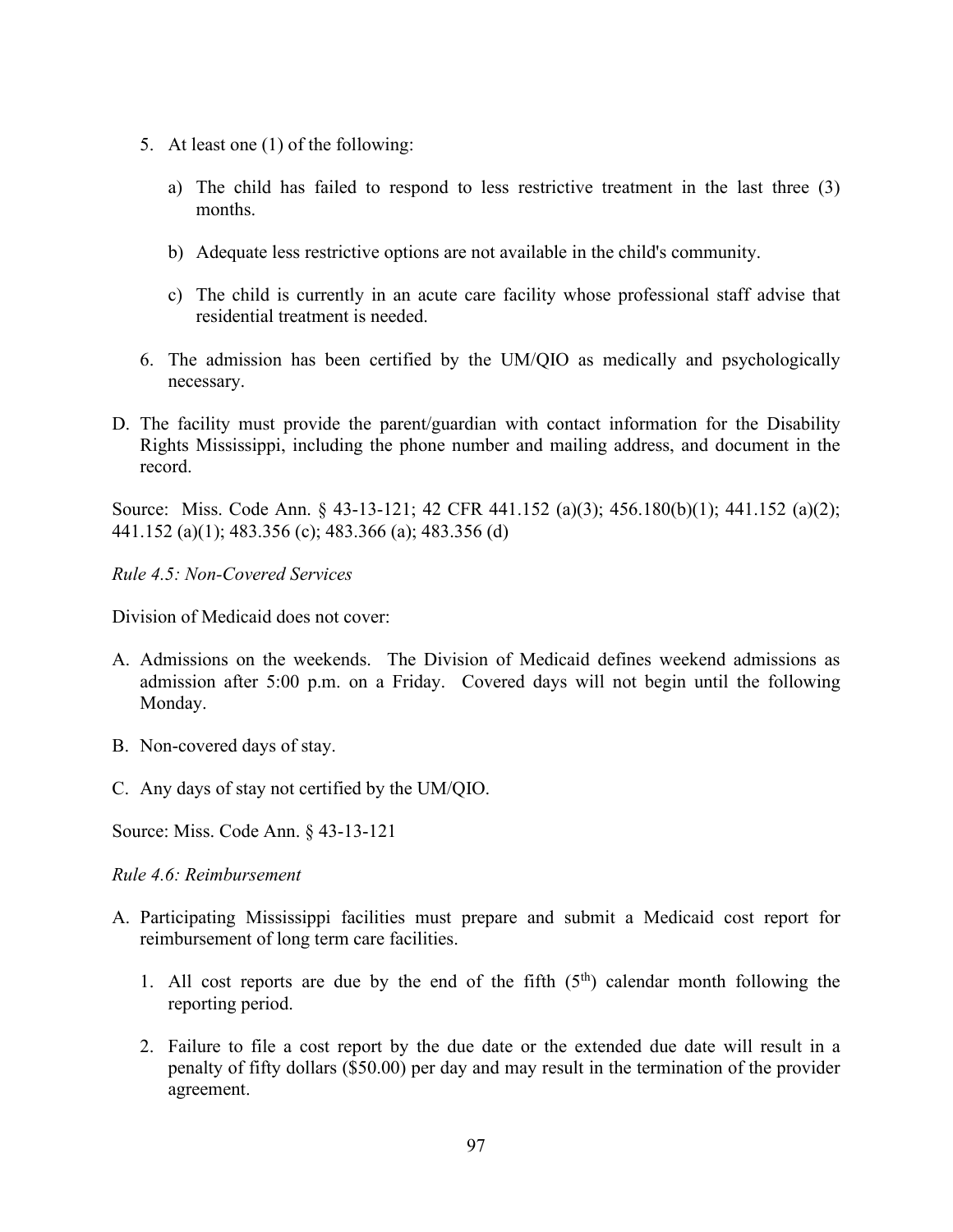5. At least one (1) of the following:

   a) The child has failed to respond to less restrictive treatment in the last three (3) months.

   b) Adequate less restrictive options are not available in the child's community.

   c) The child is currently in an acute care facility whose professional staff advise that residential treatment is needed.

6. The admission has been certified by the UM/QIO as medically and psychologically necessary.

D. The facility must provide the parent/guardian with contact information for the Disability Rights Mississippi, including the phone number and mailing address, and document in the record.

Source: Miss. Code Ann. § 43-13-121; 42 CFR 441.152 (a)(3); 456.180(b)(1); 441.152 (a)(2); 441.152 (a)(1); 483.356 (c); 483.366 (a); 483.356 (d)

*Rule 4.5: Non-Covered Services*

Division of Medicaid does not cover:

A. Admissions on the weekends. The Division of Medicaid defines weekend admissions as admission after 5:00 p.m. on a Friday. Covered days will not begin until the following Monday.

B. Non-covered days of stay.

C. Any days of stay not certified by the UM/QIO.

Source: Miss. Code Ann. § 43-13-121

*Rule 4.6: Reimbursement*

A. Participating Mississippi facilities must prepare and submit a Medicaid cost report for reimbursement of long term care facilities.

   1. All cost reports are due by the end of the fifth (5th) calendar month following the reporting period.

   2. Failure to file a cost report by the due date or the extended due date will result in a penalty of fifty dollars ($50.00) per day and may result in the termination of the provider agreement.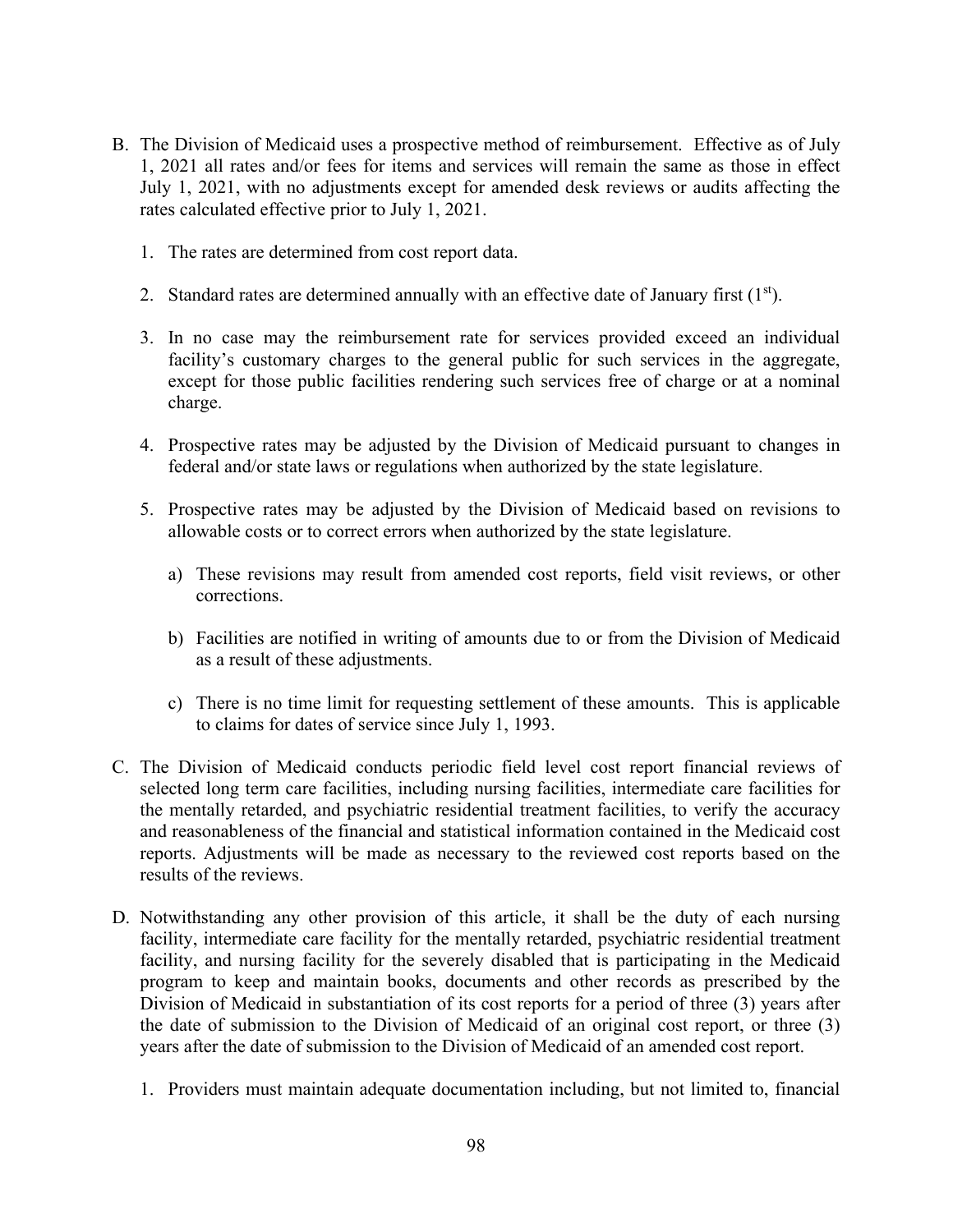B. The Division of Medicaid uses a prospective method of reimbursement. Effective as of July 1, 2021 all rates and/or fees for items and services will remain the same as those in effect July 1, 2021, with no adjustments except for amended desk reviews or audits affecting the rates calculated effective prior to July 1, 2021.

   1. The rates are determined from cost report data.

   2. Standard rates are determined annually with an effective date of January first (1st).

   3. In no case may the reimbursement rate for services provided exceed an individual facility's customary charges to the general public for such services in the aggregate, except for those public facilities rendering such services free of charge or at a nominal charge.

   4. Prospective rates may be adjusted by the Division of Medicaid pursuant to changes in federal and/or state laws or regulations when authorized by the state legislature.

   5. Prospective rates may be adjusted by the Division of Medicaid based on revisions to allowable costs or to correct errors when authorized by the state legislature.

      a) These revisions may result from amended cost reports, field visit reviews, or other corrections.

      b) Facilities are notified in writing of amounts due to or from the Division of Medicaid as a result of these adjustments.

      c) There is no time limit for requesting settlement of these amounts. This is applicable to claims for dates of service since July 1, 1993.

C. The Division of Medicaid conducts periodic field level cost report financial reviews of selected long term care facilities, including nursing facilities, intermediate care facilities for the mentally retarded, and psychiatric residential treatment facilities, to verify the accuracy and reasonableness of the financial and statistical information contained in the Medicaid cost reports. Adjustments will be made as necessary to the reviewed cost reports based on the results of the reviews.

D. Notwithstanding any other provision of this article, it shall be the duty of each nursing facility, intermediate care facility for the mentally retarded, psychiatric residential treatment facility, and nursing facility for the severely disabled that is participating in the Medicaid program to keep and maintain books, documents and other records as prescribed by the Division of Medicaid in substantiation of its cost reports for a period of three (3) years after the date of submission to the Division of Medicaid of an original cost report, or three (3) years after the date of submission to the Division of Medicaid of an amended cost report.

   1. Providers must maintain adequate documentation including, but not limited to, financial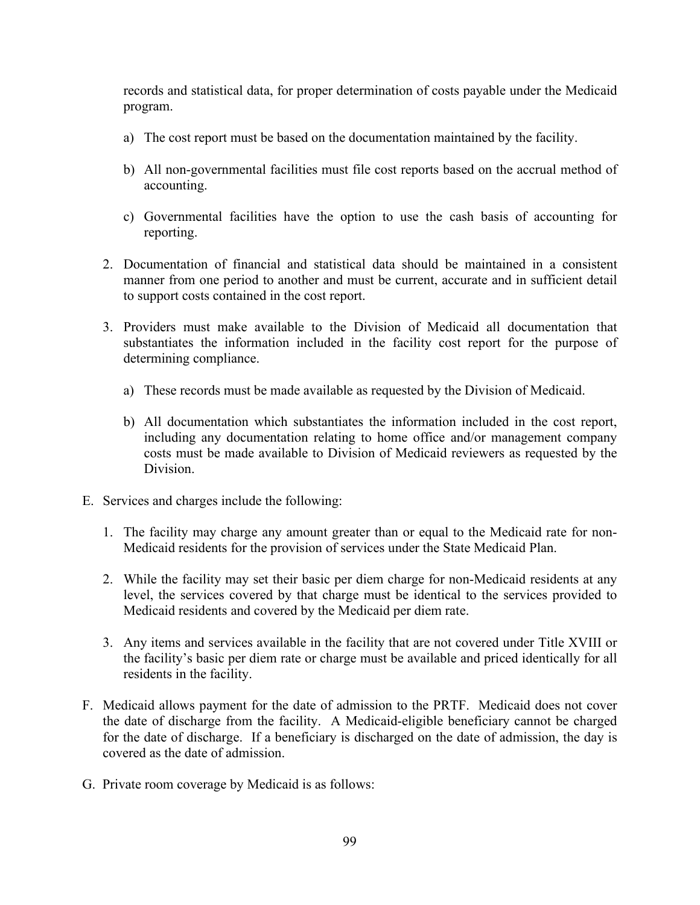records and statistical data, for proper determination of costs payable under the Medicaid program.

a) The cost report must be based on the documentation maintained by the facility.

b) All non-governmental facilities must file cost reports based on the accrual method of accounting.

c) Governmental facilities have the option to use the cash basis of accounting for reporting.

2. Documentation of financial and statistical data should be maintained in a consistent manner from one period to another and must be current, accurate and in sufficient detail to support costs contained in the cost report.

3. Providers must make available to the Division of Medicaid all documentation that substantiates the information included in the facility cost report for the purpose of determining compliance.

   a) These records must be made available as requested by the Division of Medicaid.

   b) All documentation which substantiates the information included in the cost report, including any documentation relating to home office and/or management company costs must be made available to Division of Medicaid reviewers as requested by the Division.

E. Services and charges include the following:

   1. The facility may charge any amount greater than or equal to the Medicaid rate for non-Medicaid residents for the provision of services under the State Medicaid Plan.

   2. While the facility may set their basic per diem charge for non-Medicaid residents at any level, the services covered by that charge must be identical to the services provided to Medicaid residents and covered by the Medicaid per diem rate.

   3. Any items and services available in the facility that are not covered under Title XVIII or the facility's basic per diem rate or charge must be available and priced identically for all residents in the facility.

F. Medicaid allows payment for the date of admission to the PRTF. Medicaid does not cover the date of discharge from the facility. A Medicaid-eligible beneficiary cannot be charged for the date of discharge. If a beneficiary is discharged on the date of admission, the day is covered as the date of admission.

G. Private room coverage by Medicaid is as follows: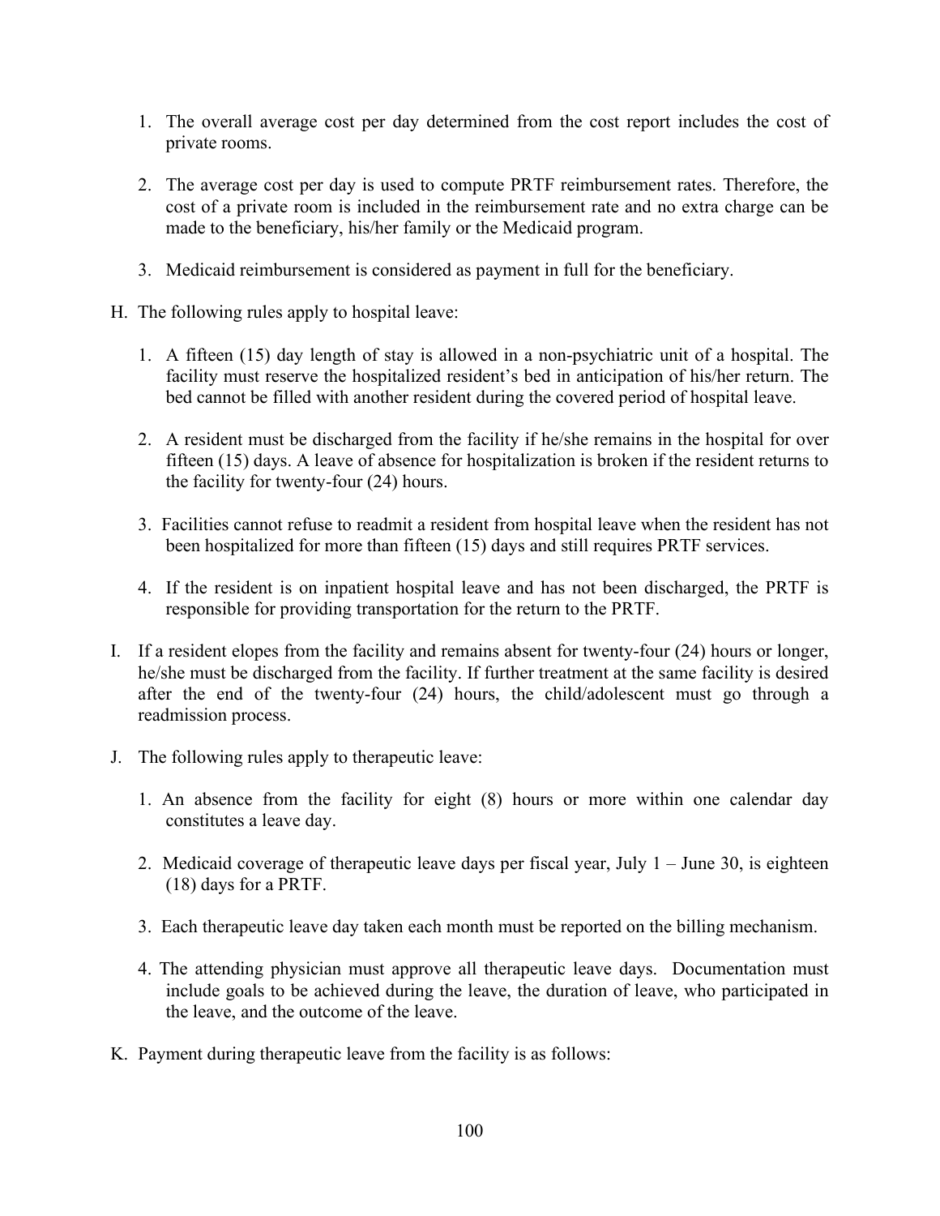1. The overall average cost per day determined from the cost report includes the cost of private rooms.

2. The average cost per day is used to compute PRTF reimbursement rates. Therefore, the cost of a private room is included in the reimbursement rate and no extra charge can be made to the beneficiary, his/her family or the Medicaid program.

3. Medicaid reimbursement is considered as payment in full for the beneficiary.

H. The following rules apply to hospital leave:

   1. A fifteen (15) day length of stay is allowed in a non-psychiatric unit of a hospital. The facility must reserve the hospitalized resident's bed in anticipation of his/her return. The bed cannot be filled with another resident during the covered period of hospital leave.

   2. A resident must be discharged from the facility if he/she remains in the hospital for over fifteen (15) days. A leave of absence for hospitalization is broken if the resident returns to the facility for twenty-four (24) hours.

   3. Facilities cannot refuse to readmit a resident from hospital leave when the resident has not been hospitalized for more than fifteen (15) days and still requires PRTF services.

   4. If the resident is on inpatient hospital leave and has not been discharged, the PRTF is responsible for providing transportation for the return to the PRTF.

I. If a resident elopes from the facility and remains absent for twenty-four (24) hours or longer, he/she must be discharged from the facility. If further treatment at the same facility is desired after the end of the twenty-four (24) hours, the child/adolescent must go through a readmission process.

J. The following rules apply to therapeutic leave:

   1. An absence from the facility for eight (8) hours or more within one calendar day constitutes a leave day.

   2. Medicaid coverage of therapeutic leave days per fiscal year, July 1 – June 30, is eighteen (18) days for a PRTF.

   3. Each therapeutic leave day taken each month must be reported on the billing mechanism.

   4. The attending physician must approve all therapeutic leave days. Documentation must include goals to be achieved during the leave, the duration of leave, who participated in the leave, and the outcome of the leave.

K. Payment during therapeutic leave from the facility is as follows: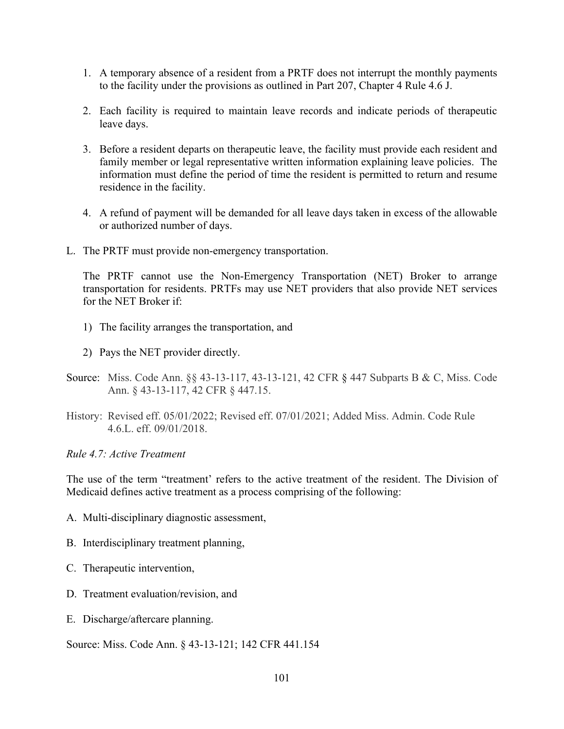1. A temporary absence of a resident from a PRTF does not interrupt the monthly payments to the facility under the provisions as outlined in Part 207, Chapter 4 Rule 4.6 J.

2. Each facility is required to maintain leave records and indicate periods of therapeutic leave days.

3. Before a resident departs on therapeutic leave, the facility must provide each resident and family member or legal representative written information explaining leave policies. The information must define the period of time the resident is permitted to return and resume residence in the facility.

4. A refund of payment will be demanded for all leave days taken in excess of the allowable or authorized number of days.

L. The PRTF must provide non-emergency transportation.

   The PRTF cannot use the Non-Emergency Transportation (NET) Broker to arrange transportation for residents. PRTFs may use NET providers that also provide NET services for the NET Broker if:

   1) The facility arranges the transportation, and

   2) Pays the NET provider directly.

Source: Miss. Code Ann. §§ 43-13-117, 43-13-121, 42 CFR § 447 Subparts B & C, Miss. Code Ann. § 43-13-117, 42 CFR § 447.15.

History: Revised eff. 05/01/2022; Revised eff. 07/01/2021; Added Miss. Admin. Code Rule 4.6.L. eff. 09/01/2018.

*Rule 4.7: Active Treatment*

The use of the term "treatment' refers to the active treatment of the resident. The Division of Medicaid defines active treatment as a process comprising of the following:

A. Multi-disciplinary diagnostic assessment,

B. Interdisciplinary treatment planning,

C. Therapeutic intervention,

D. Treatment evaluation/revision, and

E. Discharge/aftercare planning.

Source: Miss. Code Ann. § 43-13-121; 142 CFR 441.154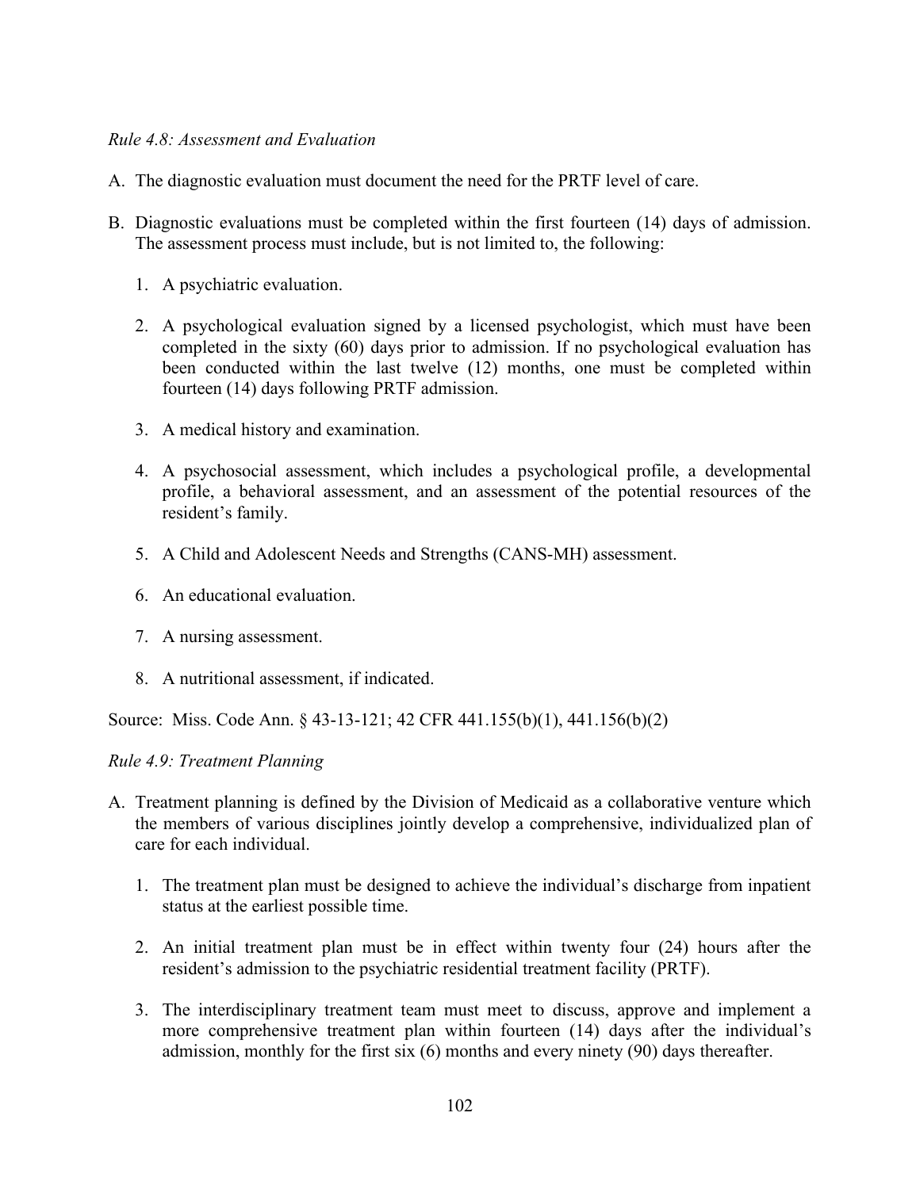*Rule 4.8: Assessment and Evaluation*

A. The diagnostic evaluation must document the need for the PRTF level of care.

B. Diagnostic evaluations must be completed within the first fourteen (14) days of admission. The assessment process must include, but is not limited to, the following:

   1. A psychiatric evaluation.

   2. A psychological evaluation signed by a licensed psychologist, which must have been completed in the sixty (60) days prior to admission. If no psychological evaluation has been conducted within the last twelve (12) months, one must be completed within fourteen (14) days following PRTF admission.

   3. A medical history and examination.

   4. A psychosocial assessment, which includes a psychological profile, a developmental profile, a behavioral assessment, and an assessment of the potential resources of the resident's family.

   5. A Child and Adolescent Needs and Strengths (CANS-MH) assessment.

   6. An educational evaluation.

   7. A nursing assessment.

   8. A nutritional assessment, if indicated.

Source: Miss. Code Ann. § 43-13-121; 42 CFR 441.155(b)(1), 441.156(b)(2)

*Rule 4.9: Treatment Planning*

A. Treatment planning is defined by the Division of Medicaid as a collaborative venture which the members of various disciplines jointly develop a comprehensive, individualized plan of care for each individual.

   1. The treatment plan must be designed to achieve the individual's discharge from inpatient status at the earliest possible time.

   2. An initial treatment plan must be in effect within twenty four (24) hours after the resident's admission to the psychiatric residential treatment facility (PRTF).

   3. The interdisciplinary treatment team must meet to discuss, approve and implement a more comprehensive treatment plan within fourteen (14) days after the individual's admission, monthly for the first six (6) months and every ninety (90) days thereafter.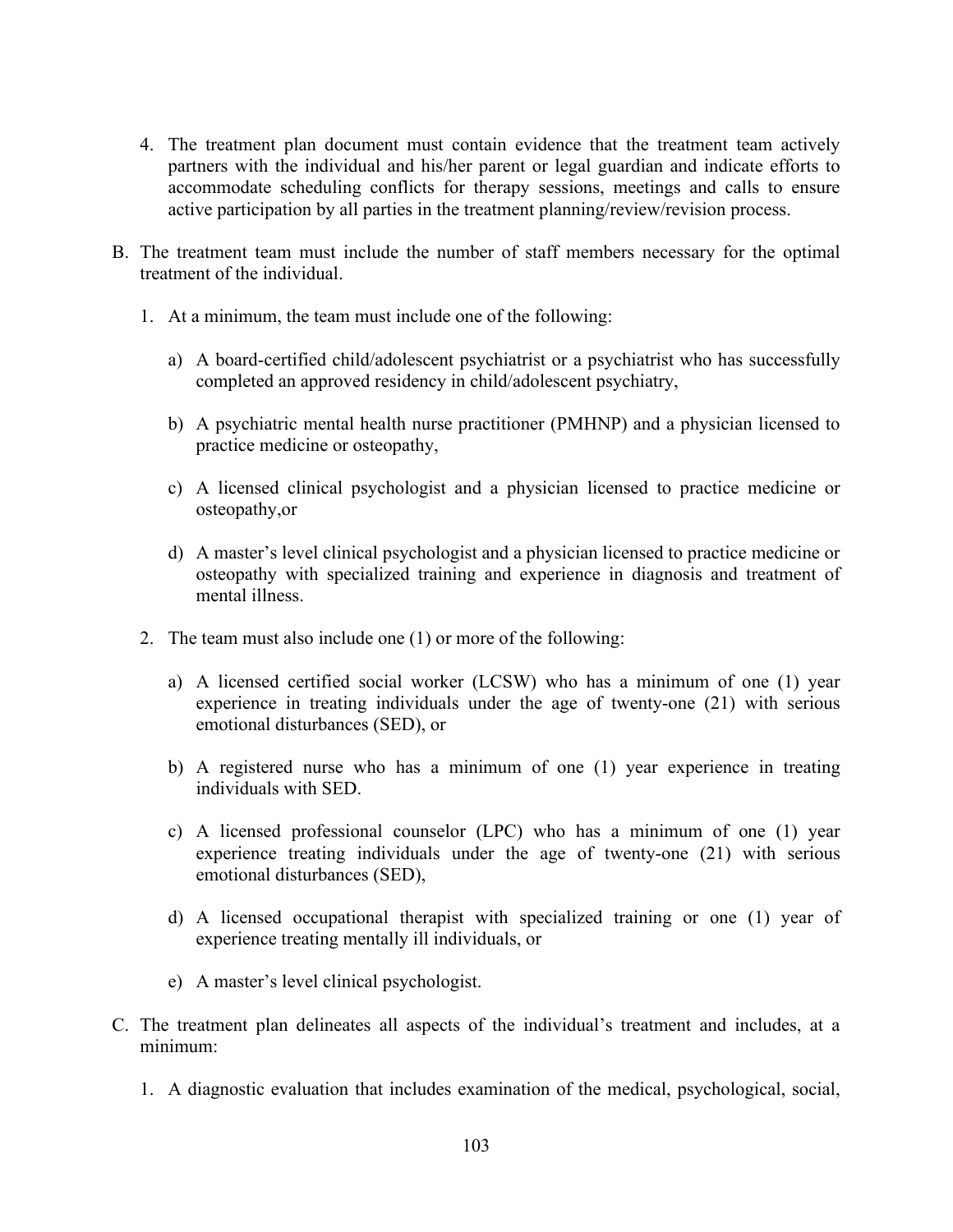4. The treatment plan document must contain evidence that the treatment team actively partners with the individual and his/her parent or legal guardian and indicate efforts to accommodate scheduling conflicts for therapy sessions, meetings and calls to ensure active participation by all parties in the treatment planning/review/revision process.

B. The treatment team must include the number of staff members necessary for the optimal treatment of the individual.

   1. At a minimum, the team must include one of the following:

      a) A board-certified child/adolescent psychiatrist or a psychiatrist who has successfully completed an approved residency in child/adolescent psychiatry,

      b) A psychiatric mental health nurse practitioner (PMHNP) and a physician licensed to practice medicine or osteopathy,

      c) A licensed clinical psychologist and a physician licensed to practice medicine or osteopathy,or

      d) A master's level clinical psychologist and a physician licensed to practice medicine or osteopathy with specialized training and experience in diagnosis and treatment of mental illness.

   2. The team must also include one (1) or more of the following:

      a) A licensed certified social worker (LCSW) who has a minimum of one (1) year experience in treating individuals under the age of twenty-one (21) with serious emotional disturbances (SED), or

      b) A registered nurse who has a minimum of one (1) year experience in treating individuals with SED.

      c) A licensed professional counselor (LPC) who has a minimum of one (1) year experience treating individuals under the age of twenty-one (21) with serious emotional disturbances (SED),

      d) A licensed occupational therapist with specialized training or one (1) year of experience treating mentally ill individuals, or

      e) A master's level clinical psychologist.

C. The treatment plan delineates all aspects of the individual's treatment and includes, at a minimum:

   1. A diagnostic evaluation that includes examination of the medical, psychological, social,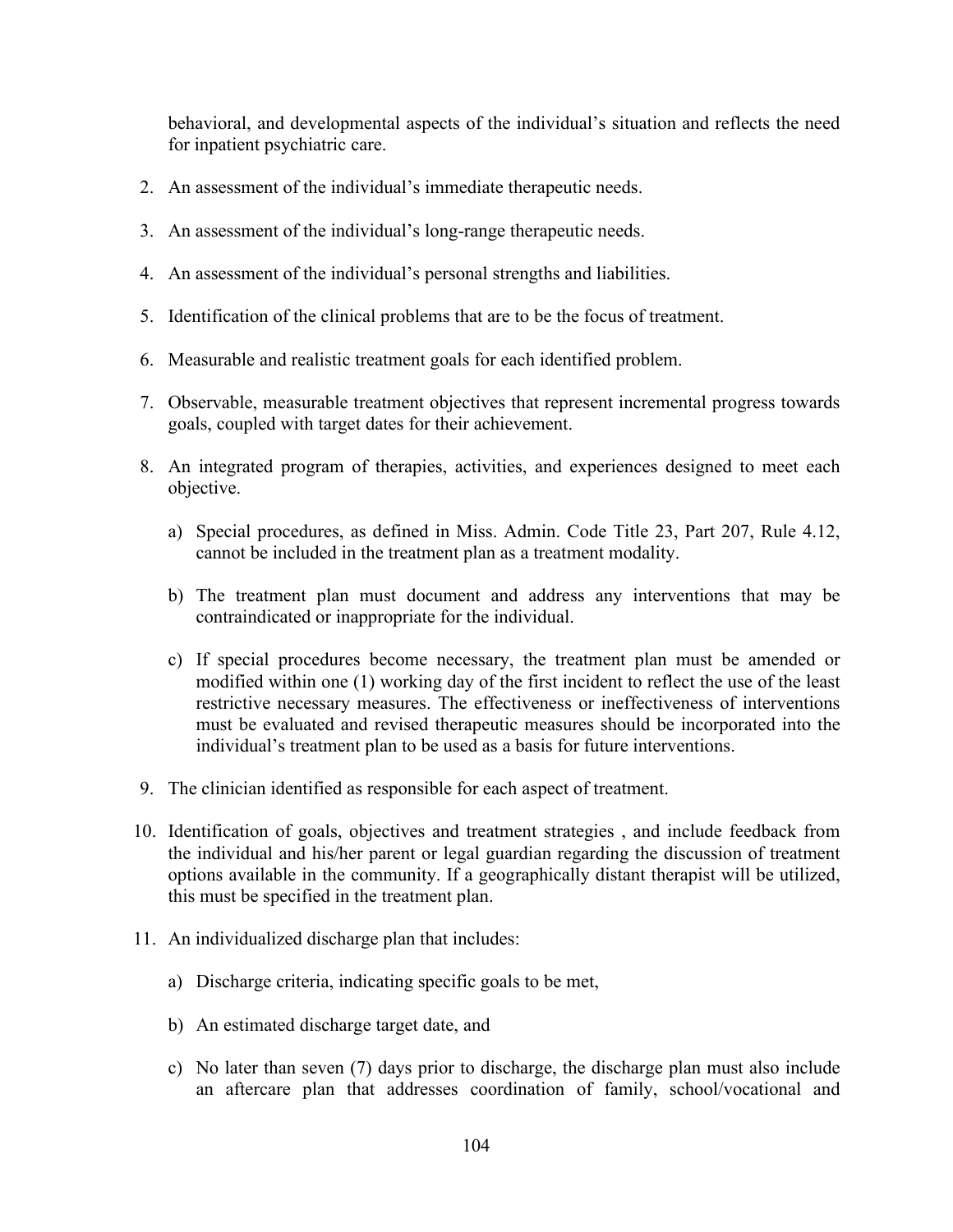behavioral, and developmental aspects of the individual's situation and reflects the need for inpatient psychiatric care.

2. An assessment of the individual's immediate therapeutic needs.

3. An assessment of the individual's long-range therapeutic needs.

4. An assessment of the individual's personal strengths and liabilities.

5. Identification of the clinical problems that are to be the focus of treatment.

6. Measurable and realistic treatment goals for each identified problem.

7. Observable, measurable treatment objectives that represent incremental progress towards goals, coupled with target dates for their achievement.

8. An integrated program of therapies, activities, and experiences designed to meet each objective.

   a) Special procedures, as defined in Miss. Admin. Code Title 23, Part 207, Rule 4.12, cannot be included in the treatment plan as a treatment modality.

   b) The treatment plan must document and address any interventions that may be contraindicated or inappropriate for the individual.

   c) If special procedures become necessary, the treatment plan must be amended or modified within one (1) working day of the first incident to reflect the use of the least restrictive necessary measures. The effectiveness or ineffectiveness of interventions must be evaluated and revised therapeutic measures should be incorporated into the individual's treatment plan to be used as a basis for future interventions.

9. The clinician identified as responsible for each aspect of treatment.

10. Identification of goals, objectives and treatment strategies , and include feedback from the individual and his/her parent or legal guardian regarding the discussion of treatment options available in the community. If a geographically distant therapist will be utilized, this must be specified in the treatment plan.

11. An individualized discharge plan that includes:

    a) Discharge criteria, indicating specific goals to be met,

    b) An estimated discharge target date, and

    c) No later than seven (7) days prior to discharge, the discharge plan must also include an aftercare plan that addresses coordination of family, school/vocational and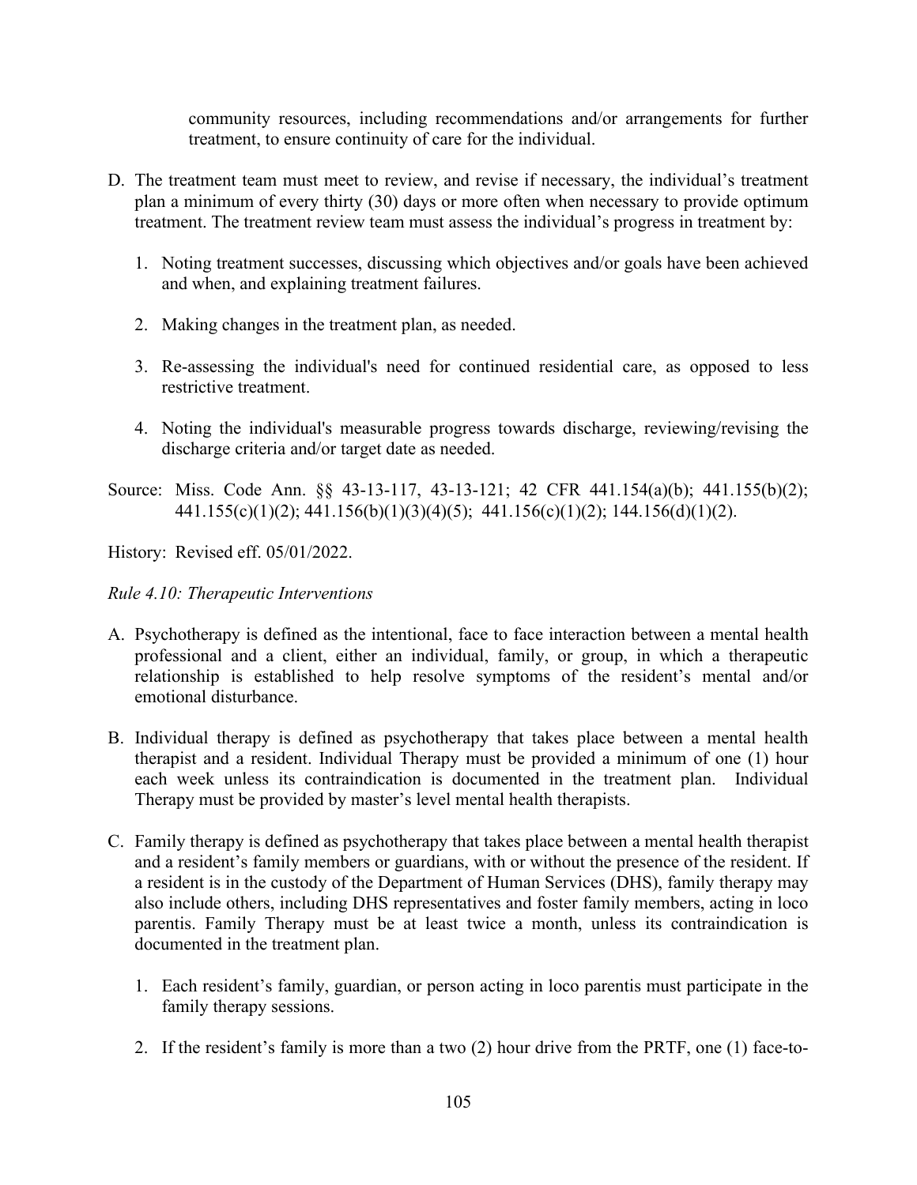community resources, including recommendations and/or arrangements for further treatment, to ensure continuity of care for the individual.

D. The treatment team must meet to review, and revise if necessary, the individual's treatment plan a minimum of every thirty (30) days or more often when necessary to provide optimum treatment. The treatment review team must assess the individual's progress in treatment by:

   1. Noting treatment successes, discussing which objectives and/or goals have been achieved and when, and explaining treatment failures.

   2. Making changes in the treatment plan, as needed.

   3. Re-assessing the individual's need for continued residential care, as opposed to less restrictive treatment.

   4. Noting the individual's measurable progress towards discharge, reviewing/revising the discharge criteria and/or target date as needed.

Source: Miss. Code Ann. §§ 43-13-117, 43-13-121; 42 CFR 441.154(a)(b); 441.155(b)(2); 441.155(c)(1)(2); 441.156(b)(1)(3)(4)(5); 441.156(c)(1)(2); 144.156(d)(1)(2).

History: Revised eff. 05/01/2022.

*Rule 4.10: Therapeutic Interventions*

A. Psychotherapy is defined as the intentional, face to face interaction between a mental health professional and a client, either an individual, family, or group, in which a therapeutic relationship is established to help resolve symptoms of the resident's mental and/or emotional disturbance.

B. Individual therapy is defined as psychotherapy that takes place between a mental health therapist and a resident. Individual Therapy must be provided a minimum of one (1) hour each week unless its contraindication is documented in the treatment plan. Individual Therapy must be provided by master's level mental health therapists.

C. Family therapy is defined as psychotherapy that takes place between a mental health therapist and a resident's family members or guardians, with or without the presence of the resident. If a resident is in the custody of the Department of Human Services (DHS), family therapy may also include others, including DHS representatives and foster family members, acting in loco parentis. Family Therapy must be at least twice a month, unless its contraindication is documented in the treatment plan.

   1. Each resident's family, guardian, or person acting in loco parentis must participate in the family therapy sessions.

   2. If the resident's family is more than a two (2) hour drive from the PRTF, one (1) face-to-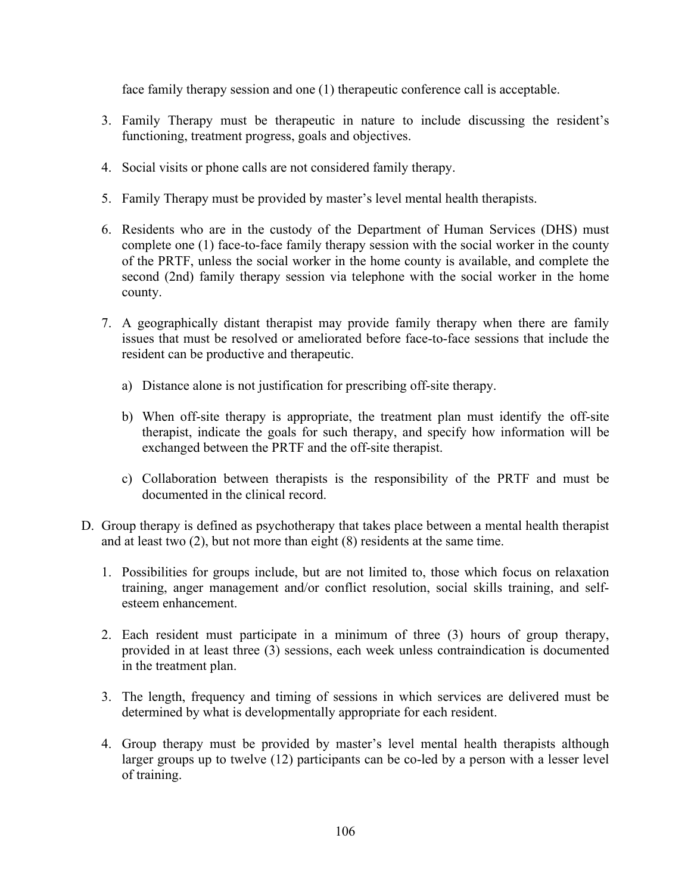face family therapy session and one (1) therapeutic conference call is acceptable.

3. Family Therapy must be therapeutic in nature to include discussing the resident's functioning, treatment progress, goals and objectives.

4. Social visits or phone calls are not considered family therapy.

5. Family Therapy must be provided by master's level mental health therapists.

6. Residents who are in the custody of the Department of Human Services (DHS) must complete one (1) face-to-face family therapy session with the social worker in the county of the PRTF, unless the social worker in the home county is available, and complete the second (2nd) family therapy session via telephone with the social worker in the home county.

7. A geographically distant therapist may provide family therapy when there are family issues that must be resolved or ameliorated before face-to-face sessions that include the resident can be productive and therapeutic.

   a) Distance alone is not justification for prescribing off-site therapy.

   b) When off-site therapy is appropriate, the treatment plan must identify the off-site therapist, indicate the goals for such therapy, and specify how information will be exchanged between the PRTF and the off-site therapist.

   c) Collaboration between therapists is the responsibility of the PRTF and must be documented in the clinical record.

D. Group therapy is defined as psychotherapy that takes place between a mental health therapist and at least two (2), but not more than eight (8) residents at the same time.

   1. Possibilities for groups include, but are not limited to, those which focus on relaxation training, anger management and/or conflict resolution, social skills training, and self-esteem enhancement.

   2. Each resident must participate in a minimum of three (3) hours of group therapy, provided in at least three (3) sessions, each week unless contraindication is documented in the treatment plan.

   3. The length, frequency and timing of sessions in which services are delivered must be determined by what is developmentally appropriate for each resident.

   4. Group therapy must be provided by master's level mental health therapists although larger groups up to twelve (12) participants can be co-led by a person with a lesser level of training.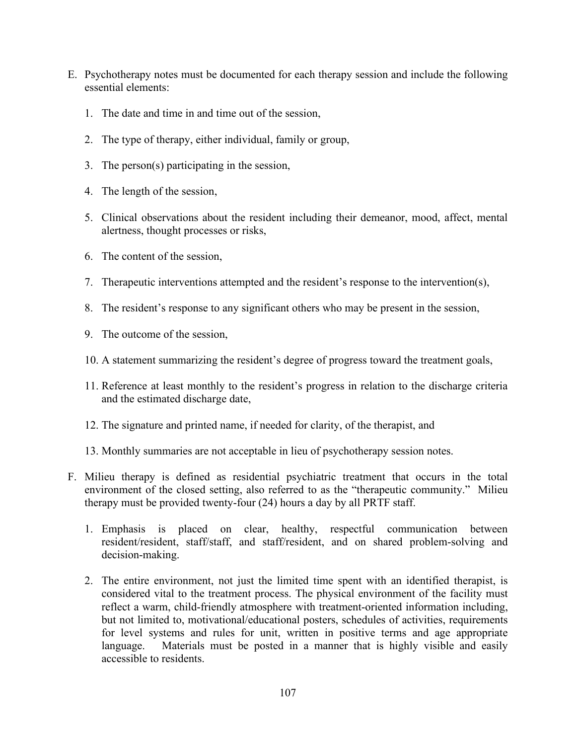E. Psychotherapy notes must be documented for each therapy session and include the following essential elements:

    1. The date and time in and time out of the session,

    2. The type of therapy, either individual, family or group,

    3. The person(s) participating in the session,

    4. The length of the session,

    5. Clinical observations about the resident including their demeanor, mood, affect, mental alertness, thought processes or risks,

    6. The content of the session,

    7. Therapeutic interventions attempted and the resident's response to the intervention(s),

    8. The resident's response to any significant others who may be present in the session,

    9. The outcome of the session,

    10. A statement summarizing the resident's degree of progress toward the treatment goals,

    11. Reference at least monthly to the resident's progress in relation to the discharge criteria and the estimated discharge date,

    12. The signature and printed name, if needed for clarity, of the therapist, and

    13. Monthly summaries are not acceptable in lieu of psychotherapy session notes.

F. Milieu therapy is defined as residential psychiatric treatment that occurs in the total environment of the closed setting, also referred to as the "therapeutic community." Milieu therapy must be provided twenty-four (24) hours a day by all PRTF staff.

    1. Emphasis is placed on clear, healthy, respectful communication between resident/resident, staff/staff, and staff/resident, and on shared problem-solving and decision-making.

    2. The entire environment, not just the limited time spent with an identified therapist, is considered vital to the treatment process. The physical environment of the facility must reflect a warm, child-friendly atmosphere with treatment-oriented information including, but not limited to, motivational/educational posters, schedules of activities, requirements for level systems and rules for unit, written in positive terms and age appropriate language. Materials must be posted in a manner that is highly visible and easily accessible to residents.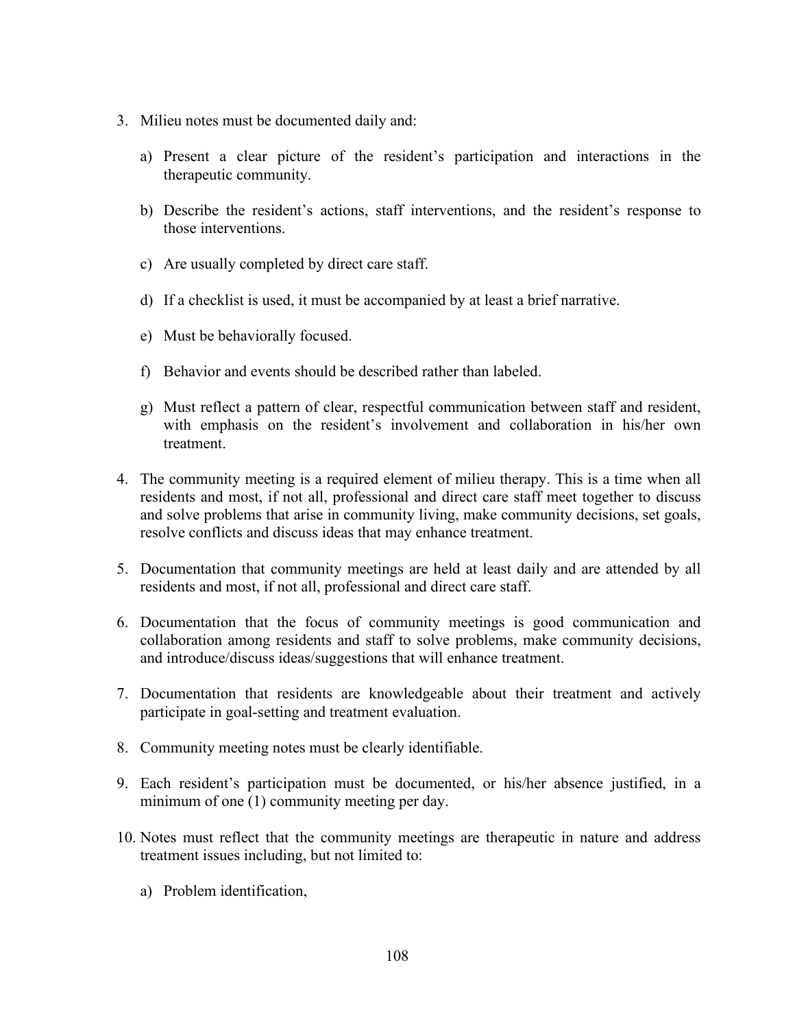3. Milieu notes must be documented daily and:

   a) Present a clear picture of the resident's participation and interactions in the therapeutic community.

   b) Describe the resident's actions, staff interventions, and the resident's response to those interventions.

   c) Are usually completed by direct care staff.

   d) If a checklist is used, it must be accompanied by at least a brief narrative.

   e) Must be behaviorally focused.

   f) Behavior and events should be described rather than labeled.

   g) Must reflect a pattern of clear, respectful communication between staff and resident, with emphasis on the resident's involvement and collaboration in his/her own treatment.

4. The community meeting is a required element of milieu therapy. This is a time when all residents and most, if not all, professional and direct care staff meet together to discuss and solve problems that arise in community living, make community decisions, set goals, resolve conflicts and discuss ideas that may enhance treatment.

5. Documentation that community meetings are held at least daily and are attended by all residents and most, if not all, professional and direct care staff.

6. Documentation that the focus of community meetings is good communication and collaboration among residents and staff to solve problems, make community decisions, and introduce/discuss ideas/suggestions that will enhance treatment.

7. Documentation that residents are knowledgeable about their treatment and actively participate in goal-setting and treatment evaluation.

8. Community meeting notes must be clearly identifiable.

9. Each resident's participation must be documented, or his/her absence justified, in a minimum of one (1) community meeting per day.

10. Notes must reflect that the community meetings are therapeutic in nature and address treatment issues including, but not limited to:

    a) Problem identification,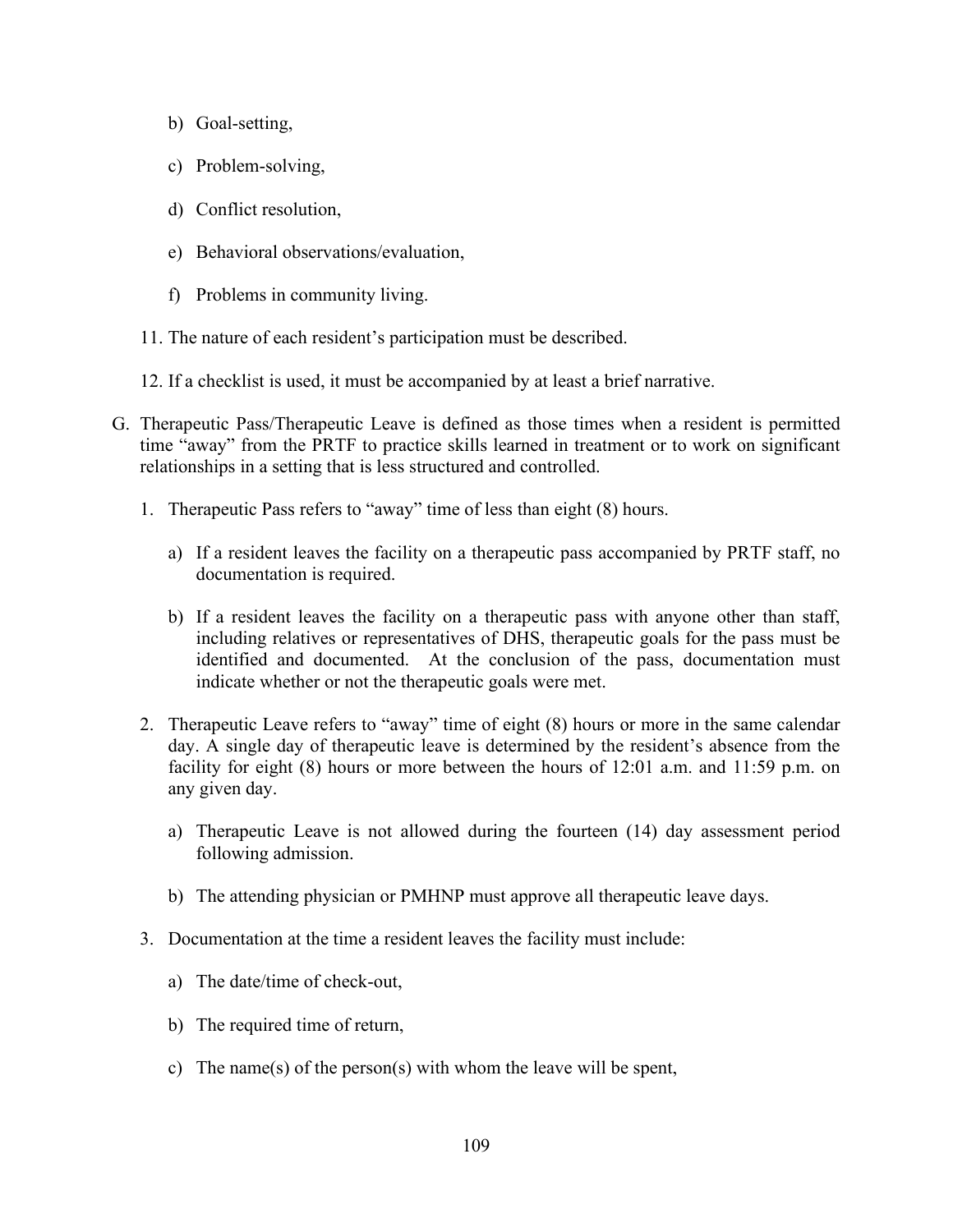b) Goal-setting,

c) Problem-solving,

d) Conflict resolution,

e) Behavioral observations/evaluation,

f) Problems in community living.

11. The nature of each resident's participation must be described.

12. If a checklist is used, it must be accompanied by at least a brief narrative.

G. Therapeutic Pass/Therapeutic Leave is defined as those times when a resident is permitted time "away" from the PRTF to practice skills learned in treatment or to work on significant relationships in a setting that is less structured and controlled.

1. Therapeutic Pass refers to "away" time of less than eight (8) hours.

   a) If a resident leaves the facility on a therapeutic pass accompanied by PRTF staff, no documentation is required.

   b) If a resident leaves the facility on a therapeutic pass with anyone other than staff, including relatives or representatives of DHS, therapeutic goals for the pass must be identified and documented. At the conclusion of the pass, documentation must indicate whether or not the therapeutic goals were met.

2. Therapeutic Leave refers to "away" time of eight (8) hours or more in the same calendar day. A single day of therapeutic leave is determined by the resident's absence from the facility for eight (8) hours or more between the hours of 12:01 a.m. and 11:59 p.m. on any given day.

   a) Therapeutic Leave is not allowed during the fourteen (14) day assessment period following admission.

   b) The attending physician or PMHNP must approve all therapeutic leave days.

3. Documentation at the time a resident leaves the facility must include:

   a) The date/time of check-out,

   b) The required time of return,

   c) The name(s) of the person(s) with whom the leave will be spent,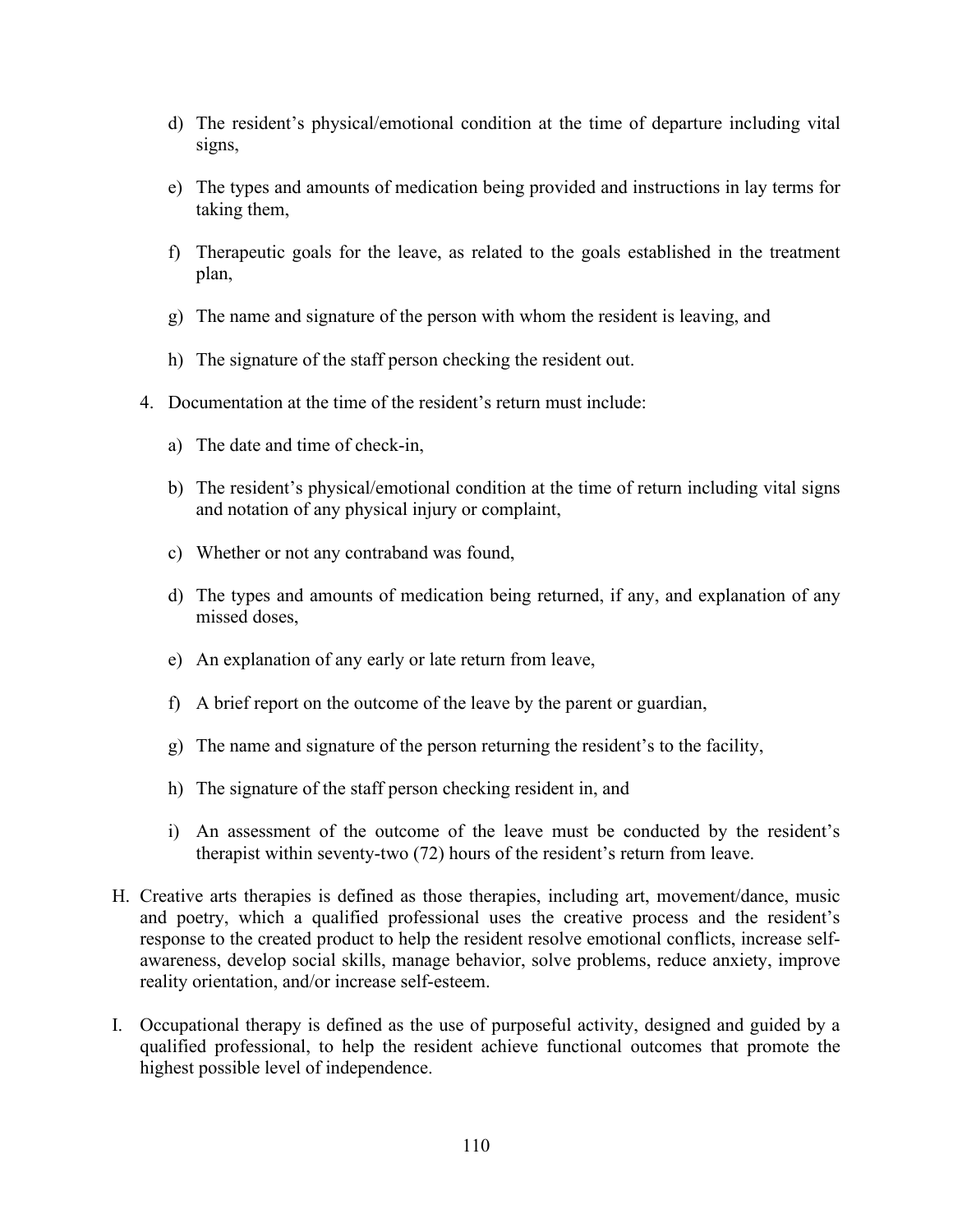d) The resident's physical/emotional condition at the time of departure including vital signs,

e) The types and amounts of medication being provided and instructions in lay terms for taking them,

f) Therapeutic goals for the leave, as related to the goals established in the treatment plan,

g) The name and signature of the person with whom the resident is leaving, and

h) The signature of the staff person checking the resident out.

4. Documentation at the time of the resident's return must include:

a) The date and time of check-in,

b) The resident's physical/emotional condition at the time of return including vital signs and notation of any physical injury or complaint,

c) Whether or not any contraband was found,

d) The types and amounts of medication being returned, if any, and explanation of any missed doses,

e) An explanation of any early or late return from leave,

f) A brief report on the outcome of the leave by the parent or guardian,

g) The name and signature of the person returning the resident's to the facility,

h) The signature of the staff person checking resident in, and

i) An assessment of the outcome of the leave must be conducted by the resident's therapist within seventy-two (72) hours of the resident's return from leave.

H. Creative arts therapies is defined as those therapies, including art, movement/dance, music and poetry, which a qualified professional uses the creative process and the resident's response to the created product to help the resident resolve emotional conflicts, increase self-awareness, develop social skills, manage behavior, solve problems, reduce anxiety, improve reality orientation, and/or increase self-esteem.

I. Occupational therapy is defined as the use of purposeful activity, designed and guided by a qualified professional, to help the resident achieve functional outcomes that promote the highest possible level of independence.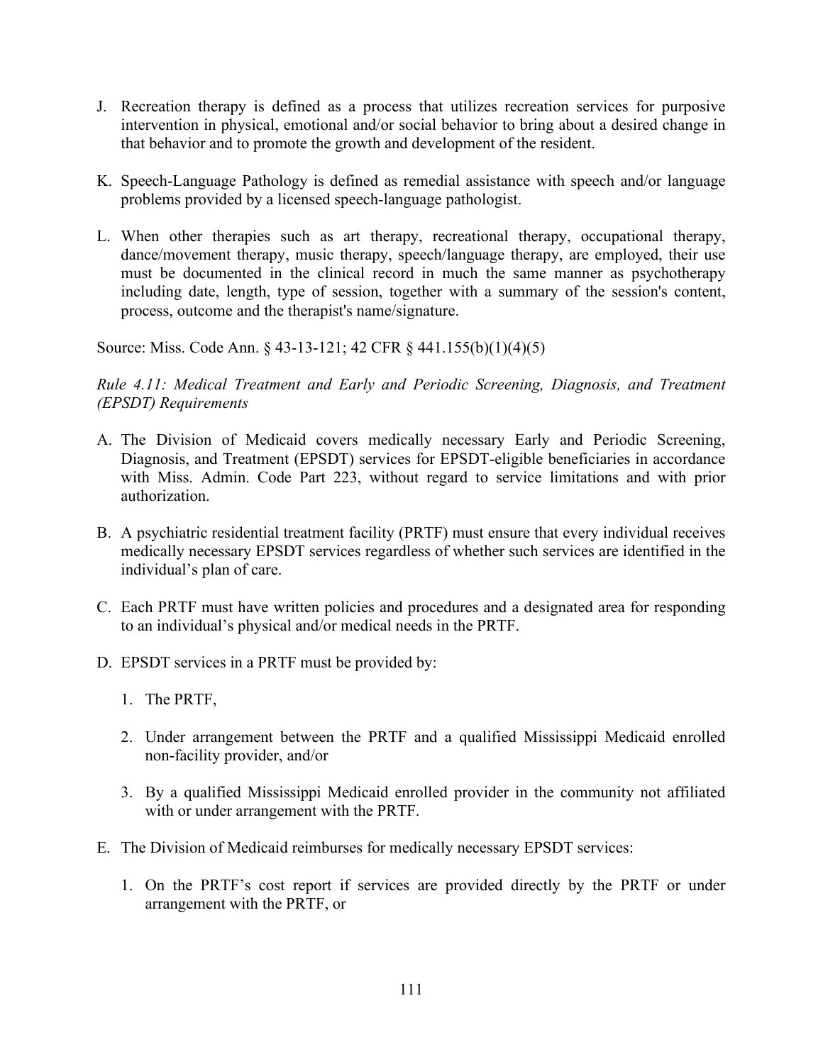J. Recreation therapy is defined as a process that utilizes recreation services for purposive intervention in physical, emotional and/or social behavior to bring about a desired change in that behavior and to promote the growth and development of the resident.

K. Speech-Language Pathology is defined as remedial assistance with speech and/or language problems provided by a licensed speech-language pathologist.

L. When other therapies such as art therapy, recreational therapy, occupational therapy, dance/movement therapy, music therapy, speech/language therapy, are employed, their use must be documented in the clinical record in much the same manner as psychotherapy including date, length, type of session, together with a summary of the session's content, process, outcome and the therapist's name/signature.

Source: Miss. Code Ann. § 43-13-121; 42 CFR § 441.155(b)(1)(4)(5)

*Rule 4.11: Medical Treatment and Early and Periodic Screening, Diagnosis, and Treatment (EPSDT) Requirements*

A. The Division of Medicaid covers medically necessary Early and Periodic Screening, Diagnosis, and Treatment (EPSDT) services for EPSDT-eligible beneficiaries in accordance with Miss. Admin. Code Part 223, without regard to service limitations and with prior authorization.

B. A psychiatric residential treatment facility (PRTF) must ensure that every individual receives medically necessary EPSDT services regardless of whether such services are identified in the individual's plan of care.

C. Each PRTF must have written policies and procedures and a designated area for responding to an individual's physical and/or medical needs in the PRTF.

D. EPSDT services in a PRTF must be provided by:

   1. The PRTF,

   2. Under arrangement between the PRTF and a qualified Mississippi Medicaid enrolled non-facility provider, and/or

   3. By a qualified Mississippi Medicaid enrolled provider in the community not affiliated with or under arrangement with the PRTF.

E. The Division of Medicaid reimburses for medically necessary EPSDT services:

   1. On the PRTF's cost report if services are provided directly by the PRTF or under arrangement with the PRTF, or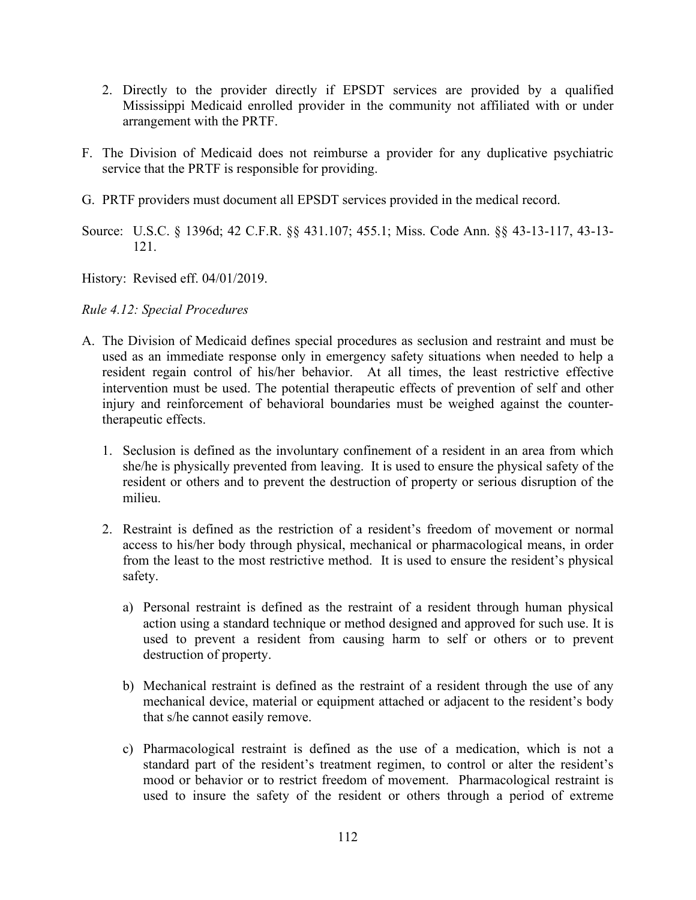2. Directly to the provider directly if EPSDT services are provided by a qualified Mississippi Medicaid enrolled provider in the community not affiliated with or under arrangement with the PRTF.

F. The Division of Medicaid does not reimburse a provider for any duplicative psychiatric service that the PRTF is responsible for providing.

G. PRTF providers must document all EPSDT services provided in the medical record.

Source: U.S.C. § 1396d; 42 C.F.R. §§ 431.107; 455.1; Miss. Code Ann. §§ 43-13-117, 43-13-121.

History: Revised eff. 04/01/2019.

*Rule 4.12: Special Procedures*

A. The Division of Medicaid defines special procedures as seclusion and restraint and must be used as an immediate response only in emergency safety situations when needed to help a resident regain control of his/her behavior. At all times, the least restrictive effective intervention must be used. The potential therapeutic effects of prevention of self and other injury and reinforcement of behavioral boundaries must be weighed against the counter-therapeutic effects.

   1. Seclusion is defined as the involuntary confinement of a resident in an area from which she/he is physically prevented from leaving. It is used to ensure the physical safety of the resident or others and to prevent the destruction of property or serious disruption of the milieu.

   2. Restraint is defined as the restriction of a resident's freedom of movement or normal access to his/her body through physical, mechanical or pharmacological means, in order from the least to the most restrictive method. It is used to ensure the resident's physical safety.

      a) Personal restraint is defined as the restraint of a resident through human physical action using a standard technique or method designed and approved for such use. It is used to prevent a resident from causing harm to self or others or to prevent destruction of property.

      b) Mechanical restraint is defined as the restraint of a resident through the use of any mechanical device, material or equipment attached or adjacent to the resident's body that s/he cannot easily remove.

      c) Pharmacological restraint is defined as the use of a medication, which is not a standard part of the resident's treatment regimen, to control or alter the resident's mood or behavior or to restrict freedom of movement. Pharmacological restraint is used to insure the safety of the resident or others through a period of extreme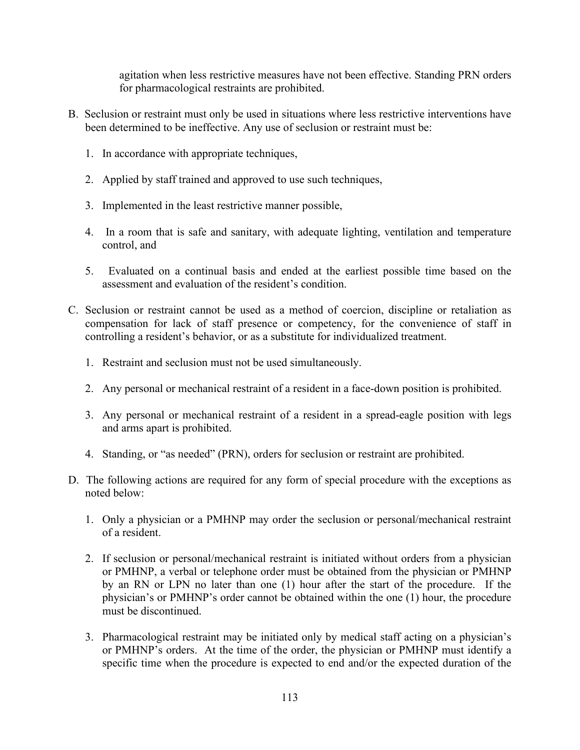agitation when less restrictive measures have not been effective. Standing PRN orders for pharmacological restraints are prohibited.

B. Seclusion or restraint must only be used in situations where less restrictive interventions have been determined to be ineffective. Any use of seclusion or restraint must be:

   1. In accordance with appropriate techniques,

   2. Applied by staff trained and approved to use such techniques,

   3. Implemented in the least restrictive manner possible,

   4. In a room that is safe and sanitary, with adequate lighting, ventilation and temperature control, and

   5. Evaluated on a continual basis and ended at the earliest possible time based on the assessment and evaluation of the resident's condition.

C. Seclusion or restraint cannot be used as a method of coercion, discipline or retaliation as compensation for lack of staff presence or competency, for the convenience of staff in controlling a resident's behavior, or as a substitute for individualized treatment.

   1. Restraint and seclusion must not be used simultaneously.

   2. Any personal or mechanical restraint of a resident in a face-down position is prohibited.

   3. Any personal or mechanical restraint of a resident in a spread-eagle position with legs and arms apart is prohibited.

   4. Standing, or "as needed" (PRN), orders for seclusion or restraint are prohibited.

D. The following actions are required for any form of special procedure with the exceptions as noted below:

   1. Only a physician or a PMHNP may order the seclusion or personal/mechanical restraint of a resident.

   2. If seclusion or personal/mechanical restraint is initiated without orders from a physician or PMHNP, a verbal or telephone order must be obtained from the physician or PMHNP by an RN or LPN no later than one (1) hour after the start of the procedure. If the physician's or PMHNP's order cannot be obtained within the one (1) hour, the procedure must be discontinued.

   3. Pharmacological restraint may be initiated only by medical staff acting on a physician's or PMHNP's orders. At the time of the order, the physician or PMHNP must identify a specific time when the procedure is expected to end and/or the expected duration of the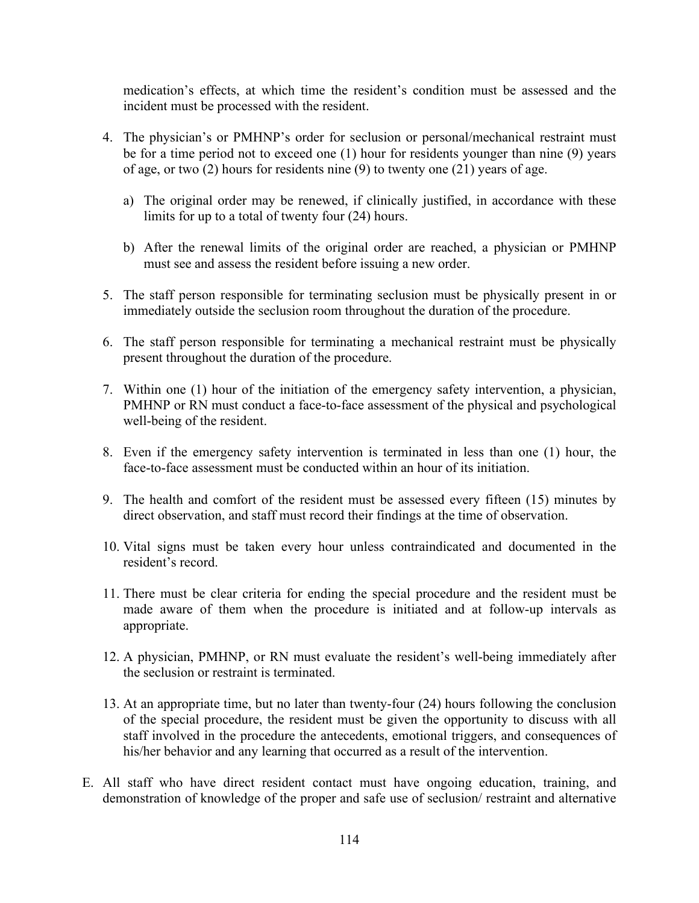medication's effects, at which time the resident's condition must be assessed and the incident must be processed with the resident.

4. The physician's or PMHNP's order for seclusion or personal/mechanical restraint must be for a time period not to exceed one (1) hour for residents younger than nine (9) years of age, or two (2) hours for residents nine (9) to twenty one (21) years of age.

   a) The original order may be renewed, if clinically justified, in accordance with these limits for up to a total of twenty four (24) hours.

   b) After the renewal limits of the original order are reached, a physician or PMHNP must see and assess the resident before issuing a new order.

5. The staff person responsible for terminating seclusion must be physically present in or immediately outside the seclusion room throughout the duration of the procedure.

6. The staff person responsible for terminating a mechanical restraint must be physically present throughout the duration of the procedure.

7. Within one (1) hour of the initiation of the emergency safety intervention, a physician, PMHNP or RN must conduct a face-to-face assessment of the physical and psychological well-being of the resident.

8. Even if the emergency safety intervention is terminated in less than one (1) hour, the face-to-face assessment must be conducted within an hour of its initiation.

9. The health and comfort of the resident must be assessed every fifteen (15) minutes by direct observation, and staff must record their findings at the time of observation.

10. Vital signs must be taken every hour unless contraindicated and documented in the resident's record.

11. There must be clear criteria for ending the special procedure and the resident must be made aware of them when the procedure is initiated and at follow-up intervals as appropriate.

12. A physician, PMHNP, or RN must evaluate the resident's well-being immediately after the seclusion or restraint is terminated.

13. At an appropriate time, but no later than twenty-four (24) hours following the conclusion of the special procedure, the resident must be given the opportunity to discuss with all staff involved in the procedure the antecedents, emotional triggers, and consequences of his/her behavior and any learning that occurred as a result of the intervention.

E. All staff who have direct resident contact must have ongoing education, training, and demonstration of knowledge of the proper and safe use of seclusion/ restraint and alternative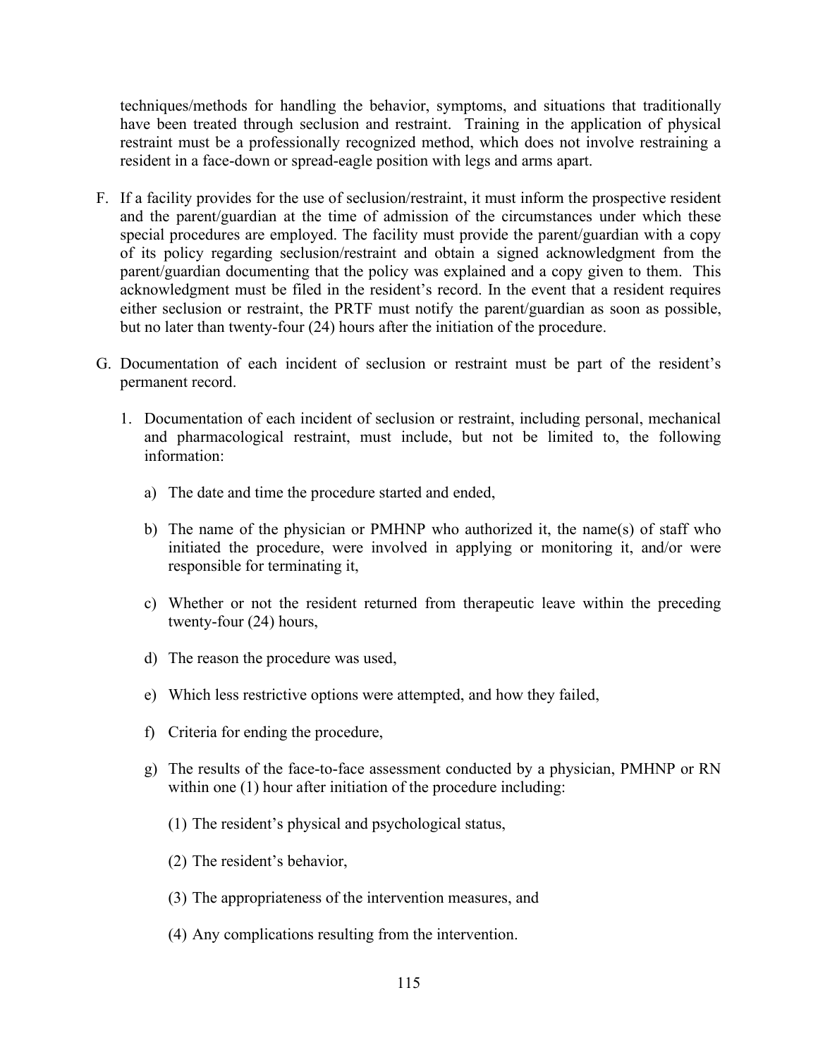techniques/methods for handling the behavior, symptoms, and situations that traditionally have been treated through seclusion and restraint. Training in the application of physical restraint must be a professionally recognized method, which does not involve restraining a resident in a face-down or spread-eagle position with legs and arms apart.

F. If a facility provides for the use of seclusion/restraint, it must inform the prospective resident and the parent/guardian at the time of admission of the circumstances under which these special procedures are employed. The facility must provide the parent/guardian with a copy of its policy regarding seclusion/restraint and obtain a signed acknowledgment from the parent/guardian documenting that the policy was explained and a copy given to them. This acknowledgment must be filed in the resident's record. In the event that a resident requires either seclusion or restraint, the PRTF must notify the parent/guardian as soon as possible, but no later than twenty-four (24) hours after the initiation of the procedure.

G. Documentation of each incident of seclusion or restraint must be part of the resident's permanent record.

   1. Documentation of each incident of seclusion or restraint, including personal, mechanical and pharmacological restraint, must include, but not be limited to, the following information:

      a) The date and time the procedure started and ended,

      b) The name of the physician or PMHNP who authorized it, the name(s) of staff who initiated the procedure, were involved in applying or monitoring it, and/or were responsible for terminating it,

      c) Whether or not the resident returned from therapeutic leave within the preceding twenty-four (24) hours,

      d) The reason the procedure was used,

      e) Which less restrictive options were attempted, and how they failed,

      f) Criteria for ending the procedure,

      g) The results of the face-to-face assessment conducted by a physician, PMHNP or RN within one (1) hour after initiation of the procedure including:

         (1) The resident's physical and psychological status,

         (2) The resident's behavior,

         (3) The appropriateness of the intervention measures, and

         (4) Any complications resulting from the intervention.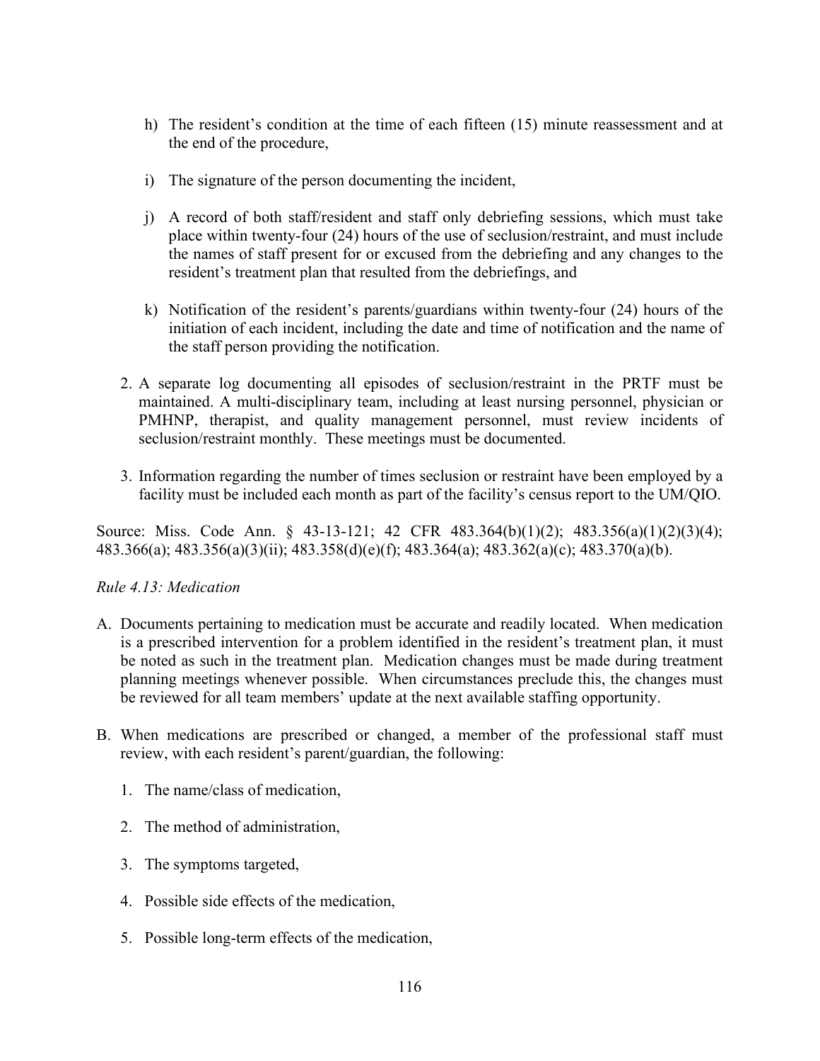h) The resident's condition at the time of each fifteen (15) minute reassessment and at the end of the procedure,

i) The signature of the person documenting the incident,

j) A record of both staff/resident and staff only debriefing sessions, which must take place within twenty-four (24) hours of the use of seclusion/restraint, and must include the names of staff present for or excused from the debriefing and any changes to the resident's treatment plan that resulted from the debriefings, and

k) Notification of the resident's parents/guardians within twenty-four (24) hours of the initiation of each incident, including the date and time of notification and the name of the staff person providing the notification.

2. A separate log documenting all episodes of seclusion/restraint in the PRTF must be maintained. A multi-disciplinary team, including at least nursing personnel, physician or PMHNP, therapist, and quality management personnel, must review incidents of seclusion/restraint monthly. These meetings must be documented.

3. Information regarding the number of times seclusion or restraint have been employed by a facility must be included each month as part of the facility's census report to the UM/QIO.

Source: Miss. Code Ann. § 43-13-121; 42 CFR 483.364(b)(1)(2); 483.356(a)(1)(2)(3)(4); 483.366(a); 483.356(a)(3)(ii); 483.358(d)(e)(f); 483.364(a); 483.362(a)(c); 483.370(a)(b).

*Rule 4.13: Medication*

A. Documents pertaining to medication must be accurate and readily located. When medication is a prescribed intervention for a problem identified in the resident's treatment plan, it must be noted as such in the treatment plan. Medication changes must be made during treatment planning meetings whenever possible. When circumstances preclude this, the changes must be reviewed for all team members' update at the next available staffing opportunity.

B. When medications are prescribed or changed, a member of the professional staff must review, with each resident's parent/guardian, the following:

1. The name/class of medication,

2. The method of administration,

3. The symptoms targeted,

4. Possible side effects of the medication,

5. Possible long-term effects of the medication,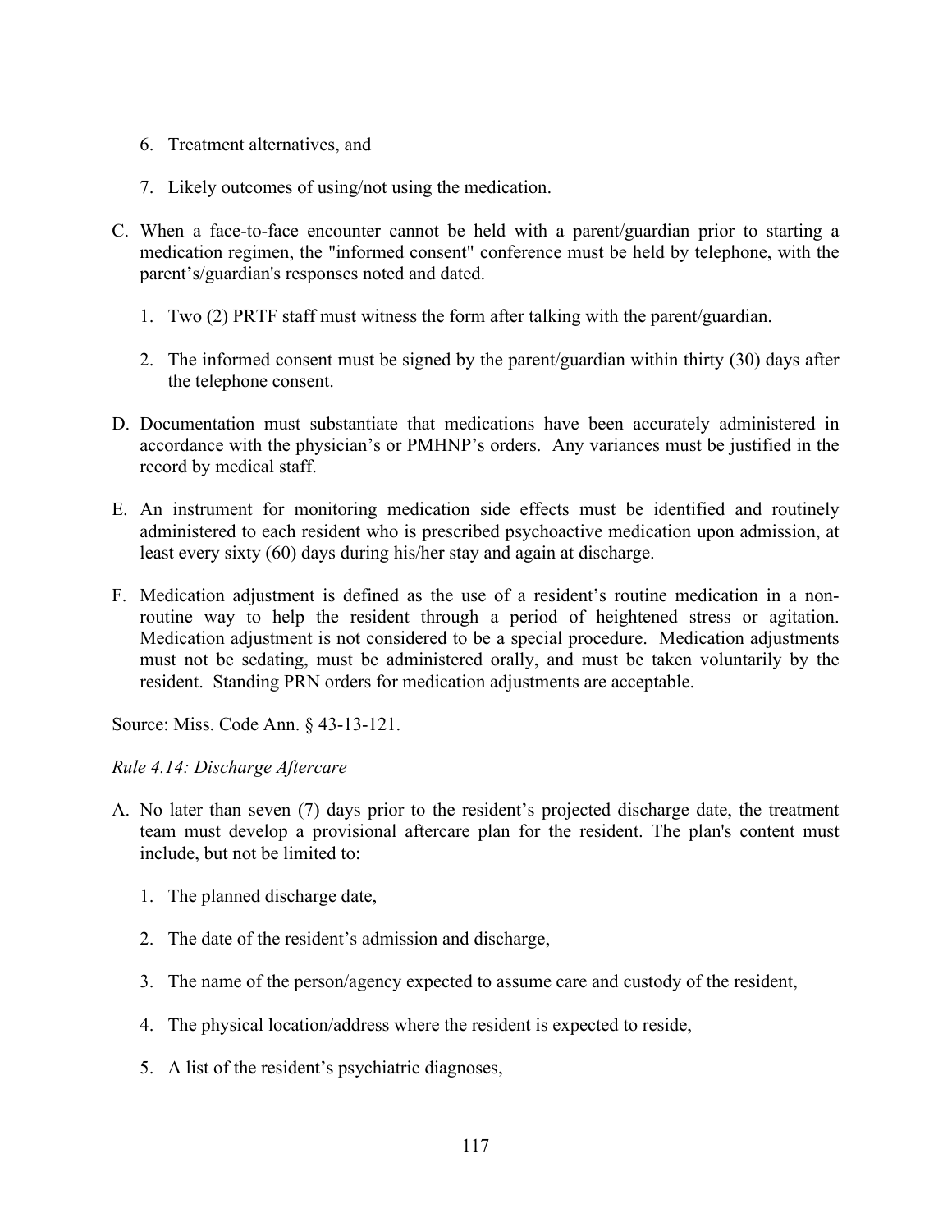6. Treatment alternatives, and

7. Likely outcomes of using/not using the medication.

C. When a face-to-face encounter cannot be held with a parent/guardian prior to starting a medication regimen, the "informed consent" conference must be held by telephone, with the parent's/guardian's responses noted and dated.

   1. Two (2) PRTF staff must witness the form after talking with the parent/guardian.

   2. The informed consent must be signed by the parent/guardian within thirty (30) days after the telephone consent.

D. Documentation must substantiate that medications have been accurately administered in accordance with the physician's or PMHNP's orders. Any variances must be justified in the record by medical staff.

E. An instrument for monitoring medication side effects must be identified and routinely administered to each resident who is prescribed psychoactive medication upon admission, at least every sixty (60) days during his/her stay and again at discharge.

F. Medication adjustment is defined as the use of a resident's routine medication in a non-routine way to help the resident through a period of heightened stress or agitation. Medication adjustment is not considered to be a special procedure. Medication adjustments must not be sedating, must be administered orally, and must be taken voluntarily by the resident. Standing PRN orders for medication adjustments are acceptable.

Source: Miss. Code Ann. § 43-13-121.

*Rule 4.14: Discharge Aftercare*

A. No later than seven (7) days prior to the resident's projected discharge date, the treatment team must develop a provisional aftercare plan for the resident. The plan's content must include, but not be limited to:

   1. The planned discharge date,

   2. The date of the resident's admission and discharge,

   3. The name of the person/agency expected to assume care and custody of the resident,

   4. The physical location/address where the resident is expected to reside,

   5. A list of the resident's psychiatric diagnoses,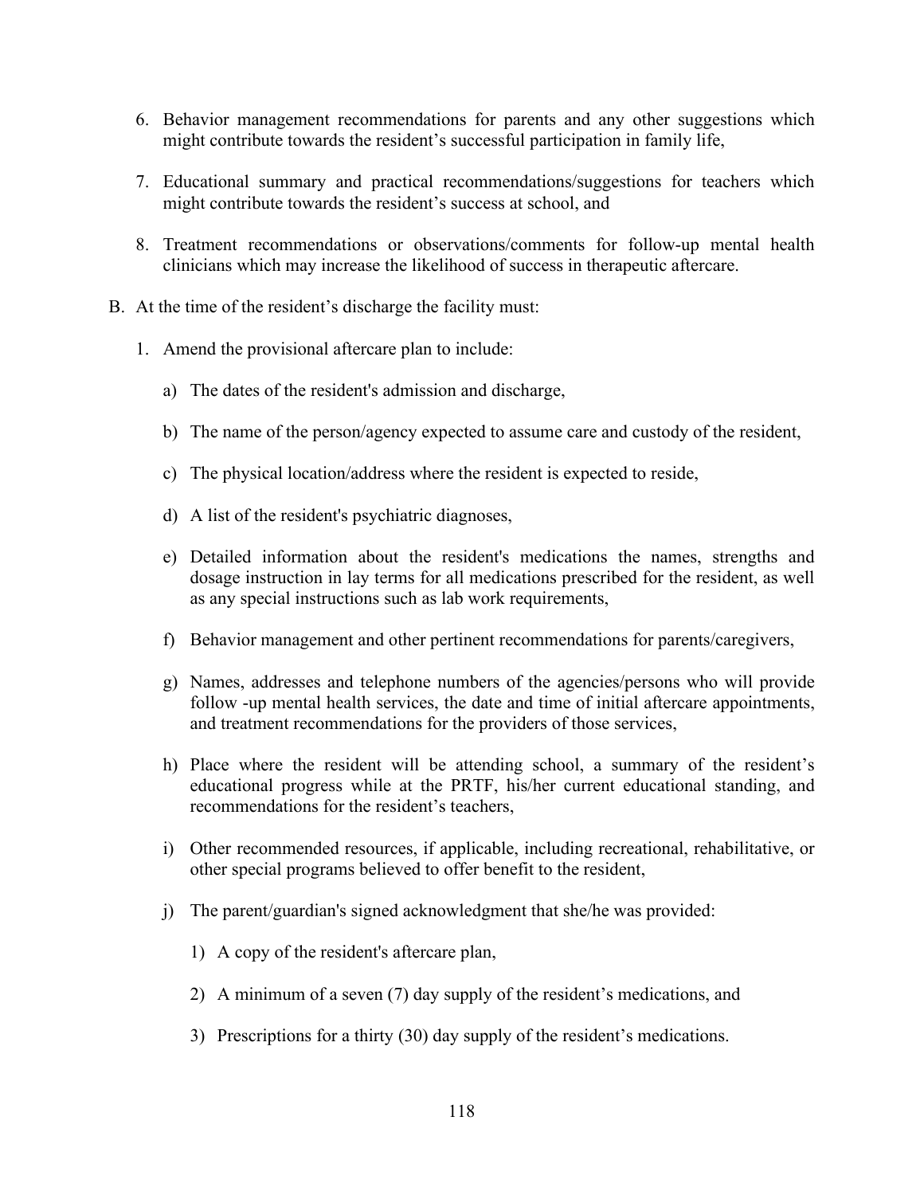6. Behavior management recommendations for parents and any other suggestions which might contribute towards the resident's successful participation in family life,

7. Educational summary and practical recommendations/suggestions for teachers which might contribute towards the resident's success at school, and

8. Treatment recommendations or observations/comments for follow-up mental health clinicians which may increase the likelihood of success in therapeutic aftercare.

B. At the time of the resident's discharge the facility must:

   1. Amend the provisional aftercare plan to include:

      a) The dates of the resident's admission and discharge,

      b) The name of the person/agency expected to assume care and custody of the resident,

      c) The physical location/address where the resident is expected to reside,

      d) A list of the resident's psychiatric diagnoses,

      e) Detailed information about the resident's medications the names, strengths and dosage instruction in lay terms for all medications prescribed for the resident, as well as any special instructions such as lab work requirements,

      f) Behavior management and other pertinent recommendations for parents/caregivers,

      g) Names, addresses and telephone numbers of the agencies/persons who will provide follow -up mental health services, the date and time of initial aftercare appointments, and treatment recommendations for the providers of those services,

      h) Place where the resident will be attending school, a summary of the resident's educational progress while at the PRTF, his/her current educational standing, and recommendations for the resident's teachers,

      i) Other recommended resources, if applicable, including recreational, rehabilitative, or other special programs believed to offer benefit to the resident,

      j) The parent/guardian's signed acknowledgment that she/he was provided:

         1) A copy of the resident's aftercare plan,

         2) A minimum of a seven (7) day supply of the resident's medications, and

         3) Prescriptions for a thirty (30) day supply of the resident's medications.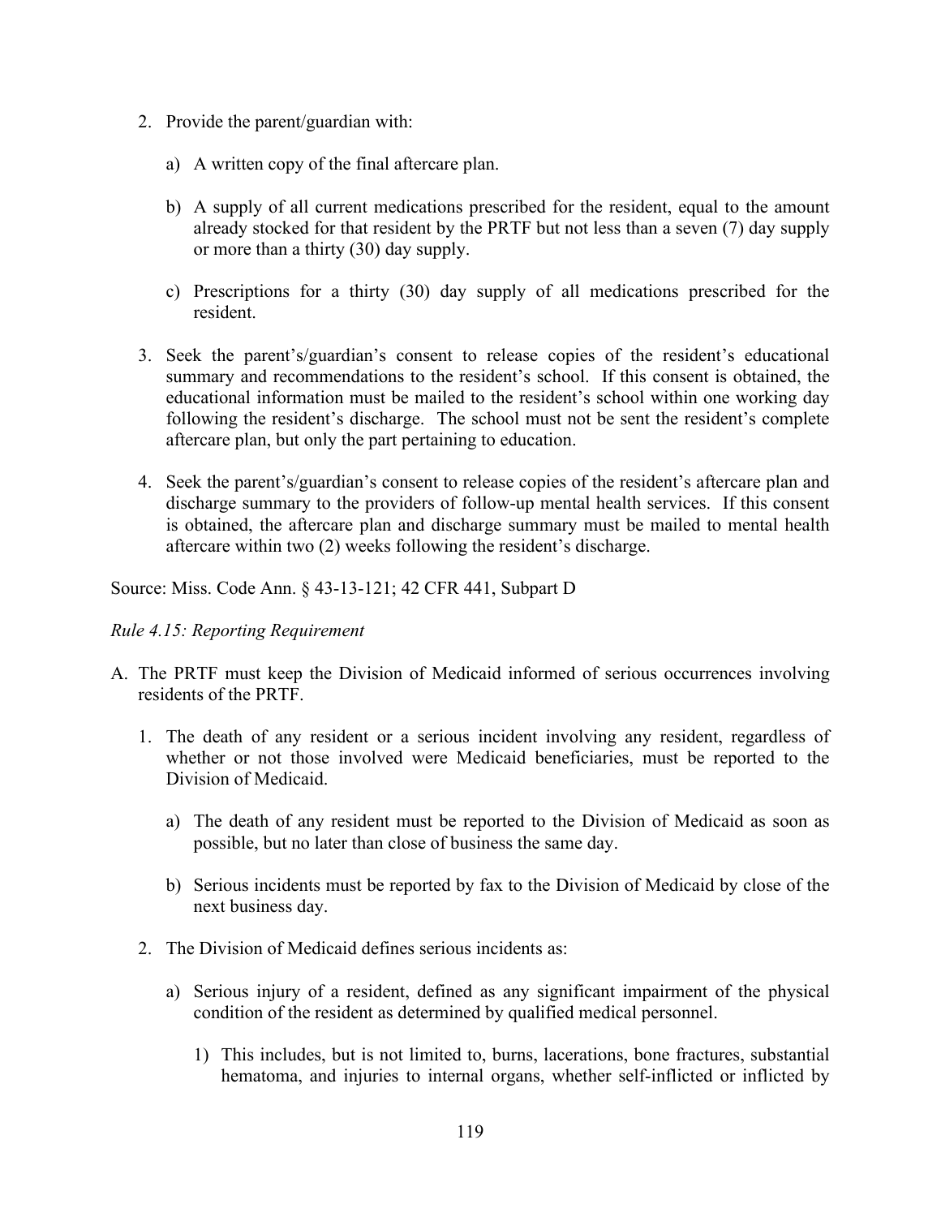2. Provide the parent/guardian with:

    a) A written copy of the final aftercare plan.

    b) A supply of all current medications prescribed for the resident, equal to the amount already stocked for that resident by the PRTF but not less than a seven (7) day supply or more than a thirty (30) day supply.

    c) Prescriptions for a thirty (30) day supply of all medications prescribed for the resident.

3. Seek the parent's/guardian's consent to release copies of the resident's educational summary and recommendations to the resident's school. If this consent is obtained, the educational information must be mailed to the resident's school within one working day following the resident's discharge. The school must not be sent the resident's complete aftercare plan, but only the part pertaining to education.

4. Seek the parent's/guardian's consent to release copies of the resident's aftercare plan and discharge summary to the providers of follow-up mental health services. If this consent is obtained, the aftercare plan and discharge summary must be mailed to mental health aftercare within two (2) weeks following the resident's discharge.

Source: Miss. Code Ann. § 43-13-121; 42 CFR 441, Subpart D

*Rule 4.15: Reporting Requirement*

A. The PRTF must keep the Division of Medicaid informed of serious occurrences involving residents of the PRTF.

    1. The death of any resident or a serious incident involving any resident, regardless of whether or not those involved were Medicaid beneficiaries, must be reported to the Division of Medicaid.

        a) The death of any resident must be reported to the Division of Medicaid as soon as possible, but no later than close of business the same day.

        b) Serious incidents must be reported by fax to the Division of Medicaid by close of the next business day.

    2. The Division of Medicaid defines serious incidents as:

        a) Serious injury of a resident, defined as any significant impairment of the physical condition of the resident as determined by qualified medical personnel.

            1) This includes, but is not limited to, burns, lacerations, bone fractures, substantial hematoma, and injuries to internal organs, whether self-inflicted or inflicted by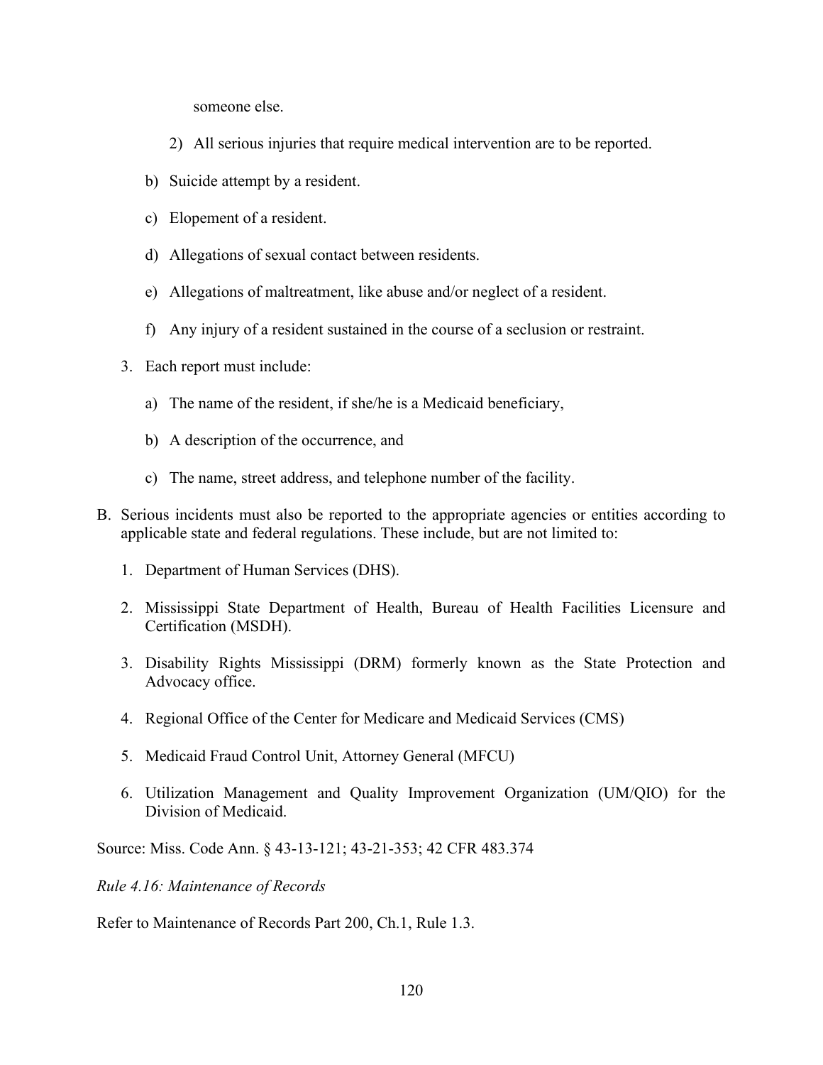someone else.

2) All serious injuries that require medical intervention are to be reported.

b) Suicide attempt by a resident.

c) Elopement of a resident.

d) Allegations of sexual contact between residents.

e) Allegations of maltreatment, like abuse and/or neglect of a resident.

f) Any injury of a resident sustained in the course of a seclusion or restraint.

3. Each report must include:

a) The name of the resident, if she/he is a Medicaid beneficiary,

b) A description of the occurrence, and

c) The name, street address, and telephone number of the facility.

B. Serious incidents must also be reported to the appropriate agencies or entities according to applicable state and federal regulations. These include, but are not limited to:

1. Department of Human Services (DHS).

2. Mississippi State Department of Health, Bureau of Health Facilities Licensure and Certification (MSDH).

3. Disability Rights Mississippi (DRM) formerly known as the State Protection and Advocacy office.

4. Regional Office of the Center for Medicare and Medicaid Services (CMS)

5. Medicaid Fraud Control Unit, Attorney General (MFCU)

6. Utilization Management and Quality Improvement Organization (UM/QIO) for the Division of Medicaid.

Source: Miss. Code Ann. § 43-13-121; 43-21-353; 42 CFR 483.374

*Rule 4.16: Maintenance of Records*

Refer to Maintenance of Records Part 200, Ch.1, Rule 1.3.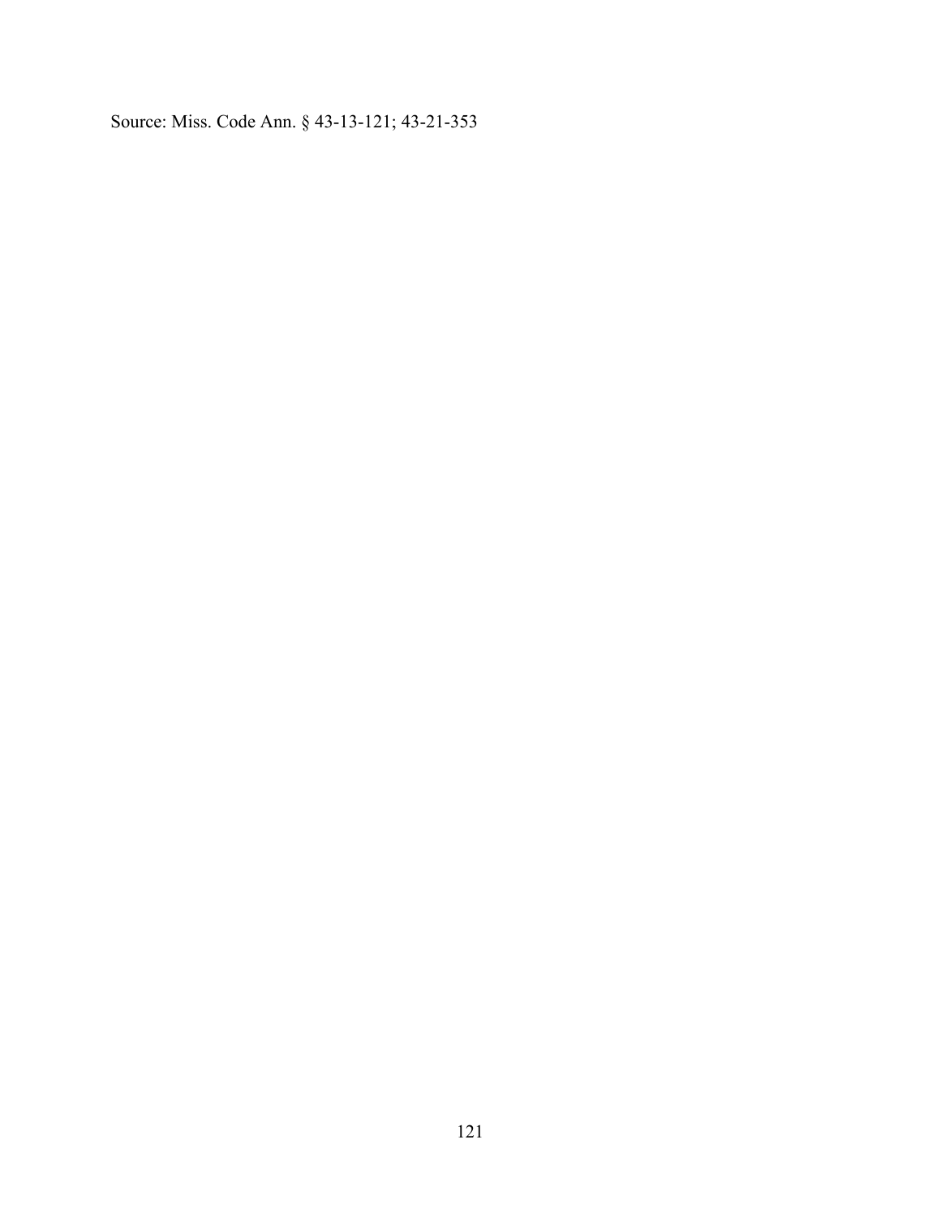Source: Miss. Code Ann. § 43-13-121; 43-21-353